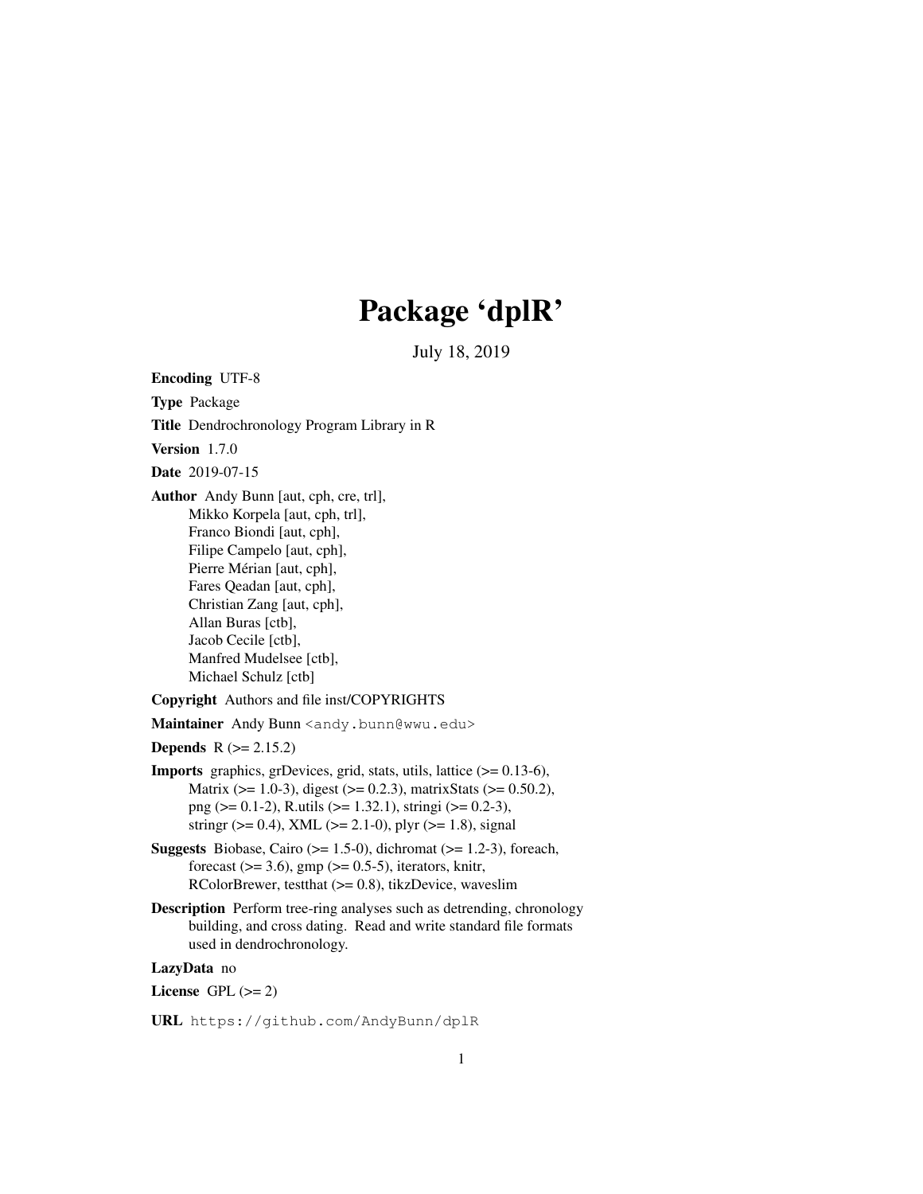# Package 'dplR'

July 18, 2019

**Encoding** UTF-8

**Type** Package

**Title** Dendrochronology Program Library in R

**Version** 1.7.0

**Date** 2019-07-15

**Author** Andy Bunn [aut, cph, cre, trl],
Mikko Korpela [aut, cph, trl],
Franco Biondi [aut, cph],
Filipe Campelo [aut, cph],
Pierre Mérian [aut, cph],
Fares Qeadan [aut, cph],
Christian Zang [aut, cph],
Allan Buras [ctb],
Jacob Cecile [ctb],
Manfred Mudelsee [ctb],
Michael Schulz [ctb]

**Copyright** Authors and file inst/COPYRIGHTS

**Maintainer** Andy Bunn <andy.bunn@wwu.edu>

**Depends** R (>= 2.15.2)

**Imports** graphics, grDevices, grid, stats, utils, lattice (>= 0.13-6),
Matrix (>= 1.0-3), digest (>= 0.2.3), matrixStats (>= 0.50.2),
png (>= 0.1-2), R.utils (>= 1.32.1), stringi (>= 0.2-3),
stringr (>= 0.4), XML (>= 2.1-0), plyr (>= 1.8), signal

**Suggests** Biobase, Cairo (>= 1.5-0), dichromat (>= 1.2-3), foreach,
forecast (>= 3.6), gmp (>= 0.5-5), iterators, knitr,
RColorBrewer, testthat (>= 0.8), tikzDevice, waveslim

**Description** Perform tree-ring analyses such as detrending, chronology
building, and cross dating. Read and write standard file formats
used in dendrochronology.

**LazyData** no

**License** GPL (>= 2)

**URL** https://github.com/AndyBunn/dplR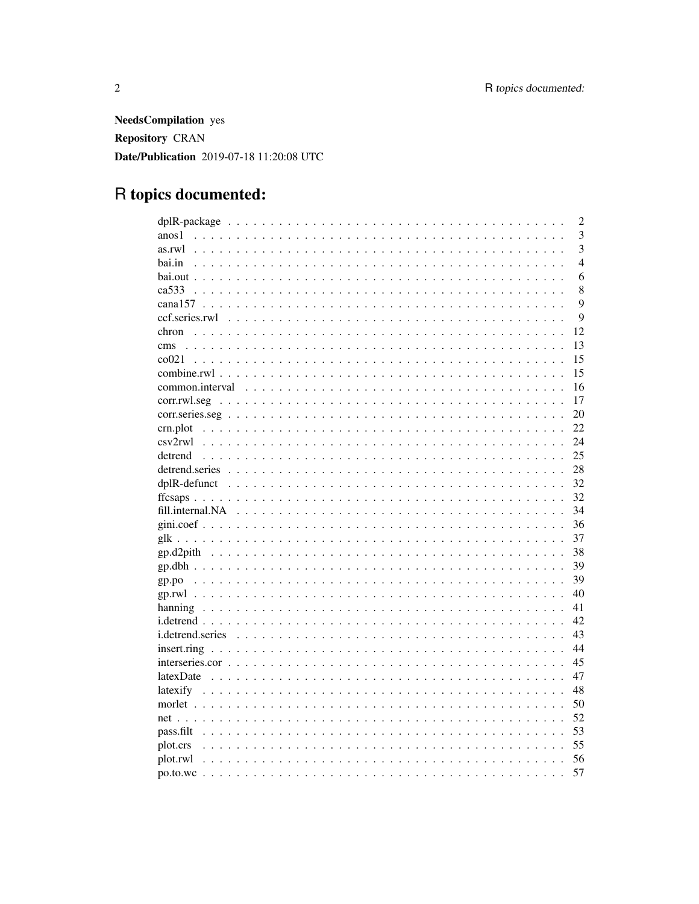**NeedsCompilation** yes

**Repository** CRAN

**Date/Publication** 2019-07-18 11:20:08 UTC

# R topics documented:

| | |
|---|---|
| dplR-package | 2 |
| anos1 | 3 |
| as.rwl | 3 |
| bai.in | 4 |
| bai.out | 6 |
| ca533 | 8 |
| cana157 | 9 |
| ccf.series.rwl | 9 |
| chron | 12 |
| cms | 13 |
| co021 | 15 |
| combine.rwl | 15 |
| common.interval | 16 |
| corr.rwl.seg | 17 |
| corr.series.seg | 20 |
| crn.plot | 22 |
| csv2rwl | 24 |
| detrend | 25 |
| detrend.series | 28 |
| dplR-defunct | 32 |
| ffcsaps | 32 |
| fill.internal.NA | 34 |
| gini.coef | 36 |
| glk | 37 |
| gp.d2pith | 38 |
| gp.dbh | 39 |
| gp.po | 39 |
| gp.rwl | 40 |
| hanning | 41 |
| i.detrend | 42 |
| i.detrend.series | 43 |
| insert.ring | 44 |
| interseries.cor | 45 |
| latexDate | 47 |
| latexify | 48 |
| morlet | 50 |
| net | 52 |
| pass.filt | 53 |
| plot.crs | 55 |
| plot.rwl | 56 |
| po.to.wc | 57 |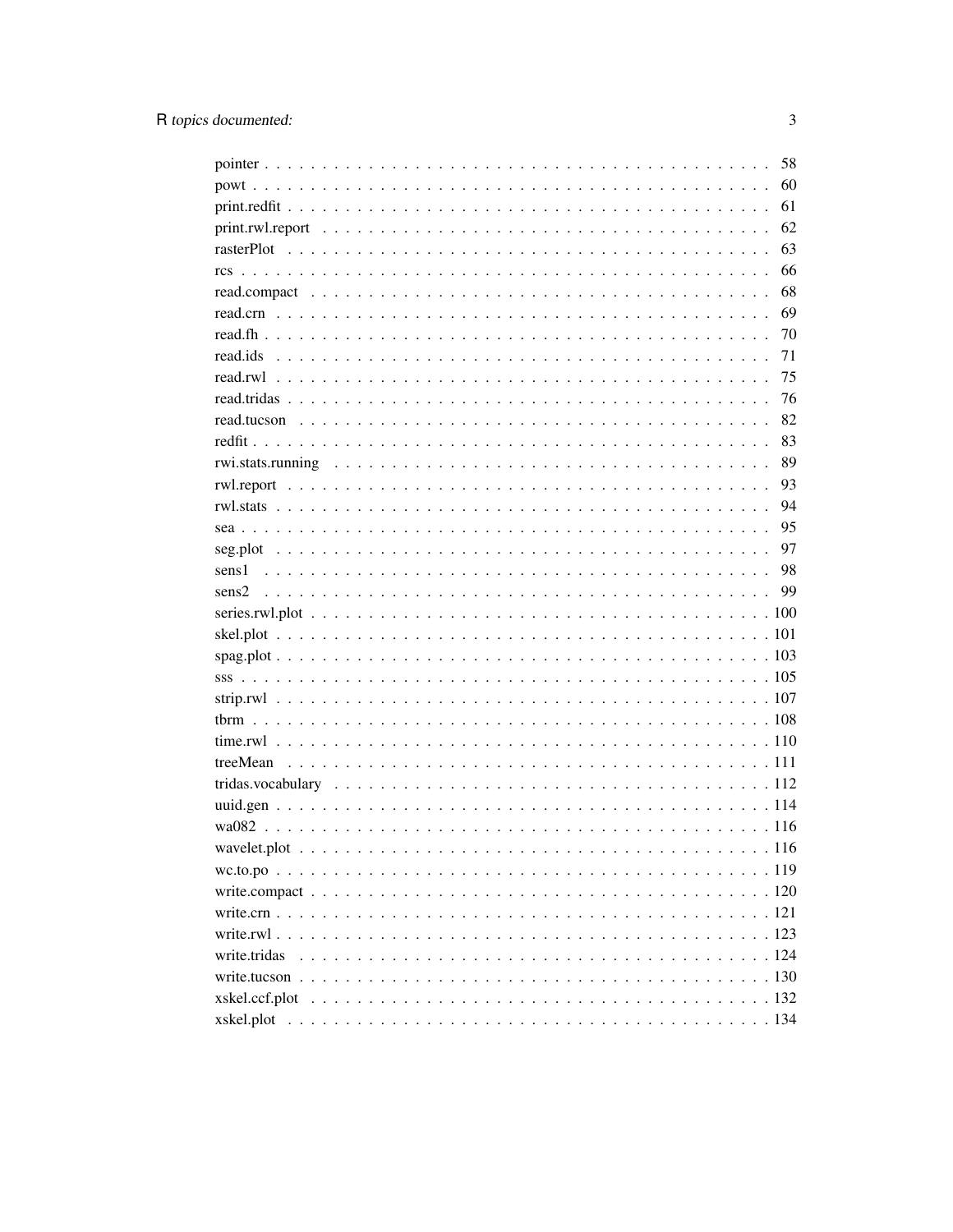| | |
|---|---|
| pointer | 58 |
| powt | 60 |
| print.redfit | 61 |
| print.rwl.report | 62 |
| rasterPlot | 63 |
| rcs | 66 |
| read.compact | 68 |
| read.crn | 69 |
| read.fh | 70 |
| read.ids | 71 |
| read.rwl | 75 |
| read.tridas | 76 |
| read.tucson | 82 |
| redfit | 83 |
| rwi.stats.running | 89 |
| rwl.report | 93 |
| rwl.stats | 94 |
| sea | 95 |
| seg.plot | 97 |
| sens1 | 98 |
| sens2 | 99 |
| series.rwl.plot | 100 |
| skel.plot | 101 |
| spag.plot | 103 |
| sss | 105 |
| strip.rwl | 107 |
| tbrm | 108 |
| time.rwl | 110 |
| treeMean | 111 |
| tridas.vocabulary | 112 |
| uuid.gen | 114 |
| wa082 | 116 |
| wavelet.plot | 116 |
| wc.to.po | 119 |
| write.compact | 120 |
| write.crn | 121 |
| write.rwl | 123 |
| write.tridas | 124 |
| write.tucson | 130 |
| xskel.ccf.plot | 132 |
| xskel.plot | 134 |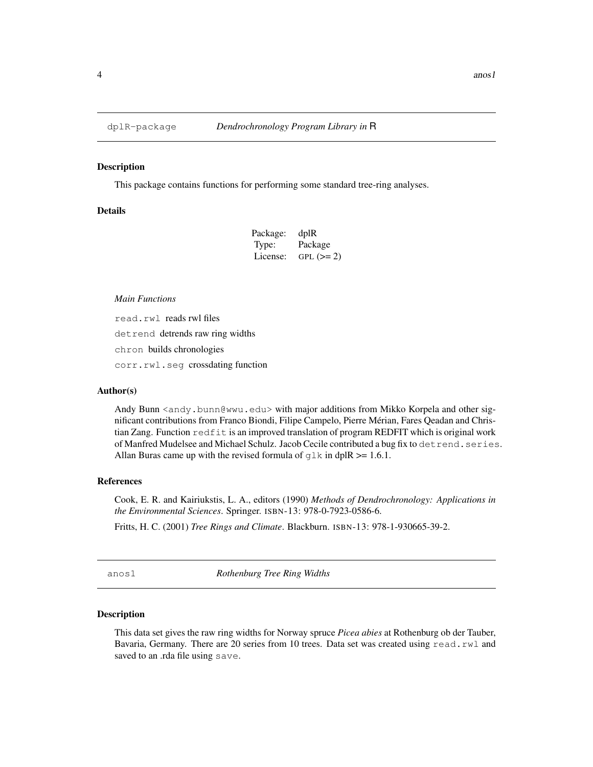## dplR-package *Dendrochronology Program Library in* R

### Description

This package contains functions for performing some standard tree-ring analyses.

### Details

| | |
|---|---|
| Package: | dplR |
| Type: | Package |
| License: | GPL (>= 2) |

*Main Functions*

`read.rwl` reads rwl files

`detrend` detrends raw ring widths

`chron` builds chronologies

`corr.rwl.seg` crossdating function

### Author(s)

Andy Bunn <andy.bunn@wwu.edu> with major additions from Mikko Korpela and other significant contributions from Franco Biondi, Filipe Campelo, Pierre Mérian, Fares Qeadan and Christian Zang. Function `redfit` is an improved translation of program REDFIT which is original work of Manfred Mudelsee and Michael Schulz. Jacob Cecile contributed a bug fix to `detrend.series`. Allan Buras came up with the revised formula of `glk` in dplR >= 1.6.1.

### References

Cook, E. R. and Kairiukstis, L. A., editors (1990) *Methods of Dendrochronology: Applications in the Environmental Sciences*. Springer. ISBN-13: 978-0-7923-0586-6.

Fritts, H. C. (2001) *Tree Rings and Climate*. Blackburn. ISBN-13: 978-1-930665-39-2.

## anos1 *Rothenburg Tree Ring Widths*

### Description

This data set gives the raw ring widths for Norway spruce *Picea abies* at Rothenburg ob der Tauber, Bavaria, Germany. There are 20 series from 10 trees. Data set was created using `read.rwl` and saved to an .rda file using `save`.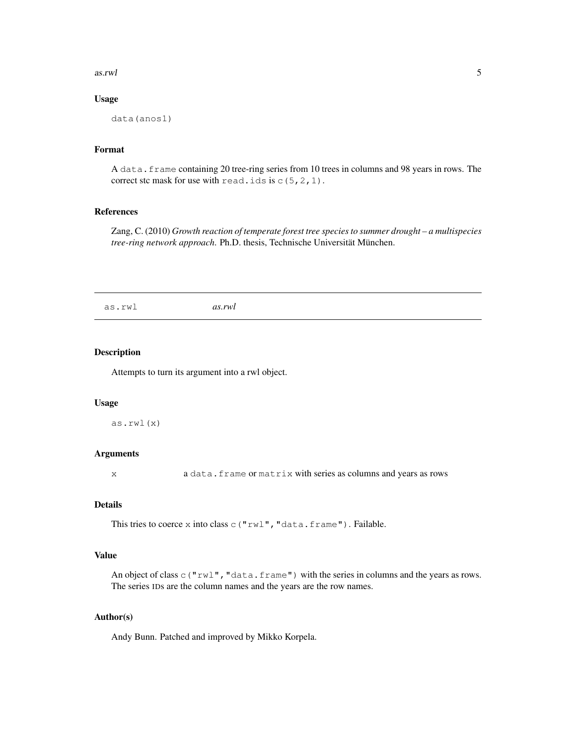### Usage

```
data(anos1)
```

### Format

A `data.frame` containing 20 tree-ring series from 10 trees in columns and 98 years in rows. The correct stc mask for use with `read.ids` is `c(5,2,1)`.

### References

Zang, C. (2010) *Growth reaction of temperate forest tree species to summer drought – a multispecies tree-ring network approach*. Ph.D. thesis, Technische Universität München.

---

## as.rwl    *as.rwl*

---

### Description

Attempts to turn its argument into a rwl object.

### Usage

```
as.rwl(x)
```

### Arguments

| | |
|---|---|
| x | a `data.frame` or `matrix` with series as columns and years as rows |

### Details

This tries to coerce `x` into class `c("rwl","data.frame")`. Failable.

### Value

An object of class `c("rwl","data.frame")` with the series in columns and the years as rows. The series IDs are the column names and the years are the row names.

### Author(s)

Andy Bunn. Patched and improved by Mikko Korpela.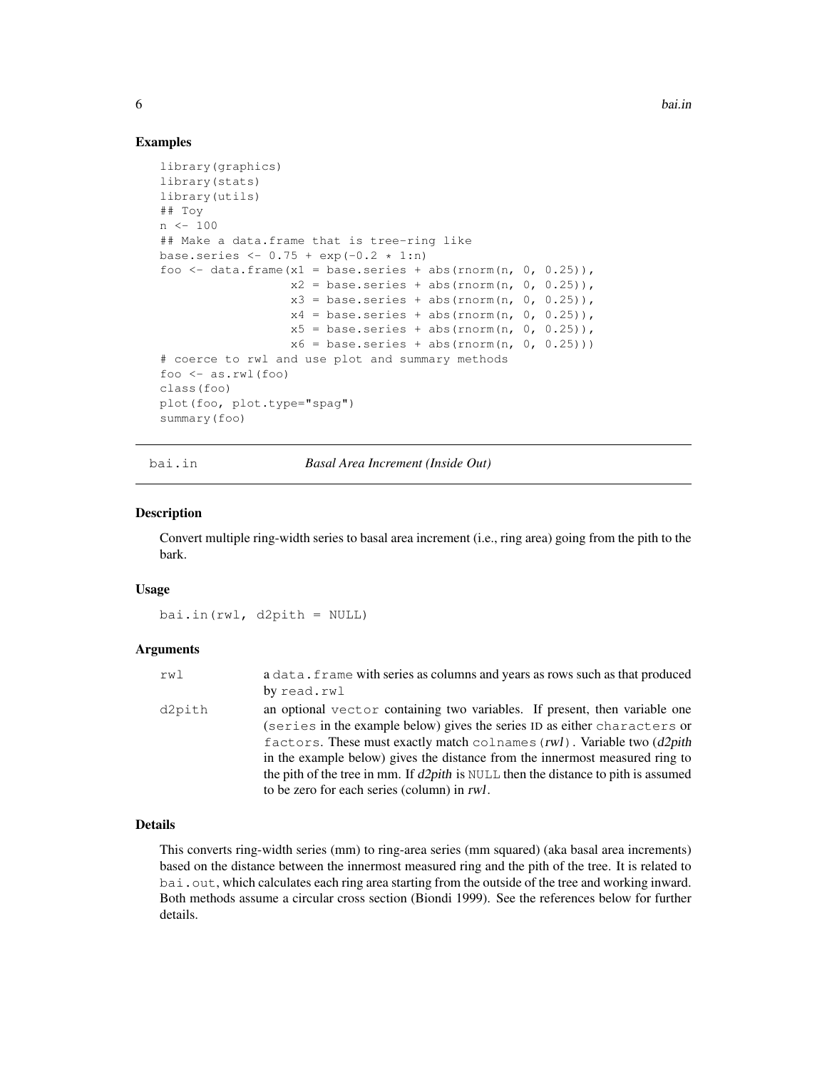## Examples

```
library(graphics)
library(stats)
library(utils)
## Toy
n <- 100
## Make a data.frame that is tree-ring like
base.series <- 0.75 + exp(-0.2 * 1:n)
foo <- data.frame(x1 = base.series + abs(rnorm(n, 0, 0.25)),
                  x2 = base.series + abs(rnorm(n, 0, 0.25)),
                  x3 = base.series + abs(rnorm(n, 0, 0.25)),
                  x4 = base.series + abs(rnorm(n, 0, 0.25)),
                  x5 = base.series + abs(rnorm(n, 0, 0.25)),
                  x6 = base.series + abs(rnorm(n, 0, 0.25)))
# coerce to rwl and use plot and summary methods
foo <- as.rwl(foo)
class(foo)
plot(foo, plot.type="spag")
summary(foo)
```

---

# bai.in — *Basal Area Increment (Inside Out)*

## Description

Convert multiple ring-width series to basal area increment (i.e., ring area) going from the pith to the bark.

## Usage

```
bai.in(rwl, d2pith = NULL)
```

## Arguments

| | |
|---|---|
| `rwl` | a `data.frame` with series as columns and years as rows such as that produced by `read.rwl` |
| `d2pith` | an optional `vector` containing two variables. If present, then variable one (`series` in the example below) gives the series ID as either `characters` or `factors`. These must exactly match `colnames(`*rwl*`)`. Variable two (*d2pith* in the example below) gives the distance from the innermost measured ring to the pith of the tree in mm. If *d2pith* is `NULL` then the distance to pith is assumed to be zero for each series (column) in *rwl*. |

## Details

This converts ring-width series (mm) to ring-area series (mm squared) (aka basal area increments) based on the distance between the innermost measured ring and the pith of the tree. It is related to `bai.out`, which calculates each ring area starting from the outside of the tree and working inward. Both methods assume a circular cross section (Biondi 1999). See the references below for further details.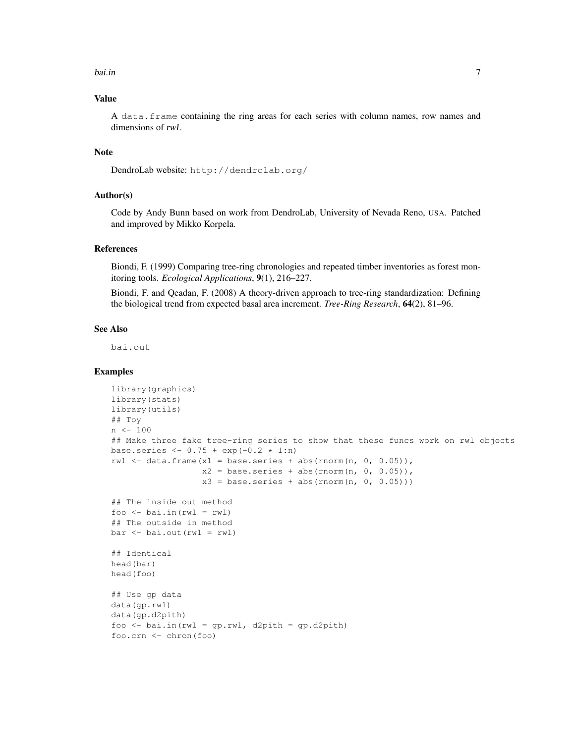## Value

A `data.frame` containing the ring areas for each series with column names, row names and dimensions of *rwl*.

## Note

DendroLab website: `http://dendrolab.org/`

## Author(s)

Code by Andy Bunn based on work from DendroLab, University of Nevada Reno, USA. Patched and improved by Mikko Korpela.

## References

Biondi, F. (1999) Comparing tree-ring chronologies and repeated timber inventories as forest monitoring tools. *Ecological Applications*, **9**(1), 216–227.

Biondi, F. and Qeadan, F. (2008) A theory-driven approach to tree-ring standardization: Defining the biological trend from expected basal area increment. *Tree-Ring Research*, **64**(2), 81–96.

## See Also

`bai.out`

## Examples

```
library(graphics)
library(stats)
library(utils)
## Toy
n <- 100
## Make three fake tree-ring series to show that these funcs work on rwl objects
base.series <- 0.75 + exp(-0.2 * 1:n)
rwl <- data.frame(x1 = base.series + abs(rnorm(n, 0, 0.05)),
                  x2 = base.series + abs(rnorm(n, 0, 0.05)),
                  x3 = base.series + abs(rnorm(n, 0, 0.05)))

## The inside out method
foo <- bai.in(rwl = rwl)
## The outside in method
bar <- bai.out(rwl = rwl)

## Identical
head(bar)
head(foo)

## Use gp data
data(gp.rwl)
data(gp.d2pith)
foo <- bai.in(rwl = gp.rwl, d2pith = gp.d2pith)
foo.crn <- chron(foo)
```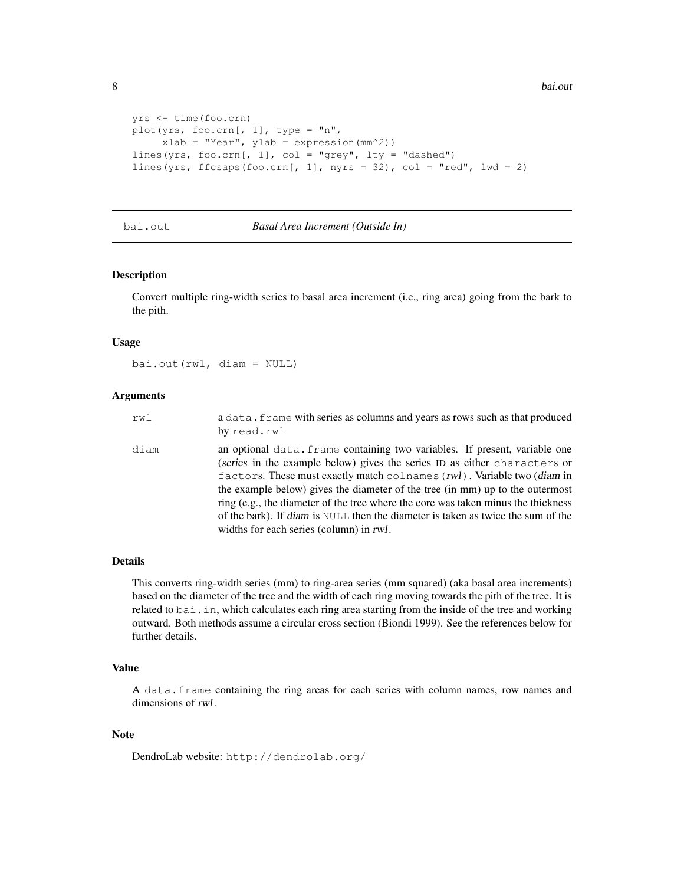```
yrs <- time(foo.crn)
plot(yrs, foo.crn[, 1], type = "n",
     xlab = "Year", ylab = expression(mm^2))
lines(yrs, foo.crn[, 1], col = "grey", lty = "dashed")
lines(yrs, ffcsaps(foo.crn[, 1], nyrs = 32), col = "red", lwd = 2)
```

---

## bai.out — *Basal Area Increment (Outside In)*

### Description

Convert multiple ring-width series to basal area increment (i.e., ring area) going from the bark to the pith.

### Usage

```
bai.out(rwl, diam = NULL)
```

### Arguments

| | |
|---|---|
| `rwl` | a `data.frame` with series as columns and years as rows such as that produced by `read.rwl` |
| `diam` | an optional `data.frame` containing two variables. If present, variable one (*series* in the example below) gives the series ID as either `characters` or `factors`. These must exactly match `colnames(rwl)`. Variable two (*diam* in the example below) gives the diameter of the tree (in mm) up to the outermost ring (e.g., the diameter of the tree where the core was taken minus the thickness of the bark). If *diam* is `NULL` then the diameter is taken as twice the sum of the widths for each series (column) in *rwl*. |

### Details

This converts ring-width series (mm) to ring-area series (mm squared) (aka basal area increments) based on the diameter of the tree and the width of each ring moving towards the pith of the tree. It is related to `bai.in`, which calculates each ring area starting from the inside of the tree and working outward. Both methods assume a circular cross section (Biondi 1999). See the references below for further details.

### Value

A `data.frame` containing the ring areas for each series with column names, row names and dimensions of *rwl*.

### Note

DendroLab website: `http://dendrolab.org/`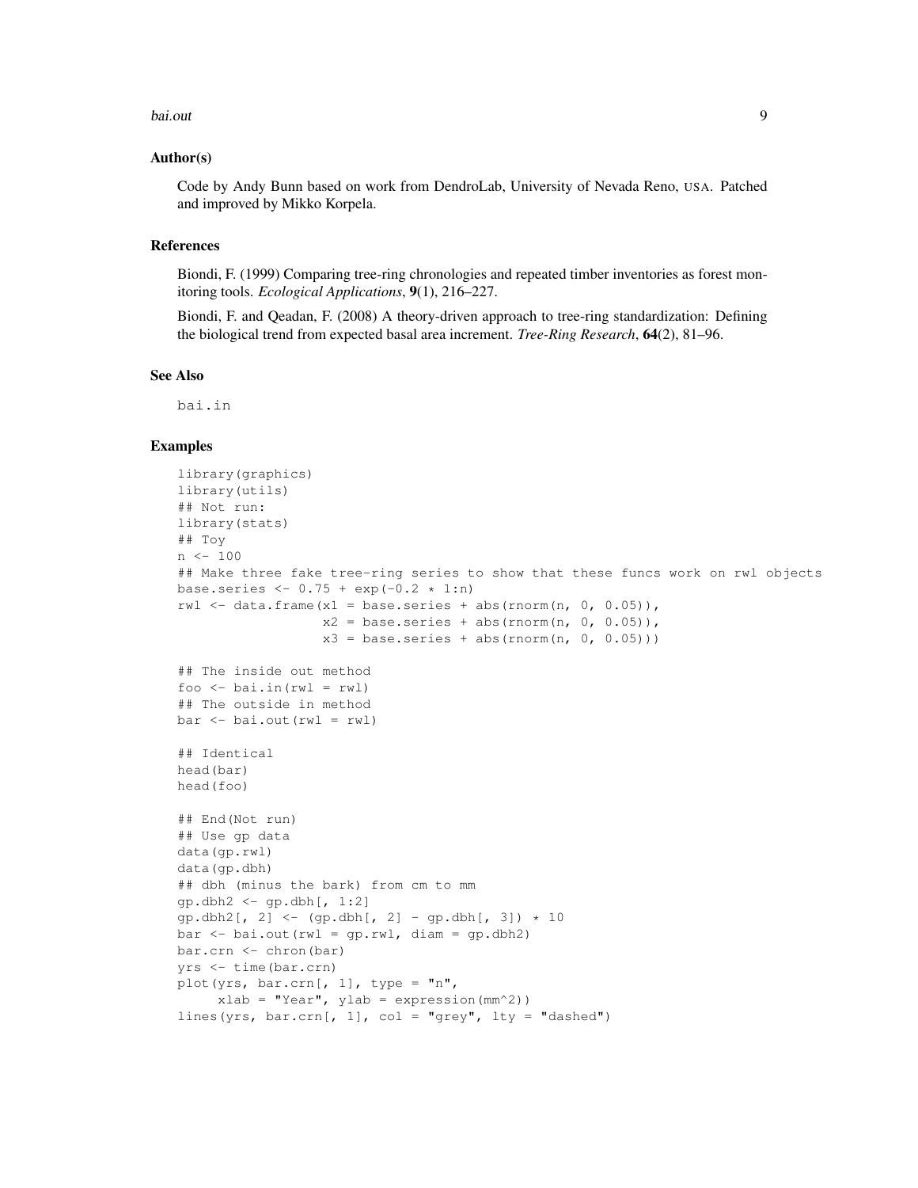### Author(s)

Code by Andy Bunn based on work from DendroLab, University of Nevada Reno, USA. Patched and improved by Mikko Korpela.

### References

Biondi, F. (1999) Comparing tree-ring chronologies and repeated timber inventories as forest monitoring tools. *Ecological Applications*, **9**(1), 216–227.

Biondi, F. and Qeadan, F. (2008) A theory-driven approach to tree-ring standardization: Defining the biological trend from expected basal area increment. *Tree-Ring Research*, **64**(2), 81–96.

### See Also

`bai.in`

### Examples

```
library(graphics)
library(utils)
## Not run:
library(stats)
## Toy
n <- 100
## Make three fake tree-ring series to show that these funcs work on rwl objects
base.series <- 0.75 + exp(-0.2 * 1:n)
rwl <- data.frame(x1 = base.series + abs(rnorm(n, 0, 0.05)),
                  x2 = base.series + abs(rnorm(n, 0, 0.05)),
                  x3 = base.series + abs(rnorm(n, 0, 0.05)))

## The inside out method
foo <- bai.in(rwl = rwl)
## The outside in method
bar <- bai.out(rwl = rwl)

## Identical
head(bar)
head(foo)

## End(Not run)
## Use gp data
data(gp.rwl)
data(gp.dbh)
## dbh (minus the bark) from cm to mm
gp.dbh2 <- gp.dbh[, 1:2]
gp.dbh2[, 2] <- (gp.dbh[, 2] - gp.dbh[, 3]) * 10
bar <- bai.out(rwl = gp.rwl, diam = gp.dbh2)
bar.crn <- chron(bar)
yrs <- time(bar.crn)
plot(yrs, bar.crn[, 1], type = "n",
     xlab = "Year", ylab = expression(mm^2))
lines(yrs, bar.crn[, 1], col = "grey", lty = "dashed")
```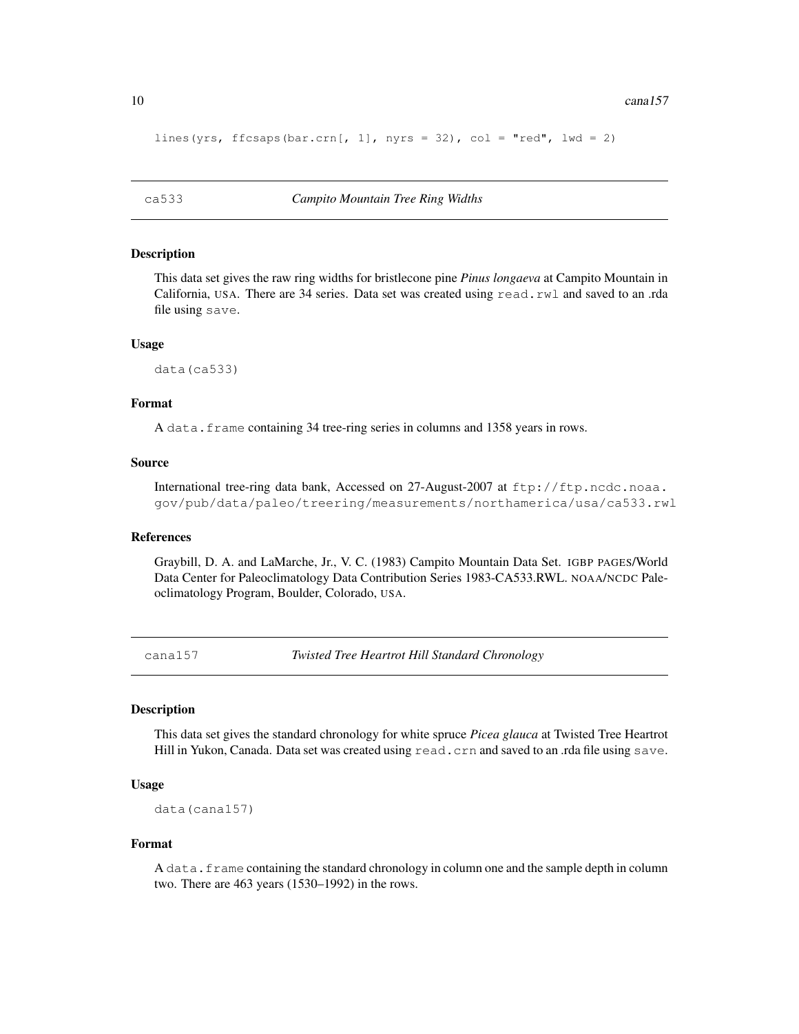```
lines(yrs, ffcsaps(bar.crn[, 1], nyrs = 32), col = "red", lwd = 2)
```

## ca533 — *Campito Mountain Tree Ring Widths*

### Description

This data set gives the raw ring widths for bristlecone pine *Pinus longaeva* at Campito Mountain in California, USA. There are 34 series. Data set was created using `read.rwl` and saved to an .rda file using `save`.

### Usage

```
data(ca533)
```

### Format

A `data.frame` containing 34 tree-ring series in columns and 1358 years in rows.

### Source

International tree-ring data bank, Accessed on 27-August-2007 at `ftp://ftp.ncdc.noaa.gov/pub/data/paleo/treering/measurements/northamerica/usa/ca533.rwl`

### References

Graybill, D. A. and LaMarche, Jr., V. C. (1983) Campito Mountain Data Set. IGBP PAGES/World Data Center for Paleoclimatology Data Contribution Series 1983-CA533.RWL. NOAA/NCDC Paleoclimatology Program, Boulder, Colorado, USA.

## cana157 — *Twisted Tree Heartrot Hill Standard Chronology*

### Description

This data set gives the standard chronology for white spruce *Picea glauca* at Twisted Tree Heartrot Hill in Yukon, Canada. Data set was created using `read.crn` and saved to an .rda file using `save`.

### Usage

```
data(cana157)
```

### Format

A `data.frame` containing the standard chronology in column one and the sample depth in column two. There are 463 years (1530–1992) in the rows.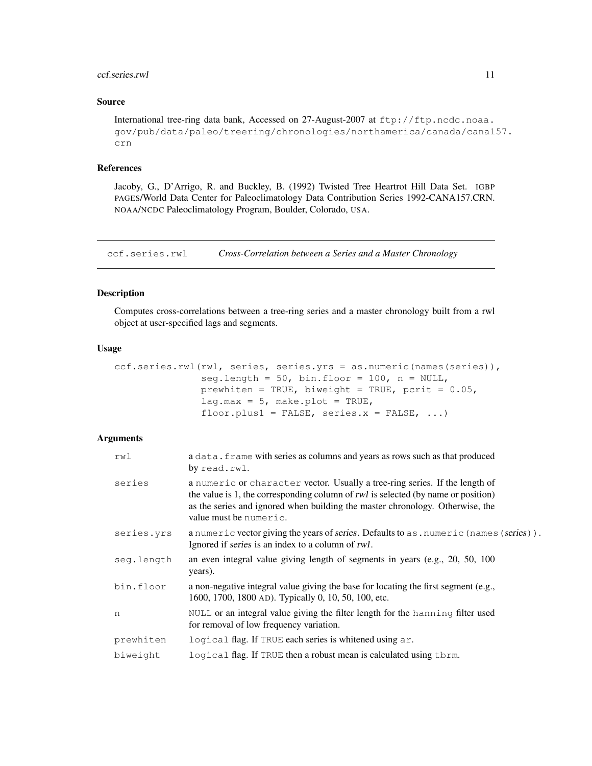### Source

International tree-ring data bank, Accessed on 27-August-2007 at ftp://ftp.ncdc.noaa.gov/pub/data/paleo/treering/chronologies/northamerica/canada/cana157.crn

### References

Jacoby, G., D'Arrigo, R. and Buckley, B. (1992) Twisted Tree Heartrot Hill Data Set. IGBP PAGES/World Data Center for Paleoclimatology Data Contribution Series 1992-CANA157.CRN. NOAA/NCDC Paleoclimatology Program, Boulder, Colorado, USA.

---

## ccf.series.rwl — *Cross-Correlation between a Series and a Master Chronology*

### Description

Computes cross-correlations between a tree-ring series and a master chronology built from a rwl object at user-specified lags and segments.

### Usage

```
ccf.series.rwl(rwl, series, series.yrs = as.numeric(names(series)),
               seg.length = 50, bin.floor = 100, n = NULL,
               prewhiten = TRUE, biweight = TRUE, pcrit = 0.05,
               lag.max = 5, make.plot = TRUE,
               floor.plus1 = FALSE, series.x = FALSE, ...)
```

### Arguments

| | |
|---|---|
| `rwl` | a `data.frame` with series as columns and years as rows such as that produced by `read.rwl`. |
| `series` | a `numeric` or `character` vector. Usually a tree-ring series. If the length of the value is 1, the corresponding column of *rwl* is selected (by name or position) as the series and ignored when building the master chronology. Otherwise, the value must be `numeric`. |
| `series.yrs` | a `numeric` vector giving the years of *series*. Defaults to `as.numeric(names(`*series*`))`. Ignored if *series* is an index to a column of *rwl*. |
| `seg.length` | an even integral value giving length of segments in years (e.g., 20, 50, 100 years). |
| `bin.floor` | a non-negative integral value giving the base for locating the first segment (e.g., 1600, 1700, 1800 AD). Typically 0, 10, 50, 100, etc. |
| `n` | `NULL` or an integral value giving the filter length for the `hanning` filter used for removal of low frequency variation. |
| `prewhiten` | `logical` flag. If `TRUE` each series is whitened using `ar`. |
| `biweight` | `logical` flag. If `TRUE` then a robust mean is calculated using `tbrm`. |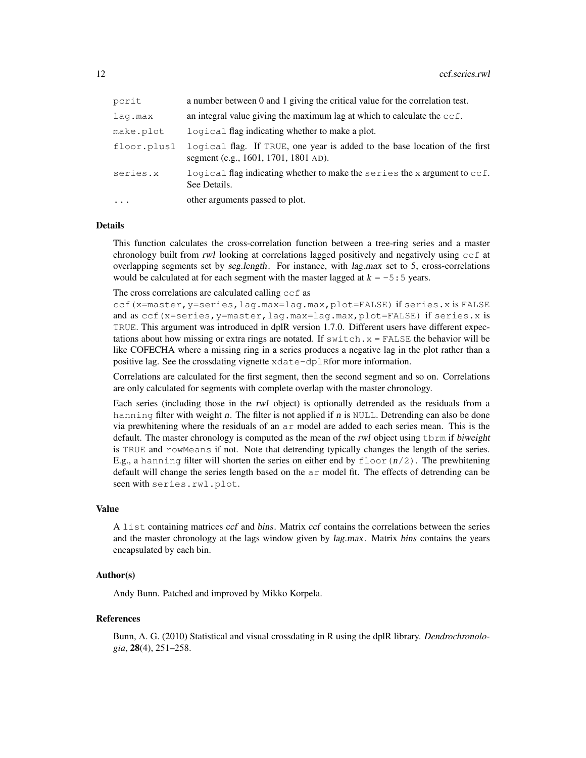| | |
|---|---|
| `pcrit` | a number between 0 and 1 giving the critical value for the correlation test. |
| `lag.max` | an integral value giving the maximum lag at which to calculate the `ccf`. |
| `make.plot` | `logical` flag indicating whether to make a plot. |
| `floor.plus1` | `logical` flag. If `TRUE`, one year is added to the base location of the first segment (e.g., 1601, 1701, 1801 AD). |
| `series.x` | `logical` flag indicating whether to make the `series` the `x` argument to `ccf`. See Details. |
| `...` | other arguments passed to plot. |

## Details

This function calculates the cross-correlation function between a tree-ring series and a master chronology built from *rwl* looking at correlations lagged positively and negatively using `ccf` at overlapping segments set by *seg.length*. For instance, with *lag.max* set to 5, cross-correlations would be calculated at for each segment with the master lagged at $k = $ `-5:5` years.

The cross correlations are calculated calling `ccf` as `ccf(x=master,y=series,lag.max=lag.max,plot=FALSE)` if `series.x` is `FALSE` and as `ccf(x=series,y=master,lag.max=lag.max,plot=FALSE)` if `series.x` is `TRUE`. This argument was introduced in dplR version 1.7.0. Different users have different expectations about how missing or extra rings are notated. If `switch.x = FALSE` the behavior will be like COFECHA where a missing ring in a series produces a negative lag in the plot rather than a positive lag. See the crossdating vignette `xdate-dplR`for more information.

Correlations are calculated for the first segment, then the second segment and so on. Correlations are only calculated for segments with complete overlap with the master chronology.

Each series (including those in the *rwl* object) is optionally detrended as the residuals from a `hanning` filter with weight *n*. The filter is not applied if *n* is `NULL`. Detrending can also be done via prewhitening where the residuals of an `ar` model are added to each series mean. This is the default. The master chronology is computed as the mean of the *rwl* object using `tbrm` if *biweight* is `TRUE` and `rowMeans` if not. Note that detrending typically changes the length of the series. E.g., a `hanning` filter will shorten the series on either end by `floor(n/2)`. The prewhitening default will change the series length based on the `ar` model fit. The effects of detrending can be seen with `series.rwl.plot`.

## Value

A `list` containing matrices *ccf* and *bins*. Matrix *ccf* contains the correlations between the series and the master chronology at the lags window given by *lag.max*. Matrix *bins* contains the years encapsulated by each bin.

## Author(s)

Andy Bunn. Patched and improved by Mikko Korpela.

## References

Bunn, A. G. (2010) Statistical and visual crossdating in R using the dplR library. *Dendrochronologia*, **28**(4), 251–258.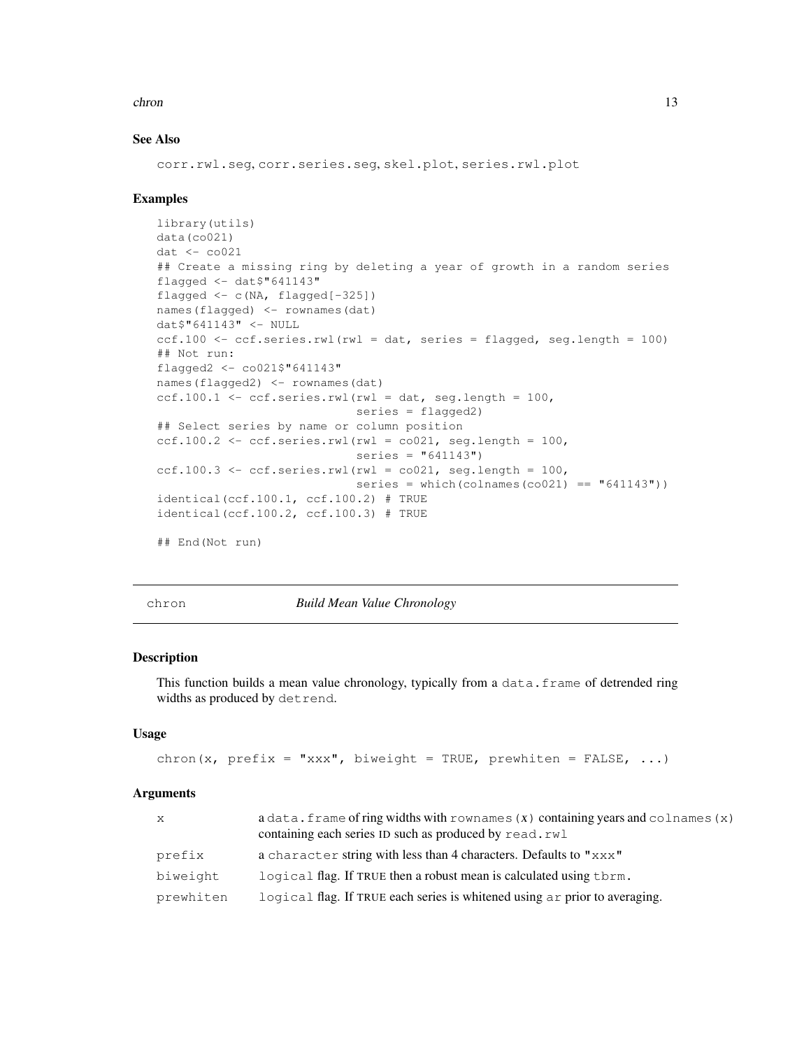### See Also

corr.rwl.seg, corr.series.seg, skel.plot, series.rwl.plot

### Examples

```
library(utils)
data(co021)
dat <- co021
## Create a missing ring by deleting a year of growth in a random series
flagged <- dat$"641143"
flagged <- c(NA, flagged[-325])
names(flagged) <- rownames(dat)
dat$"641143" <- NULL
ccf.100 <- ccf.series.rwl(rwl = dat, series = flagged, seg.length = 100)
## Not run:
flagged2 <- co021$"641143"
names(flagged2) <- rownames(dat)
ccf.100.1 <- ccf.series.rwl(rwl = dat, seg.length = 100,
                            series = flagged2)
## Select series by name or column position
ccf.100.2 <- ccf.series.rwl(rwl = co021, seg.length = 100,
                            series = "641143")
ccf.100.3 <- ccf.series.rwl(rwl = co021, seg.length = 100,
                            series = which(colnames(co021) == "641143"))
identical(ccf.100.1, ccf.100.2) # TRUE
identical(ccf.100.2, ccf.100.3) # TRUE

## End(Not run)
```

---

## chron — *Build Mean Value Chronology*

### Description

This function builds a mean value chronology, typically from a data.frame of detrended ring widths as produced by detrend.

### Usage

```
chron(x, prefix = "xxx", biweight = TRUE, prewhiten = FALSE, ...)
```

### Arguments

| | |
|---|---|
| x | a data.frame of ring widths with rownames(*x*) containing years and colnames(x) containing each series ID such as produced by read.rwl |
| prefix | a character string with less than 4 characters. Defaults to "xxx" |
| biweight | logical flag. If TRUE then a robust mean is calculated using tbrm. |
| prewhiten | logical flag. If TRUE each series is whitened using ar prior to averaging. |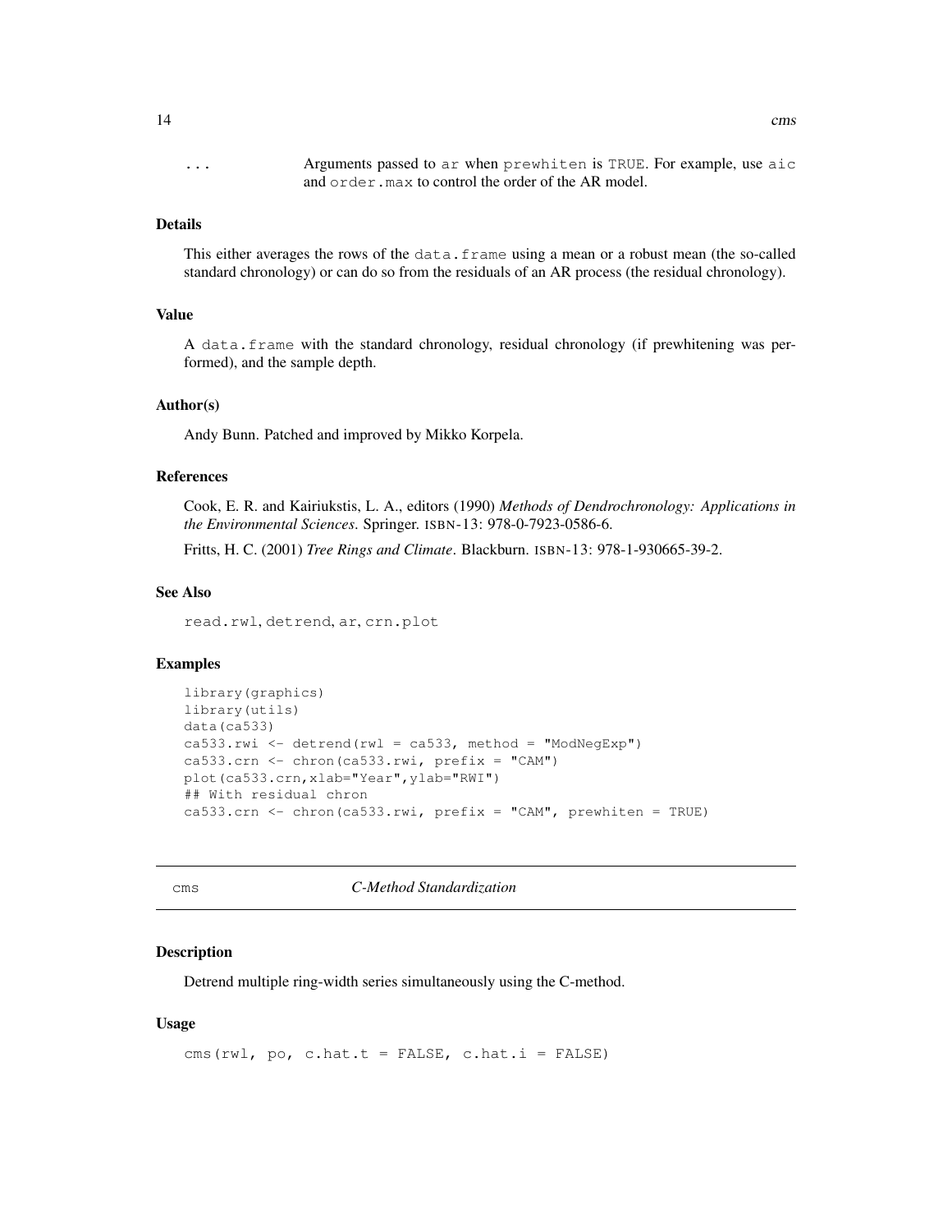... Arguments passed to `ar` when `prewhiten` is `TRUE`. For example, use `aic` and `order.max` to control the order of the AR model.

### Details

This either averages the rows of the `data.frame` using a mean or a robust mean (the so-called standard chronology) or can do so from the residuals of an AR process (the residual chronology).

### Value

A `data.frame` with the standard chronology, residual chronology (if prewhitening was performed), and the sample depth.

### Author(s)

Andy Bunn. Patched and improved by Mikko Korpela.

### References

Cook, E. R. and Kairiukstis, L. A., editors (1990) *Methods of Dendrochronology: Applications in the Environmental Sciences*. Springer. ISBN-13: 978-0-7923-0586-6.

Fritts, H. C. (2001) *Tree Rings and Climate*. Blackburn. ISBN-13: 978-1-930665-39-2.

### See Also

`read.rwl`, `detrend`, `ar`, `crn.plot`

### Examples

```
library(graphics)
library(utils)
data(ca533)
ca533.rwi <- detrend(rwl = ca533, method = "ModNegExp")
ca533.crn <- chron(ca533.rwi, prefix = "CAM")
plot(ca533.crn,xlab="Year",ylab="RWI")
## With residual chron
ca533.crn <- chron(ca533.rwi, prefix = "CAM", prewhiten = TRUE)
```

---

## cms — *C-Method Standardization*

### Description

Detrend multiple ring-width series simultaneously using the C-method.

### Usage

```
cms(rwl, po, c.hat.t = FALSE, c.hat.i = FALSE)
```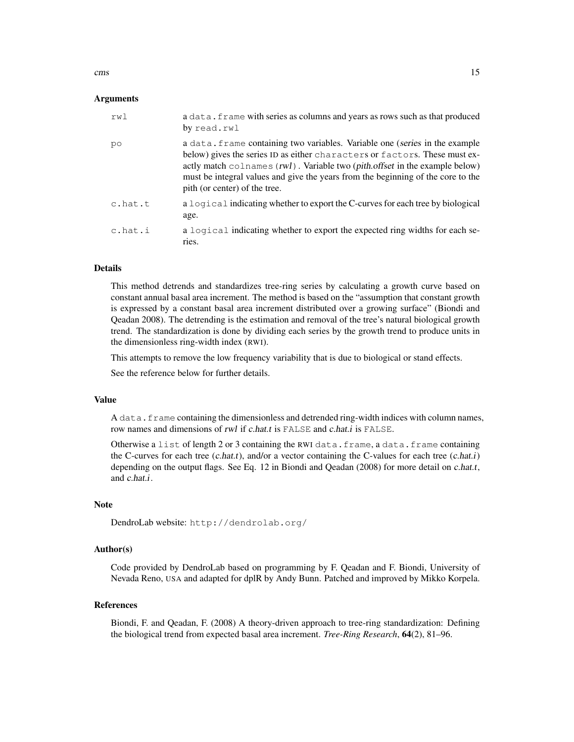### Arguments

| | |
|---|---|
| `rwl` | a `data.frame` with series as columns and years as rows such as that produced by `read.rwl` |
| `po` | a `data.frame` containing two variables. Variable one (*series* in the example below) gives the series ID as either `character`s or `factor`s. These must exactly match `colnames(`*rwl*`)`. Variable two (*pith.offset* in the example below) must be integral values and give the years from the beginning of the core to the pith (or center) of the tree. |
| `c.hat.t` | a `logical` indicating whether to export the C-curves for each tree by biological age. |
| `c.hat.i` | a `logical` indicating whether to export the expected ring widths for each series. |

### Details

This method detrends and standardizes tree-ring series by calculating a growth curve based on constant annual basal area increment. The method is based on the "assumption that constant growth is expressed by a constant basal area increment distributed over a growing surface" (Biondi and Qeadan 2008). The detrending is the estimation and removal of the tree's natural biological growth trend. The standardization is done by dividing each series by the growth trend to produce units in the dimensionless ring-width index (RWI).

This attempts to remove the low frequency variability that is due to biological or stand effects.

See the reference below for further details.

### Value

A `data.frame` containing the dimensionless and detrended ring-width indices with column names, row names and dimensions of *rwl* if *c.hat.t* is `FALSE` and *c.hat.i* is `FALSE`.

Otherwise a `list` of length 2 or 3 containing the RWI `data.frame`, a `data.frame` containing the C-curves for each tree (*c.hat.t*), and/or a vector containing the C-values for each tree (*c.hat.i*) depending on the output flags. See Eq. 12 in Biondi and Qeadan (2008) for more detail on *c.hat.t*, and *c.hat.i*.

### Note

DendroLab website: `http://dendrolab.org/`

### Author(s)

Code provided by DendroLab based on programming by F. Qeadan and F. Biondi, University of Nevada Reno, USA and adapted for dplR by Andy Bunn. Patched and improved by Mikko Korpela.

### References

Biondi, F. and Qeadan, F. (2008) A theory-driven approach to tree-ring standardization: Defining the biological trend from expected basal area increment. *Tree-Ring Research*, **64**(2), 81–96.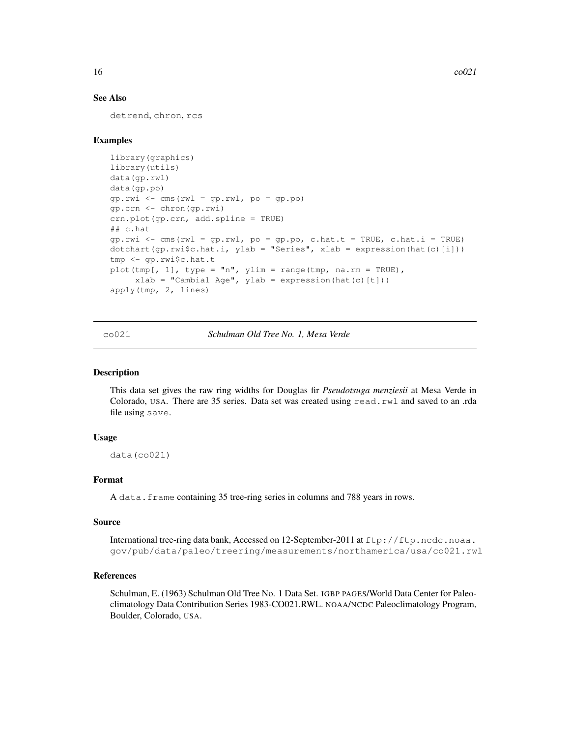### See Also

detrend, chron, rcs

### Examples

```
library(graphics)
library(utils)
data(gp.rwl)
data(gp.po)
gp.rwi <- cms(rwl = gp.rwl, po = gp.po)
gp.crn <- chron(gp.rwi)
crn.plot(gp.crn, add.spline = TRUE)
## c.hat
gp.rwi <- cms(rwl = gp.rwl, po = gp.po, c.hat.t = TRUE, c.hat.i = TRUE)
dotchart(gp.rwi$c.hat.i, ylab = "Series", xlab = expression(hat(c)[i]))
tmp <- gp.rwi$c.hat.t
plot(tmp[, 1], type = "n", ylim = range(tmp, na.rm = TRUE),
     xlab = "Cambial Age", ylab = expression(hat(c)[t]))
apply(tmp, 2, lines)
```

---

## co021 — *Schulman Old Tree No. 1, Mesa Verde*

---

### Description

This data set gives the raw ring widths for Douglas fir *Pseudotsuga menziesii* at Mesa Verde in Colorado, USA. There are 35 series. Data set was created using read.rwl and saved to an .rda file using save.

### Usage

```
data(co021)
```

### Format

A data.frame containing 35 tree-ring series in columns and 788 years in rows.

### Source

International tree-ring data bank, Accessed on 12-September-2011 at ftp://ftp.ncdc.noaa.gov/pub/data/paleo/treering/measurements/northamerica/usa/co021.rwl

### References

Schulman, E. (1963) Schulman Old Tree No. 1 Data Set. IGBP PAGES/World Data Center for Paleoclimatology Data Contribution Series 1983-CO021.RWL. NOAA/NCDC Paleoclimatology Program, Boulder, Colorado, USA.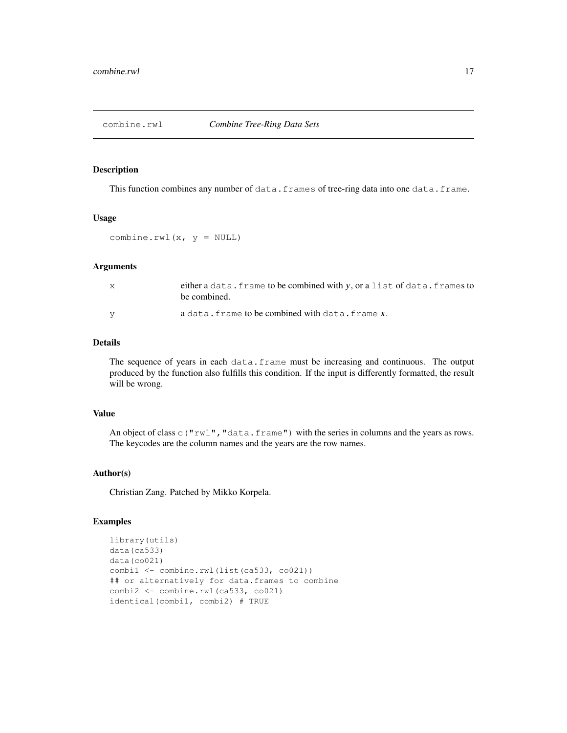## combine.rwl *Combine Tree-Ring Data Sets*

### Description

This function combines any number of `data.frames` of tree-ring data into one `data.frame`.

### Usage

```
combine.rwl(x, y = NULL)
```

### Arguments

| | |
|---|---|
| `x` | either a `data.frame` to be combined with *y*, or a `list` of `data.frame`s to be combined. |
| `y` | a `data.frame` to be combined with `data.frame` *x*. |

### Details

The sequence of years in each `data.frame` must be increasing and continuous. The output produced by the function also fulfills this condition. If the input is differently formatted, the result will be wrong.

### Value

An object of class `c("rwl","data.frame")` with the series in columns and the years as rows. The keycodes are the column names and the years are the row names.

### Author(s)

Christian Zang. Patched by Mikko Korpela.

### Examples

```
library(utils)
data(ca533)
data(co021)
combi1 <- combine.rwl(list(ca533, co021))
## or alternatively for data.frames to combine
combi2 <- combine.rwl(ca533, co021)
identical(combi1, combi2) # TRUE
```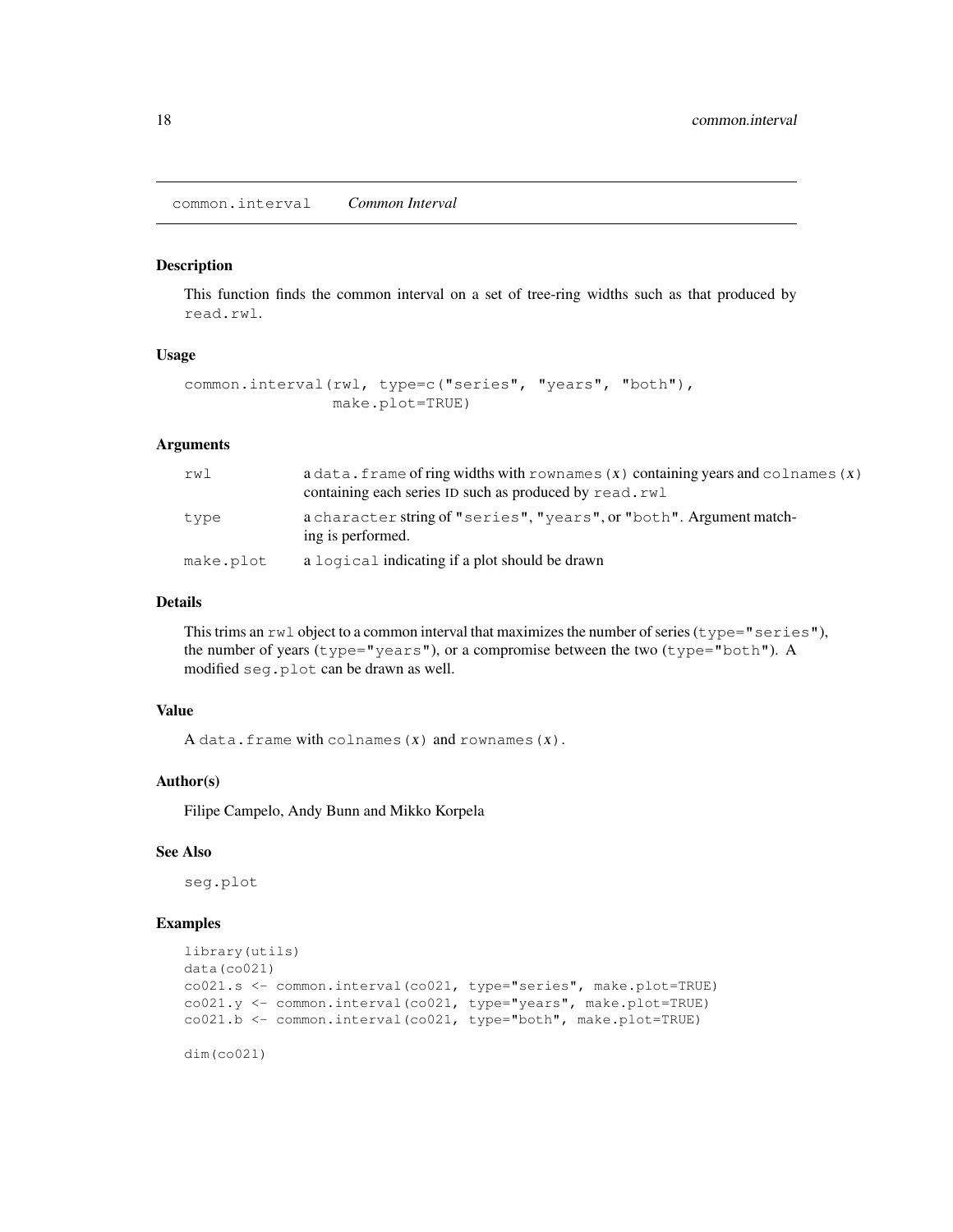## common.interval    *Common Interval*

### Description

This function finds the common interval on a set of tree-ring widths such as that produced by `read.rwl`.

### Usage

```
common.interval(rwl, type=c("series", "years", "both"),
                make.plot=TRUE)
```

### Arguments

| | |
|---|---|
| `rwl` | a `data.frame` of ring widths with `rownames(x)` containing years and `colnames(x)` containing each series ID such as produced by `read.rwl` |
| `type` | a `character` string of `"series"`, `"years"`, or `"both"`. Argument matching is performed. |
| `make.plot` | a `logical` indicating if a plot should be drawn |

### Details

This trims an `rwl` object to a common interval that maximizes the number of series (`type="series"`), the number of years (`type="years"`), or a compromise between the two (`type="both"`). A modified `seg.plot` can be drawn as well.

### Value

A `data.frame` with `colnames(x)` and `rownames(x)`.

### Author(s)

Filipe Campelo, Andy Bunn and Mikko Korpela

### See Also

`seg.plot`

### Examples

```
library(utils)
data(co021)
co021.s <- common.interval(co021, type="series", make.plot=TRUE)
co021.y <- common.interval(co021, type="years", make.plot=TRUE)
co021.b <- common.interval(co021, type="both", make.plot=TRUE)

dim(co021)
```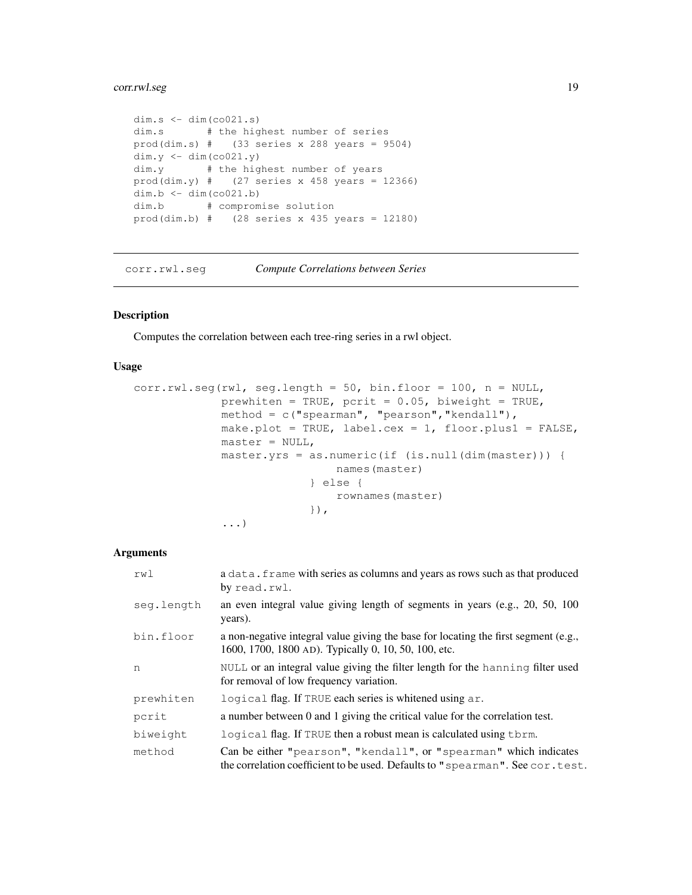```
dim.s <- dim(co021.s)
dim.s       # the highest number of series
prod(dim.s) #   (33 series x 288 years = 9504)
dim.y <- dim(co021.y)
dim.y       # the highest number of years
prod(dim.y) #   (27 series x 458 years = 12366)
dim.b <- dim(co021.b)
dim.b       # compromise solution
prod(dim.b) #   (28 series x 435 years = 12180)
```

---

`corr.rwl.seg` *Compute Correlations between Series*

---

### Description

Computes the correlation between each tree-ring series in a rwl object.

### Usage

```
corr.rwl.seg(rwl, seg.length = 50, bin.floor = 100, n = NULL,
             prewhiten = TRUE, pcrit = 0.05, biweight = TRUE,
             method = c("spearman", "pearson","kendall"),
             make.plot = TRUE, label.cex = 1, floor.plus1 = FALSE,
             master = NULL,
             master.yrs = as.numeric(if (is.null(dim(master))) {
                              names(master)
                          } else {
                              rownames(master)
                          }),
             ...)
```

### Arguments

| | |
|---|---|
| `rwl` | a `data.frame` with series as columns and years as rows such as that produced by `read.rwl`. |
| `seg.length` | an even integral value giving length of segments in years (e.g., 20, 50, 100 years). |
| `bin.floor` | a non-negative integral value giving the base for locating the first segment (e.g., 1600, 1700, 1800 AD). Typically 0, 10, 50, 100, etc. |
| `n` | `NULL` or an integral value giving the filter length for the `hanning` filter used for removal of low frequency variation. |
| `prewhiten` | `logical` flag. If `TRUE` each series is whitened using `ar`. |
| `pcrit` | a number between 0 and 1 giving the critical value for the correlation test. |
| `biweight` | `logical` flag. If `TRUE` then a robust mean is calculated using `tbrm`. |
| `method` | Can be either `"pearson"`, `"kendall"`, or `"spearman"` which indicates the correlation coefficient to be used. Defaults to `"spearman"`. See `cor.test`. |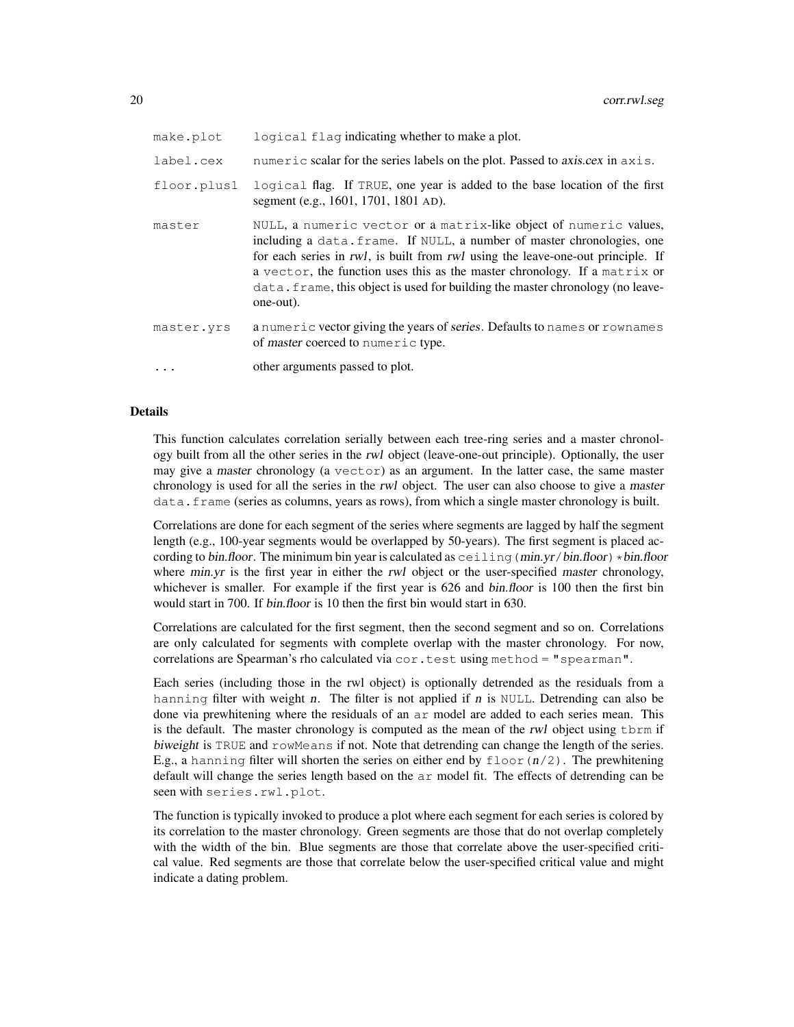| | |
|---|---|
| `make.plot` | `logical` `flag` indicating whether to make a plot. |
| `label.cex` | `numeric` scalar for the series labels on the plot. Passed to *axis.cex* in `axis`. |
| `floor.plus1` | `logical` flag. If `TRUE`, one year is added to the base location of the first segment (e.g., 1601, 1701, 1801 AD). |
| `master` | `NULL`, a `numeric vector` or a `matrix`-like object of `numeric` values, including a `data.frame`. If `NULL`, a number of master chronologies, one for each series in *rwl*, is built from *rwl* using the leave-one-out principle. If a `vector`, the function uses this as the master chronology. If a `matrix` or `data.frame`, this object is used for building the master chronology (no leave-one-out). |
| `master.yrs` | a `numeric` vector giving the years of *series*. Defaults to `names` or `rownames` of *master* coerced to `numeric` type. |
| `...` | other arguments passed to plot. |

## Details

This function calculates correlation serially between each tree-ring series and a master chronology built from all the other series in the *rwl* object (leave-one-out principle). Optionally, the user may give a *master* chronology (a `vector`) as an argument. In the latter case, the same master chronology is used for all the series in the *rwl* object. The user can also choose to give a *master* `data.frame` (series as columns, years as rows), from which a single master chronology is built.

Correlations are done for each segment of the series where segments are lagged by half the segment length (e.g., 100-year segments would be overlapped by 50-years). The first segment is placed according to *bin.floor*. The minimum bin year is calculated as `ceiling(`*min.yr*`/`*bin.floor*`)*`*bin.floor* where *min.yr* is the first year in either the *rwl* object or the user-specified *master* chronology, whichever is smaller. For example if the first year is 626 and *bin.floor* is 100 then the first bin would start in 700. If *bin.floor* is 10 then the first bin would start in 630.

Correlations are calculated for the first segment, then the second segment and so on. Correlations are only calculated for segments with complete overlap with the master chronology. For now, correlations are Spearman's rho calculated via `cor.test` using `method = "spearman"`.

Each series (including those in the rwl object) is optionally detrended as the residuals from a `hanning` filter with weight *n*. The filter is not applied if *n* is `NULL`. Detrending can also be done via prewhitening where the residuals of an `ar` model are added to each series mean. This is the default. The master chronology is computed as the mean of the *rwl* object using `tbrm` if *biweight* is `TRUE` and `rowMeans` if not. Note that detrending can change the length of the series. E.g., a `hanning` filter will shorten the series on either end by `floor(`*n*`/2)`. The prewhitening default will change the series length based on the `ar` model fit. The effects of detrending can be seen with `series.rwl.plot`.

The function is typically invoked to produce a plot where each segment for each series is colored by its correlation to the master chronology. Green segments are those that do not overlap completely with the width of the bin. Blue segments are those that correlate above the user-specified critical value. Red segments are those that correlate below the user-specified critical value and might indicate a dating problem.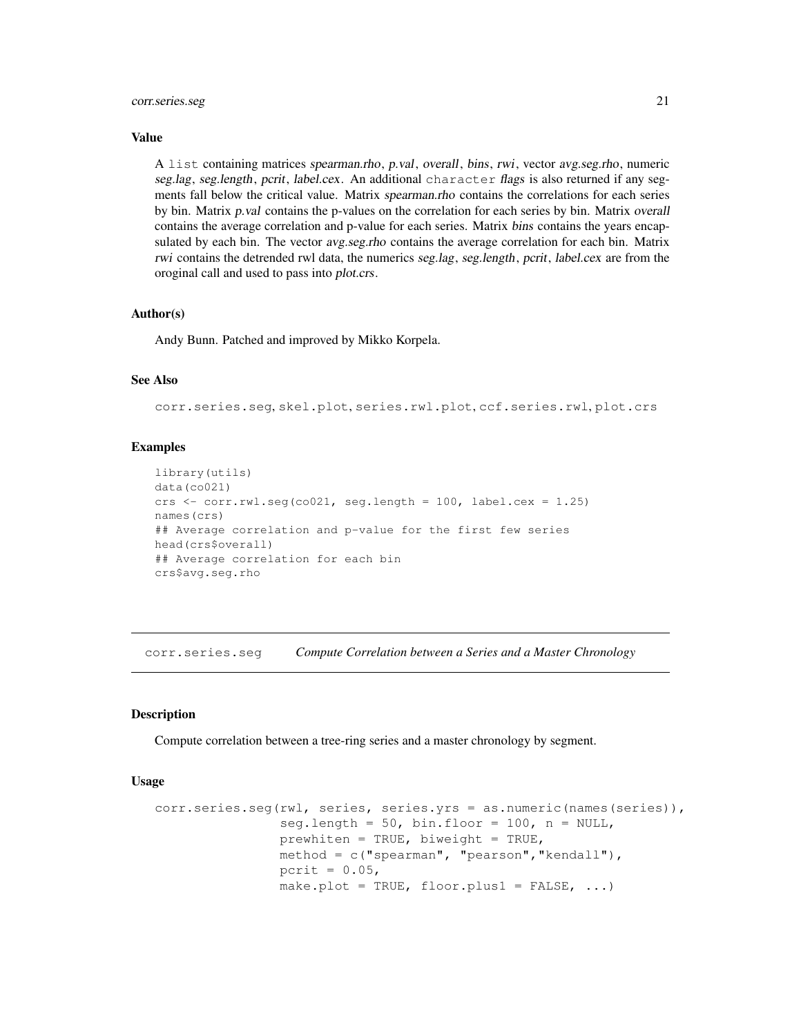### Value

A `list` containing matrices *spearman.rho*, *p.val*, *overall*, *bins*, *rwi*, vector *avg.seg.rho*, numeric *seg.lag*, *seg.length*, *pcrit*, *label.cex*. An additional `character` *flags* is also returned if any segments fall below the critical value. Matrix *spearman.rho* contains the correlations for each series by bin. Matrix *p.val* contains the p-values on the correlation for each series by bin. Matrix *overall* contains the average correlation and p-value for each series. Matrix *bins* contains the years encapsulated by each bin. The vector *avg.seg.rho* contains the average correlation for each bin. Matrix *rwi* contains the detrended rwl data, the numerics *seg.lag*, *seg.length*, *pcrit*, *label.cex* are from the oroginal call and used to pass into *plot.crs*.

### Author(s)

Andy Bunn. Patched and improved by Mikko Korpela.

### See Also

`corr.series.seg`, `skel.plot`, `series.rwl.plot`, `ccf.series.rwl`, `plot.crs`

### Examples

```
library(utils)
data(co021)
crs <- corr.rwl.seg(co021, seg.length = 100, label.cex = 1.25)
names(crs)
## Average correlation and p-value for the first few series
head(crs$overall)
## Average correlation for each bin
crs$avg.seg.rho
```

---

## corr.series.seg *Compute Correlation between a Series and a Master Chronology*

### Description

Compute correlation between a tree-ring series and a master chronology by segment.

### Usage

```
corr.series.seg(rwl, series, series.yrs = as.numeric(names(series)),
                seg.length = 50, bin.floor = 100, n = NULL,
                prewhiten = TRUE, biweight = TRUE,
                method = c("spearman", "pearson","kendall"),
                pcrit = 0.05,
                make.plot = TRUE, floor.plus1 = FALSE, ...)
```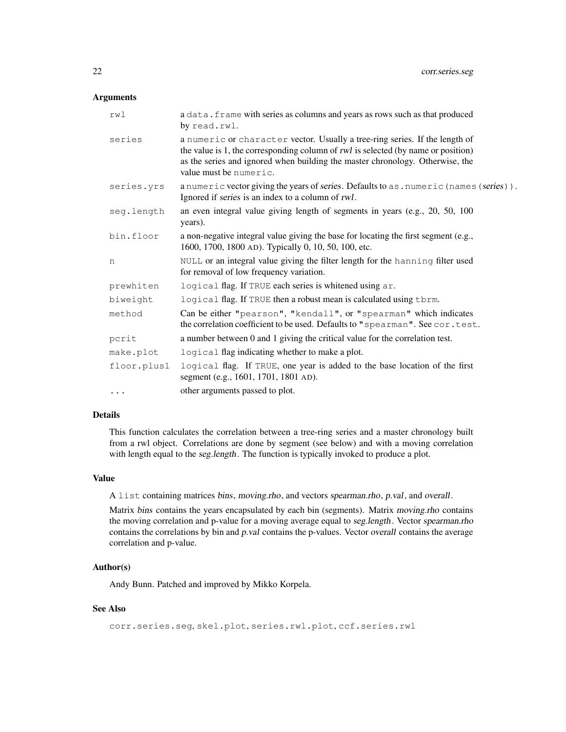## Arguments

| | |
|---|---|
| `rwl` | a `data.frame` with series as columns and years as rows such as that produced by `read.rwl`. |
| `series` | a `numeric` or `character` vector. Usually a tree-ring series. If the length of the value is 1, the corresponding column of *rwl* is selected (by name or position) as the series and ignored when building the master chronology. Otherwise, the value must be `numeric`. |
| `series.yrs` | a `numeric` vector giving the years of *series*. Defaults to `as.numeric(names(`*series*`))`. Ignored if *series* is an index to a column of *rwl*. |
| `seg.length` | an even integral value giving length of segments in years (e.g., 20, 50, 100 years). |
| `bin.floor` | a non-negative integral value giving the base for locating the first segment (e.g., 1600, 1700, 1800 AD). Typically 0, 10, 50, 100, etc. |
| `n` | `NULL` or an integral value giving the filter length for the `hanning` filter used for removal of low frequency variation. |
| `prewhiten` | `logical` flag. If `TRUE` each series is whitened using `ar`. |
| `biweight` | `logical` flag. If `TRUE` then a robust mean is calculated using `tbrm`. |
| `method` | Can be either `"pearson"`, `"kendall"`, or `"spearman"` which indicates the correlation coefficient to be used. Defaults to `"spearman"`. See `cor.test`. |
| `pcrit` | a number between 0 and 1 giving the critical value for the correlation test. |
| `make.plot` | `logical` flag indicating whether to make a plot. |
| `floor.plus1` | `logical` flag. If `TRUE`, one year is added to the base location of the first segment (e.g., 1601, 1701, 1801 AD). |
| `...` | other arguments passed to plot. |

## Details

This function calculates the correlation between a tree-ring series and a master chronology built from a rwl object. Correlations are done by segment (see below) and with a moving correlation with length equal to the *seg.length*. The function is typically invoked to produce a plot.

## Value

A `list` containing matrices *bins*, *moving.rho*, and vectors *spearman.rho*, *p.val*, and *overall*.

Matrix *bins* contains the years encapsulated by each bin (segments). Matrix *moving.rho* contains the moving correlation and p-value for a moving average equal to *seg.length*. Vector *spearman.rho* contains the correlations by bin and *p.val* contains the p-values. Vector *overall* contains the average correlation and p-value.

## Author(s)

Andy Bunn. Patched and improved by Mikko Korpela.

## See Also

`corr.series.seg`, `skel.plot`, `series.rwl.plot`, `ccf.series.rwl`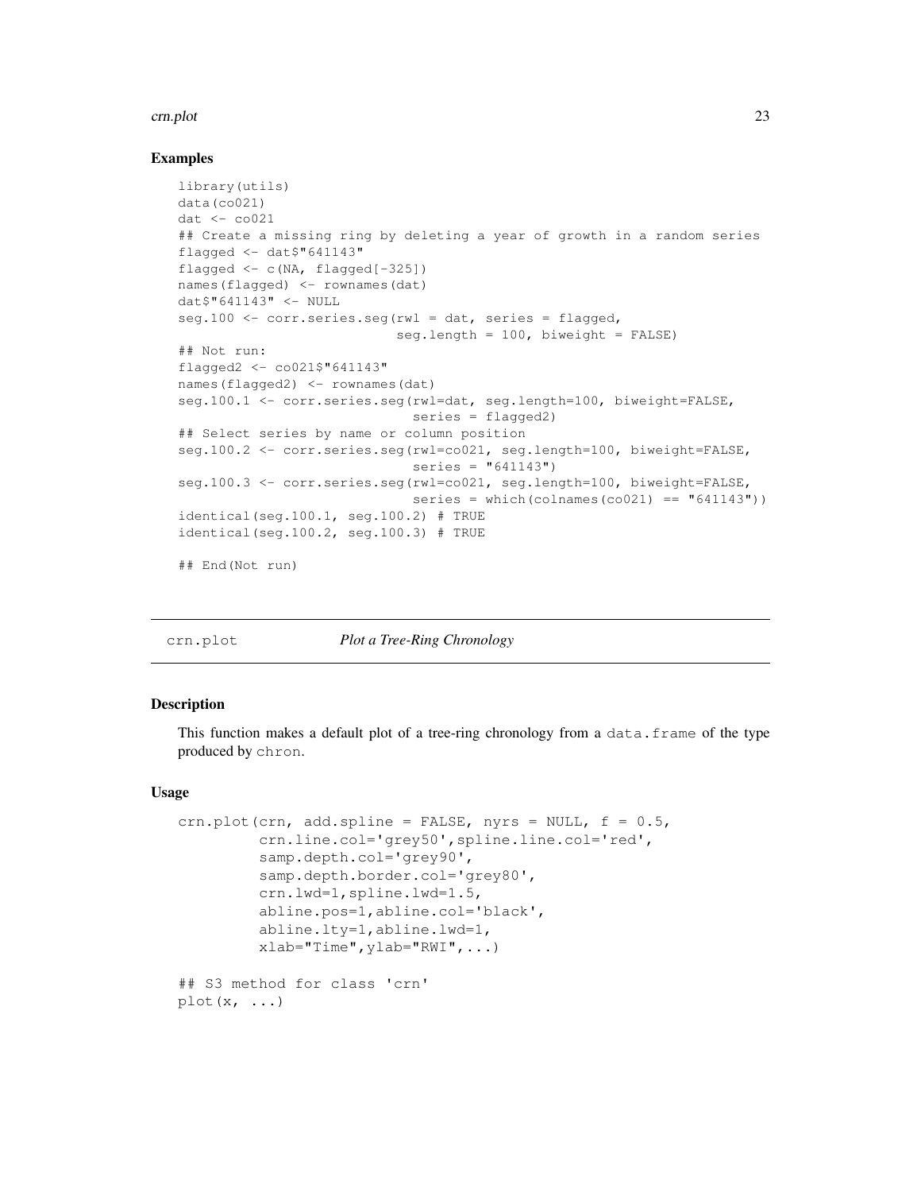## Examples

```
library(utils)
data(co021)
dat <- co021
## Create a missing ring by deleting a year of growth in a random series
flagged <- dat$"641143"
flagged <- c(NA, flagged[-325])
names(flagged) <- rownames(dat)
dat$"641143" <- NULL
seg.100 <- corr.series.seg(rwl = dat, series = flagged,
                           seg.length = 100, biweight = FALSE)
## Not run:
flagged2 <- co021$"641143"
names(flagged2) <- rownames(dat)
seg.100.1 <- corr.series.seg(rwl=dat, seg.length=100, biweight=FALSE,
                             series = flagged2)
## Select series by name or column position
seg.100.2 <- corr.series.seg(rwl=co021, seg.length=100, biweight=FALSE,
                             series = "641143")
seg.100.3 <- corr.series.seg(rwl=co021, seg.length=100, biweight=FALSE,
                             series = which(colnames(co021) == "641143"))
identical(seg.100.1, seg.100.2) # TRUE
identical(seg.100.2, seg.100.3) # TRUE

## End(Not run)
```

---

# crn.plot — *Plot a Tree-Ring Chronology*

## Description

This function makes a default plot of a tree-ring chronology from a `data.frame` of the type produced by `chron`.

## Usage

```
crn.plot(crn, add.spline = FALSE, nyrs = NULL, f = 0.5,
         crn.line.col='grey50',spline.line.col='red',
         samp.depth.col='grey90',
         samp.depth.border.col='grey80',
         crn.lwd=1,spline.lwd=1.5,
         abline.pos=1,abline.col='black',
         abline.lty=1,abline.lwd=1,
         xlab="Time",ylab="RWI",...)

## S3 method for class 'crn'
plot(x, ...)
```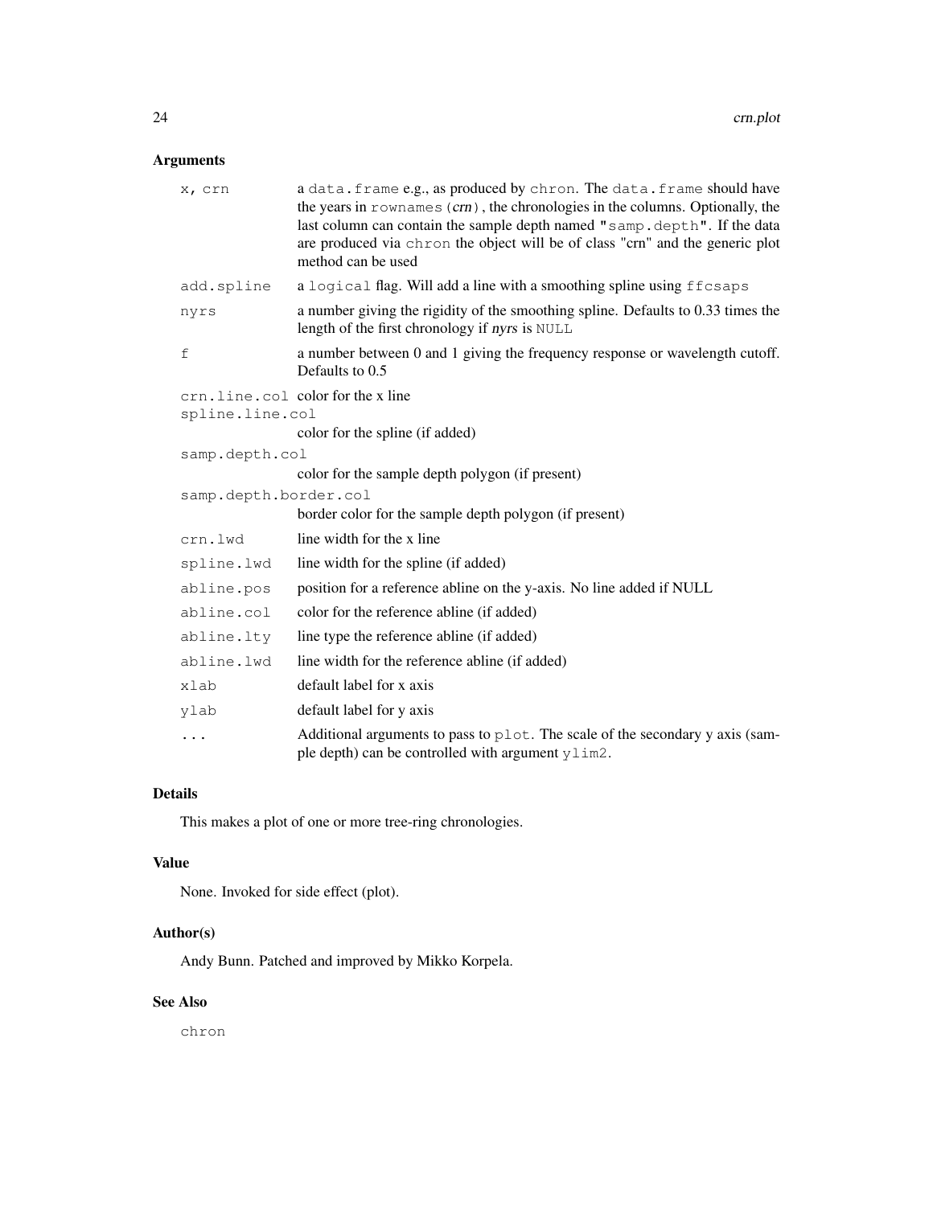### Arguments

| | |
|---|---|
| `x, crn` | a `data.frame` e.g., as produced by `chron`. The `data.frame` should have the years in `rownames(crn)`, the chronologies in the columns. Optionally, the last column can contain the sample depth named `"samp.depth"`. If the data are produced via `chron` the object will be of class "crn" and the generic plot method can be used |
| `add.spline` | a `logical` flag. Will add a line with a smoothing spline using `ffcsaps` |
| `nyrs` | a number giving the rigidity of the smoothing spline. Defaults to 0.33 times the length of the first chronology if *nyrs* is `NULL` |
| `f` | a number between 0 and 1 giving the frequency response or wavelength cutoff. Defaults to 0.5 |
| `crn.line.col` | color for the x line |
| `spline.line.col` | color for the spline (if added) |
| `samp.depth.col` | color for the sample depth polygon (if present) |
| `samp.depth.border.col` | border color for the sample depth polygon (if present) |
| `crn.lwd` | line width for the x line |
| `spline.lwd` | line width for the spline (if added) |
| `abline.pos` | position for a reference abline on the y-axis. No line added if NULL |
| `abline.col` | color for the reference abline (if added) |
| `abline.lty` | line type the reference abline (if added) |
| `abline.lwd` | line width for the reference abline (if added) |
| `xlab` | default label for x axis |
| `ylab` | default label for y axis |
| `...` | Additional arguments to pass to `plot`. The scale of the secondary y axis (sample depth) can be controlled with argument `ylim2`. |

### Details

This makes a plot of one or more tree-ring chronologies.

### Value

None. Invoked for side effect (plot).

### Author(s)

Andy Bunn. Patched and improved by Mikko Korpela.

### See Also

`chron`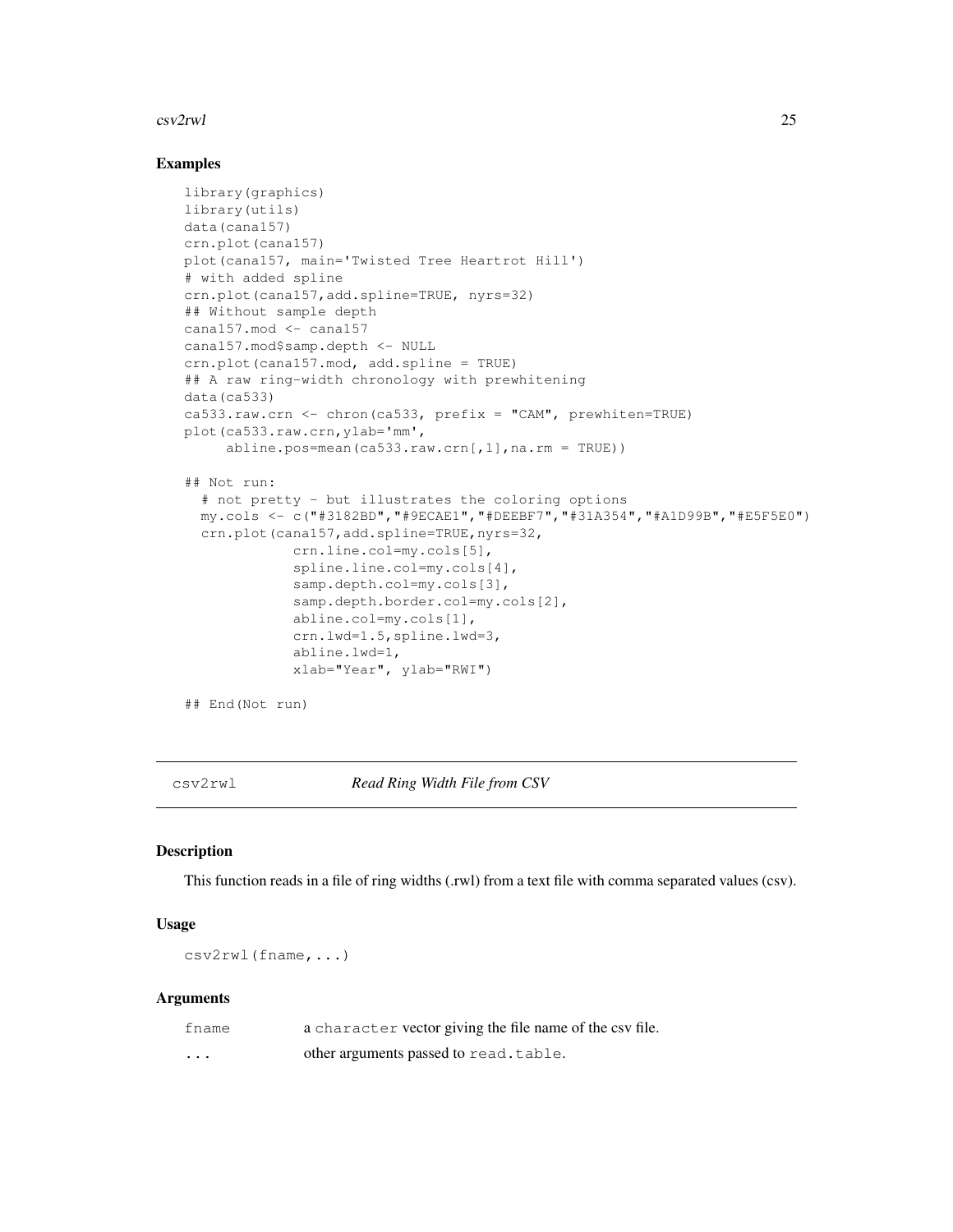## Examples

```
library(graphics)
library(utils)
data(cana157)
crn.plot(cana157)
plot(cana157, main='Twisted Tree Heartrot Hill')
# with added spline
crn.plot(cana157,add.spline=TRUE, nyrs=32)
## Without sample depth
cana157.mod <- cana157
cana157.mod$samp.depth <- NULL
crn.plot(cana157.mod, add.spline = TRUE)
## A raw ring-width chronology with prewhitening
data(ca533)
ca533.raw.crn <- chron(ca533, prefix = "CAM", prewhiten=TRUE)
plot(ca533.raw.crn,ylab='mm',
     abline.pos=mean(ca533.raw.crn[,1],na.rm = TRUE))

## Not run:
  # not pretty - but illustrates the coloring options
  my.cols <- c("#3182BD","#9ECAE1","#DEEBF7","#31A354","#A1D99B","#E5F5E0")
  crn.plot(cana157,add.spline=TRUE,nyrs=32,
             crn.line.col=my.cols[5],
             spline.line.col=my.cols[4],
             samp.depth.col=my.cols[3],
             samp.depth.border.col=my.cols[2],
             abline.col=my.cols[1],
             crn.lwd=1.5,spline.lwd=3,
             abline.lwd=1,
             xlab="Year", ylab="RWI")

## End(Not run)
```

---

csv2rwl *Read Ring Width File from CSV*

---

## Description

This function reads in a file of ring widths (.rwl) from a text file with comma separated values (csv).

## Usage

```
csv2rwl(fname,...)
```

## Arguments

| | |
|---|---|
| fname | a `character` vector giving the file name of the csv file. |
| ... | other arguments passed to `read.table`. |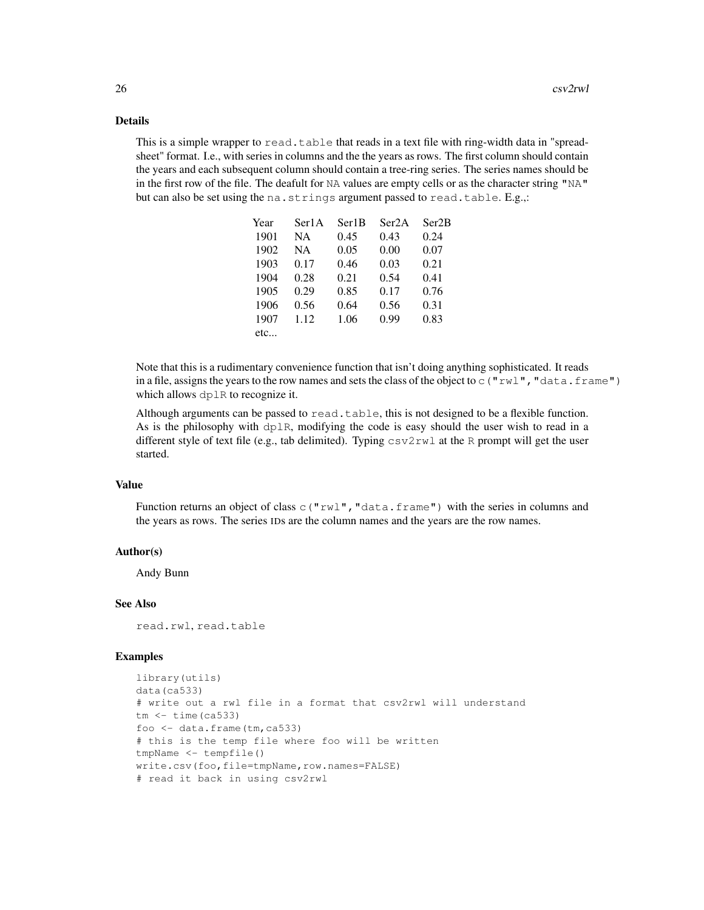## Details

This is a simple wrapper to `read.table` that reads in a text file with ring-width data in "spreadsheet" format. I.e., with series in columns and the the years as rows. The first column should contain the years and each subsequent column should contain a tree-ring series. The series names should be in the first row of the file. The deafult for `NA` values are empty cells or as the character string `"NA"` but can also be set using the `na.strings` argument passed to `read.table`. E.g.,:

| Year | Ser1A | Ser1B | Ser2A | Ser2B |
|---|---|---|---|---|
| 1901 | NA | 0.45 | 0.43 | 0.24 |
| 1902 | NA | 0.05 | 0.00 | 0.07 |
| 1903 | 0.17 | 0.46 | 0.03 | 0.21 |
| 1904 | 0.28 | 0.21 | 0.54 | 0.41 |
| 1905 | 0.29 | 0.85 | 0.17 | 0.76 |
| 1906 | 0.56 | 0.64 | 0.56 | 0.31 |
| 1907 | 1.12 | 1.06 | 0.99 | 0.83 |
| etc... | | | | |

Note that this is a rudimentary convenience function that isn't doing anything sophisticated. It reads in a file, assigns the years to the row names and sets the class of the object to `c("rwl","data.frame")` which allows `dplR` to recognize it.

Although arguments can be passed to `read.table`, this is not designed to be a flexible function. As is the philosophy with `dplR`, modifying the code is easy should the user wish to read in a different style of text file (e.g., tab delimited). Typing `csv2rwl` at the `R` prompt will get the user started.

## Value

Function returns an object of class `c("rwl","data.frame")` with the series in columns and the years as rows. The series IDs are the column names and the years are the row names.

## Author(s)

Andy Bunn

## See Also

`read.rwl`, `read.table`

## Examples

```
library(utils)
data(ca533)
# write out a rwl file in a format that csv2rwl will understand
tm <- time(ca533)
foo <- data.frame(tm,ca533)
# this is the temp file where foo will be written
tmpName <- tempfile()
write.csv(foo,file=tmpName,row.names=FALSE)
# read it back in using csv2rwl
```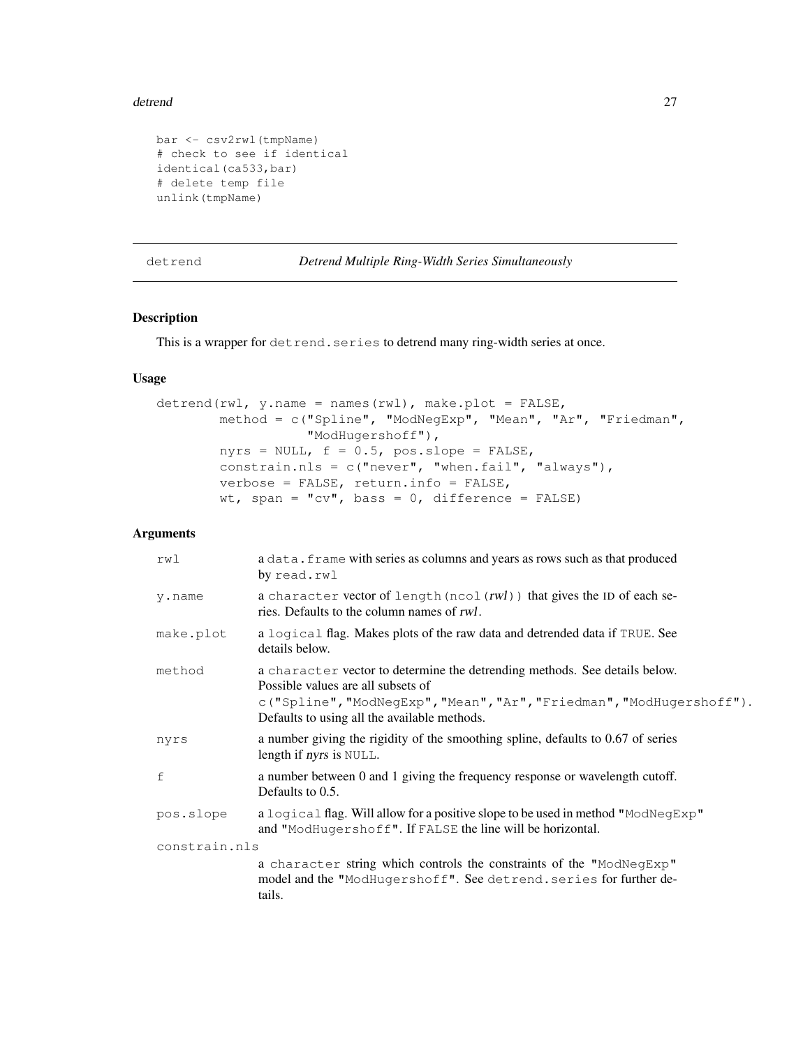```
bar <- csv2rwl(tmpName)
# check to see if identical
identical(ca533,bar)
# delete temp file
unlink(tmpName)
```

---

## detrend — *Detrend Multiple Ring-Width Series Simultaneously*

---

### Description

This is a wrapper for `detrend.series` to detrend many ring-width series at once.

### Usage

```
detrend(rwl, y.name = names(rwl), make.plot = FALSE,
        method = c("Spline", "ModNegExp", "Mean", "Ar", "Friedman",
                   "ModHugershoff"),
        nyrs = NULL, f = 0.5, pos.slope = FALSE,
        constrain.nls = c("never", "when.fail", "always"),
        verbose = FALSE, return.info = FALSE,
        wt, span = "cv", bass = 0, difference = FALSE)
```

### Arguments

| | |
|---|---|
| `rwl` | a `data.frame` with series as columns and years as rows such as that produced by `read.rwl` |
| `y.name` | a `character` vector of `length(ncol(`*rwl*`))` that gives the ID of each series. Defaults to the column names of *rwl*. |
| `make.plot` | a `logical` flag. Makes plots of the raw data and detrended data if `TRUE`. See details below. |
| `method` | a `character` vector to determine the detrending methods. See details below. Possible values are all subsets of `c("Spline","ModNegExp","Mean","Ar","Friedman","ModHugershoff")`. Defaults to using all the available methods. |
| `nyrs` | a number giving the rigidity of the smoothing spline, defaults to 0.67 of series length if *nyrs* is `NULL`. |
| `f` | a number between 0 and 1 giving the frequency response or wavelength cutoff. Defaults to 0.5. |
| `pos.slope` | a `logical` flag. Will allow for a positive slope to be used in method `"ModNegExp"` and `"ModHugershoff"`. If `FALSE` the line will be horizontal. |
| `constrain.nls` | a `character` string which controls the constraints of the `"ModNegExp"` model and the `"ModHugershoff"`. See `detrend.series` for further details. |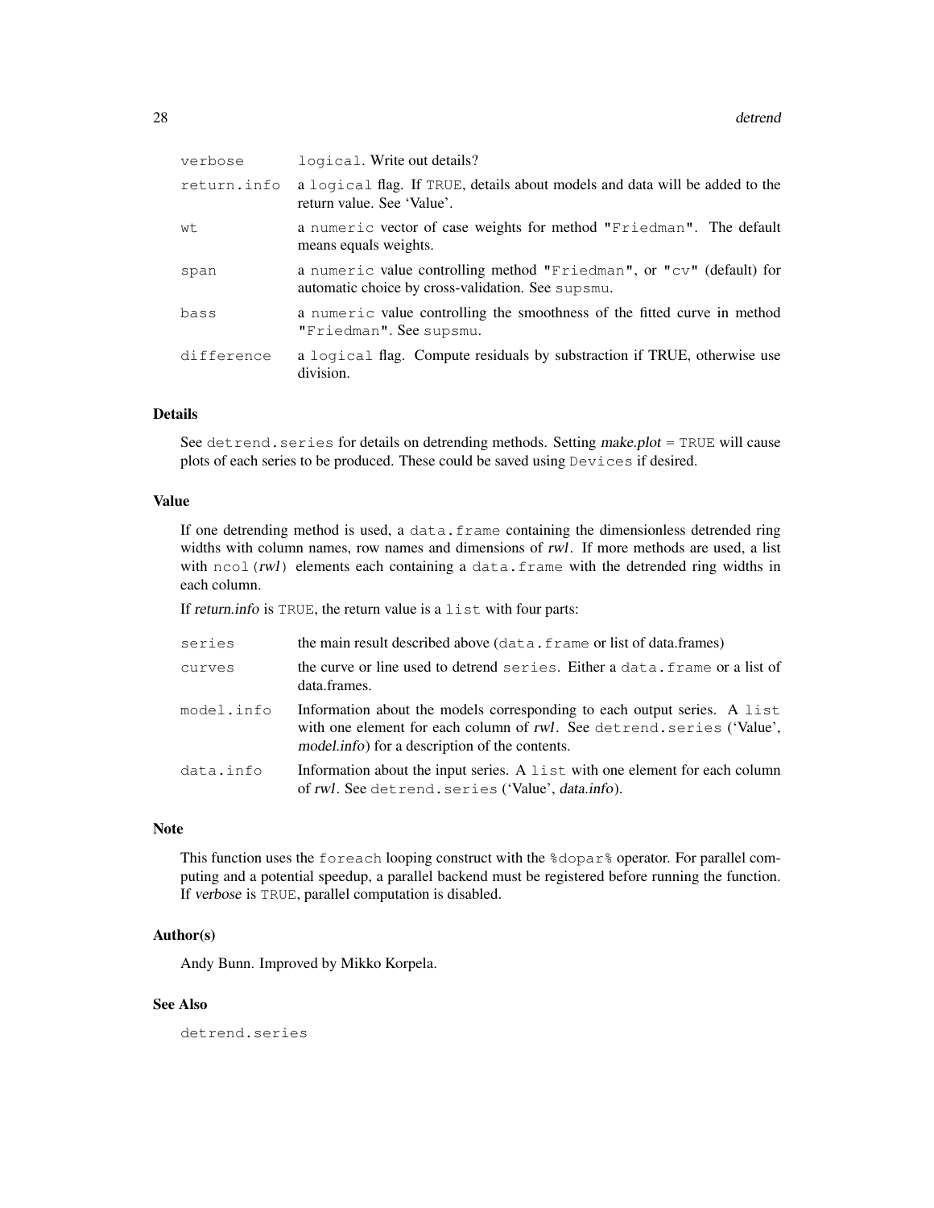| | |
|---|---|
| verbose | logical. Write out details? |
| return.info | a logical flag. If TRUE, details about models and data will be added to the return value. See 'Value'. |
| wt | a numeric vector of case weights for method "Friedman". The default means equals weights. |
| span | a numeric value controlling method "Friedman", or "cv" (default) for automatic choice by cross-validation. See supsmu. |
| bass | a numeric value controlling the smoothness of the fitted curve in method "Friedman". See supsmu. |
| difference | a logical flag. Compute residuals by substraction if TRUE, otherwise use division. |

### Details

See detrend.series for details on detrending methods. Setting *make.plot* = TRUE will cause plots of each series to be produced. These could be saved using Devices if desired.

### Value

If one detrending method is used, a data.frame containing the dimensionless detrended ring widths with column names, row names and dimensions of *rwl*. If more methods are used, a list with ncol(*rwl*) elements each containing a data.frame with the detrended ring widths in each column.

If *return.info* is TRUE, the return value is a list with four parts:

| | |
|---|---|
| series | the main result described above (data.frame or list of data.frames) |
| curves | the curve or line used to detrend series. Either a data.frame or a list of data.frames. |
| model.info | Information about the models corresponding to each output series. A list with one element for each column of *rwl*. See detrend.series ('Value', *model.info*) for a description of the contents. |
| data.info | Information about the input series. A list with one element for each column of *rwl*. See detrend.series ('Value', *data.info*). |

### Note

This function uses the foreach looping construct with the %dopar% operator. For parallel computing and a potential speedup, a parallel backend must be registered before running the function. If *verbose* is TRUE, parallel computation is disabled.

### Author(s)

Andy Bunn. Improved by Mikko Korpela.

### See Also

detrend.series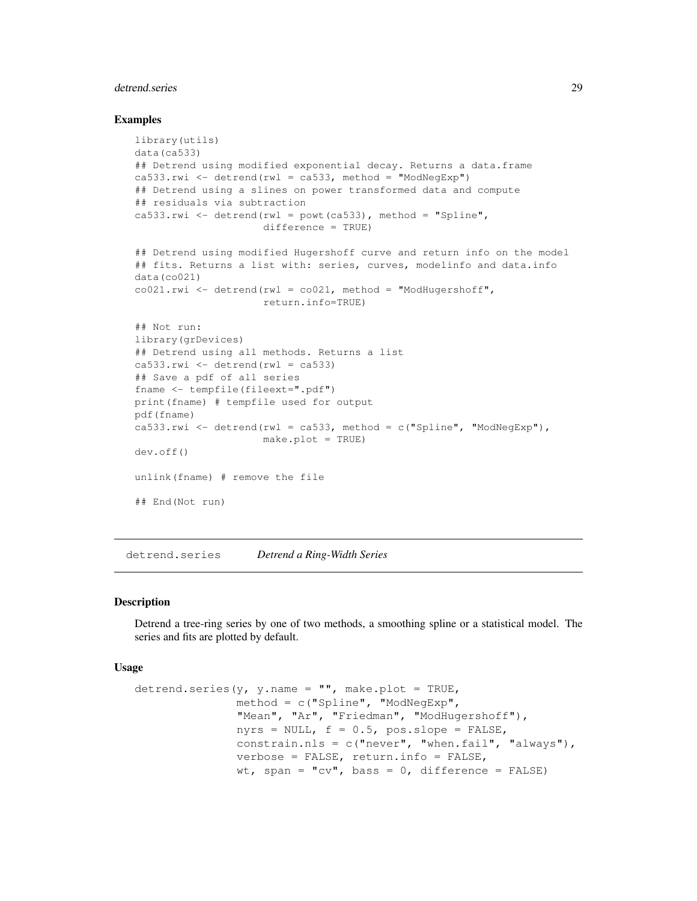## Examples

```
library(utils)
data(ca533)
## Detrend using modified exponential decay. Returns a data.frame
ca533.rwi <- detrend(rwl = ca533, method = "ModNegExp")
## Detrend using a slines on power transformed data and compute
## residuals via subtraction
ca533.rwi <- detrend(rwl = powt(ca533), method = "Spline",
                     difference = TRUE)

## Detrend using modified Hugershoff curve and return info on the model
## fits. Returns a list with: series, curves, modelinfo and data.info
data(co021)
co021.rwi <- detrend(rwl = co021, method = "ModHugershoff",
                     return.info=TRUE)

## Not run:
library(grDevices)
## Detrend using all methods. Returns a list
ca533.rwi <- detrend(rwl = ca533)
## Save a pdf of all series
fname <- tempfile(fileext=".pdf")
print(fname) # tempfile used for output
pdf(fname)
ca533.rwi <- detrend(rwl = ca533, method = c("Spline", "ModNegExp"),
                     make.plot = TRUE)
dev.off()

unlink(fname) # remove the file

## End(Not run)
```

---

# detrend.series *Detrend a Ring-Width Series*

## Description

Detrend a tree-ring series by one of two methods, a smoothing spline or a statistical model. The series and fits are plotted by default.

## Usage

```
detrend.series(y, y.name = "", make.plot = TRUE,
               method = c("Spline", "ModNegExp",
               "Mean", "Ar", "Friedman", "ModHugershoff"),
               nyrs = NULL, f = 0.5, pos.slope = FALSE,
               constrain.nls = c("never", "when.fail", "always"),
               verbose = FALSE, return.info = FALSE,
               wt, span = "cv", bass = 0, difference = FALSE)
```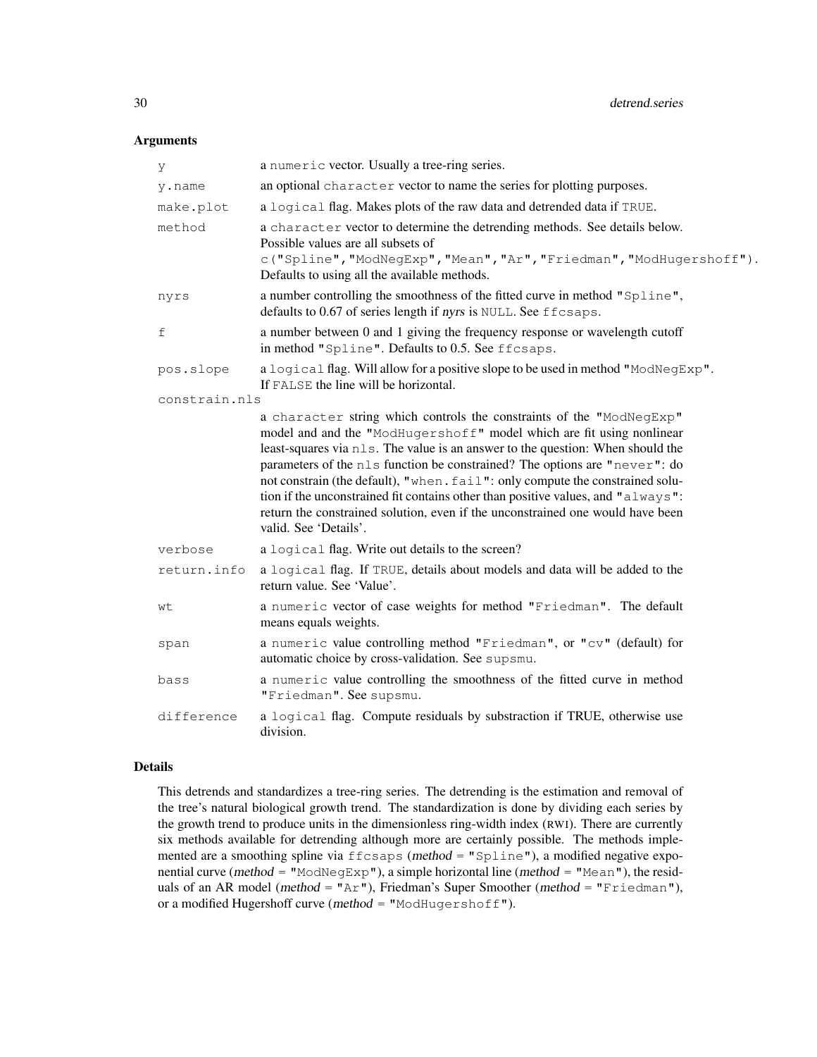## Arguments

| | |
|---|---|
| `y` | a `numeric` vector. Usually a tree-ring series. |
| `y.name` | an optional `character` vector to name the series for plotting purposes. |
| `make.plot` | a `logical` flag. Makes plots of the raw data and detrended data if `TRUE`. |
| `method` | a `character` vector to determine the detrending methods. See details below. Possible values are all subsets of `c("Spline","ModNegExp","Mean","Ar","Friedman","ModHugershoff")`. Defaults to using all the available methods. |
| `nyrs` | a number controlling the smoothness of the fitted curve in method `"Spline"`, defaults to 0.67 of series length if *nyrs* is `NULL`. See `ffcsaps`. |
| `f` | a number between 0 and 1 giving the frequency response or wavelength cutoff in method `"Spline"`. Defaults to 0.5. See `ffcsaps`. |
| `pos.slope` | a `logical` flag. Will allow for a positive slope to be used in method `"ModNegExp"`. If `FALSE` the line will be horizontal. |
| `constrain.nls` | a `character` string which controls the constraints of the `"ModNegExp"` model and and the `"ModHugershoff"` model which are fit using nonlinear least-squares via `nls`. The value is an answer to the question: When should the parameters of the `nls` function be constrained? The options are `"never"`: do not constrain (the default), `"when.fail"`: only compute the constrained solution if the unconstrained fit contains other than positive values, and `"always"`: return the constrained solution, even if the unconstrained one would have been valid. See 'Details'. |
| `verbose` | a `logical` flag. Write out details to the screen? |
| `return.info` | a `logical` flag. If `TRUE`, details about models and data will be added to the return value. See 'Value'. |
| `wt` | a `numeric` vector of case weights for method `"Friedman"`. The default means equals weights. |
| `span` | a `numeric` value controlling method `"Friedman"`, or `"cv"` (default) for automatic choice by cross-validation. See `supsmu`. |
| `bass` | a `numeric` value controlling the smoothness of the fitted curve in method `"Friedman"`. See `supsmu`. |
| `difference` | a `logical` flag. Compute residuals by substraction if TRUE, otherwise use division. |

## Details

This detrends and standardizes a tree-ring series. The detrending is the estimation and removal of the tree's natural biological growth trend. The standardization is done by dividing each series by the growth trend to produce units in the dimensionless ring-width index (RWI). There are currently six methods available for detrending although more are certainly possible. The methods implemented are a smoothing spline via `ffcsaps` (*method* = `"Spline"`), a modified negative exponential curve (*method* = `"ModNegExp"`), a simple horizontal line (*method* = `"Mean"`), the residuals of an AR model (*method* = `"Ar"`), Friedman's Super Smoother (*method* = `"Friedman"`), or a modified Hugershoff curve (*method* = `"ModHugershoff"`).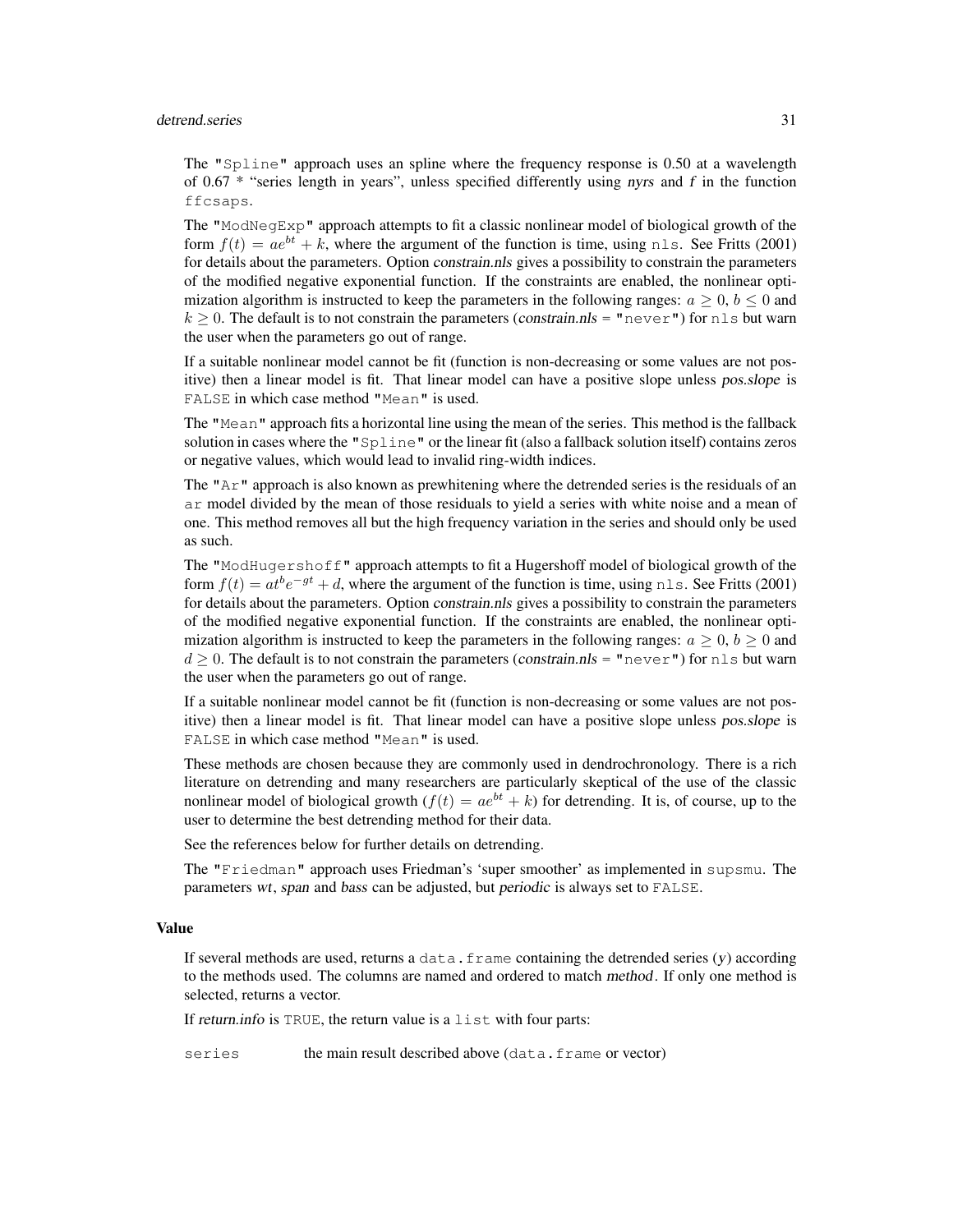The "Spline" approach uses an spline where the frequency response is 0.50 at a wavelength of 0.67 * "series length in years", unless specified differently using *nyrs* and *f* in the function ffcsaps.

The "ModNegExp" approach attempts to fit a classic nonlinear model of biological growth of the form $f(t) = ae^{bt} + k$, where the argument of the function is time, using nls. See Fritts (2001) for details about the parameters. Option *constrain.nls* gives a possibility to constrain the parameters of the modified negative exponential function. If the constraints are enabled, the nonlinear optimization algorithm is instructed to keep the parameters in the following ranges: $a \geq 0$, $b \leq 0$ and $k \geq 0$. The default is to not constrain the parameters (*constrain.nls* = "never") for nls but warn the user when the parameters go out of range.

If a suitable nonlinear model cannot be fit (function is non-decreasing or some values are not positive) then a linear model is fit. That linear model can have a positive slope unless *pos.slope* is FALSE in which case method "Mean" is used.

The "Mean" approach fits a horizontal line using the mean of the series. This method is the fallback solution in cases where the "Spline" or the linear fit (also a fallback solution itself) contains zeros or negative values, which would lead to invalid ring-width indices.

The "Ar" approach is also known as prewhitening where the detrended series is the residuals of an ar model divided by the mean of those residuals to yield a series with white noise and a mean of one. This method removes all but the high frequency variation in the series and should only be used as such.

The "ModHugershoff" approach attempts to fit a Hugershoff model of biological growth of the form $f(t) = at^b e^{-gt} + d$, where the argument of the function is time, using nls. See Fritts (2001) for details about the parameters. Option *constrain.nls* gives a possibility to constrain the parameters of the modified negative exponential function. If the constraints are enabled, the nonlinear optimization algorithm is instructed to keep the parameters in the following ranges: $a \geq 0$, $b \geq 0$ and $d \geq 0$. The default is to not constrain the parameters (*constrain.nls* = "never") for nls but warn the user when the parameters go out of range.

If a suitable nonlinear model cannot be fit (function is non-decreasing or some values are not positive) then a linear model is fit. That linear model can have a positive slope unless *pos.slope* is FALSE in which case method "Mean" is used.

These methods are chosen because they are commonly used in dendrochronology. There is a rich literature on detrending and many researchers are particularly skeptical of the use of the classic nonlinear model of biological growth ($f(t) = ae^{bt} + k$) for detrending. It is, of course, up to the user to determine the best detrending method for their data.

See the references below for further details on detrending.

The "Friedman" approach uses Friedman's 'super smoother' as implemented in supsmu. The parameters *wt*, *span* and *bass* can be adjusted, but *periodic* is always set to FALSE.

## Value

If several methods are used, returns a data.frame containing the detrended series (*y*) according to the methods used. The columns are named and ordered to match *method*. If only one method is selected, returns a vector.

If *return.info* is TRUE, the return value is a list with four parts:

series — the main result described above (data.frame or vector)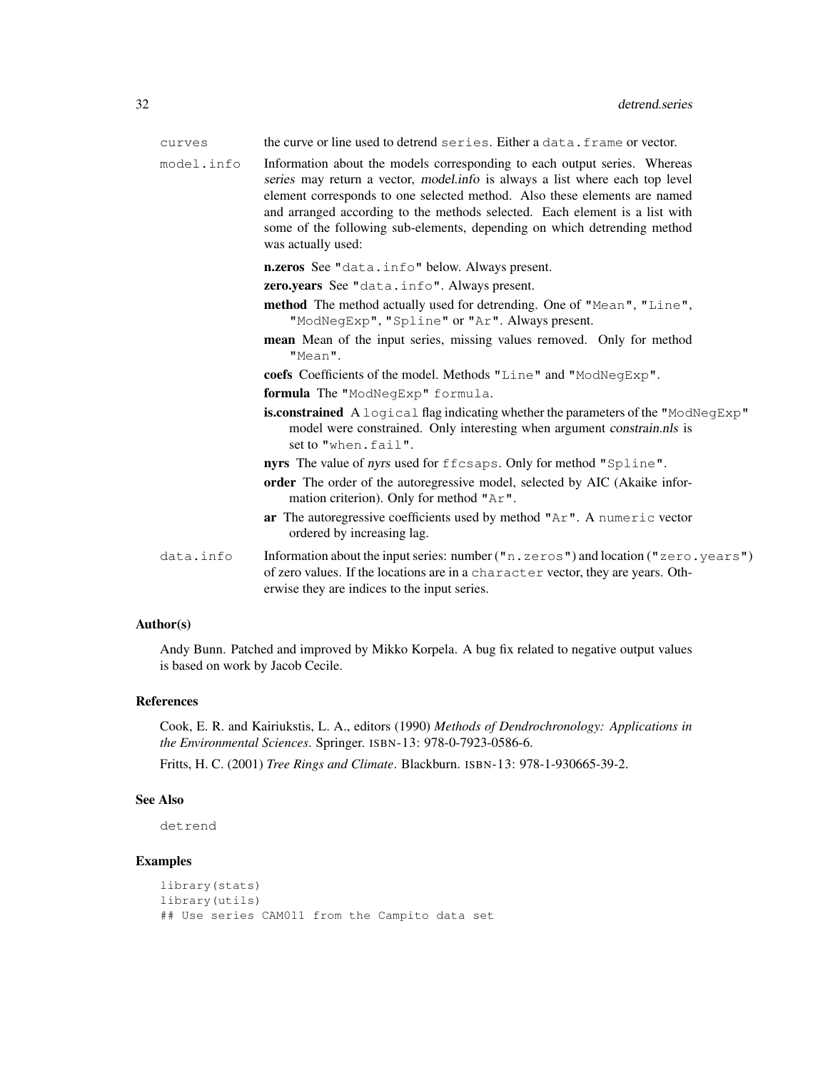`curves` the curve or line used to detrend `series`. Either a `data.frame` or vector.

`model.info` Information about the models corresponding to each output series. Whereas *series* may return a vector, *model.info* is always a list where each top level element corresponds to one selected method. Also these elements are named and arranged according to the methods selected. Each element is a list with some of the following sub-elements, depending on which detrending method was actually used:

- **n.zeros** See `"data.info"` below. Always present.
- **zero.years** See `"data.info"`. Always present.
- **method** The method actually used for detrending. One of `"Mean"`, `"Line"`, `"ModNegExp"`, `"Spline"` or `"Ar"`. Always present.
- **mean** Mean of the input series, missing values removed. Only for method `"Mean"`.
- **coefs** Coefficients of the model. Methods `"Line"` and `"ModNegExp"`.
- **formula** The `"ModNegExp"` `formula`.
- **is.constrained** A `logical` flag indicating whether the parameters of the `"ModNegExp"` model were constrained. Only interesting when argument *constrain.nls* is set to `"when.fail"`.
- **nyrs** The value of *nyrs* used for `ffcsaps`. Only for method `"Spline"`.
- **order** The order of the autoregressive model, selected by AIC (Akaike information criterion). Only for method `"Ar"`.
- **ar** The autoregressive coefficients used by method `"Ar"`. A `numeric` vector ordered by increasing lag.

`data.info` Information about the input series: number (`"n.zeros"`) and location (`"zero.years"`) of zero values. If the locations are in a `character` vector, they are years. Otherwise they are indices to the input series.

## Author(s)

Andy Bunn. Patched and improved by Mikko Korpela. A bug fix related to negative output values is based on work by Jacob Cecile.

## References

Cook, E. R. and Kairiukstis, L. A., editors (1990) *Methods of Dendrochronology: Applications in the Environmental Sciences*. Springer. ISBN-13: 978-0-7923-0586-6.

Fritts, H. C. (2001) *Tree Rings and Climate*. Blackburn. ISBN-13: 978-1-930665-39-2.

## See Also

`detrend`

## Examples

```
library(stats)
library(utils)
## Use series CAM011 from the Campito data set
```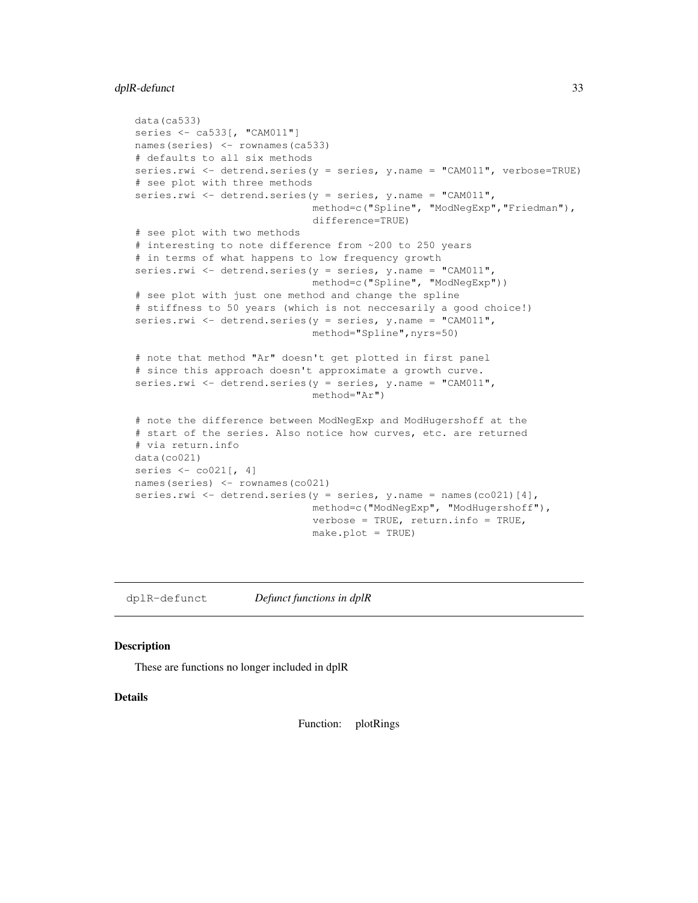```
data(ca533)
series <- ca533[, "CAM011"]
names(series) <- rownames(ca533)
# defaults to all six methods
series.rwi <- detrend.series(y = series, y.name = "CAM011", verbose=TRUE)
# see plot with three methods
series.rwi <- detrend.series(y = series, y.name = "CAM011",
                             method=c("Spline", "ModNegExp","Friedman"),
                             difference=TRUE)
# see plot with two methods
# interesting to note difference from ~200 to 250 years
# in terms of what happens to low frequency growth
series.rwi <- detrend.series(y = series, y.name = "CAM011",
                             method=c("Spline", "ModNegExp"))
# see plot with just one method and change the spline
# stiffness to 50 years (which is not neccesarily a good choice!)
series.rwi <- detrend.series(y = series, y.name = "CAM011",
                             method="Spline",nyrs=50)

# note that method "Ar" doesn't get plotted in first panel
# since this approach doesn't approximate a growth curve.
series.rwi <- detrend.series(y = series, y.name = "CAM011",
                             method="Ar")

# note the difference between ModNegExp and ModHugershoff at the
# start of the series. Also notice how curves, etc. are returned
# via return.info
data(co021)
series <- co021[, 4]
names(series) <- rownames(co021)
series.rwi <- detrend.series(y = series, y.name = names(co021)[4],
                             method=c("ModNegExp", "ModHugershoff"),
                             verbose = TRUE, return.info = TRUE,
                             make.plot = TRUE)
```

---

## dplR-defunct *Defunct functions in dplR*

### Description

These are functions no longer included in dplR

### Details

Function: plotRings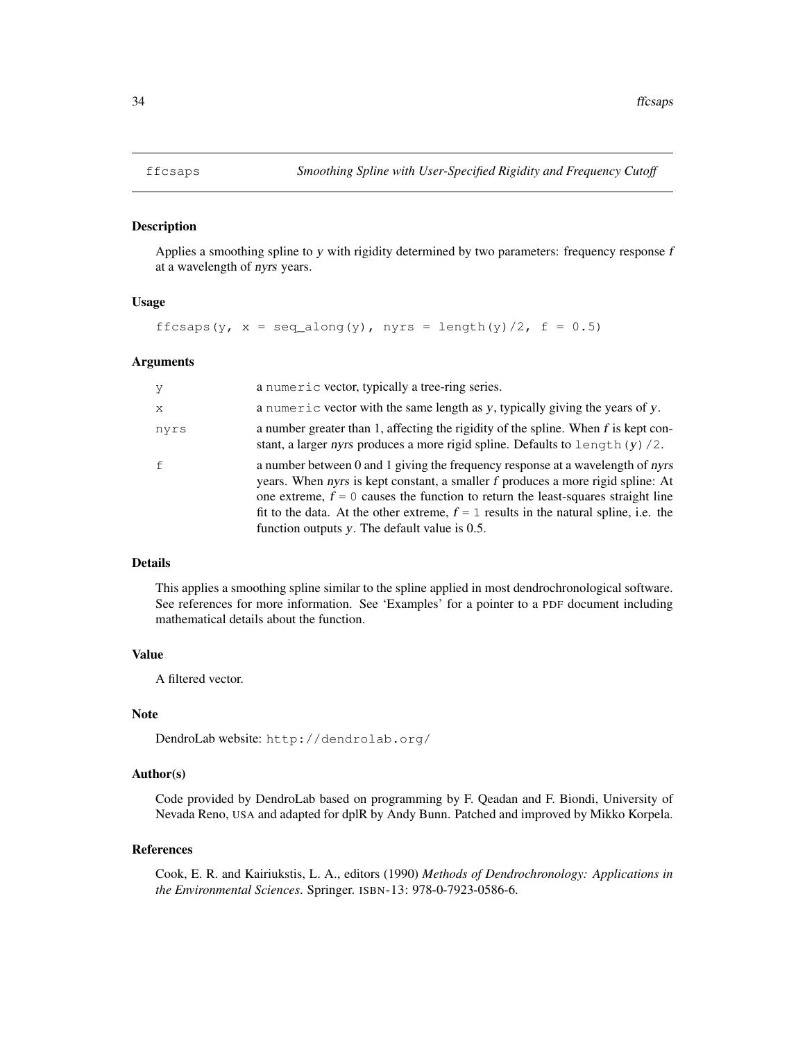## ffcsaps — *Smoothing Spline with User-Specified Rigidity and Frequency Cutoff*

### Description

Applies a smoothing spline to *y* with rigidity determined by two parameters: frequency response *f* at a wavelength of *nyrs* years.

### Usage

```
ffcsaps(y, x = seq_along(y), nyrs = length(y)/2, f = 0.5)
```

### Arguments

| | |
|---|---|
| `y` | a `numeric` vector, typically a tree-ring series. |
| `x` | a `numeric` vector with the same length as *y*, typically giving the years of *y*. |
| `nyrs` | a number greater than 1, affecting the rigidity of the spline. When *f* is kept constant, a larger *nyrs* produces a more rigid spline. Defaults to `length(y)/2`. |
| `f` | a number between 0 and 1 giving the frequency response at a wavelength of *nyrs* years. When *nyrs* is kept constant, a smaller *f* produces a more rigid spline: At one extreme, *f* = `0` causes the function to return the least-squares straight line fit to the data. At the other extreme, *f* = `1` results in the natural spline, i.e. the function outputs *y*. The default value is 0.5. |

### Details

This applies a smoothing spline similar to the spline applied in most dendrochronological software. See references for more information. See 'Examples' for a pointer to a PDF document including mathematical details about the function.

### Value

A filtered vector.

### Note

DendroLab website: `http://dendrolab.org/`

### Author(s)

Code provided by DendroLab based on programming by F. Qeadan and F. Biondi, University of Nevada Reno, USA and adapted for dplR by Andy Bunn. Patched and improved by Mikko Korpela.

### References

Cook, E. R. and Kairiukstis, L. A., editors (1990) *Methods of Dendrochronology: Applications in the Environmental Sciences*. Springer. ISBN-13: 978-0-7923-0586-6.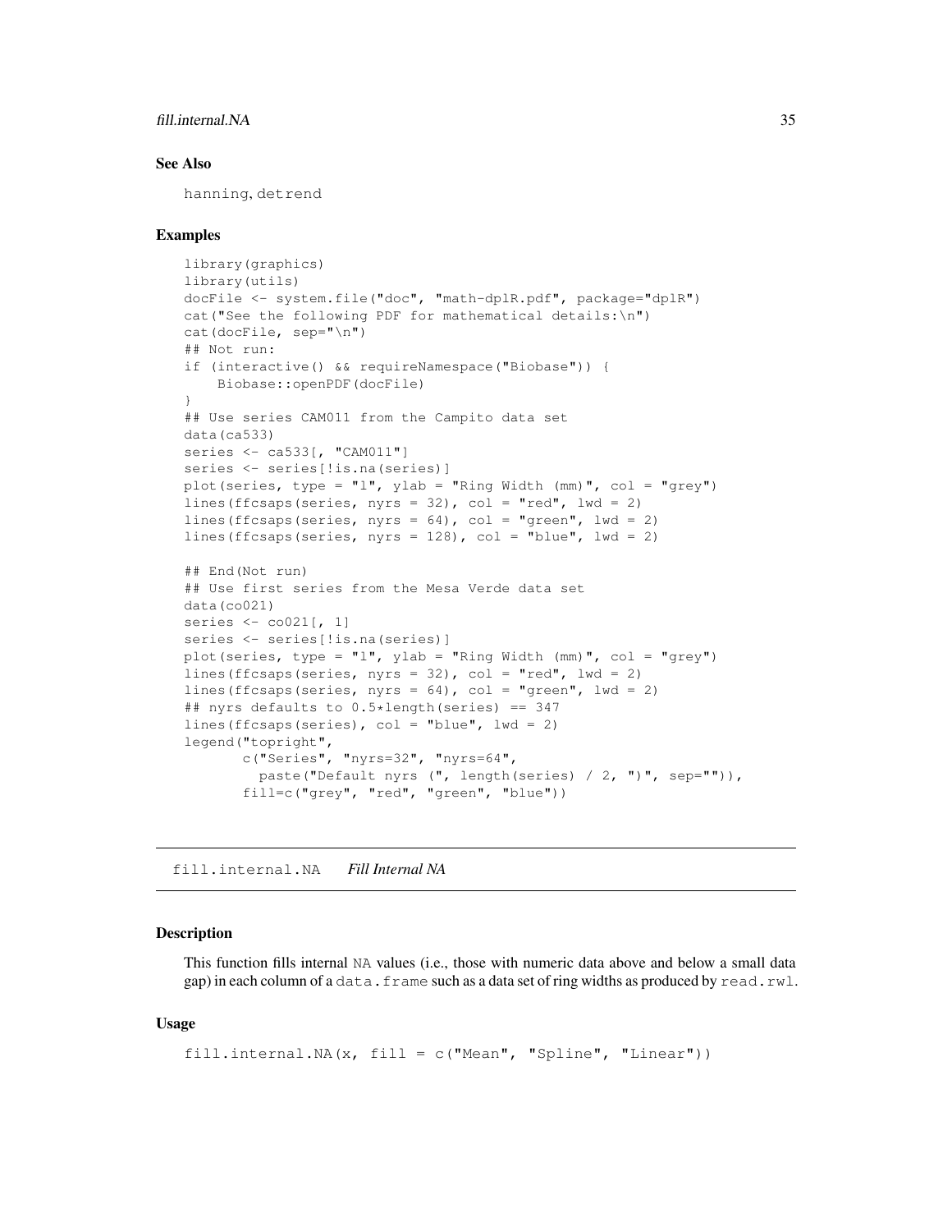### See Also

hanning, detrend

### Examples

```
library(graphics)
library(utils)
docFile <- system.file("doc", "math-dplR.pdf", package="dplR")
cat("See the following PDF for mathematical details:\n")
cat(docFile, sep="\n")
## Not run:
if (interactive() && requireNamespace("Biobase")) {
    Biobase::openPDF(docFile)
}
## Use series CAM011 from the Campito data set
data(ca533)
series <- ca533[, "CAM011"]
series <- series[!is.na(series)]
plot(series, type = "l", ylab = "Ring Width (mm)", col = "grey")
lines(ffcsaps(series, nyrs = 32), col = "red", lwd = 2)
lines(ffcsaps(series, nyrs = 64), col = "green", lwd = 2)
lines(ffcsaps(series, nyrs = 128), col = "blue", lwd = 2)

## End(Not run)
## Use first series from the Mesa Verde data set
data(co021)
series <- co021[, 1]
series <- series[!is.na(series)]
plot(series, type = "l", ylab = "Ring Width (mm)", col = "grey")
lines(ffcsaps(series, nyrs = 32), col = "red", lwd = 2)
lines(ffcsaps(series, nyrs = 64), col = "green", lwd = 2)
## nyrs defaults to 0.5*length(series) == 347
lines(ffcsaps(series), col = "blue", lwd = 2)
legend("topright",
       c("Series", "nyrs=32", "nyrs=64",
         paste("Default nyrs (", length(series) / 2, ")", sep="")),
       fill=c("grey", "red", "green", "blue"))
```

---

## fill.internal.NA    *Fill Internal NA*

### Description

This function fills internal NA values (i.e., those with numeric data above and below a small data gap) in each column of a data.frame such as a data set of ring widths as produced by read.rwl.

### Usage

```
fill.internal.NA(x, fill = c("Mean", "Spline", "Linear"))
```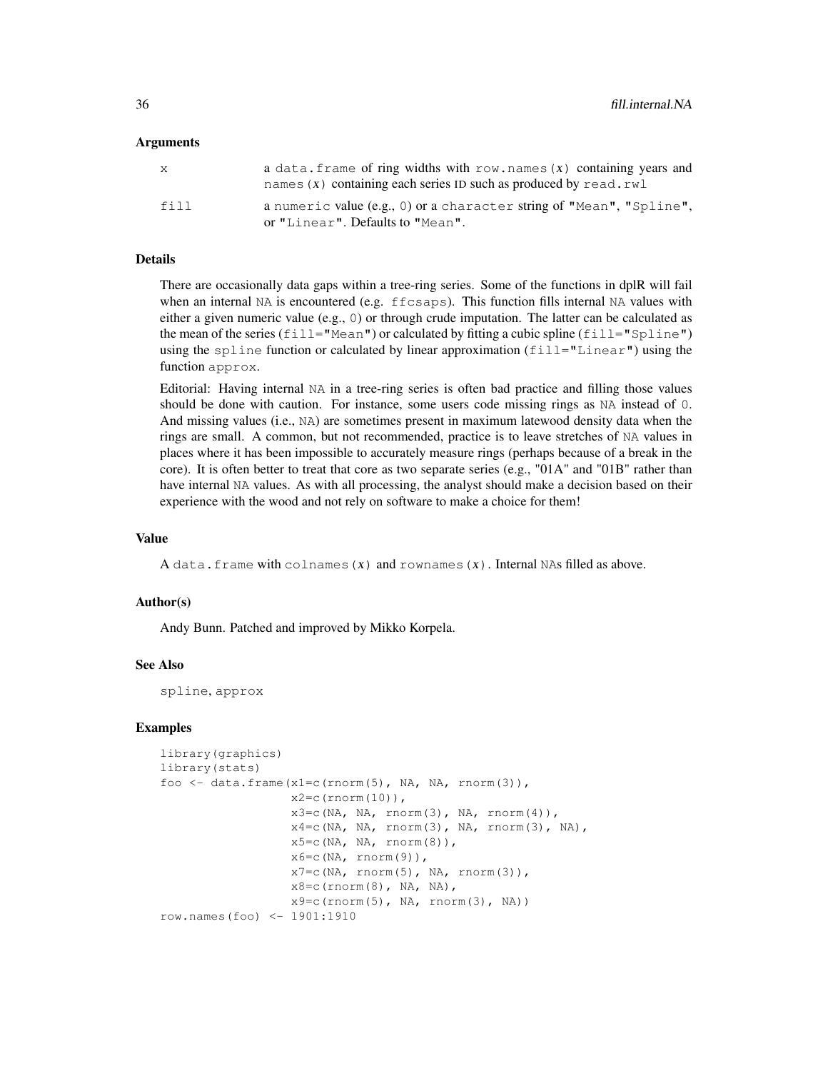### Arguments

| | |
|---|---|
| x | a `data.frame` of ring widths with `row.names(x)` containing years and `names(x)` containing each series ID such as produced by `read.rwl` |
| fill | a `numeric` value (e.g., `0`) or a `character` string of `"Mean"`, `"Spline"`, or `"Linear"`. Defaults to `"Mean"`. |

### Details

There are occasionally data gaps within a tree-ring series. Some of the functions in dplR will fail when an internal `NA` is encountered (e.g. `ffcsaps`). This function fills internal `NA` values with either a given numeric value (e.g., `0`) or through crude imputation. The latter can be calculated as the mean of the series (`fill="Mean"`) or calculated by fitting a cubic spline (`fill="Spline"`) using the `spline` function or calculated by linear approximation (`fill="Linear"`) using the function `approx`.

Editorial: Having internal `NA` in a tree-ring series is often bad practice and filling those values should be done with caution. For instance, some users code missing rings as `NA` instead of `0`. And missing values (i.e., `NA`) are sometimes present in maximum latewood density data when the rings are small. A common, but not recommended, practice is to leave stretches of `NA` values in places where it has been impossible to accurately measure rings (perhaps because of a break in the core). It is often better to treat that core as two separate series (e.g., "01A" and "01B" rather than have internal `NA` values. As with all processing, the analyst should make a decision based on their experience with the wood and not rely on software to make a choice for them!

### Value

A `data.frame` with `colnames(x)` and `rownames(x)`. Internal `NA`s filled as above.

### Author(s)

Andy Bunn. Patched and improved by Mikko Korpela.

### See Also

`spline`, `approx`

### Examples

```
library(graphics)
library(stats)
foo <- data.frame(x1=c(rnorm(5), NA, NA, rnorm(3)),
                  x2=c(rnorm(10)),
                  x3=c(NA, NA, rnorm(3), NA, rnorm(4)),
                  x4=c(NA, NA, rnorm(3), NA, rnorm(3), NA),
                  x5=c(NA, NA, rnorm(8)),
                  x6=c(NA, rnorm(9)),
                  x7=c(NA, rnorm(5), NA, rnorm(3)),
                  x8=c(rnorm(8), NA, NA),
                  x9=c(rnorm(5), NA, rnorm(3), NA))
row.names(foo) <- 1901:1910
```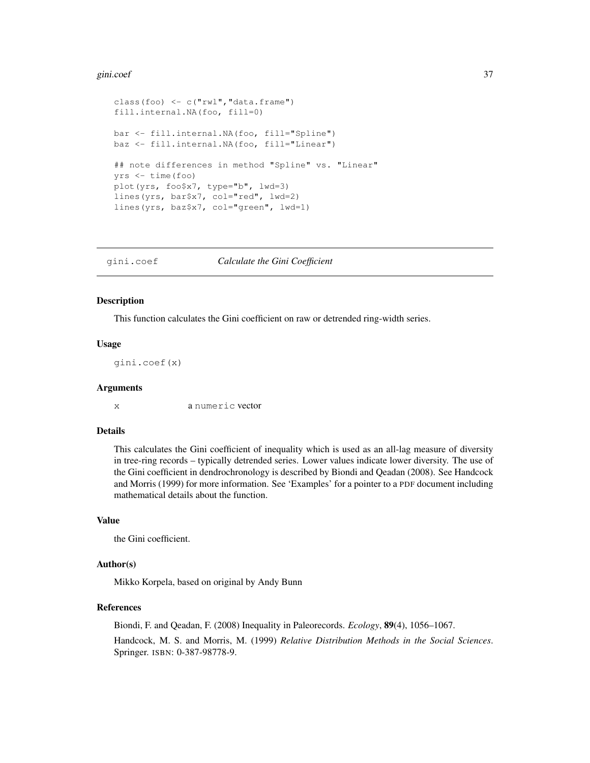```
class(foo) <- c("rwl","data.frame")
fill.internal.NA(foo, fill=0)

bar <- fill.internal.NA(foo, fill="Spline")
baz <- fill.internal.NA(foo, fill="Linear")

## note differences in method "Spline" vs. "Linear"
yrs <- time(foo)
plot(yrs, foo$x7, type="b", lwd=3)
lines(yrs, bar$x7, col="red", lwd=2)
lines(yrs, baz$x7, col="green", lwd=1)
```

---

## gini.coef — *Calculate the Gini Coefficient*

---

### Description

This function calculates the Gini coefficient on raw or detrended ring-width series.

### Usage

```
gini.coef(x)
```

### Arguments

| | |
|---|---|
| `x` | a `numeric` vector |

### Details

This calculates the Gini coefficient of inequality which is used as an all-lag measure of diversity in tree-ring records – typically detrended series. Lower values indicate lower diversity. The use of the Gini coefficient in dendrochronology is described by Biondi and Qeadan (2008). See Handcock and Morris (1999) for more information. See 'Examples' for a pointer to a PDF document including mathematical details about the function.

### Value

the Gini coefficient.

### Author(s)

Mikko Korpela, based on original by Andy Bunn

### References

Biondi, F. and Qeadan, F. (2008) Inequality in Paleorecords. *Ecology*, **89**(4), 1056–1067.

Handcock, M. S. and Morris, M. (1999) *Relative Distribution Methods in the Social Sciences*. Springer. ISBN: 0-387-98778-9.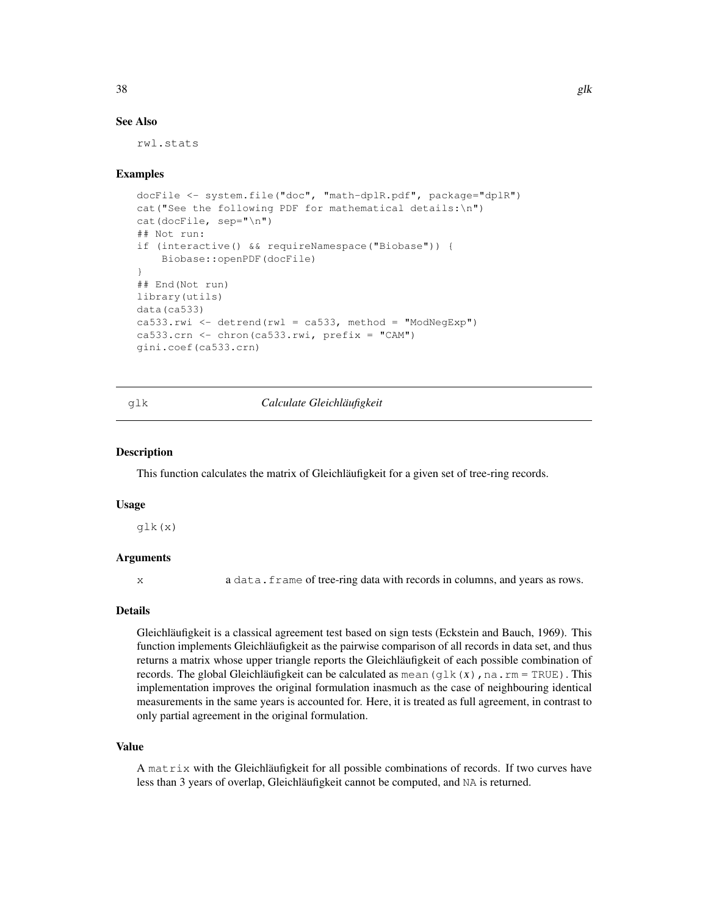## See Also

rwl.stats

## Examples

```
docFile <- system.file("doc", "math-dplR.pdf", package="dplR")
cat("See the following PDF for mathematical details:\n")
cat(docFile, sep="\n")
## Not run:
if (interactive() && requireNamespace("Biobase")) {
    Biobase::openPDF(docFile)
}
## End(Not run)
library(utils)
data(ca533)
ca533.rwi <- detrend(rwl = ca533, method = "ModNegExp")
ca533.crn <- chron(ca533.rwi, prefix = "CAM")
gini.coef(ca533.crn)
```

---

# glk — *Calculate Gleichläufigkeit*

## Description

This function calculates the matrix of Gleichläufigkeit for a given set of tree-ring records.

## Usage

```
glk(x)
```

## Arguments

x — a `data.frame` of tree-ring data with records in columns, and years as rows.

## Details

Gleichläufigkeit is a classical agreement test based on sign tests (Eckstein and Bauch, 1969). This function implements Gleichläufigkeit as the pairwise comparison of all records in data set, and thus returns a matrix whose upper triangle reports the Gleichläufigkeit of each possible combination of records. The global Gleichläufigkeit can be calculated as `mean(glk(x),na.rm = TRUE)`. This implementation improves the original formulation inasmuch as the case of neighbouring identical measurements in the same years is accounted for. Here, it is treated as full agreement, in contrast to only partial agreement in the original formulation.

## Value

A `matrix` with the Gleichläufigkeit for all possible combinations of records. If two curves have less than 3 years of overlap, Gleichläufigkeit cannot be computed, and `NA` is returned.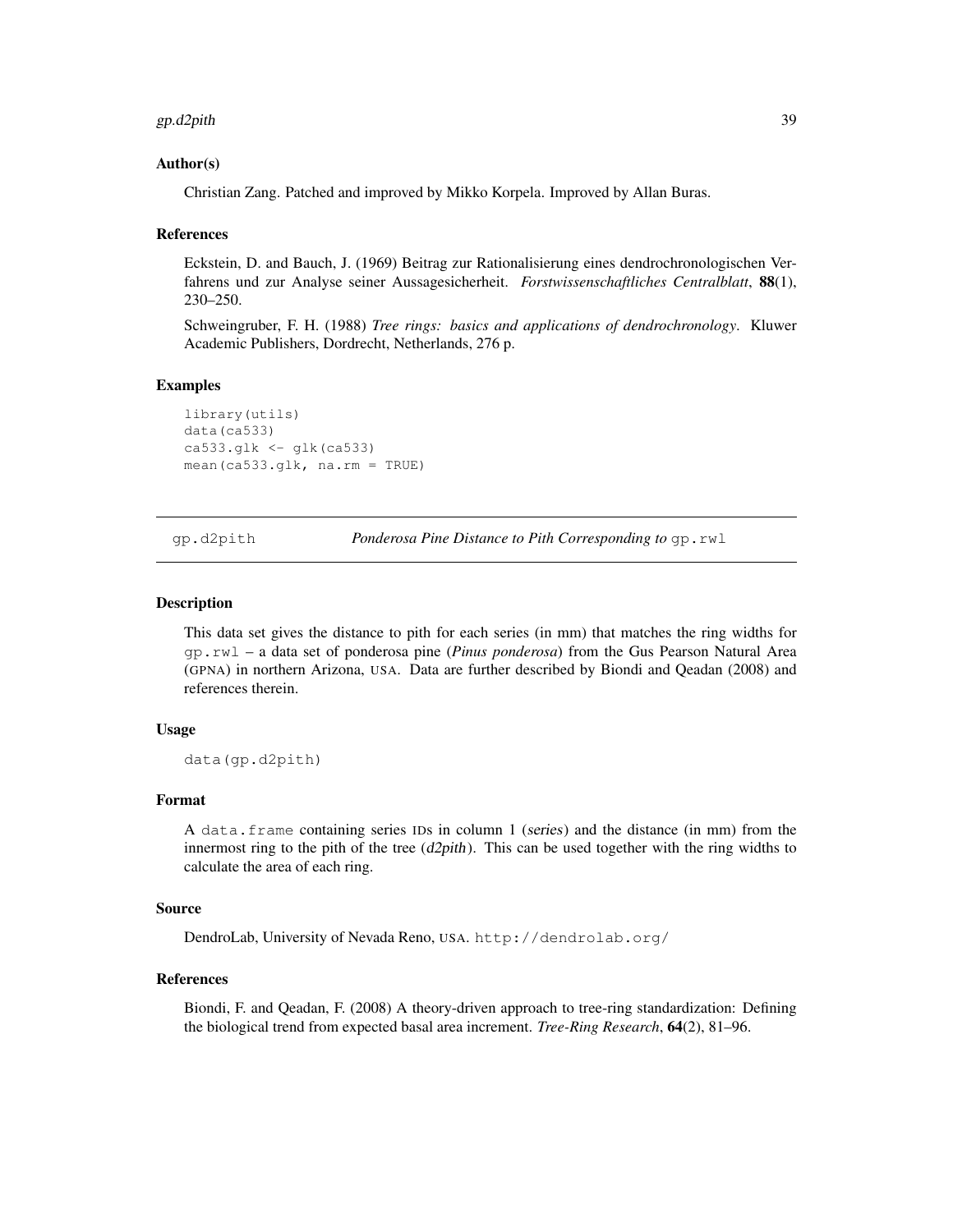### Author(s)

Christian Zang. Patched and improved by Mikko Korpela. Improved by Allan Buras.

### References

Eckstein, D. and Bauch, J. (1969) Beitrag zur Rationalisierung eines dendrochronologischen Verfahrens und zur Analyse seiner Aussagesicherheit. *Forstwissenschaftliches Centralblatt*, **88**(1), 230–250.

Schweingruber, F. H. (1988) *Tree rings: basics and applications of dendrochronology*. Kluwer Academic Publishers, Dordrecht, Netherlands, 276 p.

### Examples

```
library(utils)
data(ca533)
ca533.glk <- glk(ca533)
mean(ca533.glk, na.rm = TRUE)
```

---

## gp.d2pith — *Ponderosa Pine Distance to Pith Corresponding to* `gp.rwl`

### Description

This data set gives the distance to pith for each series (in mm) that matches the ring widths for `gp.rwl` – a data set of ponderosa pine (*Pinus ponderosa*) from the Gus Pearson Natural Area (GPNA) in northern Arizona, USA. Data are further described by Biondi and Qeadan (2008) and references therein.

### Usage

```
data(gp.d2pith)
```

### Format

A `data.frame` containing series IDs in column 1 (series) and the distance (in mm) from the innermost ring to the pith of the tree (d2pith). This can be used together with the ring widths to calculate the area of each ring.

### Source

DendroLab, University of Nevada Reno, USA. `http://dendrolab.org/`

### References

Biondi, F. and Qeadan, F. (2008) A theory-driven approach to tree-ring standardization: Defining the biological trend from expected basal area increment. *Tree-Ring Research*, **64**(2), 81–96.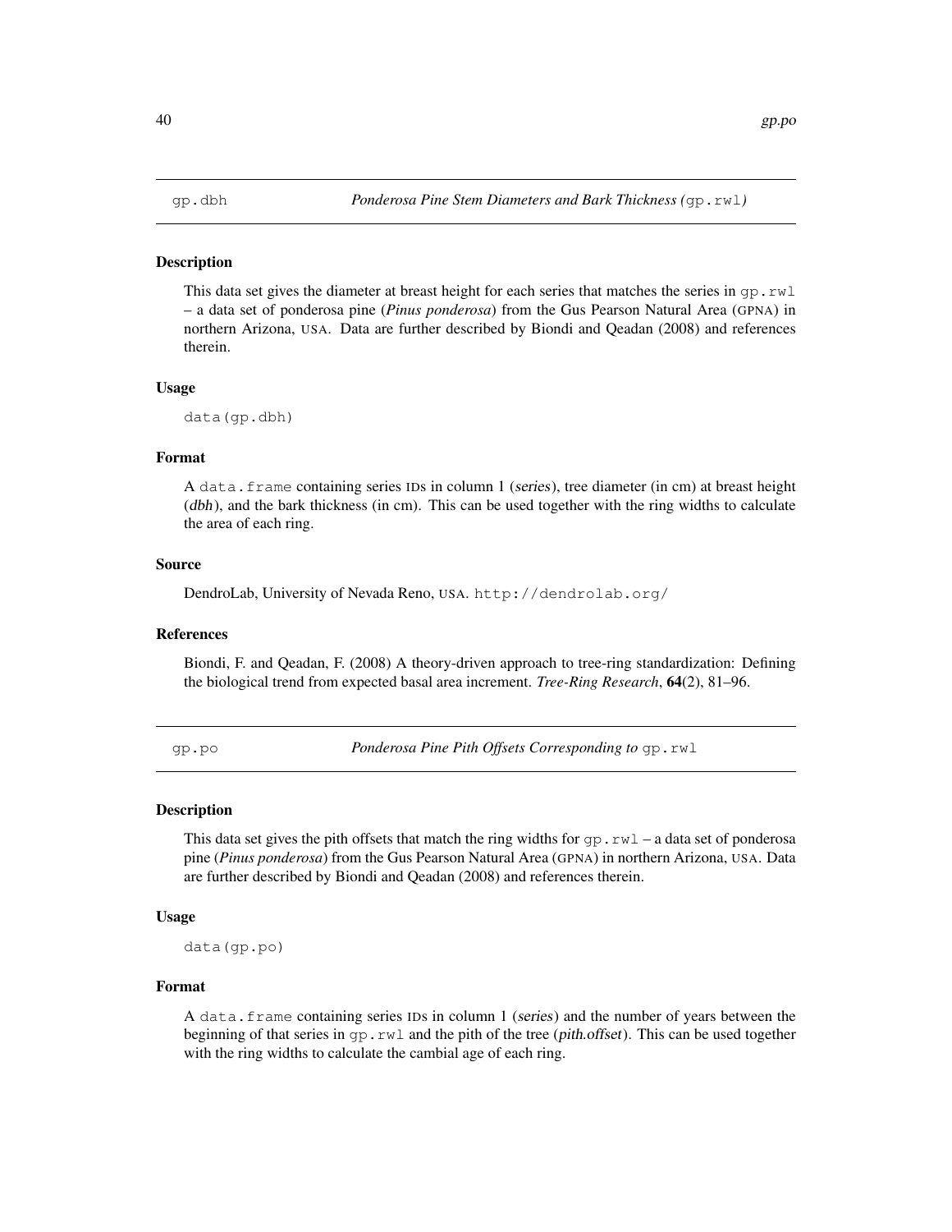## gp.dbh — *Ponderosa Pine Stem Diameters and Bark Thickness (`gp.rwl`)*

### Description

This data set gives the diameter at breast height for each series that matches the series in `gp.rwl` – a data set of ponderosa pine (*Pinus ponderosa*) from the Gus Pearson Natural Area (GPNA) in northern Arizona, USA. Data are further described by Biondi and Qeadan (2008) and references therein.

### Usage

```
data(gp.dbh)
```

### Format

A `data.frame` containing series IDs in column 1 (*series*), tree diameter (in cm) at breast height (*dbh*), and the bark thickness (in cm). This can be used together with the ring widths to calculate the area of each ring.

### Source

DendroLab, University of Nevada Reno, USA. `http://dendrolab.org/`

### References

Biondi, F. and Qeadan, F. (2008) A theory-driven approach to tree-ring standardization: Defining the biological trend from expected basal area increment. *Tree-Ring Research*, **64**(2), 81–96.

## gp.po — *Ponderosa Pine Pith Offsets Corresponding to `gp.rwl`*

### Description

This data set gives the pith offsets that match the ring widths for `gp.rwl` – a data set of ponderosa pine (*Pinus ponderosa*) from the Gus Pearson Natural Area (GPNA) in northern Arizona, USA. Data are further described by Biondi and Qeadan (2008) and references therein.

### Usage

```
data(gp.po)
```

### Format

A `data.frame` containing series IDs in column 1 (*series*) and the number of years between the beginning of that series in `gp.rwl` and the pith of the tree (*pith.offset*). This can be used together with the ring widths to calculate the cambial age of each ring.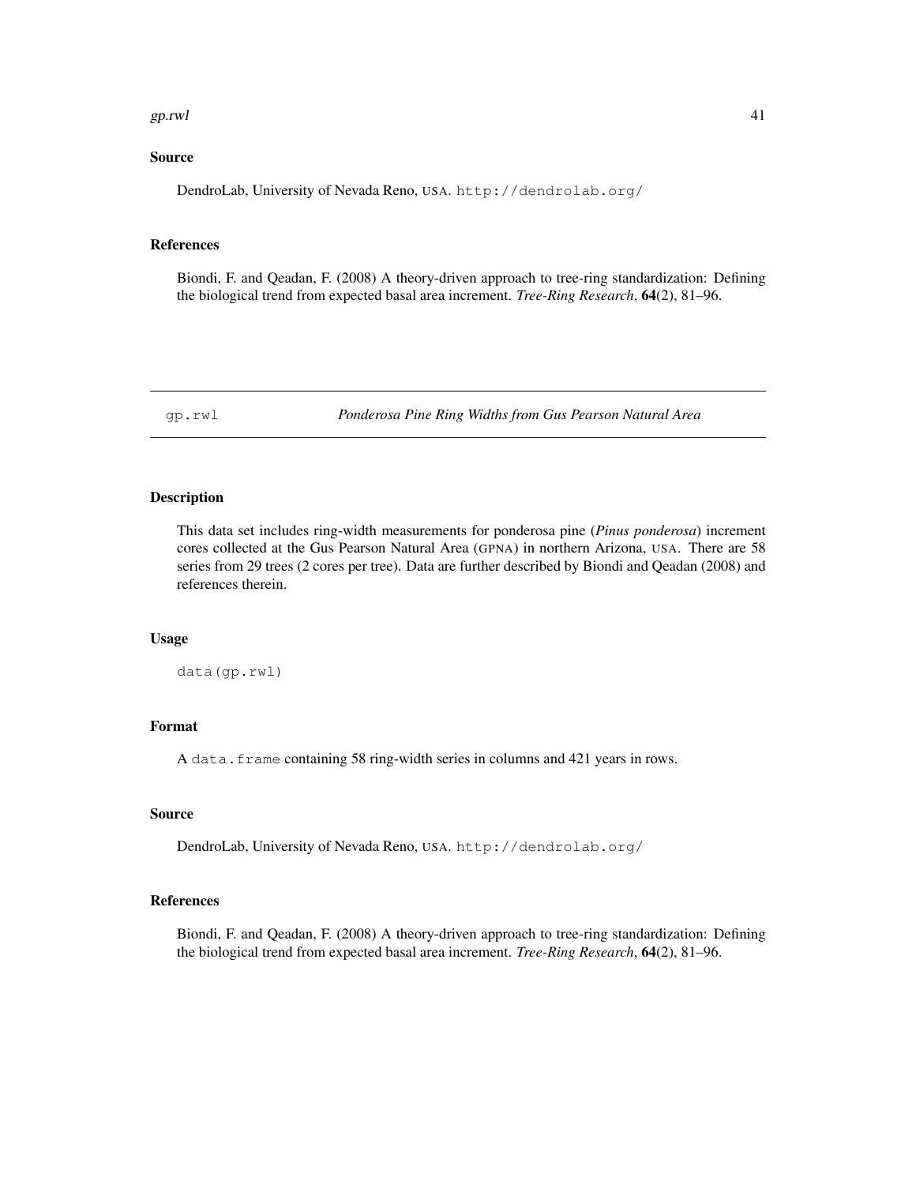### Source

DendroLab, University of Nevada Reno, USA. http://dendrolab.org/

### References

Biondi, F. and Qeadan, F. (2008) A theory-driven approach to tree-ring standardization: Defining the biological trend from expected basal area increment. *Tree-Ring Research*, **64**(2), 81–96.

---

## gp.rwl — *Ponderosa Pine Ring Widths from Gus Pearson Natural Area*

---

### Description

This data set includes ring-width measurements for ponderosa pine (*Pinus ponderosa*) increment cores collected at the Gus Pearson Natural Area (GPNA) in northern Arizona, USA. There are 58 series from 29 trees (2 cores per tree). Data are further described by Biondi and Qeadan (2008) and references therein.

### Usage

```
data(gp.rwl)
```

### Format

A `data.frame` containing 58 ring-width series in columns and 421 years in rows.

### Source

DendroLab, University of Nevada Reno, USA. http://dendrolab.org/

### References

Biondi, F. and Qeadan, F. (2008) A theory-driven approach to tree-ring standardization: Defining the biological trend from expected basal area increment. *Tree-Ring Research*, **64**(2), 81–96.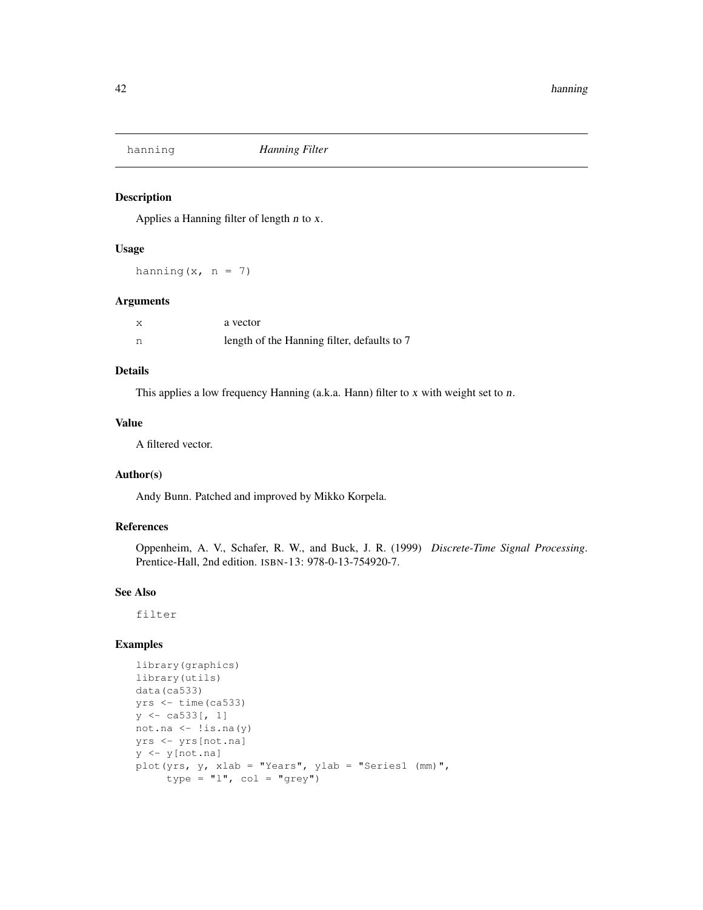## hanning *Hanning Filter*

### Description

Applies a Hanning filter of length *n* to *x*.

### Usage

```
hanning(x, n = 7)
```

### Arguments

| | |
|---|---|
| x | a vector |
| n | length of the Hanning filter, defaults to 7 |

### Details

This applies a low frequency Hanning (a.k.a. Hann) filter to *x* with weight set to *n*.

### Value

A filtered vector.

### Author(s)

Andy Bunn. Patched and improved by Mikko Korpela.

### References

Oppenheim, A. V., Schafer, R. W., and Buck, J. R. (1999) *Discrete-Time Signal Processing*. Prentice-Hall, 2nd edition. ISBN-13: 978-0-13-754920-7.

### See Also

filter

### Examples

```
library(graphics)
library(utils)
data(ca533)
yrs <- time(ca533)
y <- ca533[, 1]
not.na <- !is.na(y)
yrs <- yrs[not.na]
y <- y[not.na]
plot(yrs, y, xlab = "Years", ylab = "Series1 (mm)",
     type = "l", col = "grey")
```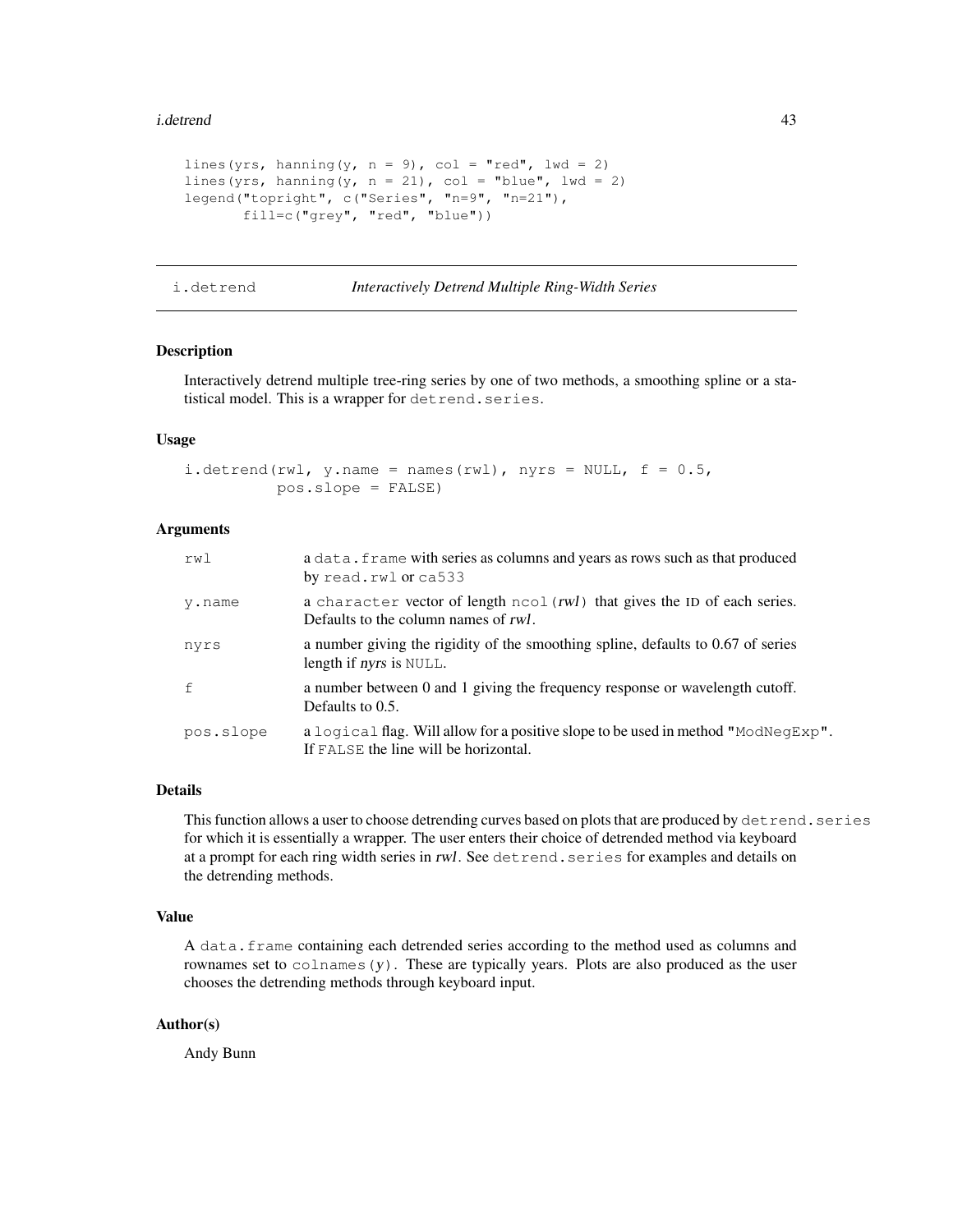```
lines(yrs, hanning(y, n = 9), col = "red", lwd = 2)
lines(yrs, hanning(y, n = 21), col = "blue", lwd = 2)
legend("topright", c("Series", "n=9", "n=21"),
       fill=c("grey", "red", "blue"))
```

---

## i.detrend — *Interactively Detrend Multiple Ring-Width Series*

---

### Description

Interactively detrend multiple tree-ring series by one of two methods, a smoothing spline or a statistical model. This is a wrapper for `detrend.series`.

### Usage

```
i.detrend(rwl, y.name = names(rwl), nyrs = NULL, f = 0.5,
          pos.slope = FALSE)
```

### Arguments

| | |
|---|---|
| `rwl` | a `data.frame` with series as columns and years as rows such as that produced by `read.rwl` or `ca533` |
| `y.name` | a `character` vector of length `ncol(`*rwl*`)` that gives the ID of each series. Defaults to the column names of *rwl*. |
| `nyrs` | a number giving the rigidity of the smoothing spline, defaults to 0.67 of series length if *nyrs* is `NULL`. |
| `f` | a number between 0 and 1 giving the frequency response or wavelength cutoff. Defaults to 0.5. |
| `pos.slope` | a `logical` flag. Will allow for a positive slope to be used in method `"ModNegExp"`. If `FALSE` the line will be horizontal. |

### Details

This function allows a user to choose detrending curves based on plots that are produced by `detrend.series` for which it is essentially a wrapper. The user enters their choice of detrended method via keyboard at a prompt for each ring width series in *rwl*. See `detrend.series` for examples and details on the detrending methods.

### Value

A `data.frame` containing each detrended series according to the method used as columns and rownames set to `colnames(`*y*`)`. These are typically years. Plots are also produced as the user chooses the detrending methods through keyboard input.

### Author(s)

Andy Bunn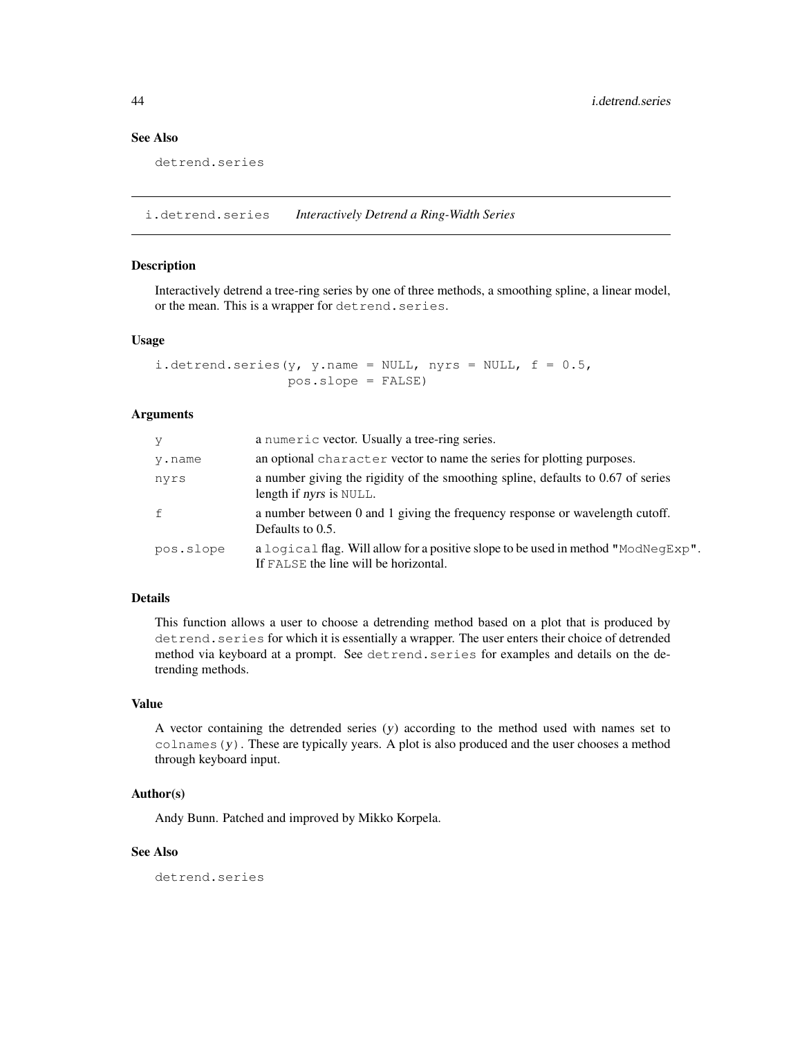### See Also

`detrend.series`

---

## i.detrend.series — *Interactively Detrend a Ring-Width Series*

---

### Description

Interactively detrend a tree-ring series by one of three methods, a smoothing spline, a linear model, or the mean. This is a wrapper for `detrend.series`.

### Usage

```
i.detrend.series(y, y.name = NULL, nyrs = NULL, f = 0.5,
                 pos.slope = FALSE)
```

### Arguments

| | |
|---|---|
| `y` | a `numeric` vector. Usually a tree-ring series. |
| `y.name` | an optional `character` vector to name the series for plotting purposes. |
| `nyrs` | a number giving the rigidity of the smoothing spline, defaults to 0.67 of series length if *nyrs* is `NULL`. |
| `f` | a number between 0 and 1 giving the frequency response or wavelength cutoff. Defaults to 0.5. |
| `pos.slope` | a `logical` flag. Will allow for a positive slope to be used in method `"ModNegExp"`. If `FALSE` the line will be horizontal. |

### Details

This function allows a user to choose a detrending method based on a plot that is produced by `detrend.series` for which it is essentially a wrapper. The user enters their choice of detrended method via keyboard at a prompt. See `detrend.series` for examples and details on the detrending methods.

### Value

A vector containing the detrended series (*y*) according to the method used with names set to `colnames(`*y*`)`. These are typically years. A plot is also produced and the user chooses a method through keyboard input.

### Author(s)

Andy Bunn. Patched and improved by Mikko Korpela.

### See Also

`detrend.series`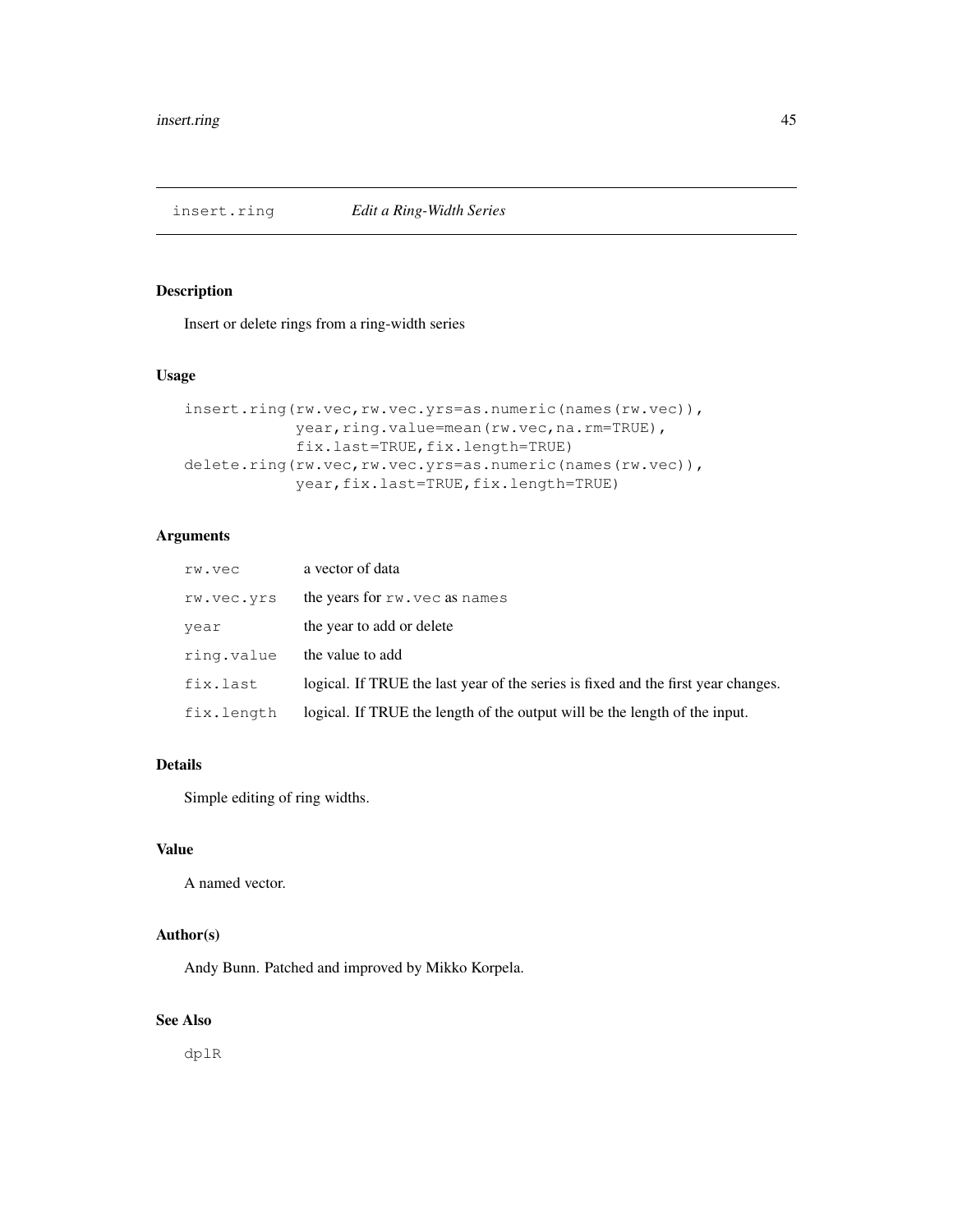## insert.ring *Edit a Ring-Width Series*

### Description

Insert or delete rings from a ring-width series

### Usage

```
insert.ring(rw.vec,rw.vec.yrs=as.numeric(names(rw.vec)),
            year,ring.value=mean(rw.vec,na.rm=TRUE),
            fix.last=TRUE,fix.length=TRUE)
delete.ring(rw.vec,rw.vec.yrs=as.numeric(names(rw.vec)),
            year,fix.last=TRUE,fix.length=TRUE)
```

### Arguments

| | |
|---|---|
| `rw.vec` | a vector of data |
| `rw.vec.yrs` | the years for `rw.vec` as `names` |
| `year` | the year to add or delete |
| `ring.value` | the value to add |
| `fix.last` | logical. If TRUE the last year of the series is fixed and the first year changes. |
| `fix.length` | logical. If TRUE the length of the output will be the length of the input. |

### Details

Simple editing of ring widths.

### Value

A named vector.

### Author(s)

Andy Bunn. Patched and improved by Mikko Korpela.

### See Also

`dplR`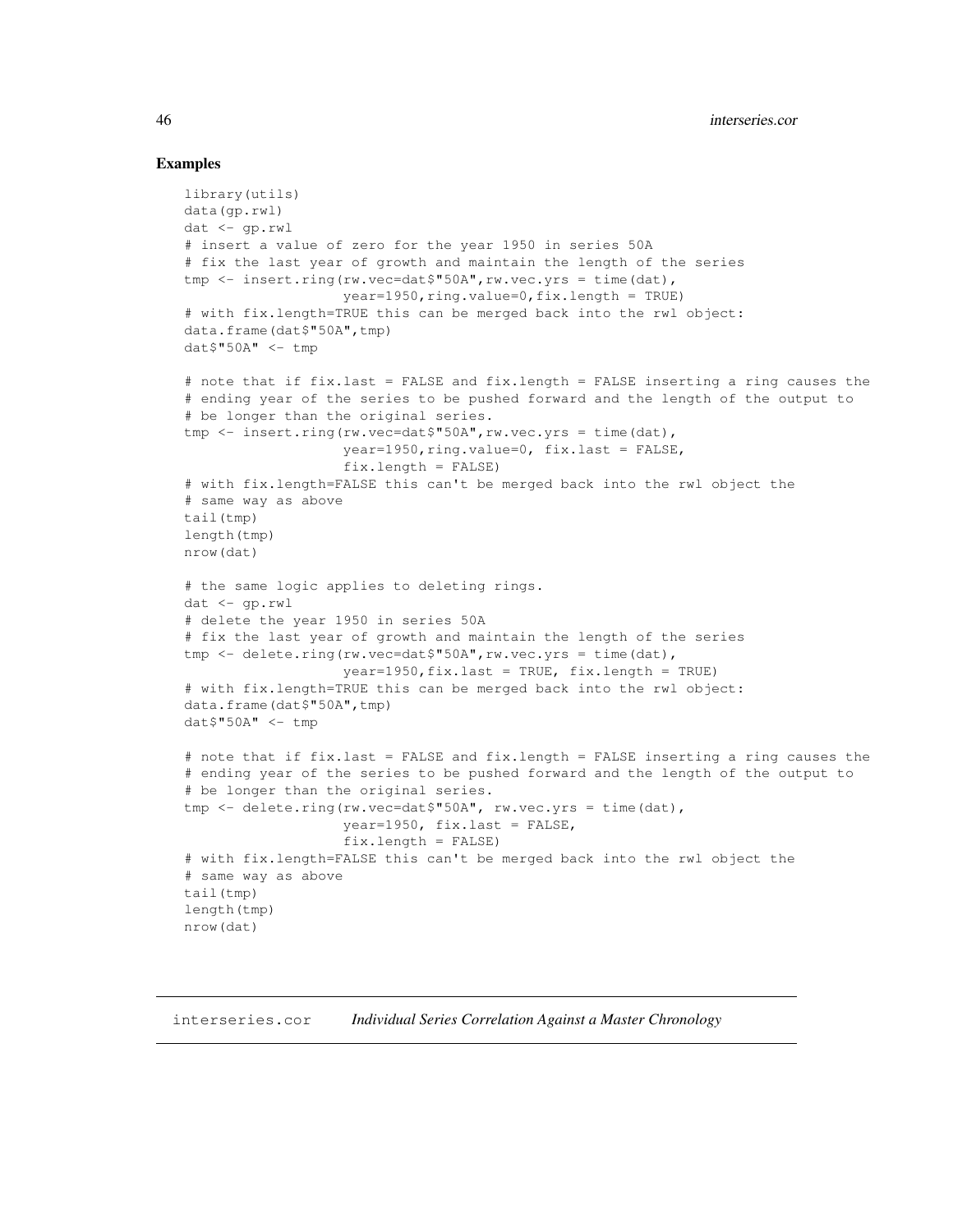## Examples

```
library(utils)
data(gp.rwl)
dat <- gp.rwl
# insert a value of zero for the year 1950 in series 50A
# fix the last year of growth and maintain the length of the series
tmp <- insert.ring(rw.vec=dat$"50A",rw.vec.yrs = time(dat),
                   year=1950,ring.value=0,fix.length = TRUE)
# with fix.length=TRUE this can be merged back into the rwl object:
data.frame(dat$"50A",tmp)
dat$"50A" <- tmp

# note that if fix.last = FALSE and fix.length = FALSE inserting a ring causes the
# ending year of the series to be pushed forward and the length of the output to
# be longer than the original series.
tmp <- insert.ring(rw.vec=dat$"50A",rw.vec.yrs = time(dat),
                   year=1950,ring.value=0, fix.last = FALSE,
                   fix.length = FALSE)
# with fix.length=FALSE this can't be merged back into the rwl object the
# same way as above
tail(tmp)
length(tmp)
nrow(dat)

# the same logic applies to deleting rings.
dat <- gp.rwl
# delete the year 1950 in series 50A
# fix the last year of growth and maintain the length of the series
tmp <- delete.ring(rw.vec=dat$"50A",rw.vec.yrs = time(dat),
                   year=1950,fix.last = TRUE, fix.length = TRUE)
# with fix.length=TRUE this can be merged back into the rwl object:
data.frame(dat$"50A",tmp)
dat$"50A" <- tmp

# note that if fix.last = FALSE and fix.length = FALSE inserting a ring causes the
# ending year of the series to be pushed forward and the length of the output to
# be longer than the original series.
tmp <- delete.ring(rw.vec=dat$"50A", rw.vec.yrs = time(dat),
                   year=1950, fix.last = FALSE,
                   fix.length = FALSE)
# with fix.length=FALSE this can't be merged back into the rwl object the
# same way as above
tail(tmp)
length(tmp)
nrow(dat)
```

---

# interseries.cor *Individual Series Correlation Against a Master Chronology*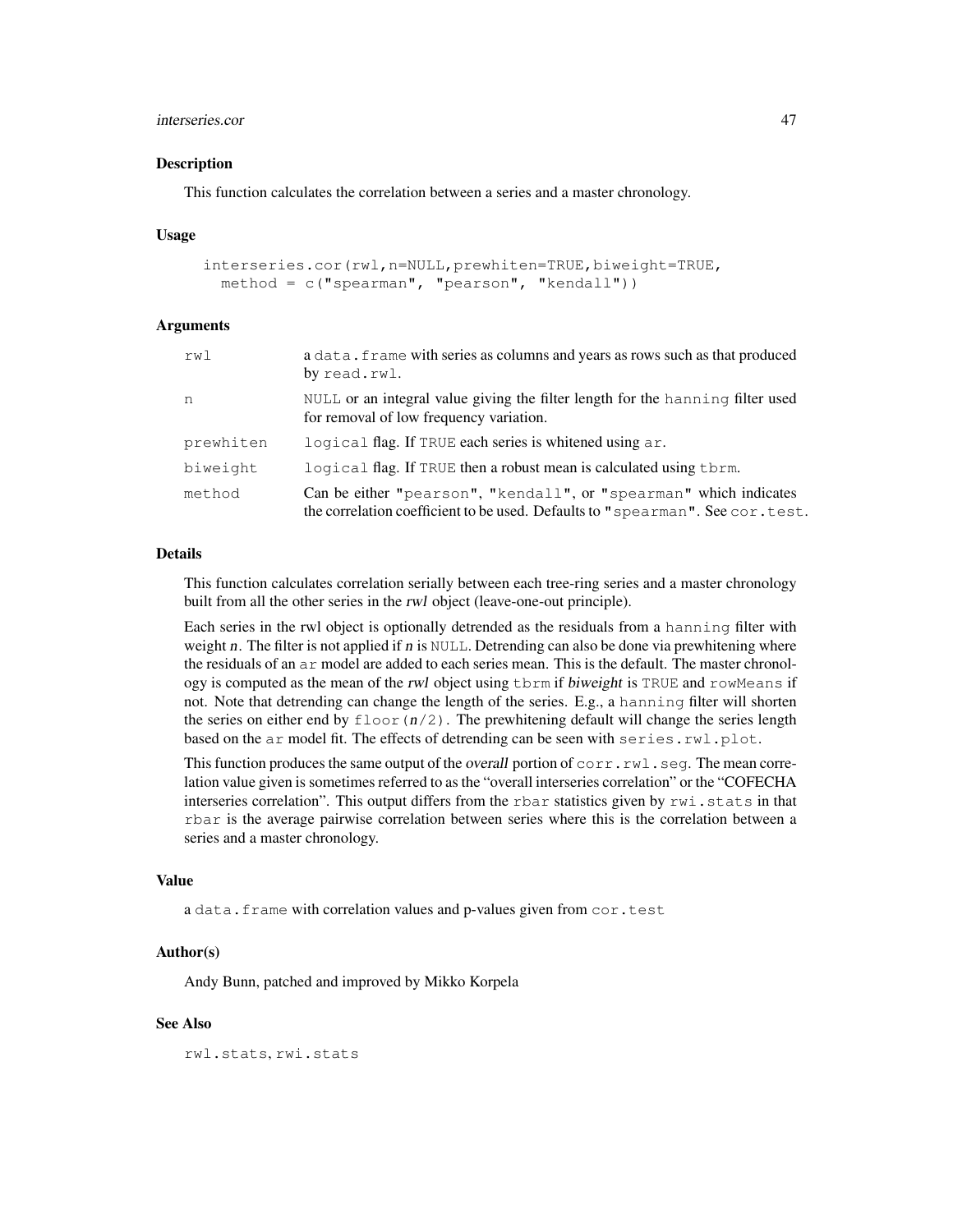## Description

This function calculates the correlation between a series and a master chronology.

## Usage

```
interseries.cor(rwl,n=NULL,prewhiten=TRUE,biweight=TRUE,
  method = c("spearman", "pearson", "kendall"))
```

## Arguments

| | |
|---|---|
| `rwl` | a `data.frame` with series as columns and years as rows such as that produced by `read.rwl`. |
| `n` | `NULL` or an integral value giving the filter length for the `hanning` filter used for removal of low frequency variation. |
| `prewhiten` | `logical` flag. If `TRUE` each series is whitened using `ar`. |
| `biweight` | `logical` flag. If `TRUE` then a robust mean is calculated using `tbrm`. |
| `method` | Can be either `"pearson"`, `"kendall"`, or `"spearman"` which indicates the correlation coefficient to be used. Defaults to `"spearman"`. See `cor.test`. |

## Details

This function calculates correlation serially between each tree-ring series and a master chronology built from all the other series in the *rwl* object (leave-one-out principle).

Each series in the rwl object is optionally detrended as the residuals from a `hanning` filter with weight *n*. The filter is not applied if *n* is `NULL`. Detrending can also be done via prewhitening where the residuals of an `ar` model are added to each series mean. This is the default. The master chronology is computed as the mean of the *rwl* object using `tbrm` if *biweight* is `TRUE` and `rowMeans` if not. Note that detrending can change the length of the series. E.g., a `hanning` filter will shorten the series on either end by `floor(n/2)`. The prewhitening default will change the series length based on the `ar` model fit. The effects of detrending can be seen with `series.rwl.plot`.

This function produces the same output of the *overall* portion of `corr.rwl.seg`. The mean correlation value given is sometimes referred to as the "overall interseries correlation" or the "COFECHA interseries correlation". This output differs from the `rbar` statistics given by `rwi.stats` in that `rbar` is the average pairwise correlation between series where this is the correlation between a series and a master chronology.

## Value

a `data.frame` with correlation values and p-values given from `cor.test`

## Author(s)

Andy Bunn, patched and improved by Mikko Korpela

## See Also

`rwl.stats`, `rwi.stats`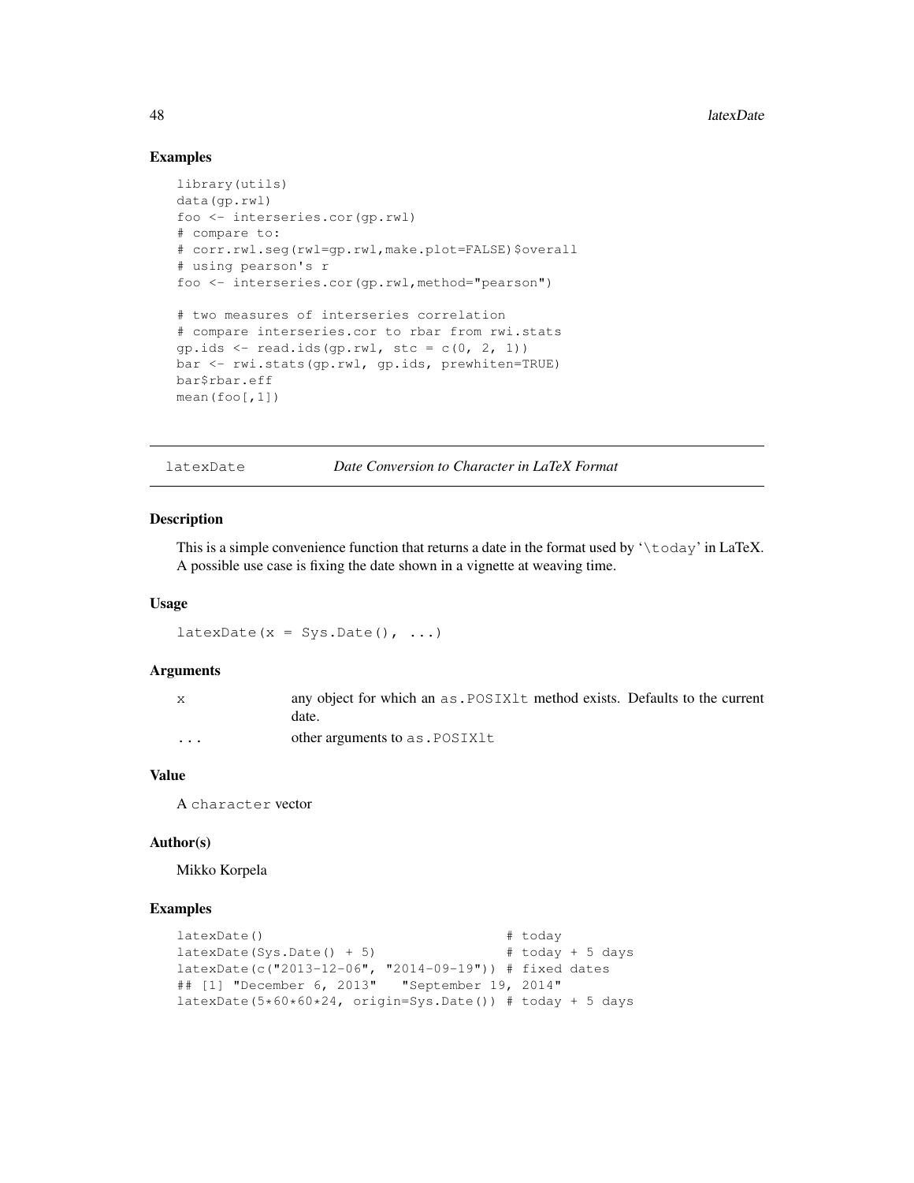## Examples

```
library(utils)
data(gp.rwl)
foo <- interseries.cor(gp.rwl)
# compare to:
# corr.rwl.seg(rwl=gp.rwl,make.plot=FALSE)$overall
# using pearson's r
foo <- interseries.cor(gp.rwl,method="pearson")

# two measures of interseries correlation
# compare interseries.cor to rbar from rwi.stats
gp.ids <- read.ids(gp.rwl, stc = c(0, 2, 1))
bar <- rwi.stats(gp.rwl, gp.ids, prewhiten=TRUE)
bar$rbar.eff
mean(foo[,1])
```

---

`latexDate` *Date Conversion to Character in LaTeX Format*

---

## Description

This is a simple convenience function that returns a date in the format used by '`\today`' in LaTeX. A possible use case is fixing the date shown in a vignette at weaving time.

## Usage

```
latexDate(x = Sys.Date(), ...)
```

## Arguments

| | |
|---|---|
| `x` | any object for which an `as.POSIXlt` method exists. Defaults to the current date. |
| `...` | other arguments to `as.POSIXlt` |

## Value

A `character` vector

## Author(s)

Mikko Korpela

## Examples

```
latexDate()                               # today
latexDate(Sys.Date() + 5)                 # today + 5 days
latexDate(c("2013-12-06", "2014-09-19")) # fixed dates
## [1] "December 6, 2013"   "September 19, 2014"
latexDate(5*60*60*24, origin=Sys.Date()) # today + 5 days
```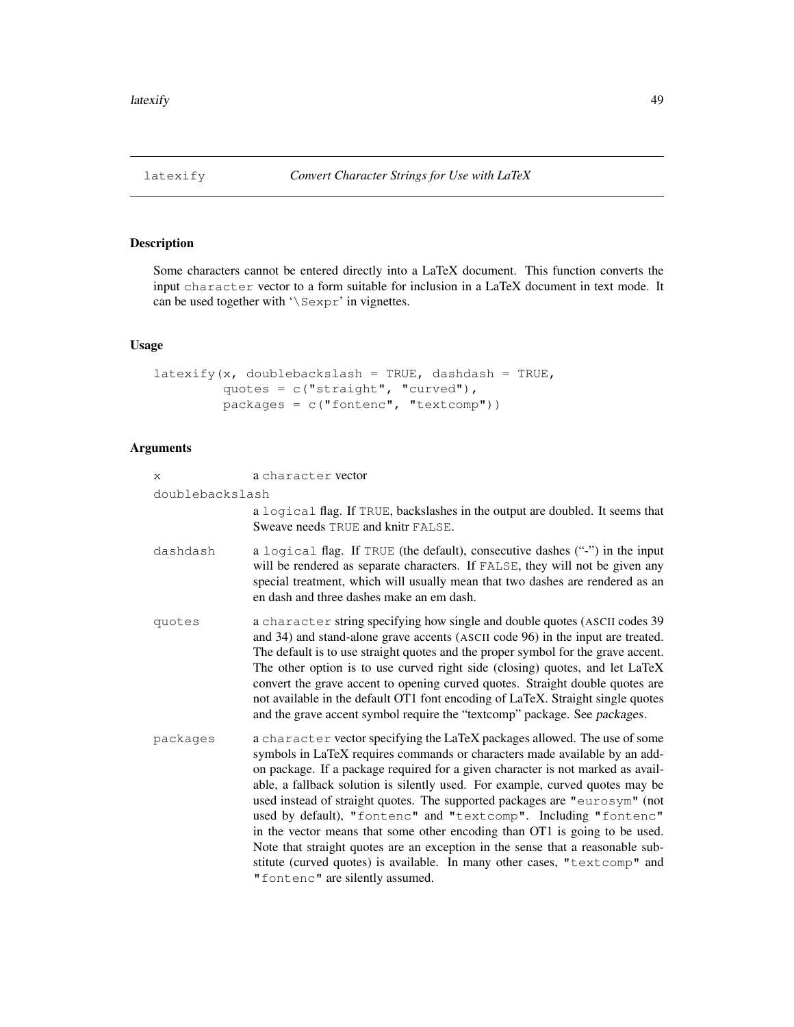## latexify — *Convert Character Strings for Use with LaTeX*

### Description

Some characters cannot be entered directly into a LaTeX document. This function converts the input `character` vector to a form suitable for inclusion in a LaTeX document in text mode. It can be used together with '`\Sexpr`' in vignettes.

### Usage

```
latexify(x, doublebackslash = TRUE, dashdash = TRUE,
         quotes = c("straight", "curved"),
         packages = c("fontenc", "textcomp"))
```

### Arguments

`x`
: a `character` vector

`doublebackslash`
: a `logical` flag. If `TRUE`, backslashes in the output are doubled. It seems that Sweave needs `TRUE` and knitr `FALSE`.

`dashdash`
: a `logical` flag. If `TRUE` (the default), consecutive dashes ("-") in the input will be rendered as separate characters. If `FALSE`, they will not be given any special treatment, which will usually mean that two dashes are rendered as an en dash and three dashes make an em dash.

`quotes`
: a `character` string specifying how single and double quotes (ASCII codes 39 and 34) and stand-alone grave accents (ASCII code 96) in the input are treated. The default is to use straight quotes and the proper symbol for the grave accent. The other option is to use curved right side (closing) quotes, and let LaTeX convert the grave accent to opening curved quotes. Straight double quotes are not available in the default OT1 font encoding of LaTeX. Straight single quotes and the grave accent symbol require the "textcomp" package. See *packages*.

`packages`
: a `character` vector specifying the LaTeX packages allowed. The use of some symbols in LaTeX requires commands or characters made available by an add-on package. If a package required for a given character is not marked as available, a fallback solution is silently used. For example, curved quotes may be used instead of straight quotes. The supported packages are `"eurosym"` (not used by default), `"fontenc"` and `"textcomp"`. Including `"fontenc"` in the vector means that some other encoding than OT1 is going to be used. Note that straight quotes are an exception in the sense that a reasonable substitute (curved quotes) is available. In many other cases, `"textcomp"` and `"fontenc"` are silently assumed.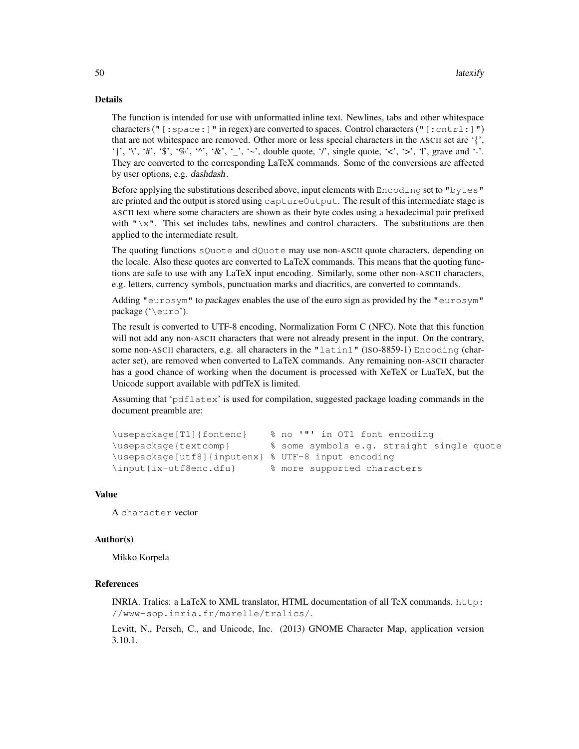## Details

The function is intended for use with unformatted inline text. Newlines, tabs and other whitespace characters (`"[:space:]"` in regex) are converted to spaces. Control characters (`"[:cntrl:]"`) that are not whitespace are removed. Other more or less special characters in the ASCII set are '{', '}', '\', '#', '$', '%', '^', '&', '_', '~', double quote, '/', single quote, '<', '>', '|', grave and '-'. They are converted to the corresponding LaTeX commands. Some of the conversions are affected by user options, e.g. *dashdash*.

Before applying the substitutions described above, input elements with `Encoding` set to `"bytes"` are printed and the output is stored using `captureOutput`. The result of this intermediate stage is ASCII text where some characters are shown as their byte codes using a hexadecimal pair prefixed with `"\x"`. This set includes tabs, newlines and control characters. The substitutions are then applied to the intermediate result.

The quoting functions `sQuote` and `dQuote` may use non-ASCII quote characters, depending on the locale. Also these quotes are converted to LaTeX commands. This means that the quoting functions are safe to use with any LaTeX input encoding. Similarly, some other non-ASCII characters, e.g. letters, currency symbols, punctuation marks and diacritics, are converted to commands.

Adding `"eurosym"` to *packages* enables the use of the euro sign as provided by the `"eurosym"` package ('`\euro`').

The result is converted to UTF-8 encoding, Normalization Form C (NFC). Note that this function will not add any non-ASCII characters that were not already present in the input. On the contrary, some non-ASCII characters, e.g. all characters in the `"latin1"` (ISO-8859-1) `Encoding` (character set), are removed when converted to LaTeX commands. Any remaining non-ASCII character has a good chance of working when the document is processed with XeTeX or LuaTeX, but the Unicode support available with pdfTeX is limited.

Assuming that '`pdflatex`' is used for compilation, suggested package loading commands in the document preamble are:

```
\usepackage[T1]{fontenc}    % no '"' in OT1 font encoding
\usepackage{textcomp}       % some symbols e.g. straight single quote
\usepackage[utf8]{inputenx} % UTF-8 input encoding
\input{ix-utf8enc.dfu}      % more supported characters
```

## Value

A `character` vector

## Author(s)

Mikko Korpela

## References

INRIA. Tralics: a LaTeX to XML translator, HTML documentation of all TeX commands. `http://www-sop.inria.fr/marelle/tralics/`.

Levitt, N., Persch, C., and Unicode, Inc. (2013) GNOME Character Map, application version 3.10.1.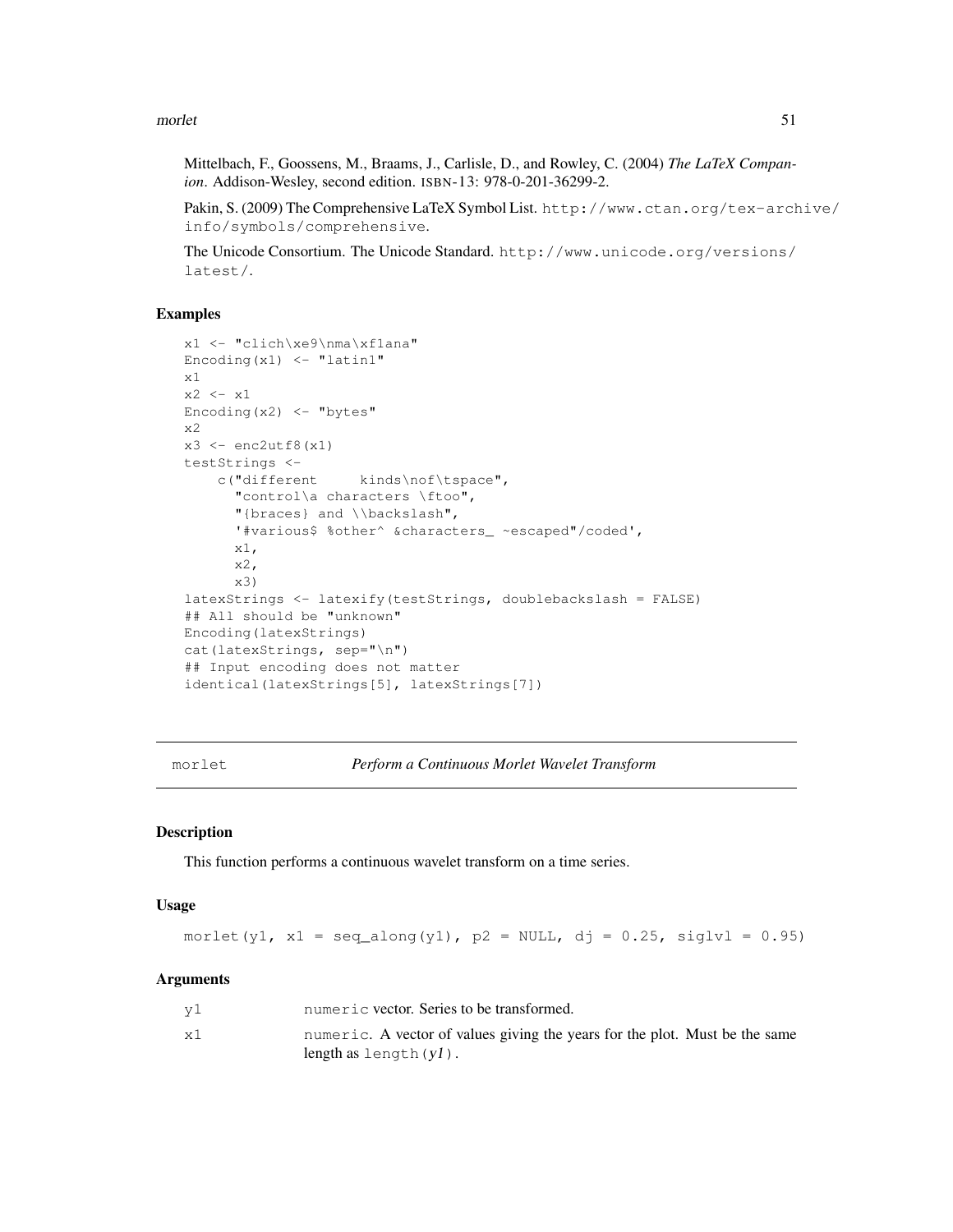Mittelbach, F., Goossens, M., Braams, J., Carlisle, D., and Rowley, C. (2004) *The LaTeX Companion*. Addison-Wesley, second edition. ISBN-13: 978-0-201-36299-2.

Pakin, S. (2009) The Comprehensive LaTeX Symbol List. http://www.ctan.org/tex-archive/info/symbols/comprehensive.

The Unicode Consortium. The Unicode Standard. http://www.unicode.org/versions/latest/.

## Examples

```
x1 <- "clich\xe9\nma\xf1ana"
Encoding(x1) <- "latin1"
x1
x2 <- x1
Encoding(x2) <- "bytes"
x2
x3 <- enc2utf8(x1)
testStrings <-
    c("different     kinds\nof\tspace",
      "control\a characters \ftoo",
      "{braces} and \\backslash",
      '#various$ %other^ &characters_ ~escaped"/coded',
      x1,
      x2,
      x3)
latexStrings <- latexify(testStrings, doublebackslash = FALSE)
## All should be "unknown"
Encoding(latexStrings)
cat(latexStrings, sep="\n")
## Input encoding does not matter
identical(latexStrings[5], latexStrings[7])
```

---

morlet *Perform a Continuous Morlet Wavelet Transform*

---

## Description

This function performs a continuous wavelet transform on a time series.

## Usage

```
morlet(y1, x1 = seq_along(y1), p2 = NULL, dj = 0.25, siglvl = 0.95)
```

## Arguments

| | |
|---|---|
| y1 | numeric vector. Series to be transformed. |
| x1 | numeric. A vector of values giving the years for the plot. Must be the same length as length(*y1*). |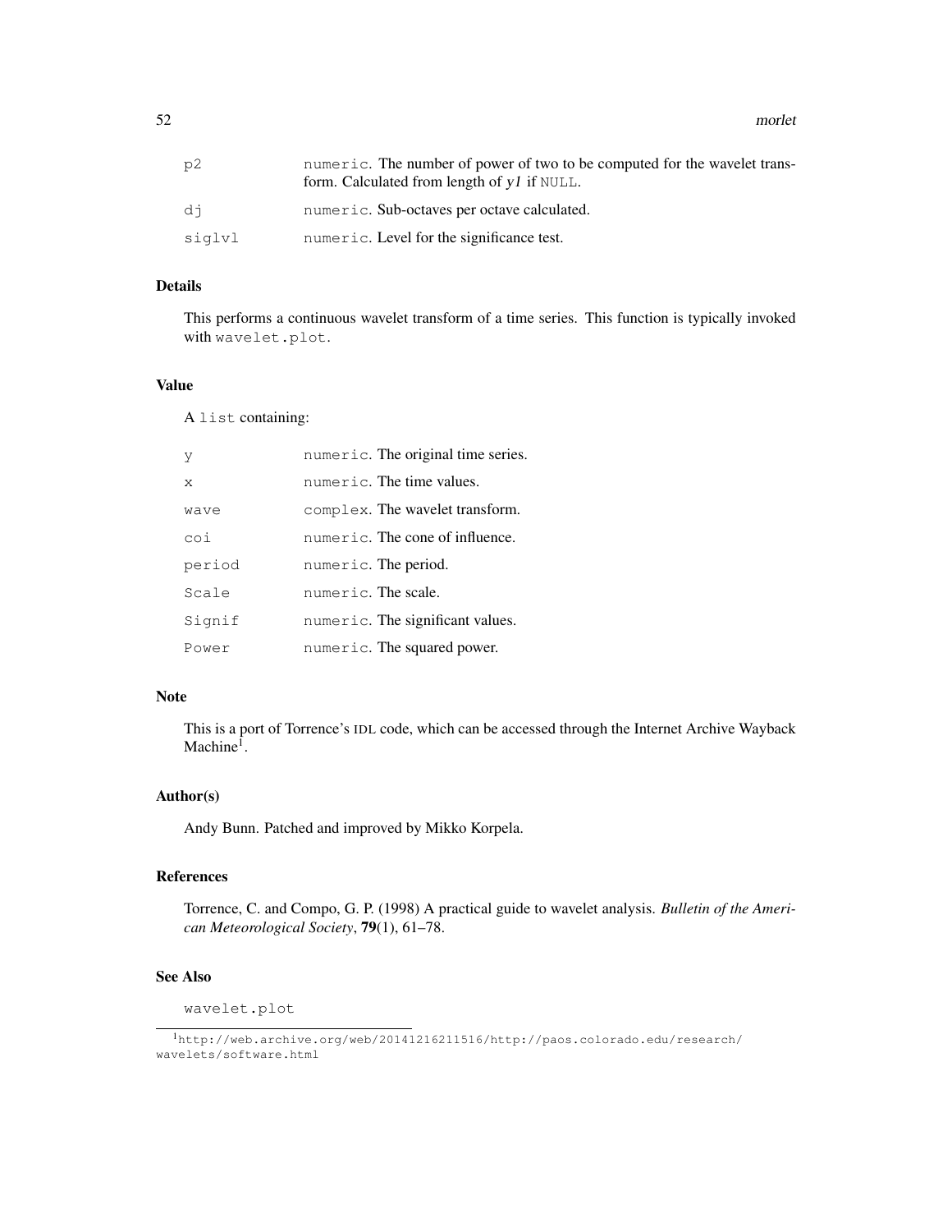| | |
|---|---|
| p2 | numeric. The number of power of two to be computed for the wavelet transform. Calculated from length of *y1* if NULL. |
| dj | numeric. Sub-octaves per octave calculated. |
| siglvl | numeric. Level for the significance test. |

### Details

This performs a continuous wavelet transform of a time series. This function is typically invoked with wavelet.plot.

### Value

A list containing:

| | |
|---|---|
| y | numeric. The original time series. |
| x | numeric. The time values. |
| wave | complex. The wavelet transform. |
| coi | numeric. The cone of influence. |
| period | numeric. The period. |
| Scale | numeric. The scale. |
| Signif | numeric. The significant values. |
| Power | numeric. The squared power. |

### Note

This is a port of Torrence's IDL code, which can be accessed through the Internet Archive Wayback Machine[1].

### Author(s)

Andy Bunn. Patched and improved by Mikko Korpela.

### References

Torrence, C. and Compo, G. P. (1998) A practical guide to wavelet analysis. *Bulletin of the American Meteorological Society*, **79**(1), 61–78.

### See Also

wavelet.plot

[1] http://web.archive.org/web/20141216211516/http://paos.colorado.edu/research/wavelets/software.html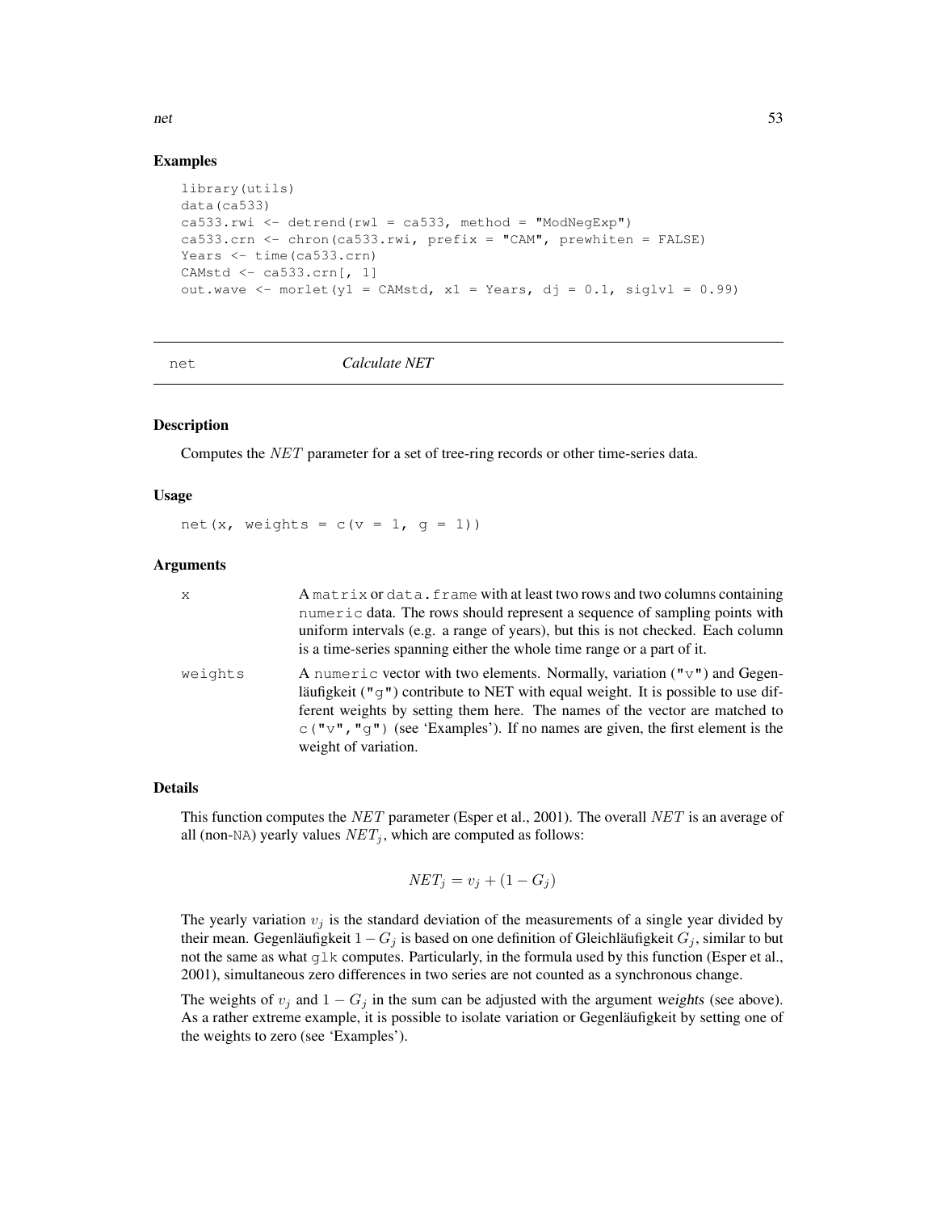### Examples

```
library(utils)
data(ca533)
ca533.rwi <- detrend(rwl = ca533, method = "ModNegExp")
ca533.crn <- chron(ca533.rwi, prefix = "CAM", prewhiten = FALSE)
Years <- time(ca533.crn)
CAMstd <- ca533.crn[, 1]
out.wave <- morlet(y1 = CAMstd, x1 = Years, dj = 0.1, siglvl = 0.99)
```

---

## net — *Calculate NET*

### Description

Computes the $NET$ parameter for a set of tree-ring records or other time-series data.

### Usage

```
net(x, weights = c(v = 1, g = 1))
```

### Arguments

| | |
|---|---|
| `x` | A `matrix` or `data.frame` with at least two rows and two columns containing `numeric` data. The rows should represent a sequence of sampling points with uniform intervals (e.g. a range of years), but this is not checked. Each column is a time-series spanning either the whole time range or a part of it. |
| `weights` | A `numeric` vector with two elements. Normally, variation (`"v"`) and Gegenläufigkeit (`"g"`) contribute to NET with equal weight. It is possible to use different weights by setting them here. The names of the vector are matched to `c("v","g")` (see 'Examples'). If no names are given, the first element is the weight of variation. |

### Details

This function computes the $NET$ parameter (Esper et al., 2001). The overall $NET$ is an average of all (non-`NA`) yearly values $NET_j$, which are computed as follows:

$$NET_j = v_j + (1 - G_j)$$

The yearly variation $v_j$ is the standard deviation of the measurements of a single year divided by their mean. Gegenläufigkeit $1 - G_j$ is based on one definition of Gleichläufigkeit $G_j$, similar to but not the same as what `glk` computes. Particularly, in the formula used by this function (Esper et al., 2001), simultaneous zero differences in two series are not counted as a synchronous change.

The weights of $v_j$ and $1 - G_j$ in the sum can be adjusted with the argument *weights* (see above). As a rather extreme example, it is possible to isolate variation or Gegenläufigkeit by setting one of the weights to zero (see 'Examples').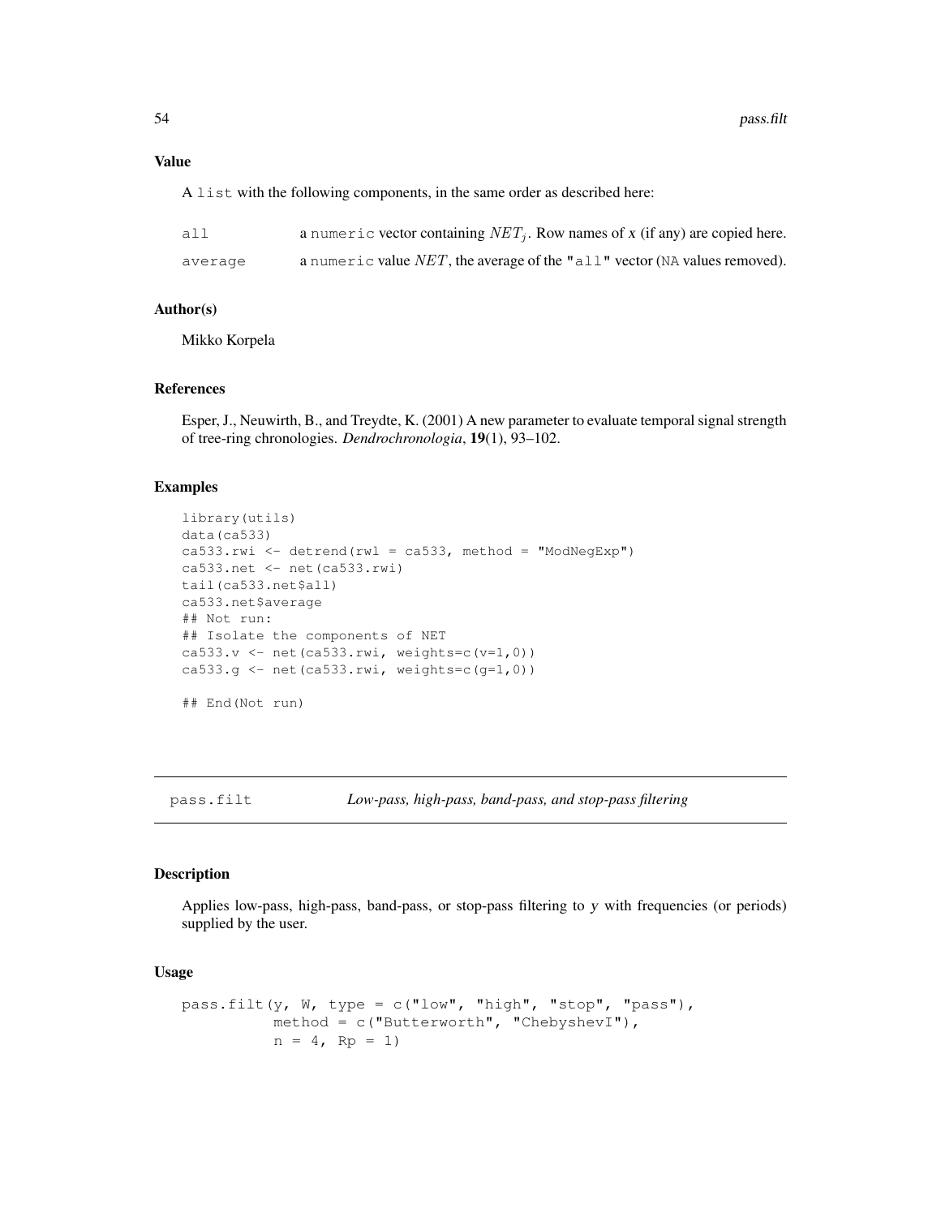### Value

A `list` with the following components, in the same order as described here:

| | |
|---|---|
| `all` | a `numeric` vector containing $NET_j$. Row names of *x* (if any) are copied here. |
| `average` | a `numeric` value $NET$, the average of the `"all"` vector (`NA` values removed). |

### Author(s)

Mikko Korpela

### References

Esper, J., Neuwirth, B., and Treydte, K. (2001) A new parameter to evaluate temporal signal strength of tree-ring chronologies. *Dendrochronologia*, **19**(1), 93–102.

### Examples

```
library(utils)
data(ca533)
ca533.rwi <- detrend(rwl = ca533, method = "ModNegExp")
ca533.net <- net(ca533.rwi)
tail(ca533.net$all)
ca533.net$average
## Not run:
## Isolate the components of NET
ca533.v <- net(ca533.rwi, weights=c(v=1,0))
ca533.g <- net(ca533.rwi, weights=c(g=1,0))

## End(Not run)
```

---

## pass.filt — *Low-pass, high-pass, band-pass, and stop-pass filtering*

---

### Description

Applies low-pass, high-pass, band-pass, or stop-pass filtering to *y* with frequencies (or periods) supplied by the user.

### Usage

```
pass.filt(y, W, type = c("low", "high", "stop", "pass"),
          method = c("Butterworth", "ChebyshevI"),
          n = 4, Rp = 1)
```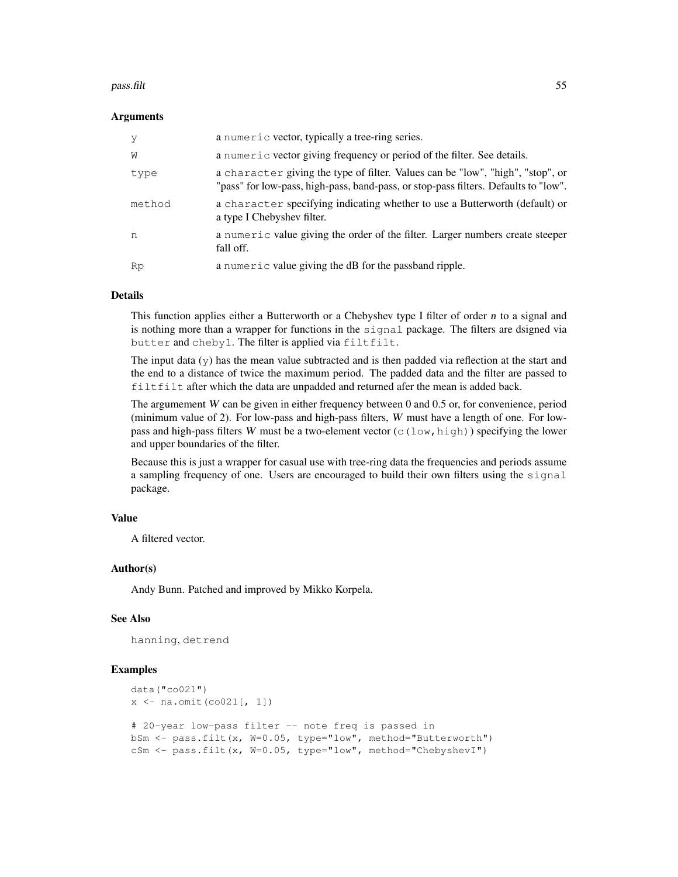### Arguments

| | |
|---|---|
| y | a numeric vector, typically a tree-ring series. |
| W | a numeric vector giving frequency or period of the filter. See details. |
| type | a character giving the type of filter. Values can be "low", "high", "stop", or "pass" for low-pass, high-pass, band-pass, or stop-pass filters. Defaults to "low". |
| method | a character specifying indicating whether to use a Butterworth (default) or a type I Chebyshev filter. |
| n | a numeric value giving the order of the filter. Larger numbers create steeper fall off. |
| Rp | a numeric value giving the dB for the passband ripple. |

### Details

This function applies either a Butterworth or a Chebyshev type I filter of order *n* to a signal and is nothing more than a wrapper for functions in the signal package. The filters are dsigned via butter and cheby1. The filter is applied via filtfilt.

The input data (y) has the mean value subtracted and is then padded via reflection at the start and the end to a distance of twice the maximum period. The padded data and the filter are passed to filtfilt after which the data are unpadded and returned afer the mean is added back.

The argumement *W* can be given in either frequency between 0 and 0.5 or, for convenience, period (minimum value of 2). For low-pass and high-pass filters, *W* must have a length of one. For low-pass and high-pass filters *W* must be a two-element vector (c(low, high)) specifying the lower and upper boundaries of the filter.

Because this is just a wrapper for casual use with tree-ring data the frequencies and periods assume a sampling frequency of one. Users are encouraged to build their own filters using the signal package.

### Value

A filtered vector.

### Author(s)

Andy Bunn. Patched and improved by Mikko Korpela.

### See Also

hanning, detrend

### Examples

```
data("co021")
x <- na.omit(co021[, 1])

# 20-year low-pass filter -- note freq is passed in
bSm <- pass.filt(x, W=0.05, type="low", method="Butterworth")
cSm <- pass.filt(x, W=0.05, type="low", method="ChebyshevI")
```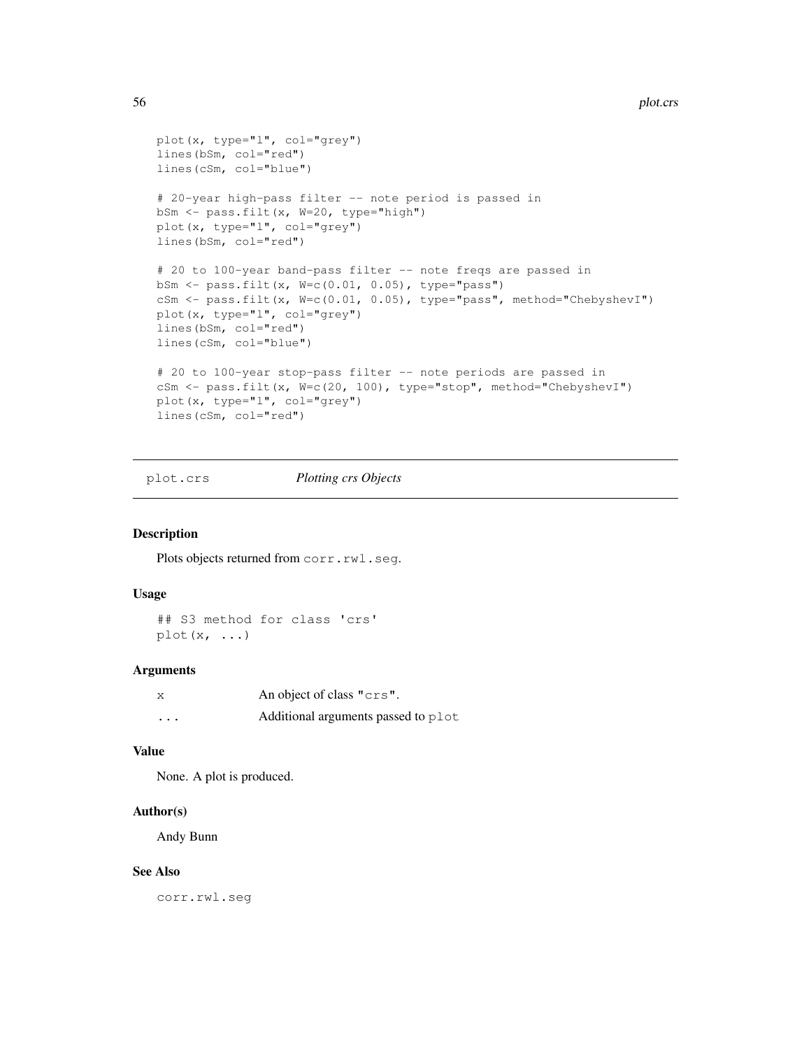```
plot(x, type="l", col="grey")
lines(bSm, col="red")
lines(cSm, col="blue")

# 20-year high-pass filter -- note period is passed in
bSm <- pass.filt(x, W=20, type="high")
plot(x, type="l", col="grey")
lines(bSm, col="red")

# 20 to 100-year band-pass filter -- note freqs are passed in
bSm <- pass.filt(x, W=c(0.01, 0.05), type="pass")
cSm <- pass.filt(x, W=c(0.01, 0.05), type="pass", method="ChebyshevI")
plot(x, type="l", col="grey")
lines(bSm, col="red")
lines(cSm, col="blue")

# 20 to 100-year stop-pass filter -- note periods are passed in
cSm <- pass.filt(x, W=c(20, 100), type="stop", method="ChebyshevI")
plot(x, type="l", col="grey")
lines(cSm, col="red")
```

## plot.crs — *Plotting crs Objects*

### Description

Plots objects returned from `corr.rwl.seg`.

### Usage

```
## S3 method for class 'crs'
plot(x, ...)
```

### Arguments

| | |
|---|---|
| `x` | An object of class `"crs"`. |
| `...` | Additional arguments passed to `plot` |

### Value

None. A plot is produced.

### Author(s)

Andy Bunn

### See Also

`corr.rwl.seg`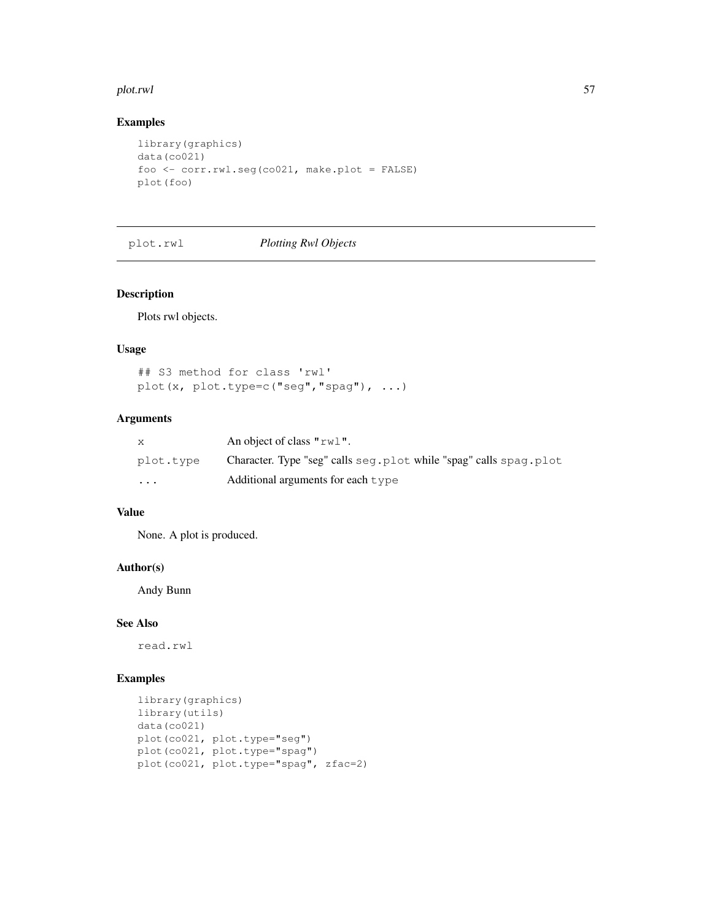## Examples

```
library(graphics)
data(co021)
foo <- corr.rwl.seg(co021, make.plot = FALSE)
plot(foo)
```

---

# plot.rwl *Plotting Rwl Objects*

---

## Description

Plots rwl objects.

## Usage

```
## S3 method for class 'rwl'
plot(x, plot.type=c("seg","spag"), ...)
```

## Arguments

| | |
|---|---|
| `x` | An object of class `"rwl"`. |
| `plot.type` | Character. Type "seg" calls `seg.plot` while "spag" calls `spag.plot` |
| `...` | Additional arguments for each `type` |

## Value

None. A plot is produced.

## Author(s)

Andy Bunn

## See Also

`read.rwl`

## Examples

```
library(graphics)
library(utils)
data(co021)
plot(co021, plot.type="seg")
plot(co021, plot.type="spag")
plot(co021, plot.type="spag", zfac=2)
```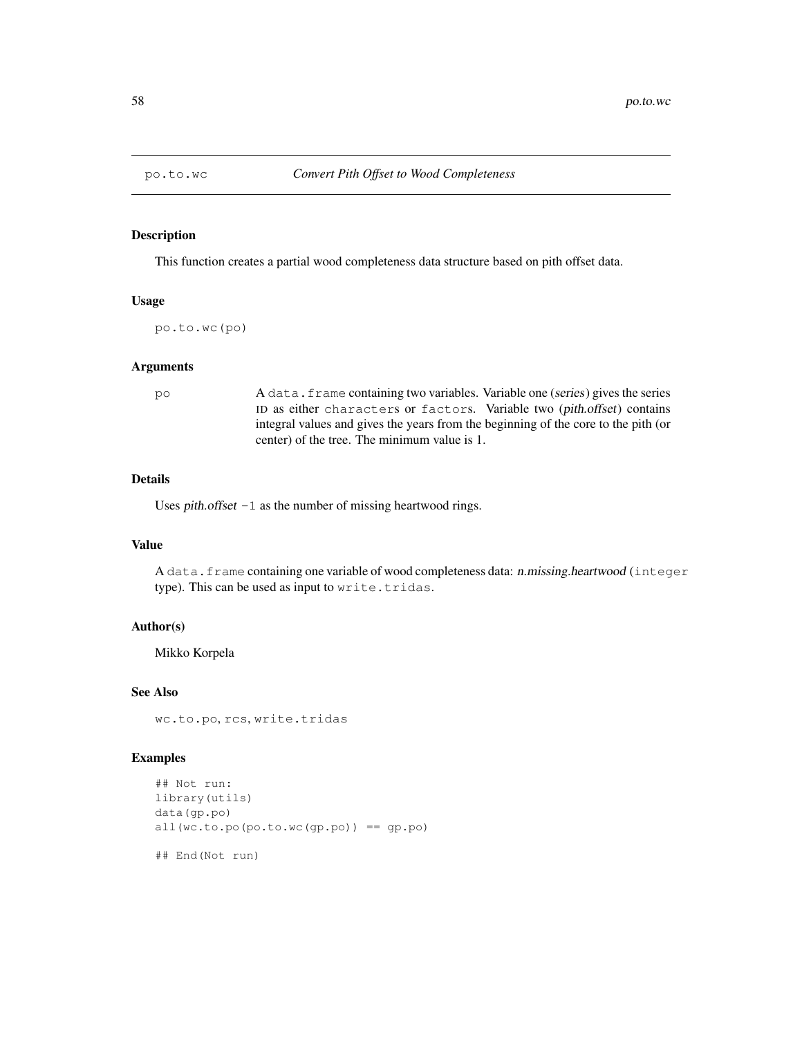# po.to.wc *Convert Pith Offset to Wood Completeness*

## Description

This function creates a partial wood completeness data structure based on pith offset data.

## Usage

```
po.to.wc(po)
```

## Arguments

| | |
|---|---|
| `po` | A `data.frame` containing two variables. Variable one (*series*) gives the series ID as either `character`s or `factor`s. Variable two (*pith.offset*) contains integral values and gives the years from the beginning of the core to the pith (or center) of the tree. The minimum value is 1. |

## Details

Uses *pith.offset* `-1` as the number of missing heartwood rings.

## Value

A `data.frame` containing one variable of wood completeness data: *n.missing.heartwood* (`integer` type). This can be used as input to `write.tridas`.

## Author(s)

Mikko Korpela

## See Also

`wc.to.po`, `rcs`, `write.tridas`

## Examples

```
## Not run:
library(utils)
data(gp.po)
all(wc.to.po(po.to.wc(gp.po)) == gp.po)

## End(Not run)
```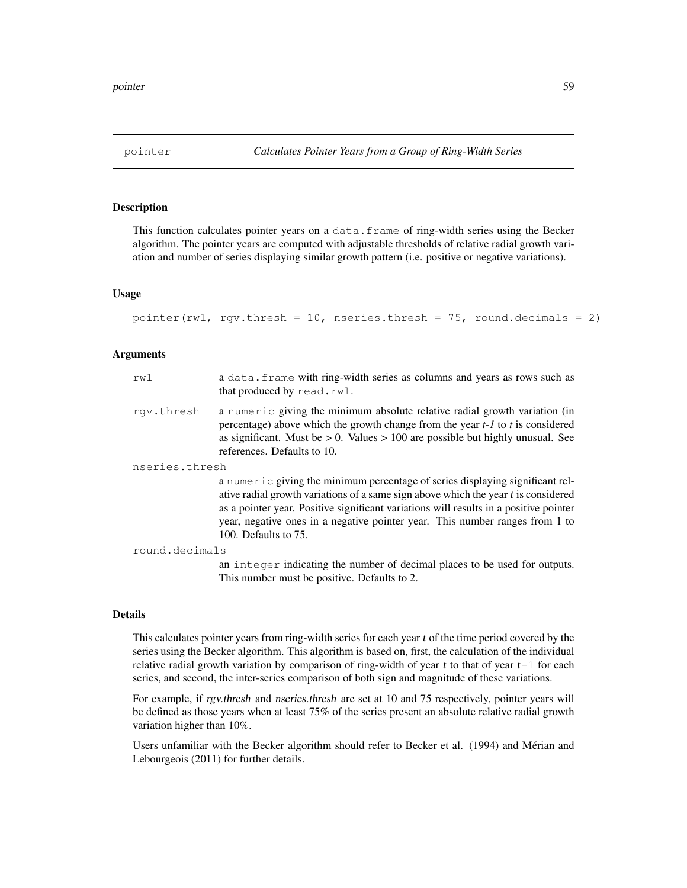pointer *Calculates Pointer Years from a Group of Ring-Width Series*

## Description

This function calculates pointer years on a `data.frame` of ring-width series using the Becker algorithm. The pointer years are computed with adjustable thresholds of relative radial growth variation and number of series displaying similar growth pattern (i.e. positive or negative variations).

## Usage

```
pointer(rwl, rgv.thresh = 10, nseries.thresh = 75, round.decimals = 2)
```

## Arguments

`rwl` a `data.frame` with ring-width series as columns and years as rows such as that produced by `read.rwl`.

`rgv.thresh` a `numeric` giving the minimum absolute relative radial growth variation (in percentage) above which the growth change from the year *t-1* to *t* is considered as significant. Must be > 0. Values > 100 are possible but highly unusual. See references. Defaults to 10.

`nseries.thresh` a `numeric` giving the minimum percentage of series displaying significant relative radial growth variations of a same sign above which the year *t* is considered as a pointer year. Positive significant variations will results in a positive pointer year, negative ones in a negative pointer year. This number ranges from 1 to 100. Defaults to 75.

`round.decimals` an `integer` indicating the number of decimal places to be used for outputs. This number must be positive. Defaults to 2.

## Details

This calculates pointer years from ring-width series for each year *t* of the time period covered by the series using the Becker algorithm. This algorithm is based on, first, the calculation of the individual relative radial growth variation by comparison of ring-width of year *t* to that of year $t-1$ for each series, and second, the inter-series comparison of both sign and magnitude of these variations.

For example, if *rgv.thresh* and *nseries.thresh* are set at 10 and 75 respectively, pointer years will be defined as those years when at least 75% of the series present an absolute relative radial growth variation higher than 10%.

Users unfamiliar with the Becker algorithm should refer to Becker et al. (1994) and Mérian and Lebourgeois (2011) for further details.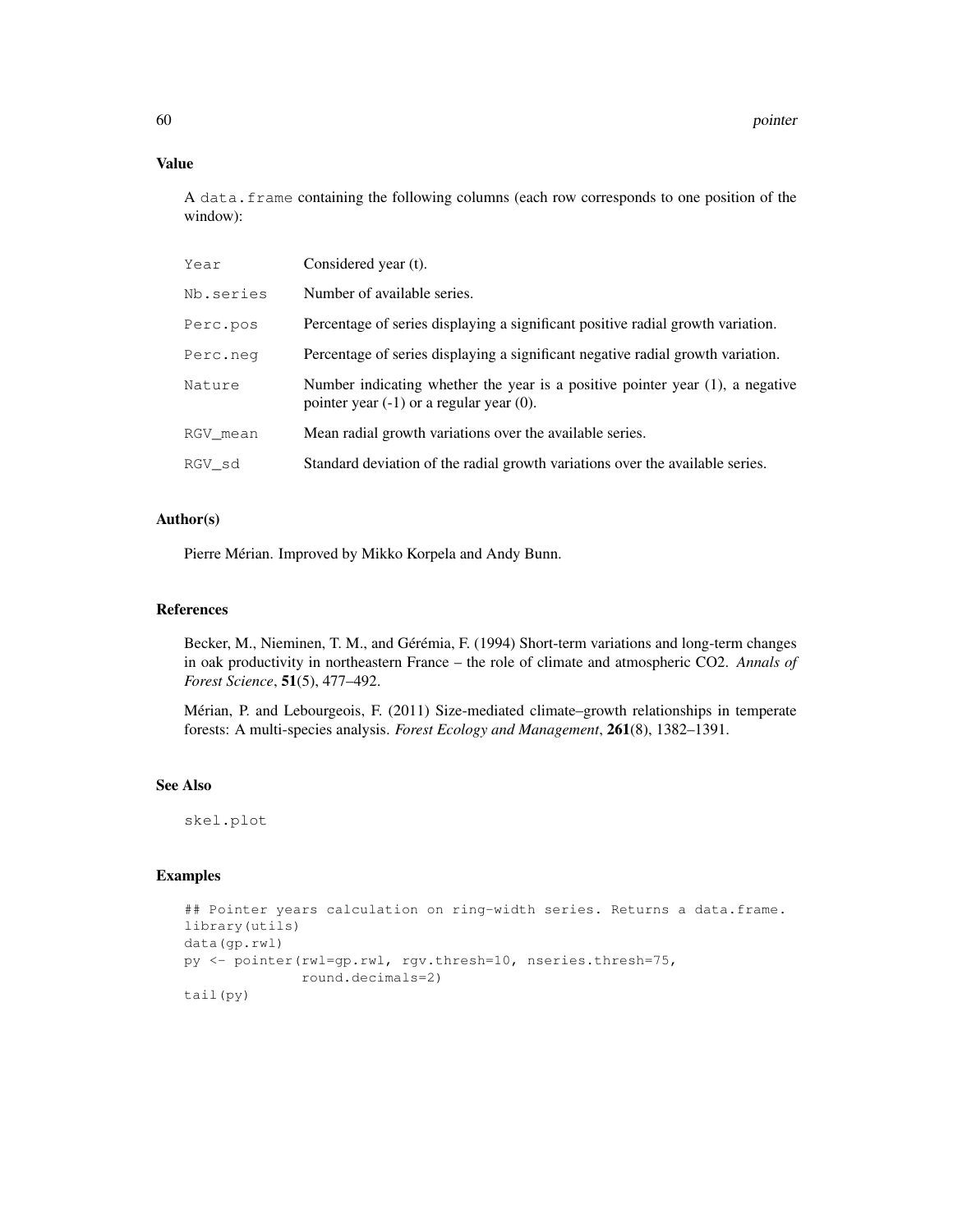## Value

A `data.frame` containing the following columns (each row corresponds to one position of the window):

| | |
|---|---|
| `Year` | Considered year (t). |
| `Nb.series` | Number of available series. |
| `Perc.pos` | Percentage of series displaying a significant positive radial growth variation. |
| `Perc.neg` | Percentage of series displaying a significant negative radial growth variation. |
| `Nature` | Number indicating whether the year is a positive pointer year (1), a negative pointer year (-1) or a regular year (0). |
| `RGV_mean` | Mean radial growth variations over the available series. |
| `RGV_sd` | Standard deviation of the radial growth variations over the available series. |

## Author(s)

Pierre Mérian. Improved by Mikko Korpela and Andy Bunn.

## References

Becker, M., Nieminen, T. M., and Gérémia, F. (1994) Short-term variations and long-term changes in oak productivity in northeastern France – the role of climate and atmospheric CO2. *Annals of Forest Science*, **51**(5), 477–492.

Mérian, P. and Lebourgeois, F. (2011) Size-mediated climate–growth relationships in temperate forests: A multi-species analysis. *Forest Ecology and Management*, **261**(8), 1382–1391.

## See Also

`skel.plot`

## Examples

```
## Pointer years calculation on ring-width series. Returns a data.frame.
library(utils)
data(gp.rwl)
py <- pointer(rwl=gp.rwl, rgv.thresh=10, nseries.thresh=75,
              round.decimals=2)
tail(py)
```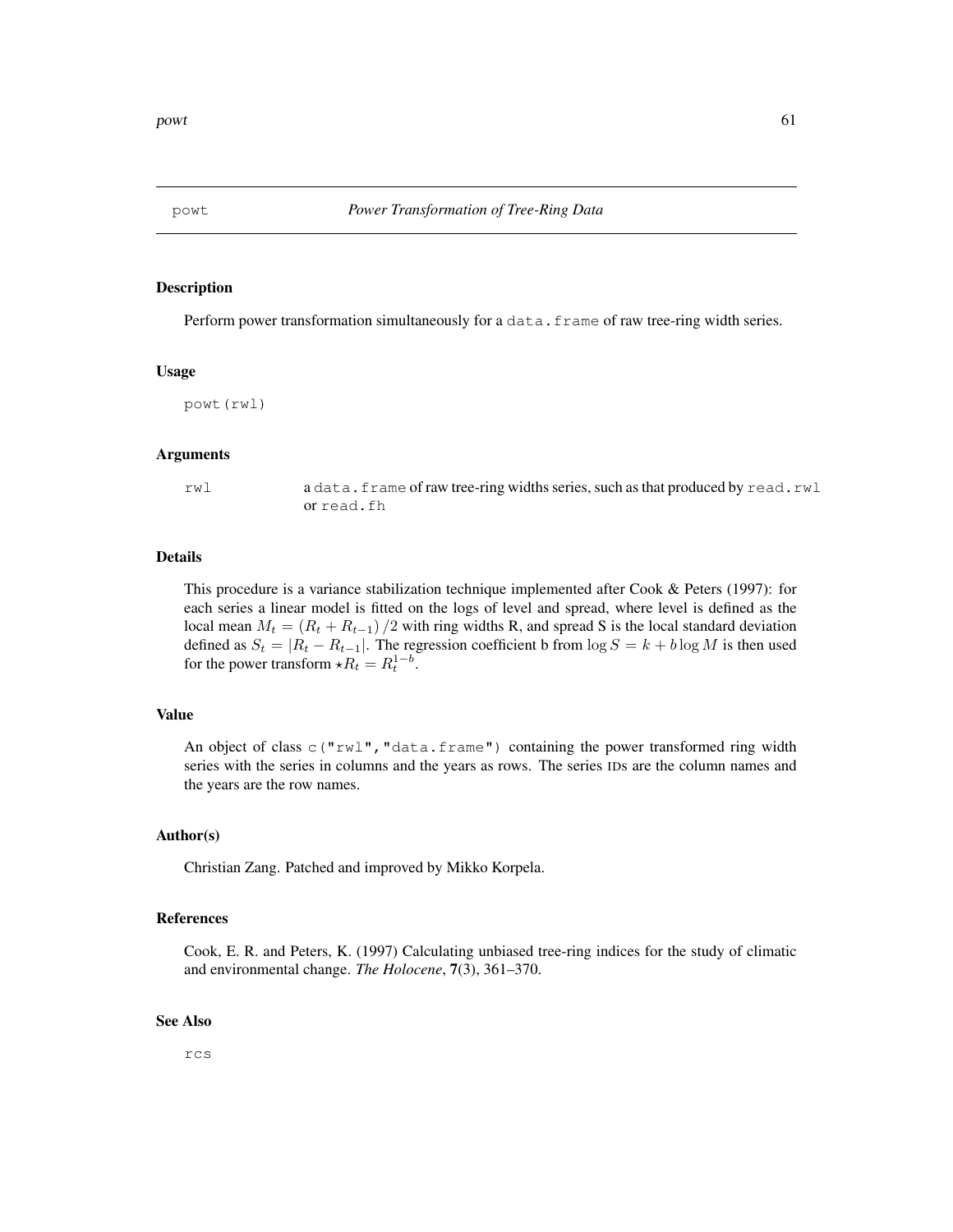## powt — *Power Transformation of Tree-Ring Data*

### Description

Perform power transformation simultaneously for a `data.frame` of raw tree-ring width series.

### Usage

```
powt(rwl)
```

### Arguments

| | |
|---|---|
| `rwl` | a `data.frame` of raw tree-ring widths series, such as that produced by `read.rwl` or `read.fh` |

### Details

This procedure is a variance stabilization technique implemented after Cook & Peters (1997): for each series a linear model is fitted on the logs of level and spread, where level is defined as the local mean $M_t = (R_t + R_{t-1})/2$ with ring widths R, and spread S is the local standard deviation defined as $S_t = |R_t - R_{t-1}|$. The regression coefficient b from $\log S = k + b \log M$ is then used for the power transform $\star R_t = R_t^{1-b}$.

### Value

An object of class `c("rwl","data.frame")` containing the power transformed ring width series with the series in columns and the years as rows. The series IDs are the column names and the years are the row names.

### Author(s)

Christian Zang. Patched and improved by Mikko Korpela.

### References

Cook, E. R. and Peters, K. (1997) Calculating unbiased tree-ring indices for the study of climatic and environmental change. *The Holocene*, **7**(3), 361–370.

### See Also

`rcs`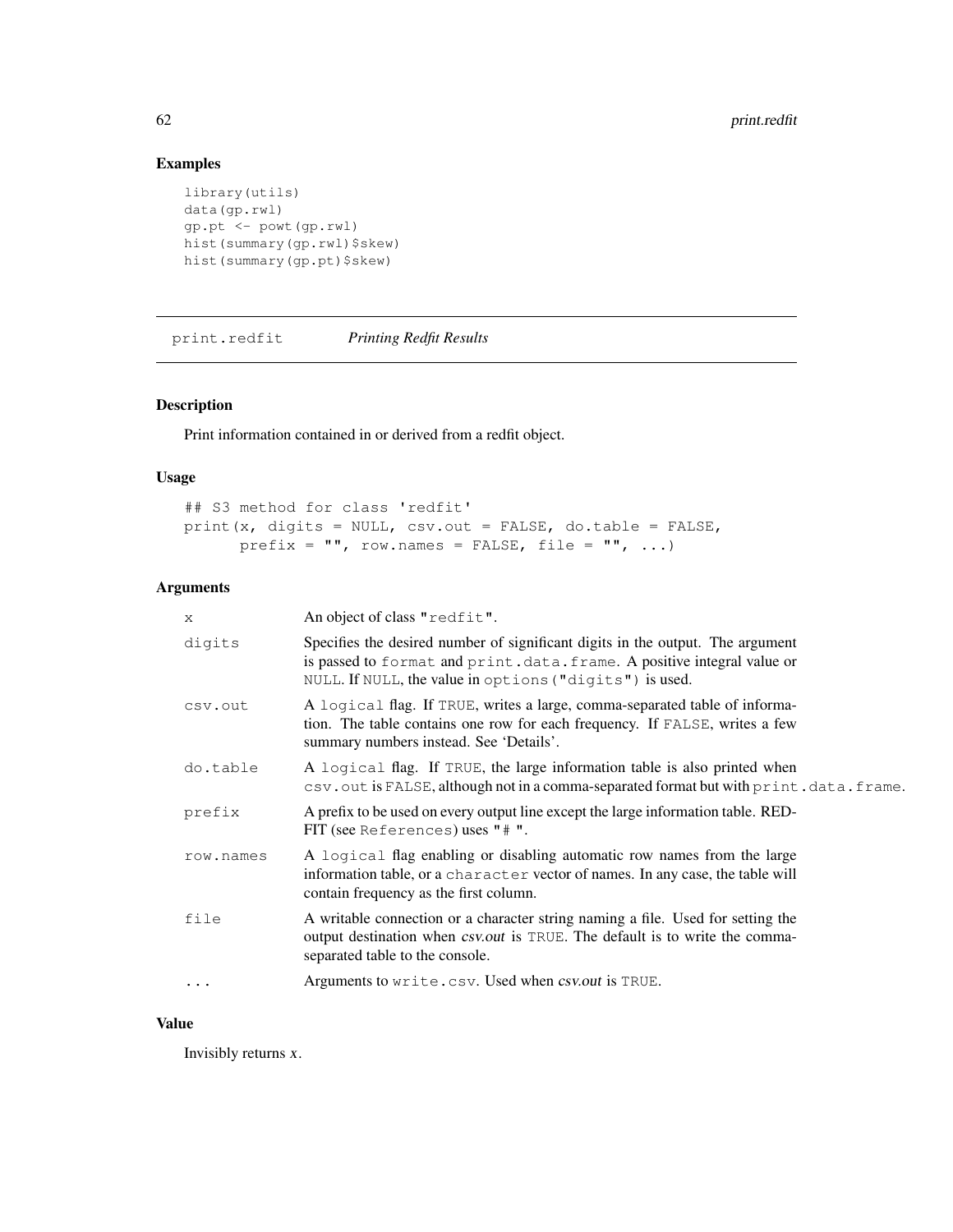## Examples

```
library(utils)
data(gp.rwl)
gp.pt <- powt(gp.rwl)
hist(summary(gp.rwl)$skew)
hist(summary(gp.pt)$skew)
```

---

# print.redfit — *Printing Redfit Results*

## Description

Print information contained in or derived from a redfit object.

## Usage

```
## S3 method for class 'redfit'
print(x, digits = NULL, csv.out = FALSE, do.table = FALSE,
      prefix = "", row.names = FALSE, file = "", ...)
```

## Arguments

| | |
|---|---|
| `x` | An object of class `"redfit"`. |
| `digits` | Specifies the desired number of significant digits in the output. The argument is passed to `format` and `print.data.frame`. A positive integral value or `NULL`. If `NULL`, the value in `options("digits")` is used. |
| `csv.out` | A `logical` flag. If `TRUE`, writes a large, comma-separated table of information. The table contains one row for each frequency. If `FALSE`, writes a few summary numbers instead. See 'Details'. |
| `do.table` | A `logical` flag. If `TRUE`, the large information table is also printed when `csv.out` is `FALSE`, although not in a comma-separated format but with `print.data.frame`. |
| `prefix` | A prefix to be used on every output line except the large information table. REDFIT (see `References`) uses `"# "`. |
| `row.names` | A `logical` flag enabling or disabling automatic row names from the large information table, or a `character` vector of names. In any case, the table will contain frequency as the first column. |
| `file` | A writable connection or a character string naming a file. Used for setting the output destination when *csv.out* is `TRUE`. The default is to write the comma-separated table to the console. |
| `...` | Arguments to `write.csv`. Used when *csv.out* is `TRUE`. |

## Value

Invisibly returns *x*.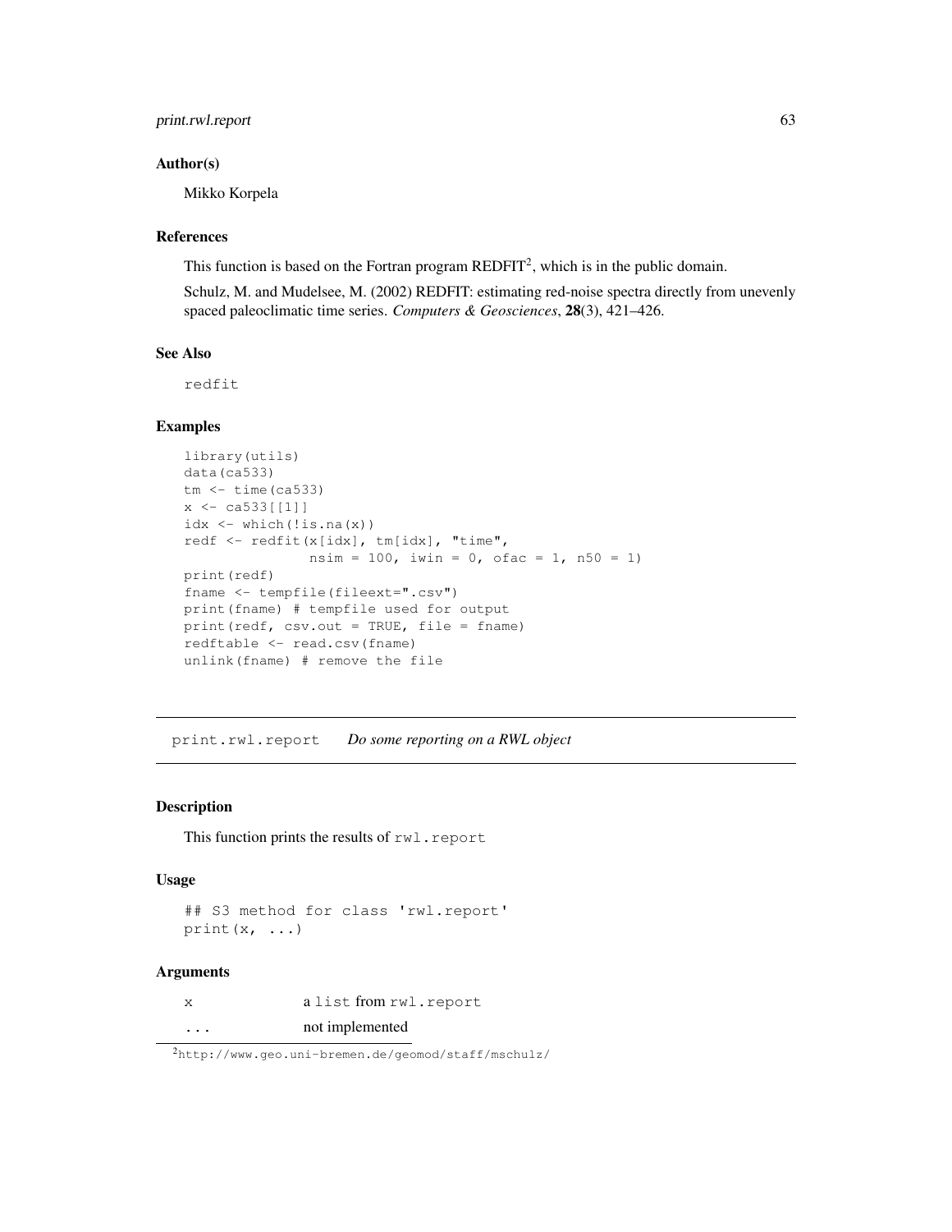### Author(s)

Mikko Korpela

### References

This function is based on the Fortran program REDFIT[2], which is in the public domain.

Schulz, M. and Mudelsee, M. (2002) REDFIT: estimating red-noise spectra directly from unevenly spaced paleoclimatic time series. *Computers & Geosciences*, **28**(3), 421–426.

### See Also

`redfit`

### Examples

```
library(utils)
data(ca533)
tm <- time(ca533)
x <- ca533[[1]]
idx <- which(!is.na(x))
redf <- redfit(x[idx], tm[idx], "time",
               nsim = 100, iwin = 0, ofac = 1, n50 = 1)
print(redf)
fname <- tempfile(fileext=".csv")
print(fname) # tempfile used for output
print(redf, csv.out = TRUE, file = fname)
redftable <- read.csv(fname)
unlink(fname) # remove the file
```

---

## `print.rwl.report` *Do some reporting on a RWL object*

### Description

This function prints the results of `rwl.report`

### Usage

```
## S3 method for class 'rwl.report'
print(x, ...)
```

### Arguments

| | |
|---|---|
| `x` | a `list` from `rwl.report` |
| `...` | not implemented |

[2] http://www.geo.uni-bremen.de/geomod/staff/mschulz/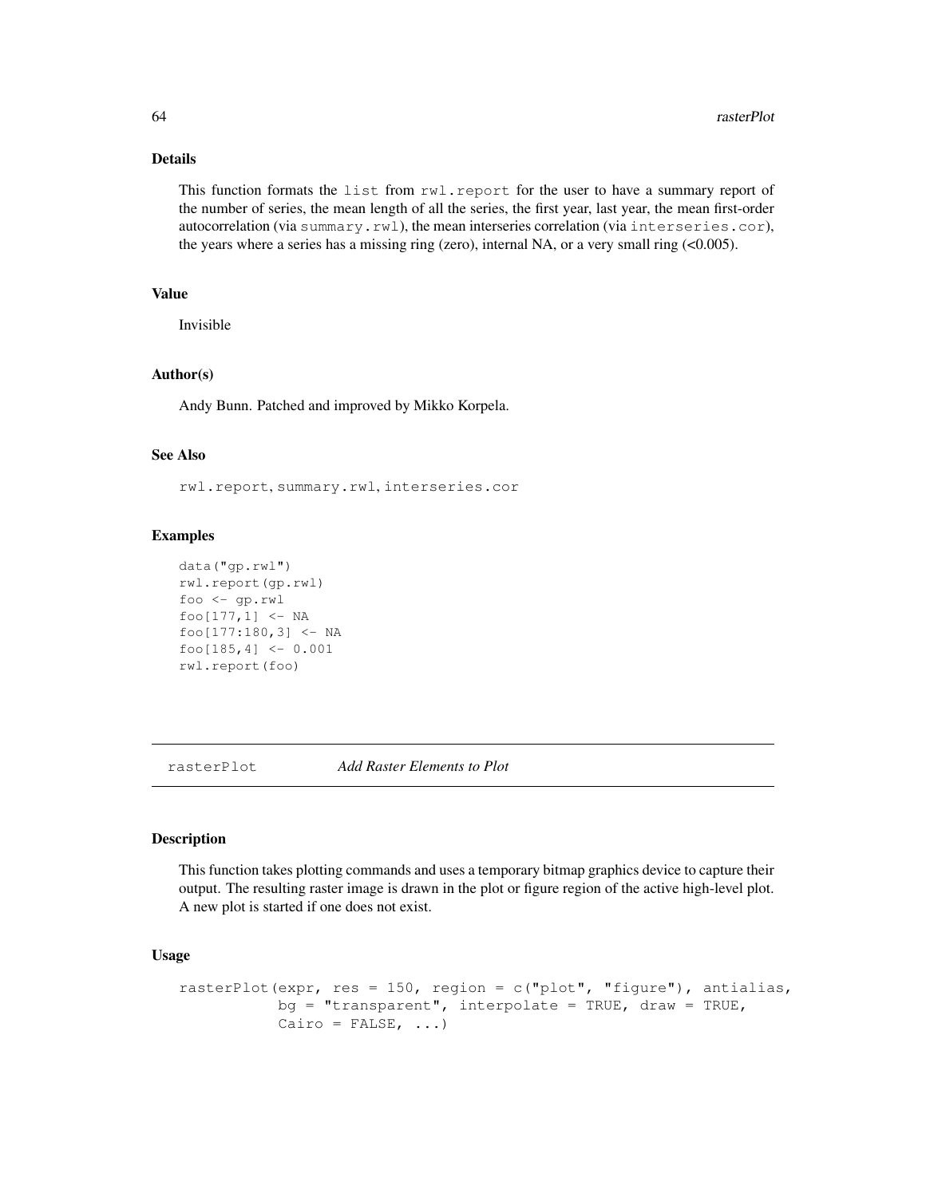### Details

This function formats the `list` from `rwl.report` for the user to have a summary report of the number of series, the mean length of all the series, the first year, last year, the mean first-order autocorrelation (via `summary.rwl`), the mean interseries correlation (via `interseries.cor`), the years where a series has a missing ring (zero), internal NA, or a very small ring (<0.005).

### Value

Invisible

### Author(s)

Andy Bunn. Patched and improved by Mikko Korpela.

### See Also

`rwl.report`, `summary.rwl`, `interseries.cor`

### Examples

```
data("gp.rwl")
rwl.report(gp.rwl)
foo <- gp.rwl
foo[177,1] <- NA
foo[177:180,3] <- NA
foo[185,4] <- 0.001
rwl.report(foo)
```

---

## rasterPlot — *Add Raster Elements to Plot*

---

### Description

This function takes plotting commands and uses a temporary bitmap graphics device to capture their output. The resulting raster image is drawn in the plot or figure region of the active high-level plot. A new plot is started if one does not exist.

### Usage

```
rasterPlot(expr, res = 150, region = c("plot", "figure"), antialias,
           bg = "transparent", interpolate = TRUE, draw = TRUE,
           Cairo = FALSE, ...)
```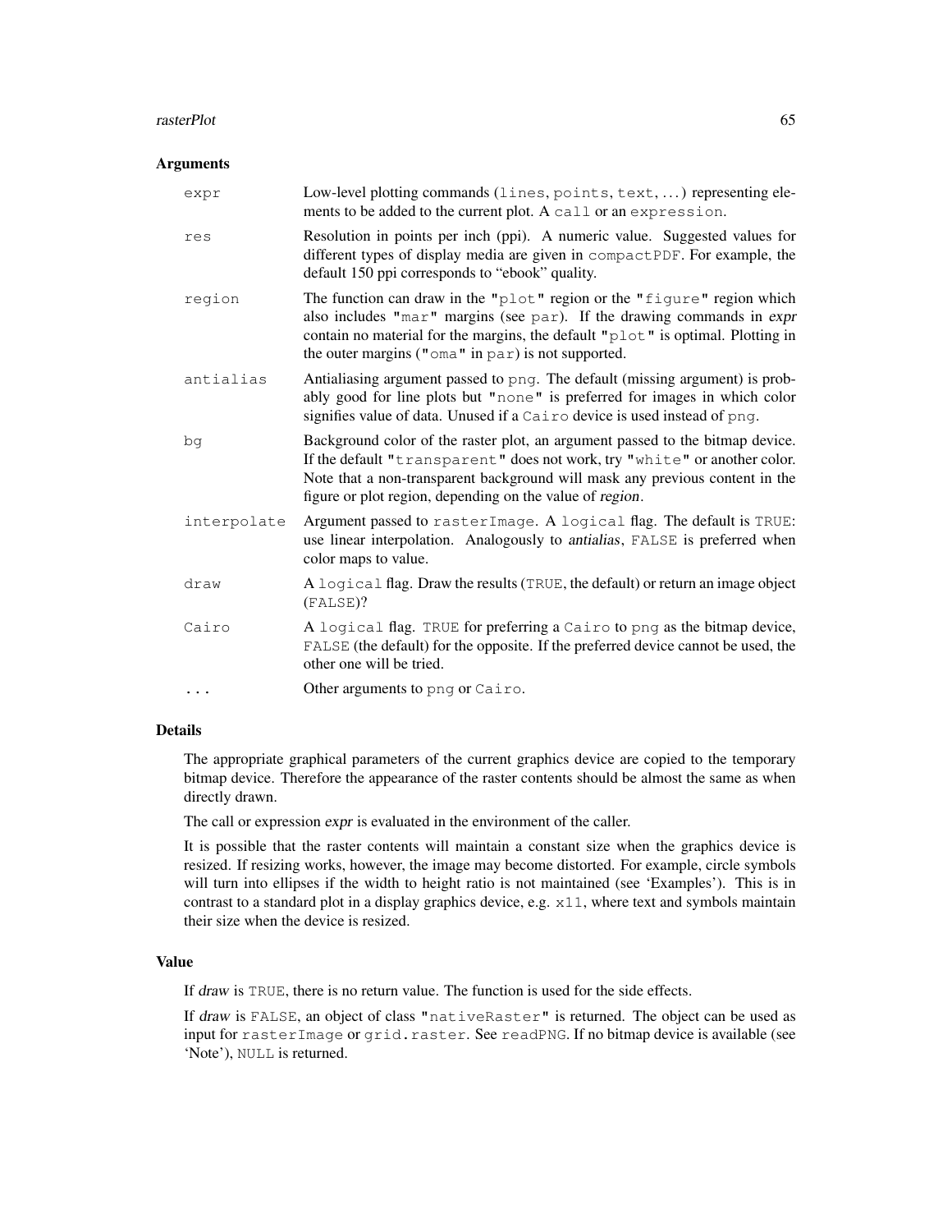### Arguments

| | |
|---|---|
| `expr` | Low-level plotting commands (`lines`, `points`, `text`, ...) representing elements to be added to the current plot. A `call` or an `expression`. |
| `res` | Resolution in points per inch (ppi). A numeric value. Suggested values for different types of display media are given in `compactPDF`. For example, the default 150 ppi corresponds to "ebook" quality. |
| `region` | The function can draw in the `"plot"` region or the `"figure"` region which also includes `"mar"` margins (see `par`). If the drawing commands in *expr* contain no material for the margins, the default `"plot"` is optimal. Plotting in the outer margins (`"oma"` in `par`) is not supported. |
| `antialias` | Antialiasing argument passed to `png`. The default (missing argument) is probably good for line plots but `"none"` is preferred for images in which color signifies value of data. Unused if a `Cairo` device is used instead of `png`. |
| `bg` | Background color of the raster plot, an argument passed to the bitmap device. If the default `"transparent"` does not work, try `"white"` or another color. Note that a non-transparent background will mask any previous content in the figure or plot region, depending on the value of *region*. |
| `interpolate` | Argument passed to `rasterImage`. A `logical` flag. The default is `TRUE`: use linear interpolation. Analogously to *antialias*, `FALSE` is preferred when color maps to value. |
| `draw` | A `logical` flag. Draw the results (`TRUE`, the default) or return an image object (`FALSE`)? |
| `Cairo` | A `logical` flag. `TRUE` for preferring a `Cairo` to `png` as the bitmap device, `FALSE` (the default) for the opposite. If the preferred device cannot be used, the other one will be tried. |
| `...` | Other arguments to `png` or `Cairo`. |

### Details

The appropriate graphical parameters of the current graphics device are copied to the temporary bitmap device. Therefore the appearance of the raster contents should be almost the same as when directly drawn.

The call or expression *expr* is evaluated in the environment of the caller.

It is possible that the raster contents will maintain a constant size when the graphics device is resized. If resizing works, however, the image may become distorted. For example, circle symbols will turn into ellipses if the width to height ratio is not maintained (see 'Examples'). This is in contrast to a standard plot in a display graphics device, e.g. `x11`, where text and symbols maintain their size when the device is resized.

### Value

If *draw* is `TRUE`, there is no return value. The function is used for the side effects.

If *draw* is `FALSE`, an object of class `"nativeRaster"` is returned. The object can be used as input for `rasterImage` or `grid.raster`. See `readPNG`. If no bitmap device is available (see 'Note'), `NULL` is returned.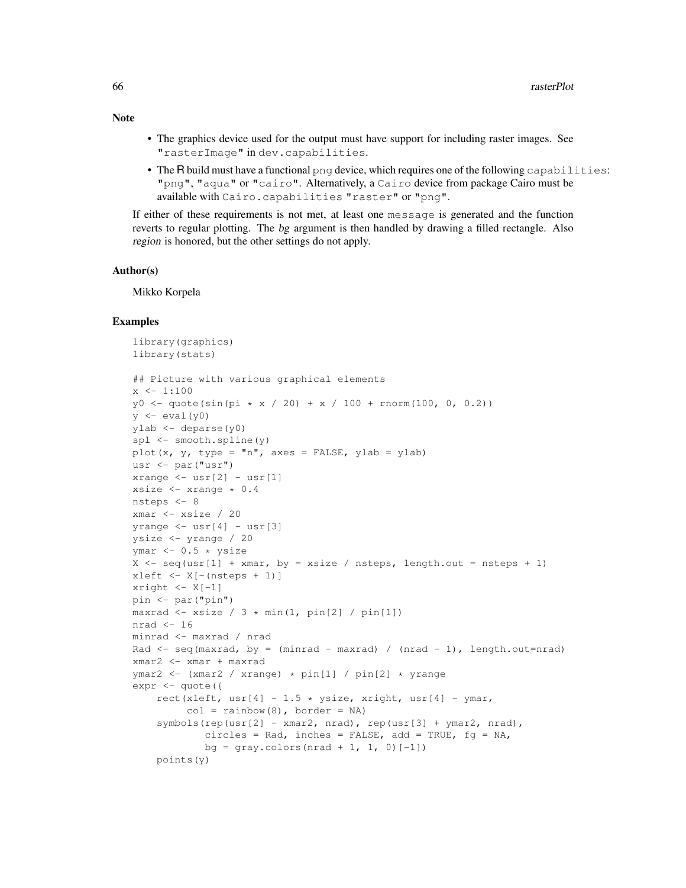## Note

- The graphics device used for the output must have support for including raster images. See `"rasterImage"` in `dev.capabilities`.
- The R build must have a functional `png` device, which requires one of the following `capabilities`: `"png"`, `"aqua"` or `"cairo"`. Alternatively, a `Cairo` device from package Cairo must be available with `Cairo.capabilities` `"raster"` or `"png"`.

If either of these requirements is not met, at least one `message` is generated and the function reverts to regular plotting. The *bg* argument is then handled by drawing a filled rectangle. Also *region* is honored, but the other settings do not apply.

## Author(s)

Mikko Korpela

## Examples

```
library(graphics)
library(stats)

## Picture with various graphical elements
x <- 1:100
y0 <- quote(sin(pi * x / 20) + x / 100 + rnorm(100, 0, 0.2))
y <- eval(y0)
ylab <- deparse(y0)
spl <- smooth.spline(y)
plot(x, y, type = "n", axes = FALSE, ylab = ylab)
usr <- par("usr")
xrange <- usr[2] - usr[1]
xsize <- xrange * 0.4
nsteps <- 8
xmar <- xsize / 20
yrange <- usr[4] - usr[3]
ysize <- yrange / 20
ymar <- 0.5 * ysize
X <- seq(usr[1] + xmar, by = xsize / nsteps, length.out = nsteps + 1)
xleft <- X[-(nsteps + 1)]
xright <- X[-1]
pin <- par("pin")
maxrad <- xsize / 3 * min(1, pin[2] / pin[1])
nrad <- 16
minrad <- maxrad / nrad
Rad <- seq(maxrad, by = (minrad - maxrad) / (nrad - 1), length.out=nrad)
xmar2 <- xmar + maxrad
ymar2 <- (xmar2 / xrange) * pin[1] / pin[2] * yrange
expr <- quote({
    rect(xleft, usr[4] - 1.5 * ysize, xright, usr[4] - ymar,
         col = rainbow(8), border = NA)
    symbols(rep(usr[2] - xmar2, nrad), rep(usr[3] + ymar2, nrad),
            circles = Rad, inches = FALSE, add = TRUE, fg = NA,
            bg = gray.colors(nrad + 1, 1, 0)[-1])
    points(y)
```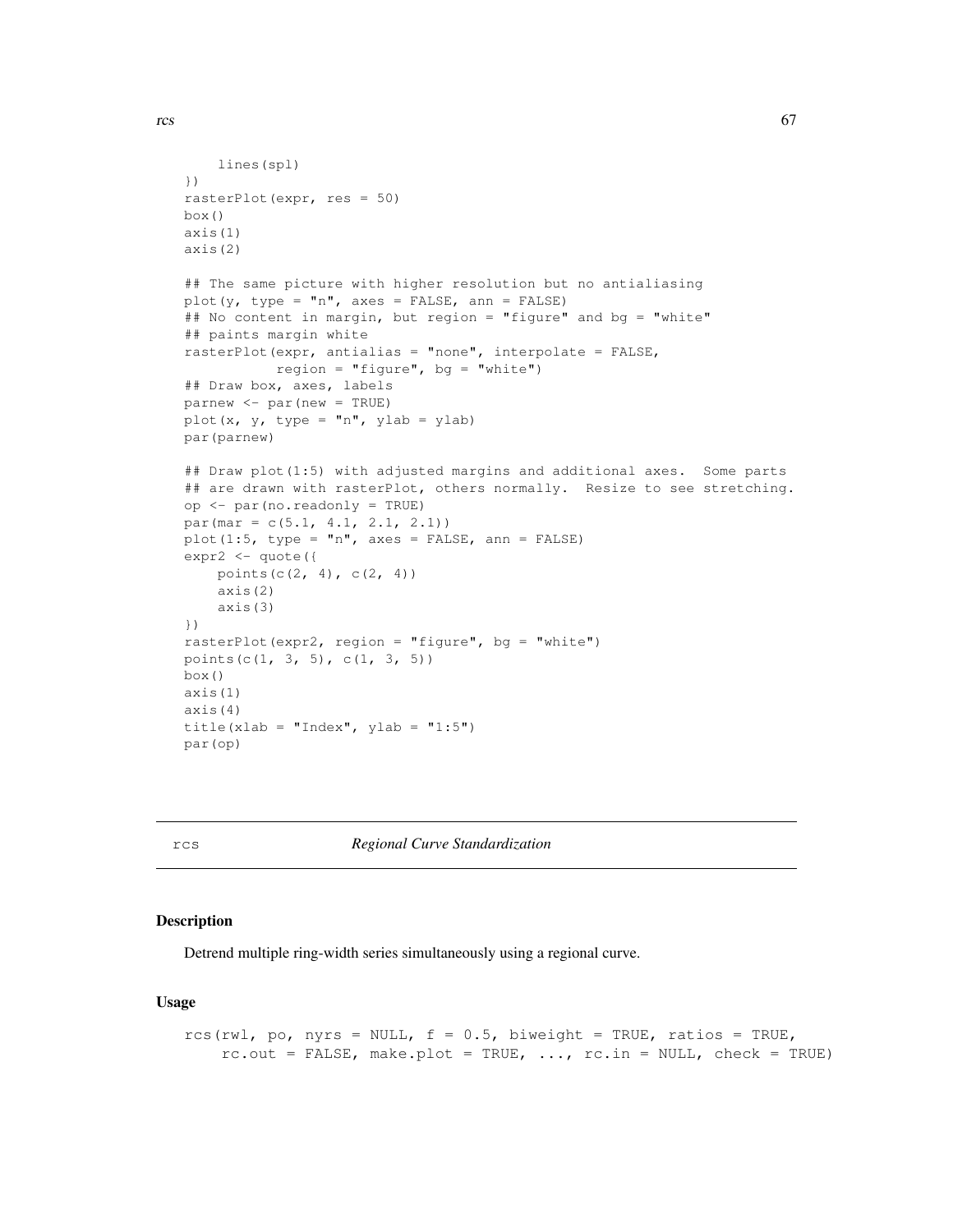```
    lines(spl)
})
rasterPlot(expr, res = 50)
box()
axis(1)
axis(2)

## The same picture with higher resolution but no antialiasing
plot(y, type = "n", axes = FALSE, ann = FALSE)
## No content in margin, but region = "figure" and bg = "white"
## paints margin white
rasterPlot(expr, antialias = "none", interpolate = FALSE,
           region = "figure", bg = "white")
## Draw box, axes, labels
parnew <- par(new = TRUE)
plot(x, y, type = "n", ylab = ylab)
par(parnew)

## Draw plot(1:5) with adjusted margins and additional axes.  Some parts
## are drawn with rasterPlot, others normally.  Resize to see stretching.
op <- par(no.readonly = TRUE)
par(mar = c(5.1, 4.1, 2.1, 2.1))
plot(1:5, type = "n", axes = FALSE, ann = FALSE)
expr2 <- quote({
    points(c(2, 4), c(2, 4))
    axis(2)
    axis(3)
})
rasterPlot(expr2, region = "figure", bg = "white")
points(c(1, 3, 5), c(1, 3, 5))
box()
axis(1)
axis(4)
title(xlab = "Index", ylab = "1:5")
par(op)
```

---

rcs *Regional Curve Standardization*

---

## Description

Detrend multiple ring-width series simultaneously using a regional curve.

## Usage

```
rcs(rwl, po, nyrs = NULL, f = 0.5, biweight = TRUE, ratios = TRUE,
    rc.out = FALSE, make.plot = TRUE, ..., rc.in = NULL, check = TRUE)
```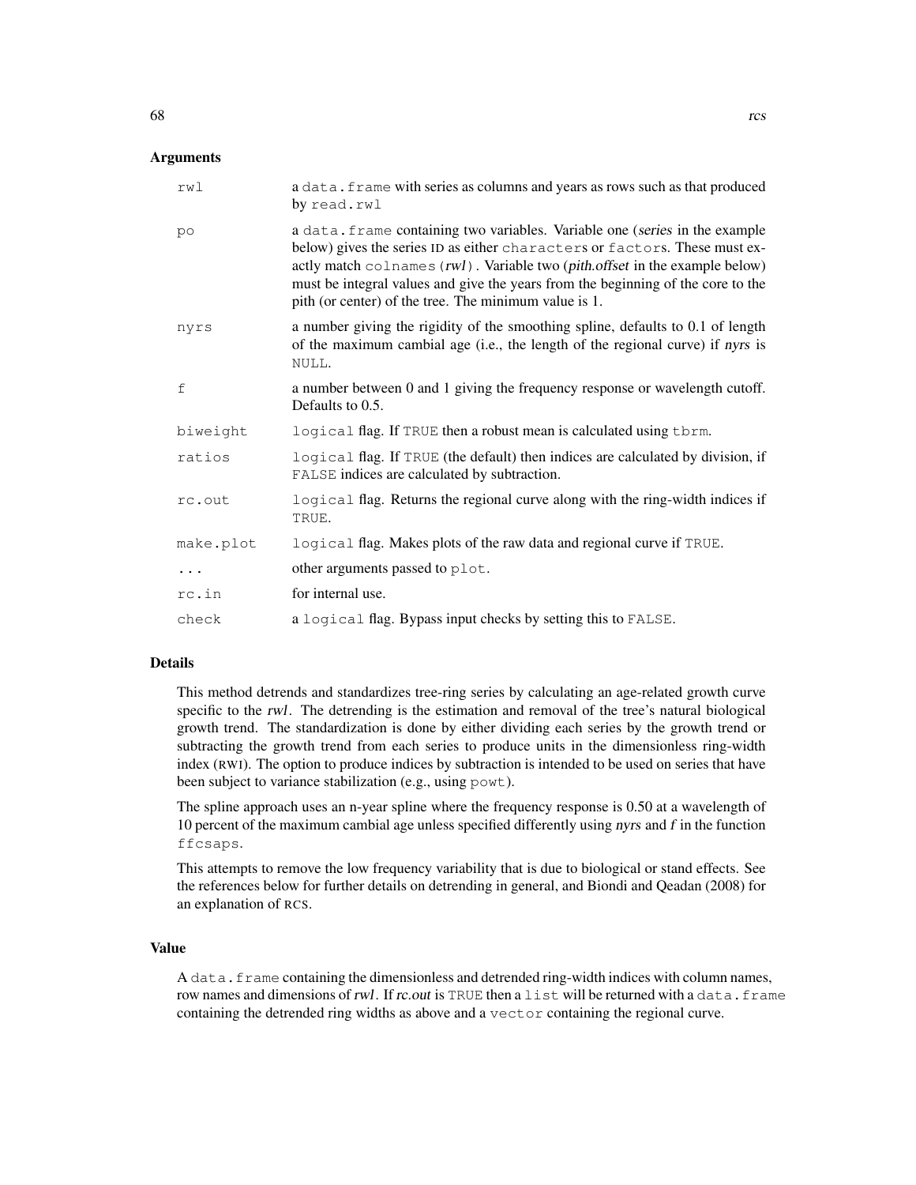## Arguments

| | |
|---|---|
| `rwl` | a `data.frame` with series as columns and years as rows such as that produced by `read.rwl` |
| `po` | a `data.frame` containing two variables. Variable one (*series* in the example below) gives the series ID as either `character`s or `factor`s. These must exactly match `colnames(`*rwl*`)`. Variable two (*pith.offset* in the example below) must be integral values and give the years from the beginning of the core to the pith (or center) of the tree. The minimum value is 1. |
| `nyrs` | a number giving the rigidity of the smoothing spline, defaults to 0.1 of length of the maximum cambial age (i.e., the length of the regional curve) if *nyrs* is `NULL`. |
| `f` | a number between 0 and 1 giving the frequency response or wavelength cutoff. Defaults to 0.5. |
| `biweight` | `logical` flag. If `TRUE` then a robust mean is calculated using `tbrm`. |
| `ratios` | `logical` flag. If `TRUE` (the default) then indices are calculated by division, if `FALSE` indices are calculated by subtraction. |
| `rc.out` | `logical` flag. Returns the regional curve along with the ring-width indices if `TRUE`. |
| `make.plot` | `logical` flag. Makes plots of the raw data and regional curve if `TRUE`. |
| `...` | other arguments passed to `plot`. |
| `rc.in` | for internal use. |
| `check` | a `logical` flag. Bypass input checks by setting this to `FALSE`. |

## Details

This method detrends and standardizes tree-ring series by calculating an age-related growth curve specific to the *rwl*. The detrending is the estimation and removal of the tree's natural biological growth trend. The standardization is done by either dividing each series by the growth trend or subtracting the growth trend from each series to produce units in the dimensionless ring-width index (RWI). The option to produce indices by subtraction is intended to be used on series that have been subject to variance stabilization (e.g., using `powt`).

The spline approach uses an n-year spline where the frequency response is 0.50 at a wavelength of 10 percent of the maximum cambial age unless specified differently using *nyrs* and *f* in the function `ffcsaps`.

This attempts to remove the low frequency variability that is due to biological or stand effects. See the references below for further details on detrending in general, and Biondi and Qeadan (2008) for an explanation of RCS.

## Value

A `data.frame` containing the dimensionless and detrended ring-width indices with column names, row names and dimensions of *rwl*. If *rc.out* is `TRUE` then a `list` will be returned with a `data.frame` containing the detrended ring widths as above and a `vector` containing the regional curve.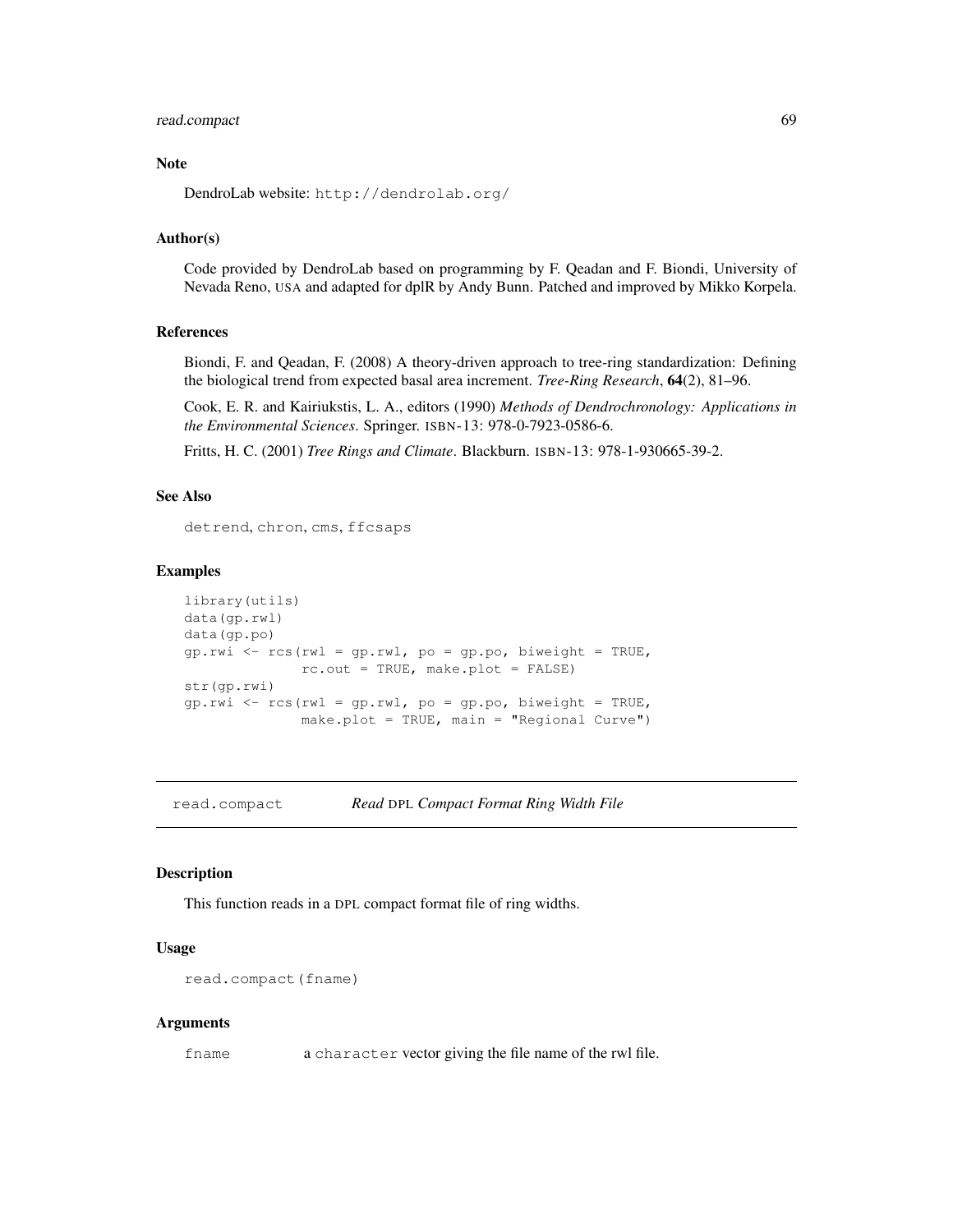### Note

DendroLab website: `http://dendrolab.org/`

### Author(s)

Code provided by DendroLab based on programming by F. Qeadan and F. Biondi, University of Nevada Reno, USA and adapted for dplR by Andy Bunn. Patched and improved by Mikko Korpela.

### References

Biondi, F. and Qeadan, F. (2008) A theory-driven approach to tree-ring standardization: Defining the biological trend from expected basal area increment. *Tree-Ring Research*, **64**(2), 81–96.

Cook, E. R. and Kairiukstis, L. A., editors (1990) *Methods of Dendrochronology: Applications in the Environmental Sciences*. Springer. ISBN-13: 978-0-7923-0586-6.

Fritts, H. C. (2001) *Tree Rings and Climate*. Blackburn. ISBN-13: 978-1-930665-39-2.

### See Also

`detrend`, `chron`, `cms`, `ffcsaps`

### Examples

```
library(utils)
data(gp.rwl)
data(gp.po)
gp.rwi <- rcs(rwl = gp.rwl, po = gp.po, biweight = TRUE,
              rc.out = TRUE, make.plot = FALSE)
str(gp.rwi)
gp.rwi <- rcs(rwl = gp.rwl, po = gp.po, biweight = TRUE,
              make.plot = TRUE, main = "Regional Curve")
```

---

## read.compact — *Read DPL Compact Format Ring Width File*

---

### Description

This function reads in a DPL compact format file of ring widths.

### Usage

```
read.compact(fname)
```

### Arguments

| | |
|---|---|
| `fname` | a `character` vector giving the file name of the rwl file. |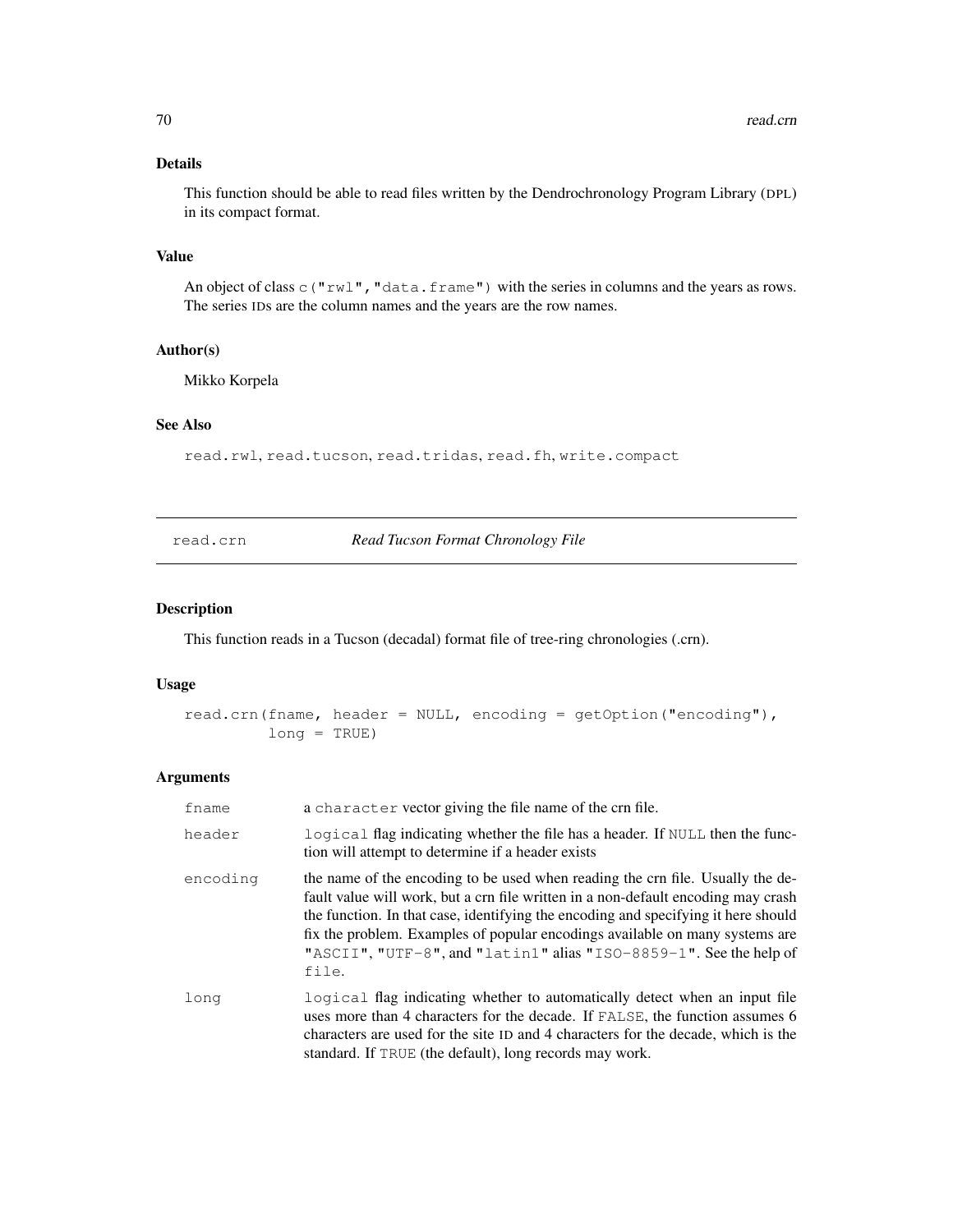### Details

This function should be able to read files written by the Dendrochronology Program Library (DPL) in its compact format.

### Value

An object of class `c("rwl","data.frame")` with the series in columns and the years as rows. The series IDs are the column names and the years are the row names.

### Author(s)

Mikko Korpela

### See Also

`read.rwl`, `read.tucson`, `read.tridas`, `read.fh`, `write.compact`

---

## read.crn — *Read Tucson Format Chronology File*

---

### Description

This function reads in a Tucson (decadal) format file of tree-ring chronologies (.crn).

### Usage

```
read.crn(fname, header = NULL, encoding = getOption("encoding"),
         long = TRUE)
```

### Arguments

| | |
|---|---|
| `fname` | a `character` vector giving the file name of the crn file. |
| `header` | `logical` flag indicating whether the file has a header. If `NULL` then the function will attempt to determine if a header exists |
| `encoding` | the name of the encoding to be used when reading the crn file. Usually the default value will work, but a crn file written in a non-default encoding may crash the function. In that case, identifying the encoding and specifying it here should fix the problem. Examples of popular encodings available on many systems are `"ASCII"`, `"UTF-8"`, and `"latin1"` alias `"ISO-8859-1"`. See the help of `file`. |
| `long` | `logical` flag indicating whether to automatically detect when an input file uses more than 4 characters for the decade. If `FALSE`, the function assumes 6 characters are used for the site ID and 4 characters for the decade, which is the standard. If `TRUE` (the default), long records may work. |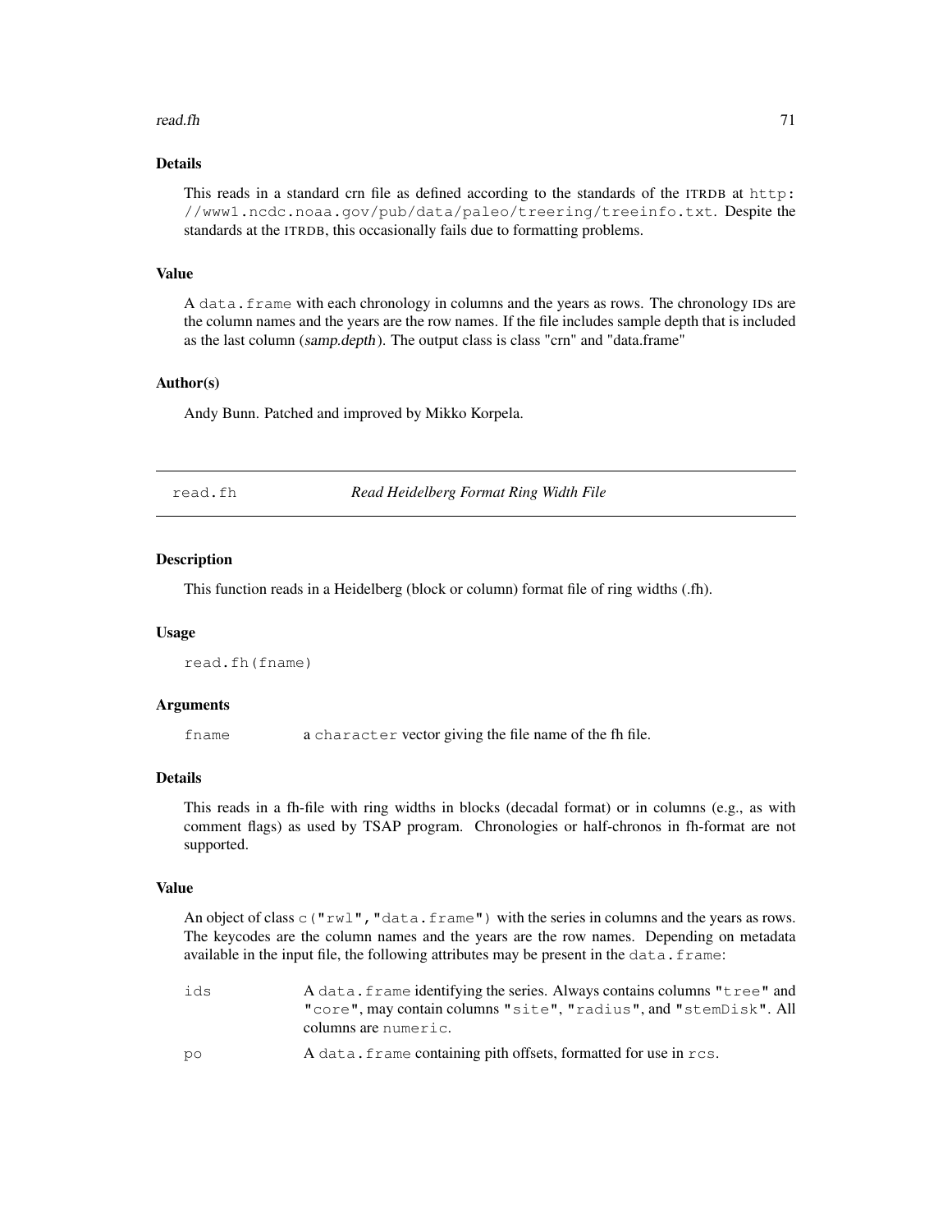### Details

This reads in a standard crn file as defined according to the standards of the ITRDB at http://www1.ncdc.noaa.gov/pub/data/paleo/treering/treeinfo.txt. Despite the standards at the ITRDB, this occasionally fails due to formatting problems.

### Value

A `data.frame` with each chronology in columns and the years as rows. The chronology IDs are the column names and the years are the row names. If the file includes sample depth that is included as the last column (*samp.depth*). The output class is class "crn" and "data.frame"

### Author(s)

Andy Bunn. Patched and improved by Mikko Korpela.

---

## read.fh — *Read Heidelberg Format Ring Width File*

### Description

This function reads in a Heidelberg (block or column) format file of ring widths (.fh).

### Usage

```
read.fh(fname)
```

### Arguments

`fname` a `character` vector giving the file name of the fh file.

### Details

This reads in a fh-file with ring widths in blocks (decadal format) or in columns (e.g., as with comment flags) as used by TSAP program. Chronologies or half-chronos in fh-format are not supported.

### Value

An object of class `c("rwl","data.frame")` with the series in columns and the years as rows. The keycodes are the column names and the years are the row names. Depending on metadata available in the input file, the following attributes may be present in the `data.frame`:

`ids` A `data.frame` identifying the series. Always contains columns `"tree"` and `"core"`, may contain columns `"site"`, `"radius"`, and `"stemDisk"`. All columns are `numeric`.

`po` A `data.frame` containing pith offsets, formatted for use in `rcs`.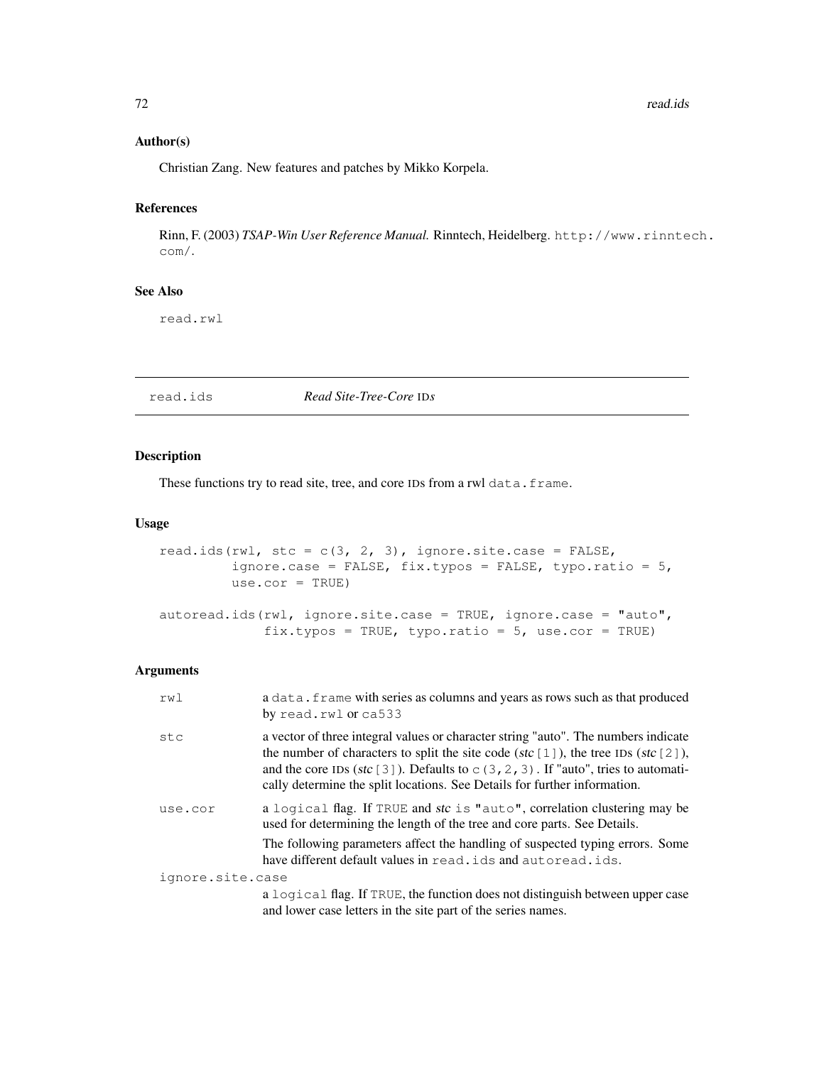### Author(s)

Christian Zang. New features and patches by Mikko Korpela.

### References

Rinn, F. (2003) *TSAP-Win User Reference Manual.* Rinntech, Heidelberg. `http://www.rinntech.com/`.

### See Also

`read.rwl`

---

## read.ids — *Read Site-Tree-Core* IDs

### Description

These functions try to read site, tree, and core IDs from a rwl `data.frame`.

### Usage

```
read.ids(rwl, stc = c(3, 2, 3), ignore.site.case = FALSE,
         ignore.case = FALSE, fix.typos = FALSE, typo.ratio = 5,
         use.cor = TRUE)

autoread.ids(rwl, ignore.site.case = TRUE, ignore.case = "auto",
             fix.typos = TRUE, typo.ratio = 5, use.cor = TRUE)
```

### Arguments

`rwl` a `data.frame` with series as columns and years as rows such as that produced by `read.rwl` or `ca533`

`stc` a vector of three integral values or character string "auto". The numbers indicate the number of characters to split the site code (*stc*`[1]`), the tree IDs (*stc*`[2]`), and the core IDs (*stc*`[3]`). Defaults to `c(3,2,3)`. If "auto", tries to automatically determine the split locations. See Details for further information.

`use.cor` a `logical` flag. If `TRUE` and *stc* is `"auto"`, correlation clustering may be used for determining the length of the tree and core parts. See Details.

The following parameters affect the handling of suspected typing errors. Some have different default values in `read.ids` and `autoread.ids`.

`ignore.site.case` a `logical` flag. If `TRUE`, the function does not distinguish between upper case and lower case letters in the site part of the series names.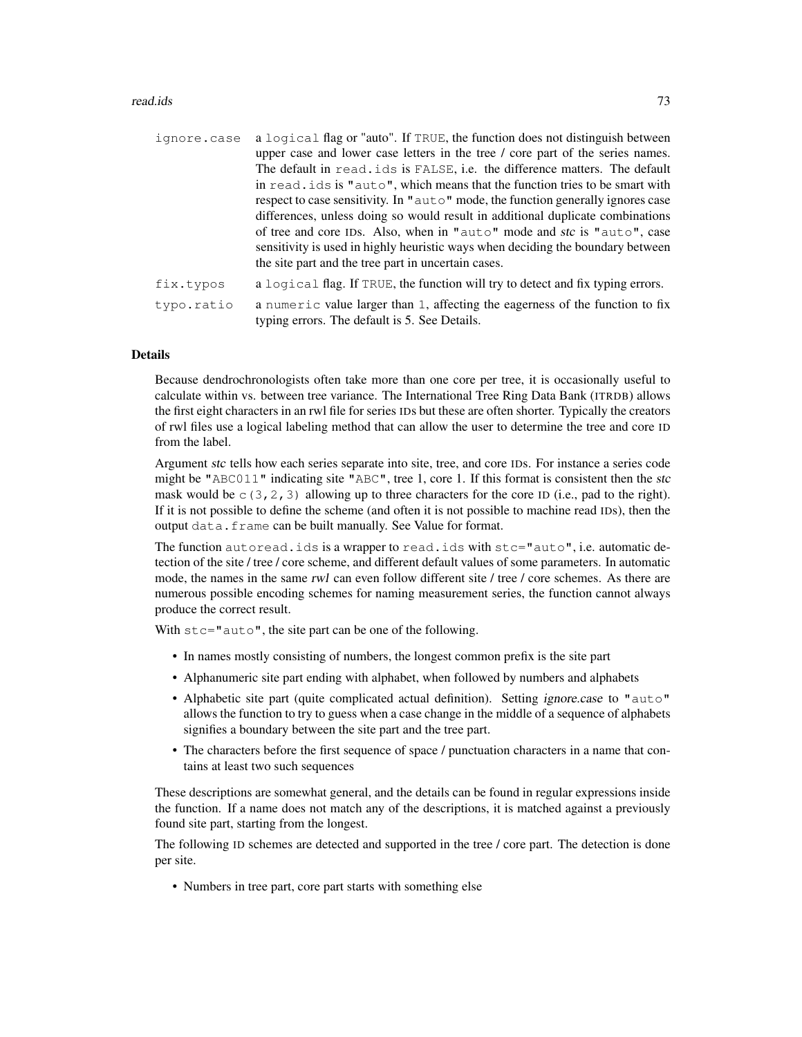| | |
|---|---|
| `ignore.case` | a `logical` flag or "auto". If `TRUE`, the function does not distinguish between upper case and lower case letters in the tree / core part of the series names. The default in `read.ids` is `FALSE`, i.e. the difference matters. The default in `read.ids` is `"auto"`, which means that the function tries to be smart with respect to case sensitivity. In `"auto"` mode, the function generally ignores case differences, unless doing so would result in additional duplicate combinations of tree and core IDs. Also, when in `"auto"` mode and *stc* is `"auto"`, case sensitivity is used in highly heuristic ways when deciding the boundary between the site part and the tree part in uncertain cases. |
| `fix.typos` | a `logical` flag. If `TRUE`, the function will try to detect and fix typing errors. |
| `typo.ratio` | a `numeric` value larger than `1`, affecting the eagerness of the function to fix typing errors. The default is 5. See Details. |

## Details

Because dendrochronologists often take more than one core per tree, it is occasionally useful to calculate within vs. between tree variance. The International Tree Ring Data Bank (ITRDB) allows the first eight characters in an rwl file for series IDs but these are often shorter. Typically the creators of rwl files use a logical labeling method that can allow the user to determine the tree and core ID from the label.

Argument *stc* tells how each series separate into site, tree, and core IDs. For instance a series code might be `"ABC011"` indicating site `"ABC"`, tree 1, core 1. If this format is consistent then the *stc* mask would be `c(3,2,3)` allowing up to three characters for the core ID (i.e., pad to the right). If it is not possible to define the scheme (and often it is not possible to machine read IDs), then the output `data.frame` can be built manually. See Value for format.

The function `autoread.ids` is a wrapper to `read.ids` with `stc="auto"`, i.e. automatic detection of the site / tree / core scheme, and different default values of some parameters. In automatic mode, the names in the same *rwl* can even follow different site / tree / core schemes. As there are numerous possible encoding schemes for naming measurement series, the function cannot always produce the correct result.

With `stc="auto"`, the site part can be one of the following.

- In names mostly consisting of numbers, the longest common prefix is the site part
- Alphanumeric site part ending with alphabet, when followed by numbers and alphabets
- Alphabetic site part (quite complicated actual definition). Setting *ignore.case* to `"auto"` allows the function to try to guess when a case change in the middle of a sequence of alphabets signifies a boundary between the site part and the tree part.
- The characters before the first sequence of space / punctuation characters in a name that contains at least two such sequences

These descriptions are somewhat general, and the details can be found in regular expressions inside the function. If a name does not match any of the descriptions, it is matched against a previously found site part, starting from the longest.

The following ID schemes are detected and supported in the tree / core part. The detection is done per site.

- Numbers in tree part, core part starts with something else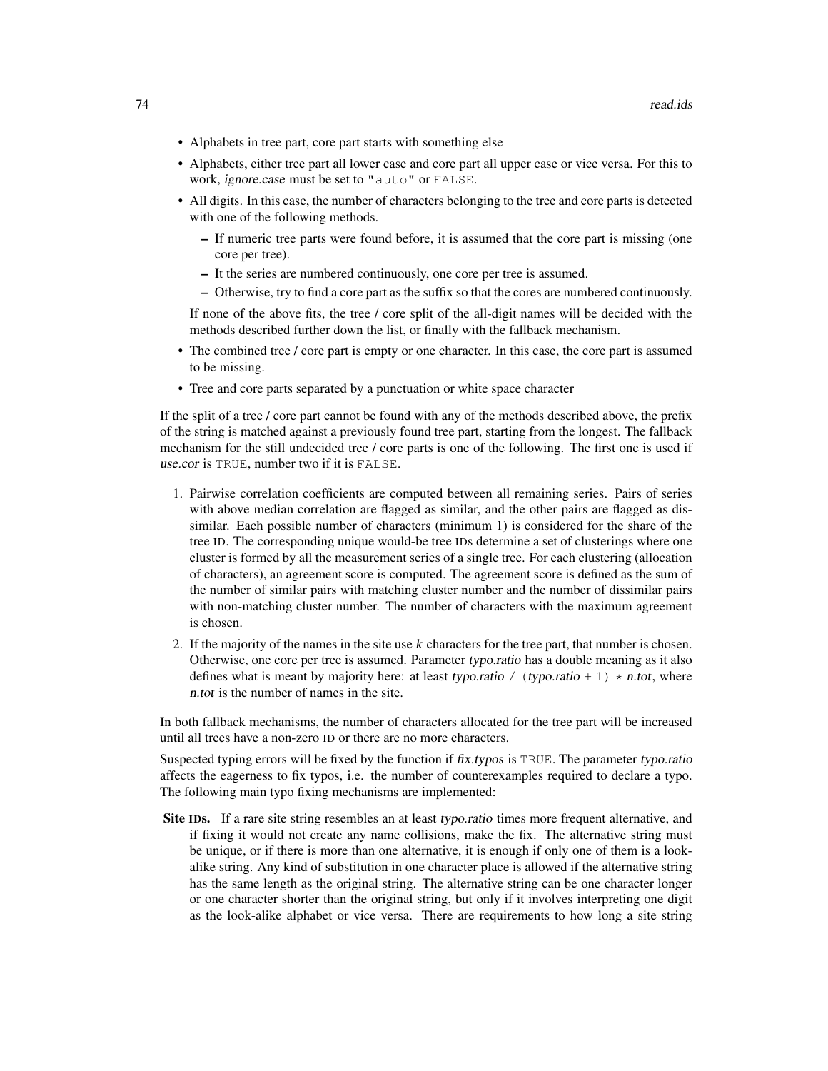- Alphabets in tree part, core part starts with something else
- Alphabets, either tree part all lower case and core part all upper case or vice versa. For this to work, *ignore.case* must be set to `"auto"` or `FALSE`.
- All digits. In this case, the number of characters belonging to the tree and core parts is detected with one of the following methods.
  - If numeric tree parts were found before, it is assumed that the core part is missing (one core per tree).
  - It the series are numbered continuously, one core per tree is assumed.
  - Otherwise, try to find a core part as the suffix so that the cores are numbered continuously.

  If none of the above fits, the tree / core split of the all-digit names will be decided with the methods described further down the list, or finally with the fallback mechanism.
- The combined tree / core part is empty or one character. In this case, the core part is assumed to be missing.
- Tree and core parts separated by a punctuation or white space character

If the split of a tree / core part cannot be found with any of the methods described above, the prefix of the string is matched against a previously found tree part, starting from the longest. The fallback mechanism for the still undecided tree / core parts is one of the following. The first one is used if *use.cor* is `TRUE`, number two if it is `FALSE`.

1. Pairwise correlation coefficients are computed between all remaining series. Pairs of series with above median correlation are flagged as similar, and the other pairs are flagged as dissimilar. Each possible number of characters (minimum 1) is considered for the share of the tree ID. The corresponding unique would-be tree IDs determine a set of clusterings where one cluster is formed by all the measurement series of a single tree. For each clustering (allocation of characters), an agreement score is computed. The agreement score is defined as the sum of the number of similar pairs with matching cluster number and the number of dissimilar pairs with non-matching cluster number. The number of characters with the maximum agreement is chosen.
2. If the majority of the names in the site use *k* characters for the tree part, that number is chosen. Otherwise, one core per tree is assumed. Parameter *typo.ratio* has a double meaning as it also defines what is meant by majority here: at least *typo.ratio* `/ (`*typo.ratio* `+ 1) *` *n.tot*, where *n.tot* is the number of names in the site.

In both fallback mechanisms, the number of characters allocated for the tree part will be increased until all trees have a non-zero ID or there are no more characters.

Suspected typing errors will be fixed by the function if *fix.typos* is `TRUE`. The parameter *typo.ratio* affects the eagerness to fix typos, i.e. the number of counterexamples required to declare a typo. The following main typo fixing mechanisms are implemented:

**Site IDs.** If a rare site string resembles an at least *typo.ratio* times more frequent alternative, and if fixing it would not create any name collisions, make the fix. The alternative string must be unique, or if there is more than one alternative, it is enough if only one of them is a look-alike string. Any kind of substitution in one character place is allowed if the alternative string has the same length as the original string. The alternative string can be one character longer or one character shorter than the original string, but only if it involves interpreting one digit as the look-alike alphabet or vice versa. There are requirements to how long a site string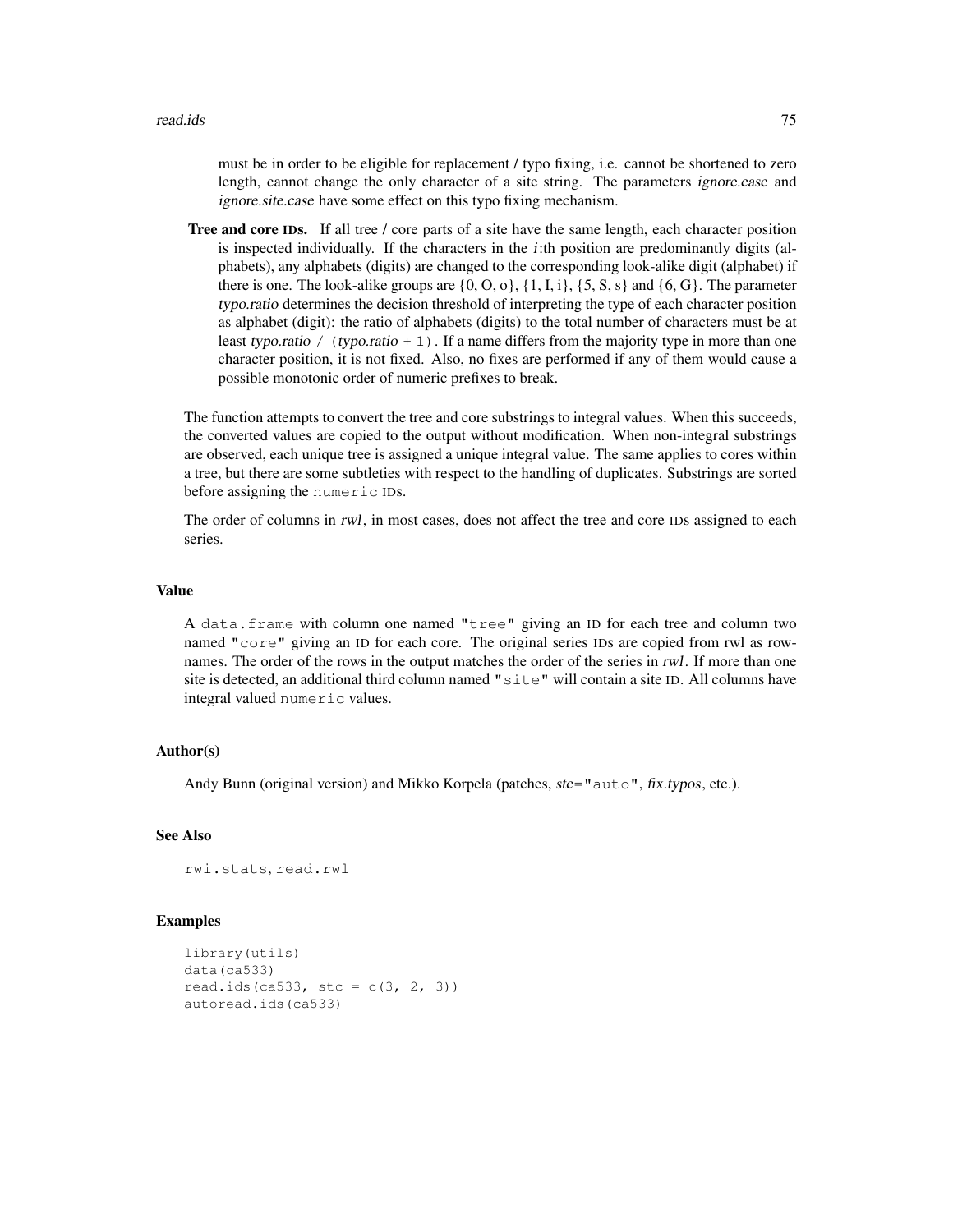must be in order to be eligible for replacement / typo fixing, i.e. cannot be shortened to zero length, cannot change the only character of a site string. The parameters *ignore.case* and *ignore.site.case* have some effect on this typo fixing mechanism.

**Tree and core IDs.** If all tree / core parts of a site have the same length, each character position is inspected individually. If the characters in the $i$:th position are predominantly digits (alphabets), any alphabets (digits) are changed to the corresponding look-alike digit (alphabet) if there is one. The look-alike groups are {0, O, o}, {1, I, i}, {5, S, s} and {6, G}. The parameter *typo.ratio* determines the decision threshold of interpreting the type of each character position as alphabet (digit): the ratio of alphabets (digits) to the total number of characters must be at least *typo.ratio* `/ (`*typo.ratio* `+ 1)`. If a name differs from the majority type in more than one character position, it is not fixed. Also, no fixes are performed if any of them would cause a possible monotonic order of numeric prefixes to break.

The function attempts to convert the tree and core substrings to integral values. When this succeeds, the converted values are copied to the output without modification. When non-integral substrings are observed, each unique tree is assigned a unique integral value. The same applies to cores within a tree, but there are some subtleties with respect to the handling of duplicates. Substrings are sorted before assigning the `numeric` IDs.

The order of columns in *rwl*, in most cases, does not affect the tree and core IDs assigned to each series.

## Value

A `data.frame` with column one named `"tree"` giving an ID for each tree and column two named `"core"` giving an ID for each core. The original series IDs are copied from rwl as rownames. The order of the rows in the output matches the order of the series in *rwl*. If more than one site is detected, an additional third column named `"site"` will contain a site ID. All columns have integral valued `numeric` values.

## Author(s)

Andy Bunn (original version) and Mikko Korpela (patches, *stc*=`"auto"`, *fix.typos*, etc.).

## See Also

`rwi.stats`, `read.rwl`

## Examples

```
library(utils)
data(ca533)
read.ids(ca533, stc = c(3, 2, 3))
autoread.ids(ca533)
```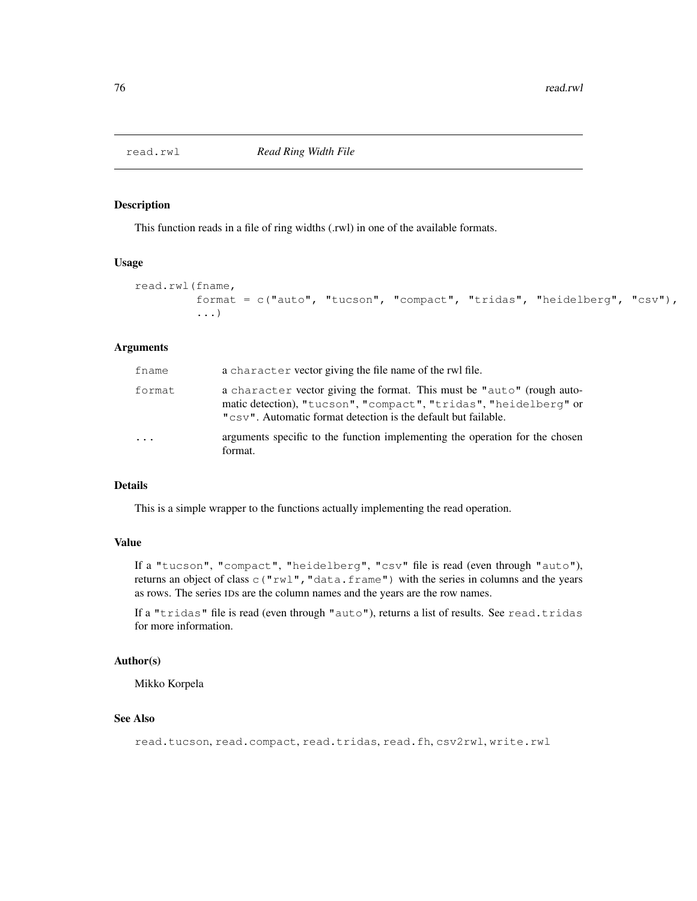# read.rwl *Read Ring Width File*

## Description

This function reads in a file of ring widths (.rwl) in one of the available formats.

## Usage

```
read.rwl(fname,
         format = c("auto", "tucson", "compact", "tridas", "heidelberg", "csv"),
         ...)
```

## Arguments

| | |
|---|---|
| `fname` | a `character` vector giving the file name of the rwl file. |
| `format` | a `character` vector giving the format. This must be `"auto"` (rough automatic detection), `"tucson"`, `"compact"`, `"tridas"`, `"heidelberg"` or `"csv"`. Automatic format detection is the default but failable. |
| `...` | arguments specific to the function implementing the operation for the chosen format. |

## Details

This is a simple wrapper to the functions actually implementing the read operation.

## Value

If a `"tucson"`, `"compact"`, `"heidelberg"`, `"csv"` file is read (even through `"auto"`), returns an object of class `c("rwl","data.frame")` with the series in columns and the years as rows. The series IDs are the column names and the years are the row names.

If a `"tridas"` file is read (even through `"auto"`), returns a list of results. See `read.tridas` for more information.

## Author(s)

Mikko Korpela

## See Also

`read.tucson`, `read.compact`, `read.tridas`, `read.fh`, `csv2rwl`, `write.rwl`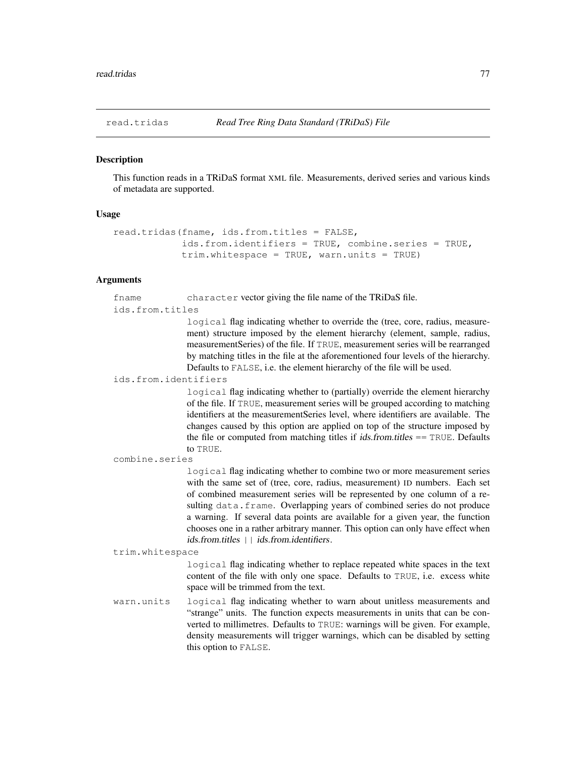## read.tridas *Read Tree Ring Data Standard (TRiDaS) File*

### Description

This function reads in a TRiDaS format XML file. Measurements, derived series and various kinds of metadata are supported.

### Usage

```
read.tridas(fname, ids.from.titles = FALSE,
            ids.from.identifiers = TRUE, combine.series = TRUE,
            trim.whitespace = TRUE, warn.units = TRUE)
```

### Arguments

`fname`
: `character` vector giving the file name of the TRiDaS file.

`ids.from.titles`
: `logical` flag indicating whether to override the (tree, core, radius, measurement) structure imposed by the element hierarchy (element, sample, radius, measurementSeries) of the file. If `TRUE`, measurement series will be rearranged by matching titles in the file at the aforementioned four levels of the hierarchy. Defaults to `FALSE`, i.e. the element hierarchy of the file will be used.

`ids.from.identifiers`
: `logical` flag indicating whether to (partially) override the element hierarchy of the file. If `TRUE`, measurement series will be grouped according to matching identifiers at the measurementSeries level, where identifiers are available. The changes caused by this option are applied on top of the structure imposed by the file or computed from matching titles if *ids.from.titles* == `TRUE`. Defaults to `TRUE`.

`combine.series`
: `logical` flag indicating whether to combine two or more measurement series with the same set of (tree, core, radius, measurement) ID numbers. Each set of combined measurement series will be represented by one column of a resulting `data.frame`. Overlapping years of combined series do not produce a warning. If several data points are available for a given year, the function chooses one in a rather arbitrary manner. This option can only have effect when *ids.from.titles* `||` *ids.from.identifiers*.

`trim.whitespace`
: `logical` flag indicating whether to replace repeated white spaces in the text content of the file with only one space. Defaults to `TRUE`, i.e. excess white space will be trimmed from the text.

`warn.units`
: `logical` flag indicating whether to warn about unitless measurements and "strange" units. The function expects measurements in units that can be converted to millimetres. Defaults to `TRUE`: warnings will be given. For example, density measurements will trigger warnings, which can be disabled by setting this option to `FALSE`.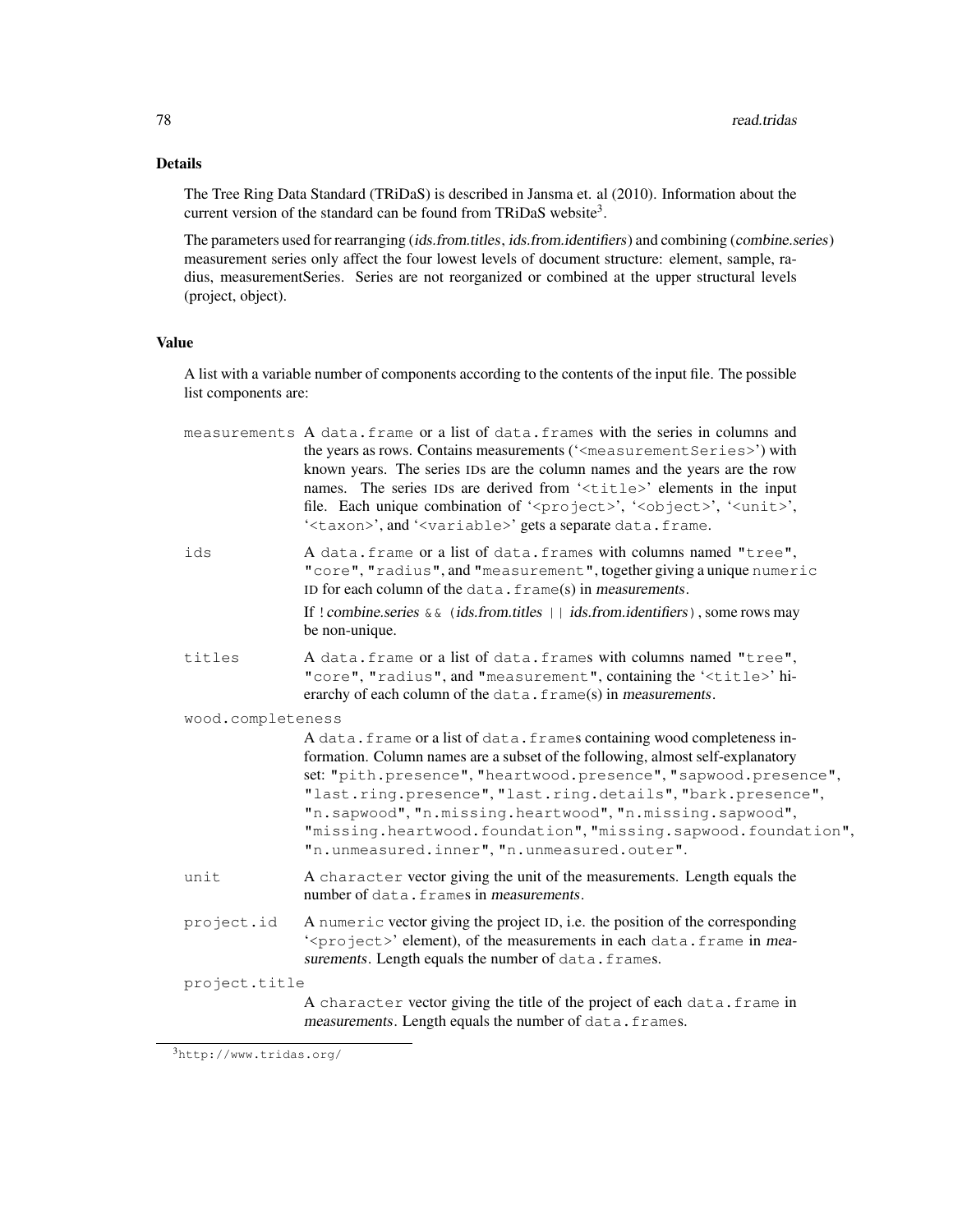### Details

The Tree Ring Data Standard (TRiDaS) is described in Jansma et. al (2010). Information about the current version of the standard can be found from TRiDaS website[3].

The parameters used for rearranging (*ids.from.titles*, *ids.from.identifiers*) and combining (*combine.series*) measurement series only affect the four lowest levels of document structure: element, sample, radius, measurementSeries. Series are not reorganized or combined at the upper structural levels (project, object).

### Value

A list with a variable number of components according to the contents of the input file. The possible list components are:

`measurements` A `data.frame` or a list of `data.frame`s with the series in columns and the years as rows. Contains measurements ('`<measurementSeries>`') with known years. The series IDs are the column names and the years are the row names. The series IDs are derived from '`<title>`' elements in the input file. Each unique combination of '`<project>`', '`<object>`', '`<unit>`', '`<taxon>`', and '`<variable>`' gets a separate `data.frame`.

`ids` A `data.frame` or a list of `data.frame`s with columns named `"tree"`, `"core"`, `"radius"`, and `"measurement"`, together giving a unique `numeric` ID for each column of the `data.frame`(s) in *measurements*.

If `!`*combine.series* `&& (`*ids.from.titles* `||` *ids.from.identifiers*`)`, some rows may be non-unique.

`titles` A `data.frame` or a list of `data.frame`s with columns named `"tree"`, `"core"`, `"radius"`, and `"measurement"`, containing the '`<title>`' hierarchy of each column of the `data.frame`(s) in *measurements*.

`wood.completeness` A `data.frame` or a list of `data.frame`s containing wood completeness information. Column names are a subset of the following, almost self-explanatory set: `"pith.presence"`, `"heartwood.presence"`, `"sapwood.presence"`, `"last.ring.presence"`, `"last.ring.details"`, `"bark.presence"`, `"n.sapwood"`, `"n.missing.heartwood"`, `"n.missing.sapwood"`, `"missing.heartwood.foundation"`, `"missing.sapwood.foundation"`, `"n.unmeasured.inner"`, `"n.unmeasured.outer"`.

`unit` A `character` vector giving the unit of the measurements. Length equals the number of `data.frame`s in *measurements*.

`project.id` A `numeric` vector giving the project ID, i.e. the position of the corresponding '`<project>`' element), of the measurements in each `data.frame` in *measurements*. Length equals the number of `data.frame`s.

`project.title` A `character` vector giving the title of the project of each `data.frame` in *measurements*. Length equals the number of `data.frame`s.

[3] `http://www.tridas.org/`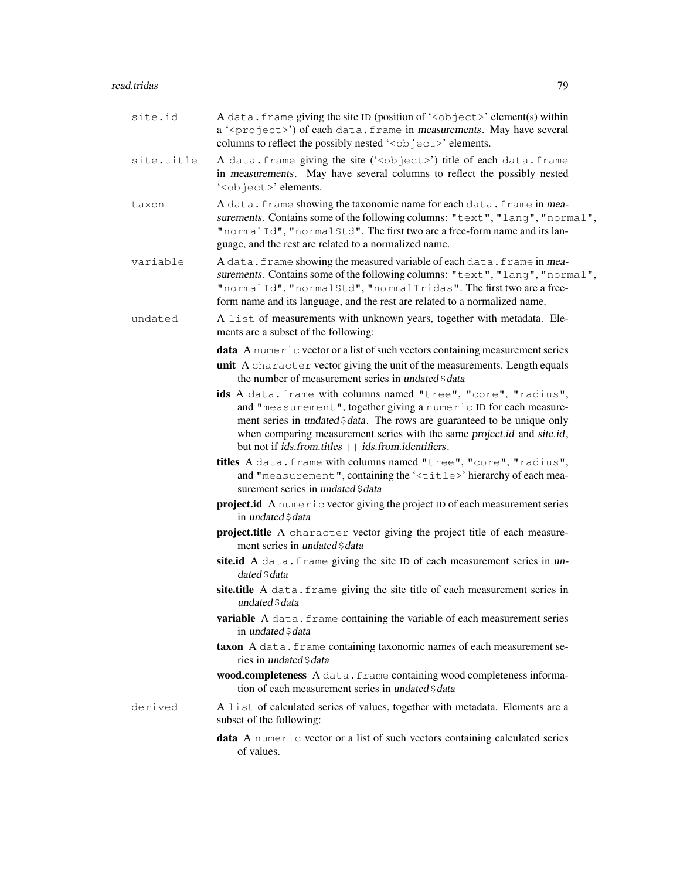`site.id`
: A `data.frame` giving the site ID (position of '`<object>`' element(s) within a '`<project>`') of each `data.frame` in *measurements*. May have several columns to reflect the possibly nested '`<object>`' elements.

`site.title`
: A `data.frame` giving the site ('`<object>`') title of each `data.frame` in *measurements*. May have several columns to reflect the possibly nested '`<object>`' elements.

`taxon`
: A `data.frame` showing the taxonomic name for each `data.frame` in *measurements*. Contains some of the following columns: `"text"`, `"lang"`, `"normal"`, `"normalId"`, `"normalStd"`. The first two are a free-form name and its language, and the rest are related to a normalized name.

`variable`
: A `data.frame` showing the measured variable of each `data.frame` in *measurements*. Contains some of the following columns: `"text"`, `"lang"`, `"normal"`, `"normalId"`, `"normalStd"`, `"normalTridas"`. The first two are a free-form name and its language, and the rest are related to a normalized name.

`undated`
: A `list` of measurements with unknown years, together with metadata. Elements are a subset of the following:

  - **data** A `numeric` vector or a list of such vectors containing measurement series
  - **unit** A `character` vector giving the unit of the measurements. Length equals the number of measurement series in *undated$data*
  - **ids** A `data.frame` with columns named `"tree"`, `"core"`, `"radius"`, and `"measurement"`, together giving a `numeric` ID for each measurement series in *undated$data*. The rows are guaranteed to be unique only when comparing measurement series with the same *project.id* and *site.id*, but not if *ids.from.titles* `||` *ids.from.identifiers*.
  - **titles** A `data.frame` with columns named `"tree"`, `"core"`, `"radius"`, and `"measurement"`, containing the '`<title>`' hierarchy of each measurement series in *undated$data*
  - **project.id** A `numeric` vector giving the project ID of each measurement series in *undated$data*
  - **project.title** A `character` vector giving the project title of each measurement series in *undated$data*
  - **site.id** A `data.frame` giving the site ID of each measurement series in *undated$data*
  - **site.title** A `data.frame` giving the site title of each measurement series in *undated$data*
  - **variable** A `data.frame` containing the variable of each measurement series in *undated$data*
  - **taxon** A `data.frame` containing taxonomic names of each measurement series in *undated$data*
  - **wood.completeness** A `data.frame` containing wood completeness information of each measurement series in *undated$data*

`derived`
: A `list` of calculated series of values, together with metadata. Elements are a subset of the following:

  - **data** A `numeric` vector or a list of such vectors containing calculated series of values.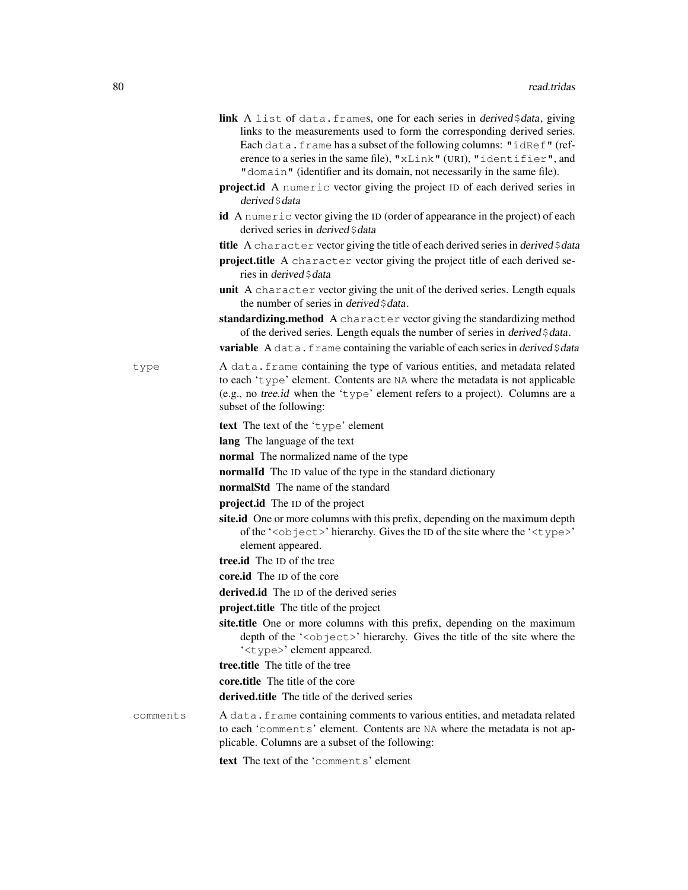**link** A `list` of `data.frame`s, one for each series in *derived$data*, giving links to the measurements used to form the corresponding derived series. Each `data.frame` has a subset of the following columns: `"idRef"` (reference to a series in the same file), `"xLink"` (URI), `"identifier"`, and `"domain"` (identifier and its domain, not necessarily in the same file).

**project.id** A `numeric` vector giving the project ID of each derived series in *derived$data*

**id** A `numeric` vector giving the ID (order of appearance in the project) of each derived series in *derived$data*

**title** A `character` vector giving the title of each derived series in *derived$data*

**project.title** A `character` vector giving the project title of each derived series in *derived$data*

**unit** A `character` vector giving the unit of the derived series. Length equals the number of series in *derived$data*.

**standardizing.method** A `character` vector giving the standardizing method of the derived series. Length equals the number of series in *derived$data*.

**variable** A `data.frame` containing the variable of each series in *derived$data*

`type` A `data.frame` containing the type of various entities, and metadata related to each '`type`' element. Contents are `NA` where the metadata is not applicable (e.g., no *tree.id* when the '`type`' element refers to a project). Columns are a subset of the following:

**text** The text of the '`type`' element

**lang** The language of the text

**normal** The normalized name of the type

**normalId** The ID value of the type in the standard dictionary

**normalStd** The name of the standard

**project.id** The ID of the project

**site.id** One or more columns with this prefix, depending on the maximum depth of the '`<object>`' hierarchy. Gives the ID of the site where the '`<type>`' element appeared.

**tree.id** The ID of the tree

**core.id** The ID of the core

**derived.id** The ID of the derived series

**project.title** The title of the project

**site.title** One or more columns with this prefix, depending on the maximum depth of the '`<object>`' hierarchy. Gives the title of the site where the '`<type>`' element appeared.

**tree.title** The title of the tree

**core.title** The title of the core

**derived.title** The title of the derived series

`comments` A `data.frame` containing comments to various entities, and metadata related to each '`comments`' element. Contents are `NA` where the metadata is not applicable. Columns are a subset of the following:

**text** The text of the '`comments`' element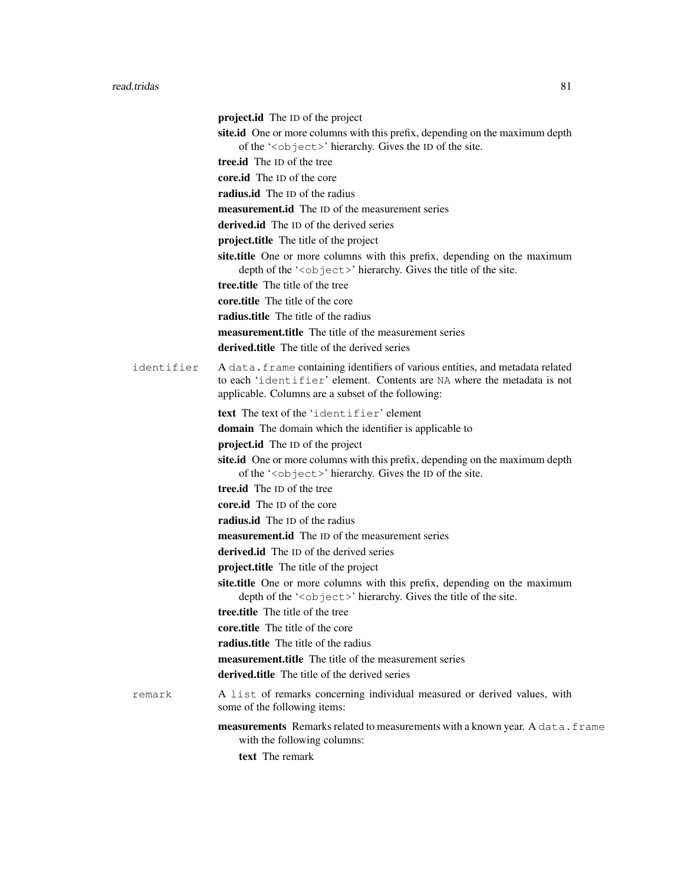**project.id** The ID of the project

**site.id** One or more columns with this prefix, depending on the maximum depth of the '`<object>`' hierarchy. Gives the ID of the site.

**tree.id** The ID of the tree

**core.id** The ID of the core

**radius.id** The ID of the radius

**measurement.id** The ID of the measurement series

**derived.id** The ID of the derived series

**project.title** The title of the project

**site.title** One or more columns with this prefix, depending on the maximum depth of the '`<object>`' hierarchy. Gives the title of the site.

**tree.title** The title of the tree

**core.title** The title of the core

**radius.title** The title of the radius

**measurement.title** The title of the measurement series

**derived.title** The title of the derived series

`identifier` A `data.frame` containing identifiers of various entities, and metadata related to each '`identifier`' element. Contents are `NA` where the metadata is not applicable. Columns are a subset of the following:

- **text** The text of the '`identifier`' element
- **domain** The domain which the identifier is applicable to
- **project.id** The ID of the project
- **site.id** One or more columns with this prefix, depending on the maximum depth of the '`<object>`' hierarchy. Gives the ID of the site.
- **tree.id** The ID of the tree
- **core.id** The ID of the core
- **radius.id** The ID of the radius
- **measurement.id** The ID of the measurement series
- **derived.id** The ID of the derived series
- **project.title** The title of the project
- **site.title** One or more columns with this prefix, depending on the maximum depth of the '`<object>`' hierarchy. Gives the title of the site.
- **tree.title** The title of the tree
- **core.title** The title of the core
- **radius.title** The title of the radius
- **measurement.title** The title of the measurement series
- **derived.title** The title of the derived series

`remark` A `list` of remarks concerning individual measured or derived values, with some of the following items:

- **measurements** Remarks related to measurements with a known year. A `data.frame` with the following columns:
  - **text** The remark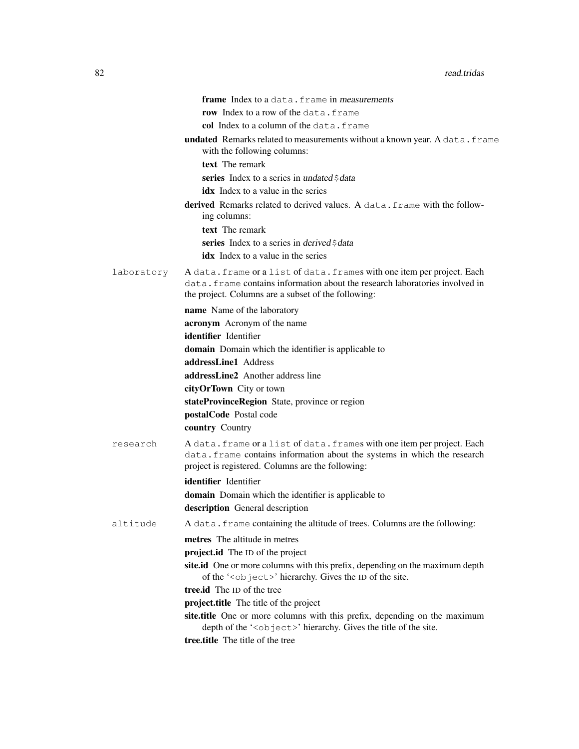- **frame** Index to a `data.frame` in *measurements*
- **row** Index to a row of the `data.frame`
- **col** Index to a column of the `data.frame`

**undated** Remarks related to measurements without a known year. A `data.frame` with the following columns:

- **text** The remark
- **series** Index to a series in *undated$data*
- **idx** Index to a value in the series

**derived** Remarks related to derived values. A `data.frame` with the following columns:

- **text** The remark
- **series** Index to a series in *derived$data*
- **idx** Index to a value in the series

`laboratory` A `data.frame` or a `list` of `data.frame`s with one item per project. Each `data.frame` contains information about the research laboratories involved in the project. Columns are a subset of the following:

- **name** Name of the laboratory
- **acronym** Acronym of the name
- **identifier** Identifier
- **domain** Domain which the identifier is applicable to
- **addressLine1** Address
- **addressLine2** Another address line
- **cityOrTown** City or town
- **stateProvinceRegion** State, province or region
- **postalCode** Postal code
- **country** Country

`research` A `data.frame` or a `list` of `data.frame`s with one item per project. Each `data.frame` contains information about the systems in which the research project is registered. Columns are the following:

- **identifier** Identifier
- **domain** Domain which the identifier is applicable to
- **description** General description

`altitude` A `data.frame` containing the altitude of trees. Columns are the following:

- **metres** The altitude in metres
- **project.id** The ID of the project
- **site.id** One or more columns with this prefix, depending on the maximum depth of the '`<object>`' hierarchy. Gives the ID of the site.
- **tree.id** The ID of the tree
- **project.title** The title of the project
- **site.title** One or more columns with this prefix, depending on the maximum depth of the '`<object>`' hierarchy. Gives the title of the site.
- **tree.title** The title of the tree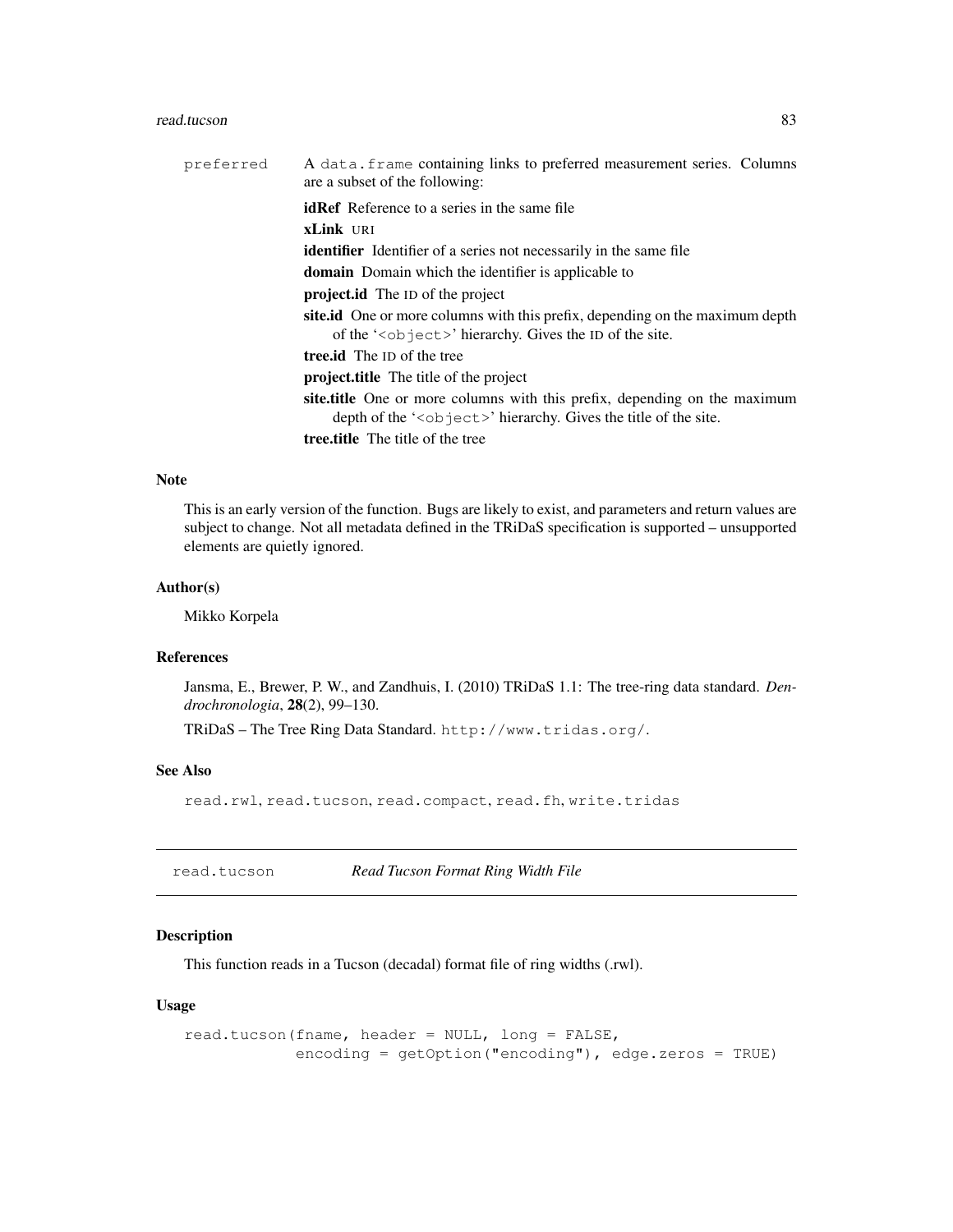preferred — A `data.frame` containing links to preferred measurement series. Columns are a subset of the following:

- **idRef** Reference to a series in the same file
- **xLink** URI
- **identifier** Identifier of a series not necessarily in the same file
- **domain** Domain which the identifier is applicable to
- **project.id** The ID of the project
- **site.id** One or more columns with this prefix, depending on the maximum depth of the '`<object>`' hierarchy. Gives the ID of the site.
- **tree.id** The ID of the tree
- **project.title** The title of the project
- **site.title** One or more columns with this prefix, depending on the maximum depth of the '`<object>`' hierarchy. Gives the title of the site.
- **tree.title** The title of the tree

### Note

This is an early version of the function. Bugs are likely to exist, and parameters and return values are subject to change. Not all metadata defined in the TRiDaS specification is supported – unsupported elements are quietly ignored.

### Author(s)

Mikko Korpela

### References

Jansma, E., Brewer, P. W., and Zandhuis, I. (2010) TRiDaS 1.1: The tree-ring data standard. *Dendrochronologia*, **28**(2), 99–130.

TRiDaS – The Tree Ring Data Standard. `http://www.tridas.org/`.

### See Also

`read.rwl`, `read.tucson`, `read.compact`, `read.fh`, `write.tridas`

---

## read.tucson — *Read Tucson Format Ring Width File*

### Description

This function reads in a Tucson (decadal) format file of ring widths (.rwl).

### Usage

```
read.tucson(fname, header = NULL, long = FALSE,
            encoding = getOption("encoding"), edge.zeros = TRUE)
```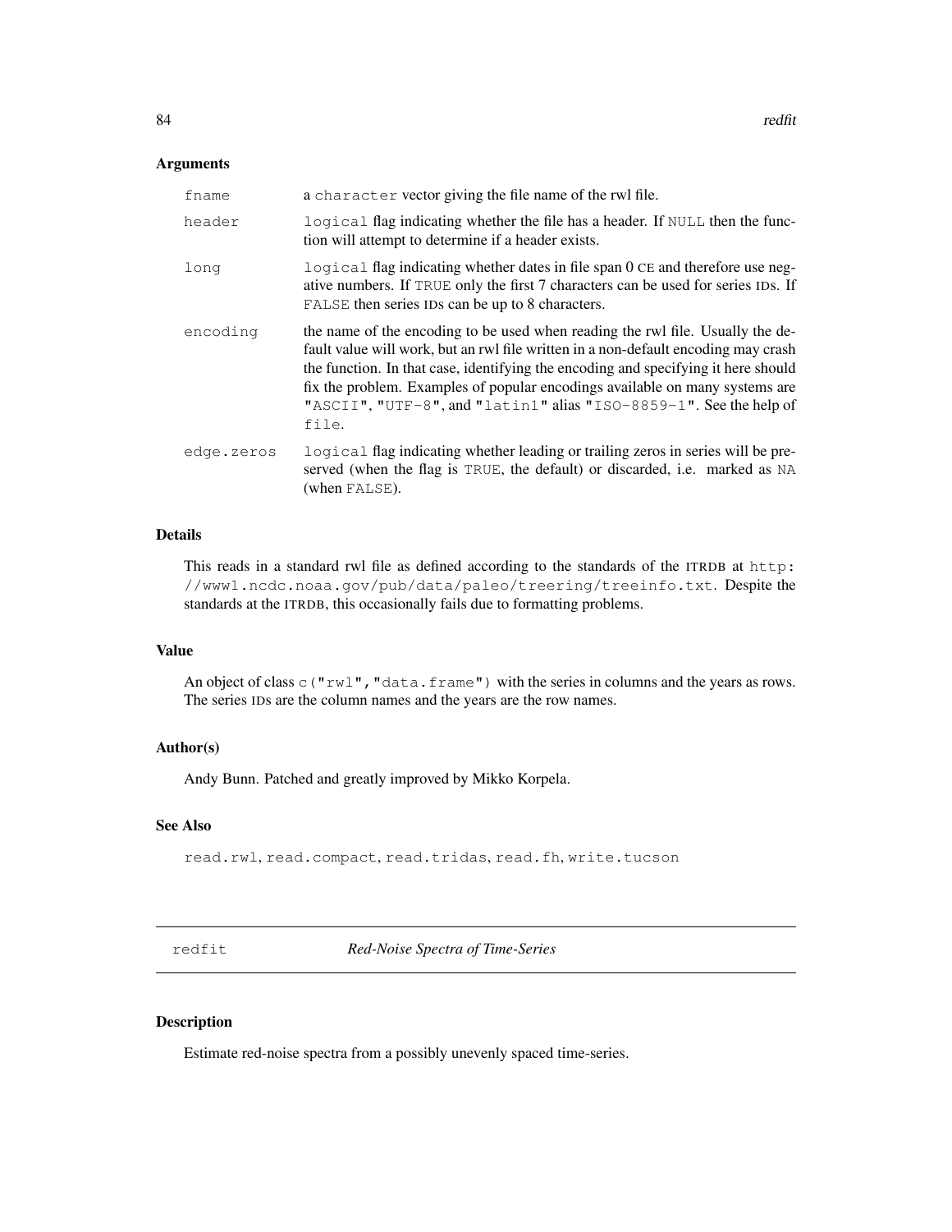### Arguments

| | |
|---|---|
| `fname` | a `character` vector giving the file name of the rwl file. |
| `header` | `logical` flag indicating whether the file has a header. If `NULL` then the function will attempt to determine if a header exists. |
| `long` | `logical` flag indicating whether dates in file span 0 CE and therefore use negative numbers. If `TRUE` only the first 7 characters can be used for series IDs. If `FALSE` then series IDs can be up to 8 characters. |
| `encoding` | the name of the encoding to be used when reading the rwl file. Usually the default value will work, but an rwl file written in a non-default encoding may crash the function. In that case, identifying the encoding and specifying it here should fix the problem. Examples of popular encodings available on many systems are `"ASCII"`, `"UTF-8"`, and `"latin1"` alias `"ISO-8859-1"`. See the help of `file`. |
| `edge.zeros` | `logical` flag indicating whether leading or trailing zeros in series will be preserved (when the flag is `TRUE`, the default) or discarded, i.e. marked as `NA` (when `FALSE`). |

### Details

This reads in a standard rwl file as defined according to the standards of the ITRDB at `http://www1.ncdc.noaa.gov/pub/data/paleo/treering/treeinfo.txt`. Despite the standards at the ITRDB, this occasionally fails due to formatting problems.

### Value

An object of class `c("rwl","data.frame")` with the series in columns and the years as rows. The series IDs are the column names and the years are the row names.

### Author(s)

Andy Bunn. Patched and greatly improved by Mikko Korpela.

### See Also

`read.rwl`, `read.compact`, `read.tridas`, `read.fh`, `write.tucson`

---

## redfit — *Red-Noise Spectra of Time-Series*

---

### Description

Estimate red-noise spectra from a possibly unevenly spaced time-series.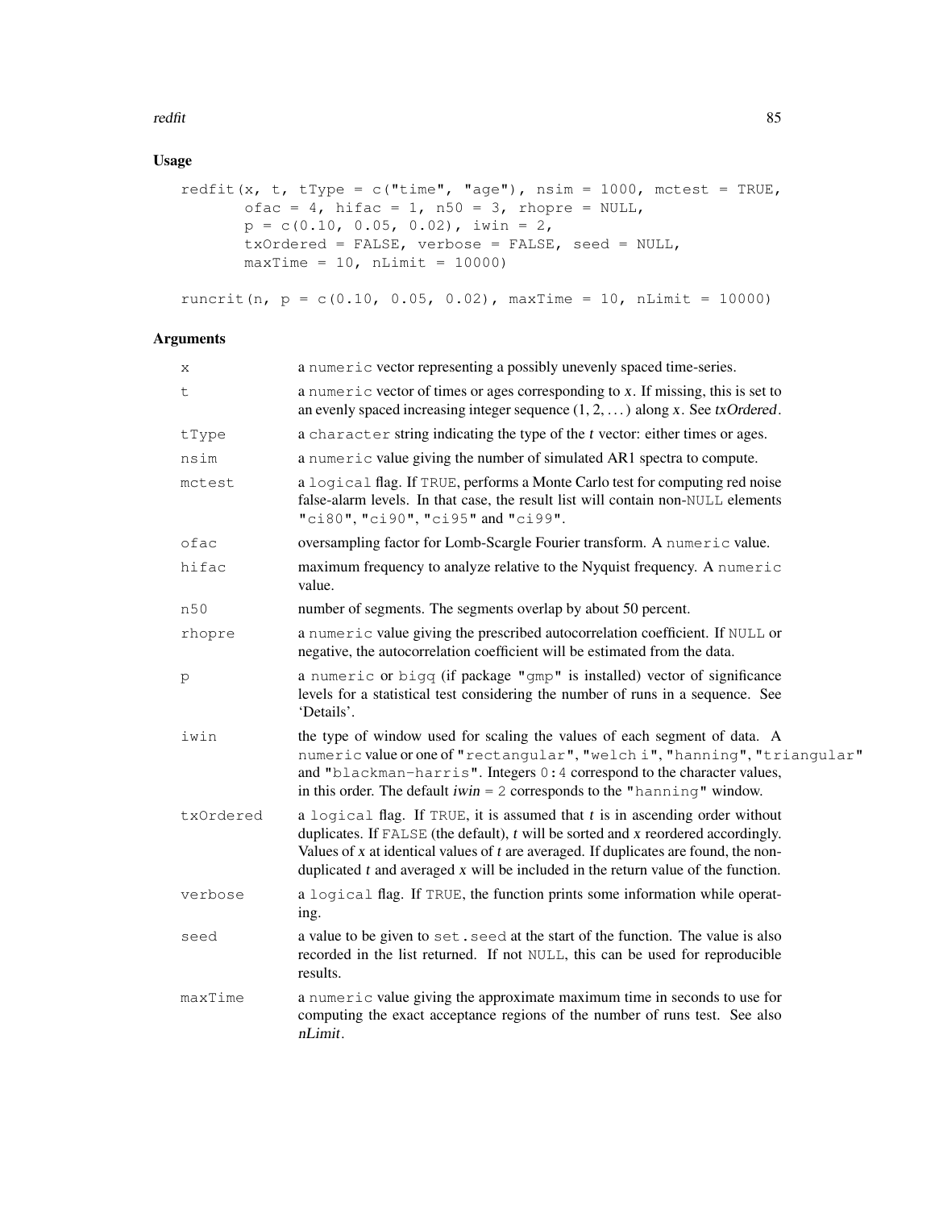## Usage

```
redfit(x, t, tType = c("time", "age"), nsim = 1000, mctest = TRUE,
       ofac = 4, hifac = 1, n50 = 3, rhopre = NULL,
       p = c(0.10, 0.05, 0.02), iwin = 2,
       txOrdered = FALSE, verbose = FALSE, seed = NULL,
       maxTime = 10, nLimit = 10000)

runcrit(n, p = c(0.10, 0.05, 0.02), maxTime = 10, nLimit = 10000)
```

## Arguments

| | |
|---|---|
| `x` | a `numeric` vector representing a possibly unevenly spaced time-series. |
| `t` | a `numeric` vector of times or ages corresponding to *x*. If missing, this is set to an evenly spaced increasing integer sequence $(1, 2, \ldots)$ along *x*. See *txOrdered*. |
| `tType` | a `character` string indicating the type of the *t* vector: either times or ages. |
| `nsim` | a `numeric` value giving the number of simulated AR1 spectra to compute. |
| `mctest` | a `logical` flag. If `TRUE`, performs a Monte Carlo test for computing red noise false-alarm levels. In that case, the result list will contain non-`NULL` elements `"ci80"`, `"ci90"`, `"ci95"` and `"ci99"`. |
| `ofac` | oversampling factor for Lomb-Scargle Fourier transform. A `numeric` value. |
| `hifac` | maximum frequency to analyze relative to the Nyquist frequency. A `numeric` value. |
| `n50` | number of segments. The segments overlap by about 50 percent. |
| `rhopre` | a `numeric` value giving the prescribed autocorrelation coefficient. If `NULL` or negative, the autocorrelation coefficient will be estimated from the data. |
| `p` | a `numeric` or `bigq` (if package `"gmp"` is installed) vector of significance levels for a statistical test considering the number of runs in a sequence. See 'Details'. |
| `iwin` | the type of window used for scaling the values of each segment of data. A `numeric` value or one of `"rectangular"`, `"welch i"`, `"hanning"`, `"triangular"` and `"blackman-harris"`. Integers `0:4` correspond to the character values, in this order. The default *iwin* = `2` corresponds to the `"hanning"` window. |
| `txOrdered` | a `logical` flag. If `TRUE`, it is assumed that *t* is in ascending order without duplicates. If `FALSE` (the default), *t* will be sorted and *x* reordered accordingly. Values of *x* at identical values of *t* are averaged. If duplicates are found, the non-duplicated *t* and averaged *x* will be included in the return value of the function. |
| `verbose` | a `logical` flag. If `TRUE`, the function prints some information while operating. |
| `seed` | a value to be given to `set.seed` at the start of the function. The value is also recorded in the list returned. If not `NULL`, this can be used for reproducible results. |
| `maxTime` | a `numeric` value giving the approximate maximum time in seconds to use for computing the exact acceptance regions of the number of runs test. See also *nLimit*. |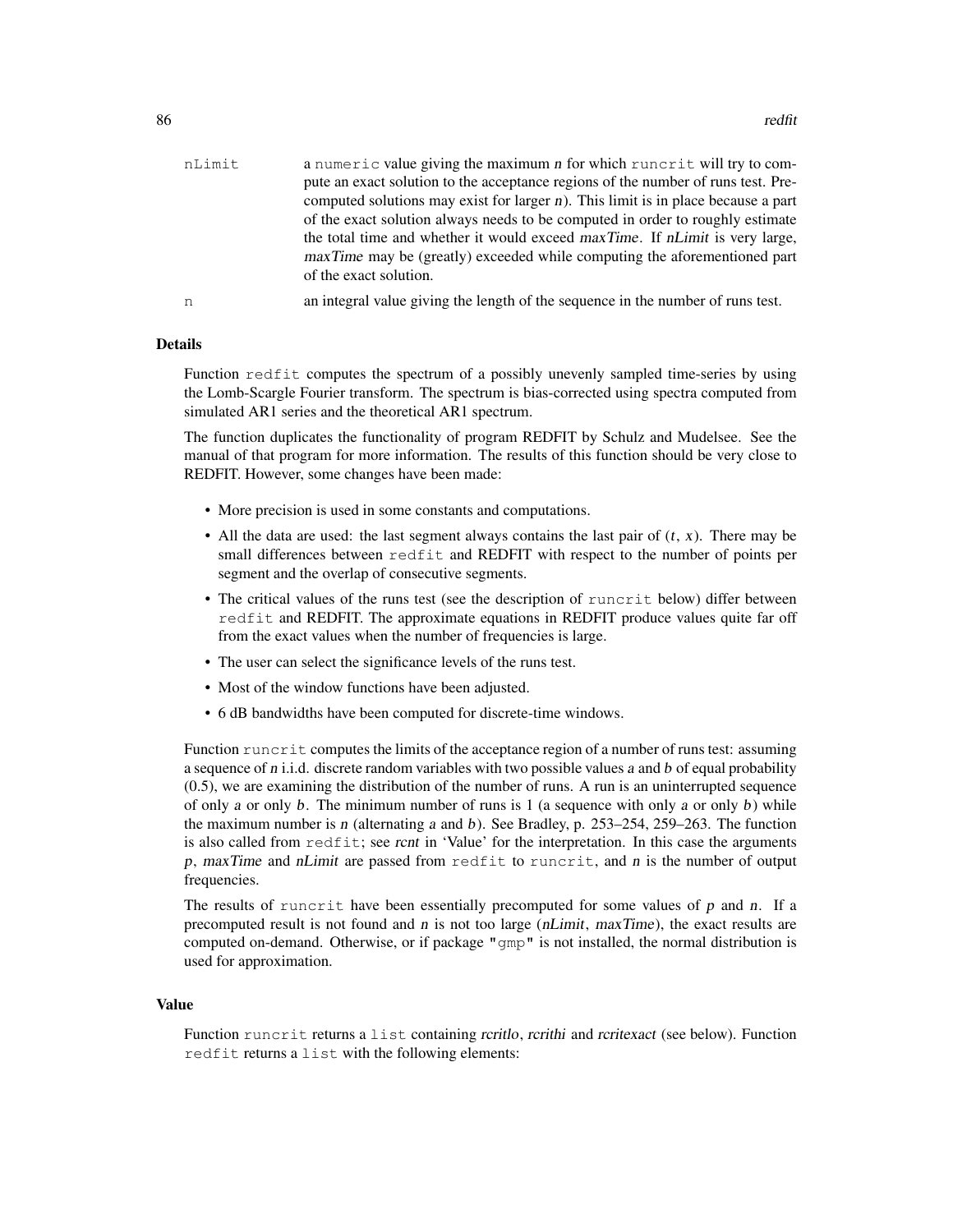nLimit
: a `numeric` value giving the maximum $n$ for which `runcrit` will try to compute an exact solution to the acceptance regions of the number of runs test. Precomputed solutions may exist for larger $n$). This limit is in place because a part of the exact solution always needs to be computed in order to roughly estimate the total time and whether it would exceed *maxTime*. If *nLimit* is very large, *maxTime* may be (greatly) exceeded while computing the aforementioned part of the exact solution.

n
: an integral value giving the length of the sequence in the number of runs test.

## Details

Function `redfit` computes the spectrum of a possibly unevenly sampled time-series by using the Lomb-Scargle Fourier transform. The spectrum is bias-corrected using spectra computed from simulated AR1 series and the theoretical AR1 spectrum.

The function duplicates the functionality of program REDFIT by Schulz and Mudelsee. See the manual of that program for more information. The results of this function should be very close to REDFIT. However, some changes have been made:

- More precision is used in some constants and computations.
- All the data are used: the last segment always contains the last pair of $(t, x)$. There may be small differences between `redfit` and REDFIT with respect to the number of points per segment and the overlap of consecutive segments.
- The critical values of the runs test (see the description of `runcrit` below) differ between `redfit` and REDFIT. The approximate equations in REDFIT produce values quite far off from the exact values when the number of frequencies is large.
- The user can select the significance levels of the runs test.
- Most of the window functions have been adjusted.
- 6 dB bandwidths have been computed for discrete-time windows.

Function `runcrit` computes the limits of the acceptance region of a number of runs test: assuming a sequence of $n$ i.i.d. discrete random variables with two possible values $a$ and $b$ of equal probability (0.5), we are examining the distribution of the number of runs. A run is an uninterrupted sequence of only $a$ or only $b$. The minimum number of runs is 1 (a sequence with only $a$ or only $b$) while the maximum number is $n$ (alternating $a$ and $b$). See Bradley, p. 253–254, 259–263. The function is also called from `redfit`; see *rcnt* in 'Value' for the interpretation. In this case the arguments *p*, *maxTime* and *nLimit* are passed from `redfit` to `runcrit`, and *n* is the number of output frequencies.

The results of `runcrit` have been essentially precomputed for some values of $p$ and $n$. If a precomputed result is not found and $n$ is not too large (*nLimit*, *maxTime*), the exact results are computed on-demand. Otherwise, or if package "`gmp`" is not installed, the normal distribution is used for approximation.

## Value

Function `runcrit` returns a `list` containing *rcritlo*, *rcrithi* and *rcritexact* (see below). Function `redfit` returns a `list` with the following elements: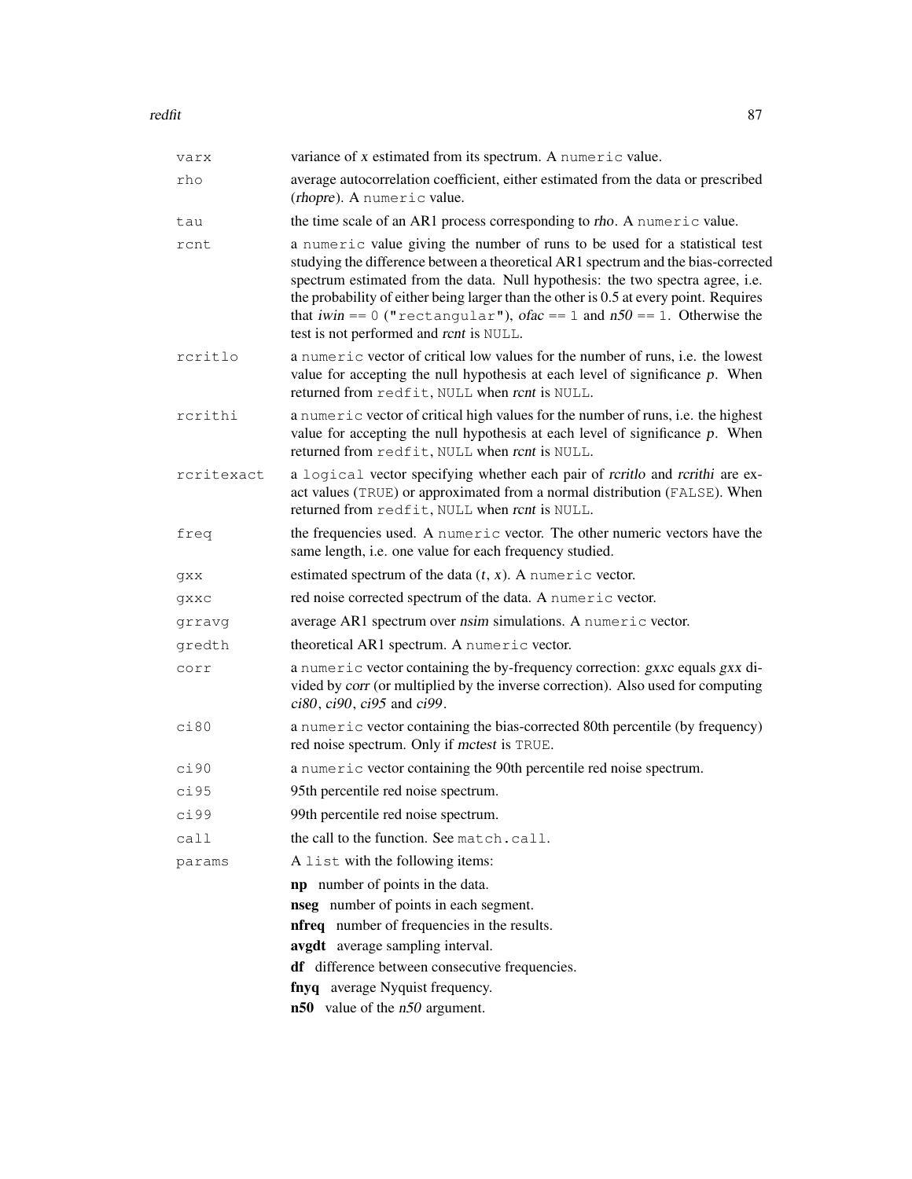| | |
|---|---|
| `varx` | variance of *x* estimated from its spectrum. A `numeric` value. |
| `rho` | average autocorrelation coefficient, either estimated from the data or prescribed (*rhopre*). A `numeric` value. |
| `tau` | the time scale of an AR1 process corresponding to *rho*. A `numeric` value. |
| `rcnt` | a `numeric` value giving the number of runs to be used for a statistical test studying the difference between a theoretical AR1 spectrum and the bias-corrected spectrum estimated from the data. Null hypothesis: the two spectra agree, i.e. the probability of either being larger than the other is 0.5 at every point. Requires that *iwin* `== 0` (`"rectangular"`), *ofac* `== 1` and *n50* `== 1`. Otherwise the test is not performed and *rcnt* is `NULL`. |
| `rcritlo` | a `numeric` vector of critical low values for the number of runs, i.e. the lowest value for accepting the null hypothesis at each level of significance *p*. When returned from `redfit`, `NULL` when *rcnt* is `NULL`. |
| `rcrithi` | a `numeric` vector of critical high values for the number of runs, i.e. the highest value for accepting the null hypothesis at each level of significance *p*. When returned from `redfit`, `NULL` when *rcnt* is `NULL`. |
| `rcritexact` | a `logical` vector specifying whether each pair of *rcritlo* and *rcrithi* are exact values (`TRUE`) or approximated from a normal distribution (`FALSE`). When returned from `redfit`, `NULL` when *rcnt* is `NULL`. |
| `freq` | the frequencies used. A `numeric` vector. The other numeric vectors have the same length, i.e. one value for each frequency studied. |
| `gxx` | estimated spectrum of the data (*t*, *x*). A `numeric` vector. |
| `gxxc` | red noise corrected spectrum of the data. A `numeric` vector. |
| `grravg` | average AR1 spectrum over *nsim* simulations. A `numeric` vector. |
| `gredth` | theoretical AR1 spectrum. A `numeric` vector. |
| `corr` | a `numeric` vector containing the by-frequency correction: *gxxc* equals *gxx* divided by *corr* (or multiplied by the inverse correction). Also used for computing *ci80*, *ci90*, *ci95* and *ci99*. |
| `ci80` | a `numeric` vector containing the bias-corrected 80th percentile (by frequency) red noise spectrum. Only if *mctest* is `TRUE`. |
| `ci90` | a `numeric` vector containing the 90th percentile red noise spectrum. |
| `ci95` | 95th percentile red noise spectrum. |
| `ci99` | 99th percentile red noise spectrum. |
| `call` | the call to the function. See `match.call`. |
| `params` | A `list` with the following items: |

- **np** number of points in the data.
- **nseg** number of points in each segment.
- **nfreq** number of frequencies in the results.
- **avgdt** average sampling interval.
- **df** difference between consecutive frequencies.
- **fnyq** average Nyquist frequency.
- **n50** value of the *n50* argument.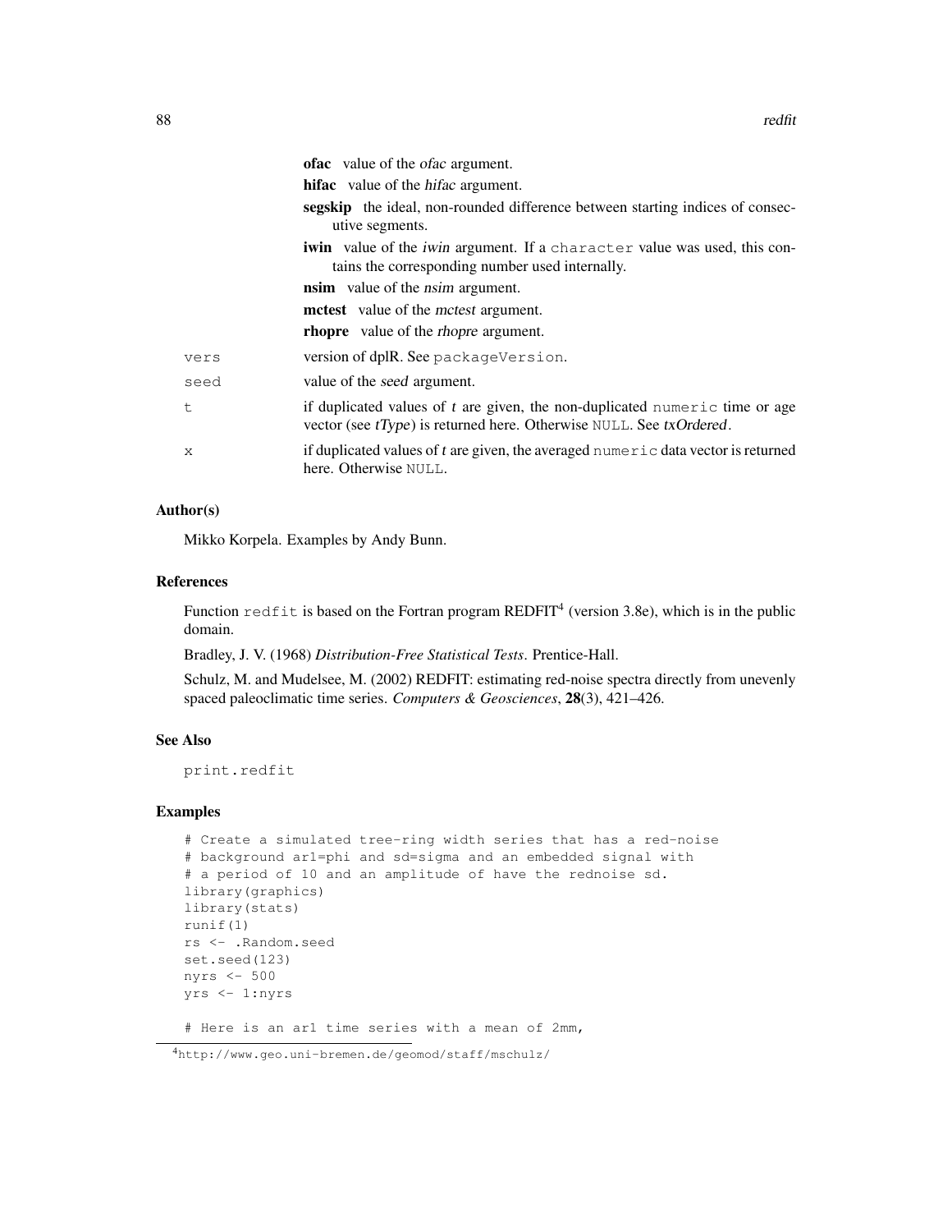**ofac** value of the *ofac* argument.

**hifac** value of the *hifac* argument.

**segskip** the ideal, non-rounded difference between starting indices of consecutive segments.

**iwin** value of the *iwin* argument. If a `character` value was used, this contains the corresponding number used internally.

**nsim** value of the *nsim* argument.

**mctest** value of the *mctest* argument.

**rhopre** value of the *rhopre* argument.

`vers` version of dplR. See `packageVersion`.

`seed` value of the *seed* argument.

`t` if duplicated values of *t* are given, the non-duplicated `numeric` time or age vector (see *tType*) is returned here. Otherwise `NULL`. See *txOrdered*.

`x` if duplicated values of *t* are given, the averaged `numeric` data vector is returned here. Otherwise `NULL`.

### Author(s)

Mikko Korpela. Examples by Andy Bunn.

### References

Function `redfit` is based on the Fortran program REDFIT[4] (version 3.8e), which is in the public domain.

Bradley, J. V. (1968) *Distribution-Free Statistical Tests*. Prentice-Hall.

Schulz, M. and Mudelsee, M. (2002) REDFIT: estimating red-noise spectra directly from unevenly spaced paleoclimatic time series. *Computers & Geosciences*, **28**(3), 421–426.

### See Also

`print.redfit`

### Examples

```
# Create a simulated tree-ring width series that has a red-noise
# background ar1=phi and sd=sigma and an embedded signal with
# a period of 10 and an amplitude of have the rednoise sd.
library(graphics)
library(stats)
runif(1)
rs <- .Random.seed
set.seed(123)
nyrs <- 500
yrs <- 1:nyrs

# Here is an ar1 time series with a mean of 2mm,
```

[4] http://www.geo.uni-bremen.de/geomod/staff/mschulz/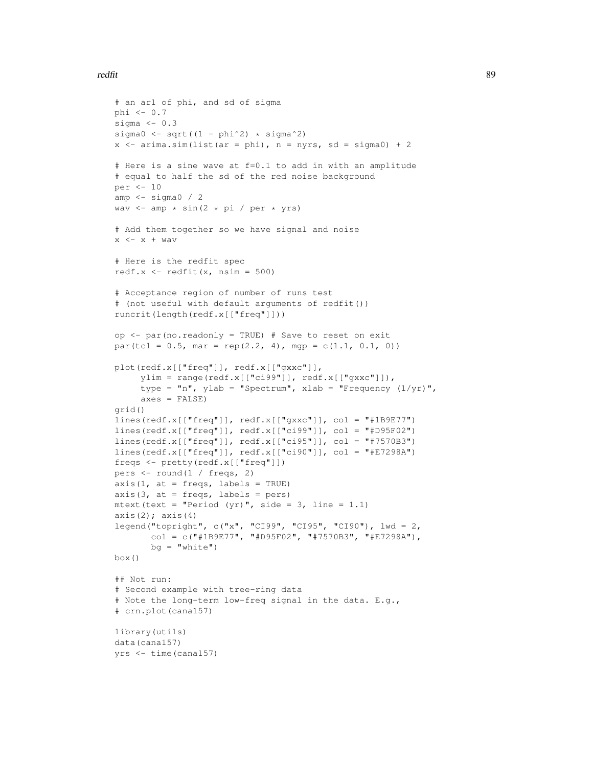```
# an ar1 of phi, and sd of sigma
phi <- 0.7
sigma <- 0.3
sigma0 <- sqrt((1 - phi^2) * sigma^2)
x <- arima.sim(list(ar = phi), n = nyrs, sd = sigma0) + 2

# Here is a sine wave at f=0.1 to add in with an amplitude
# equal to half the sd of the red noise background
per <- 10
amp <- sigma0 / 2
wav <- amp * sin(2 * pi / per * yrs)

# Add them together so we have signal and noise
x <- x + wav

# Here is the redfit spec
redf.x <- redfit(x, nsim = 500)

# Acceptance region of number of runs test
# (not useful with default arguments of redfit())
runcrit(length(redf.x[["freq"]]))

op <- par(no.readonly = TRUE) # Save to reset on exit
par(tcl = 0.5, mar = rep(2.2, 4), mgp = c(1.1, 0.1, 0))

plot(redf.x[["freq"]], redf.x[["gxxc"]],
     ylim = range(redf.x[["ci99"]], redf.x[["gxxc"]]),
     type = "n", ylab = "Spectrum", xlab = "Frequency (1/yr)",
     axes = FALSE)
grid()
lines(redf.x[["freq"]], redf.x[["gxxc"]], col = "#1B9E77")
lines(redf.x[["freq"]], redf.x[["ci99"]], col = "#D95F02")
lines(redf.x[["freq"]], redf.x[["ci95"]], col = "#7570B3")
lines(redf.x[["freq"]], redf.x[["ci90"]], col = "#E7298A")
freqs <- pretty(redf.x[["freq"]])
pers <- round(1 / freqs, 2)
axis(1, at = freqs, labels = TRUE)
axis(3, at = freqs, labels = pers)
mtext(text = "Period (yr)", side = 3, line = 1.1)
axis(2); axis(4)
legend("topright", c("x", "CI99", "CI95", "CI90"), lwd = 2,
       col = c("#1B9E77", "#D95F02", "#7570B3", "#E7298A"),
       bg = "white")
box()

## Not run:
# Second example with tree-ring data
# Note the long-term low-freq signal in the data. E.g.,
# crn.plot(cana157)

library(utils)
data(cana157)
yrs <- time(cana157)
```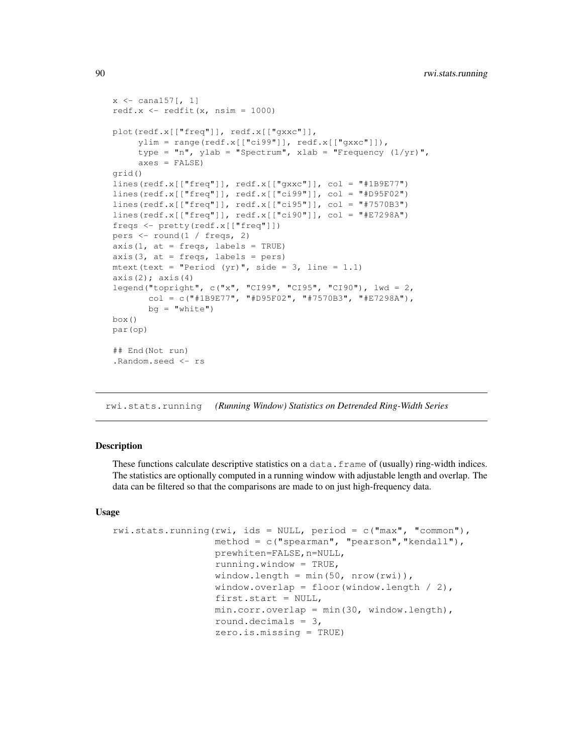```
x <- cana157[, 1]
redf.x <- redfit(x, nsim = 1000)

plot(redf.x[["freq"]], redf.x[["gxxc"]],
     ylim = range(redf.x[["ci99"]], redf.x[["gxxc"]]),
     type = "n", ylab = "Spectrum", xlab = "Frequency (1/yr)",
     axes = FALSE)
grid()
lines(redf.x[["freq"]], redf.x[["gxxc"]], col = "#1B9E77")
lines(redf.x[["freq"]], redf.x[["ci99"]], col = "#D95F02")
lines(redf.x[["freq"]], redf.x[["ci95"]], col = "#7570B3")
lines(redf.x[["freq"]], redf.x[["ci90"]], col = "#E7298A")
freqs <- pretty(redf.x[["freq"]])
pers <- round(1 / freqs, 2)
axis(1, at = freqs, labels = TRUE)
axis(3, at = freqs, labels = pers)
mtext(text = "Period (yr)", side = 3, line = 1.1)
axis(2); axis(4)
legend("topright", c("x", "CI99", "CI95", "CI90"), lwd = 2,
       col = c("#1B9E77", "#D95F02", "#7570B3", "#E7298A"),
       bg = "white")
box()
par(op)

## End(Not run)
.Random.seed <- rs
```

---

## rwi.stats.running — *(Running Window) Statistics on Detrended Ring-Width Series*

---

### Description

These functions calculate descriptive statistics on a `data.frame` of (usually) ring-width indices. The statistics are optionally computed in a running window with adjustable length and overlap. The data can be filtered so that the comparisons are made to on just high-frequency data.

### Usage

```
rwi.stats.running(rwi, ids = NULL, period = c("max", "common"),
                  method = c("spearman", "pearson","kendall"),
                  prewhiten=FALSE,n=NULL,
                  running.window = TRUE,
                  window.length = min(50, nrow(rwi)),
                  window.overlap = floor(window.length / 2),
                  first.start = NULL,
                  min.corr.overlap = min(30, window.length),
                  round.decimals = 3,
                  zero.is.missing = TRUE)
```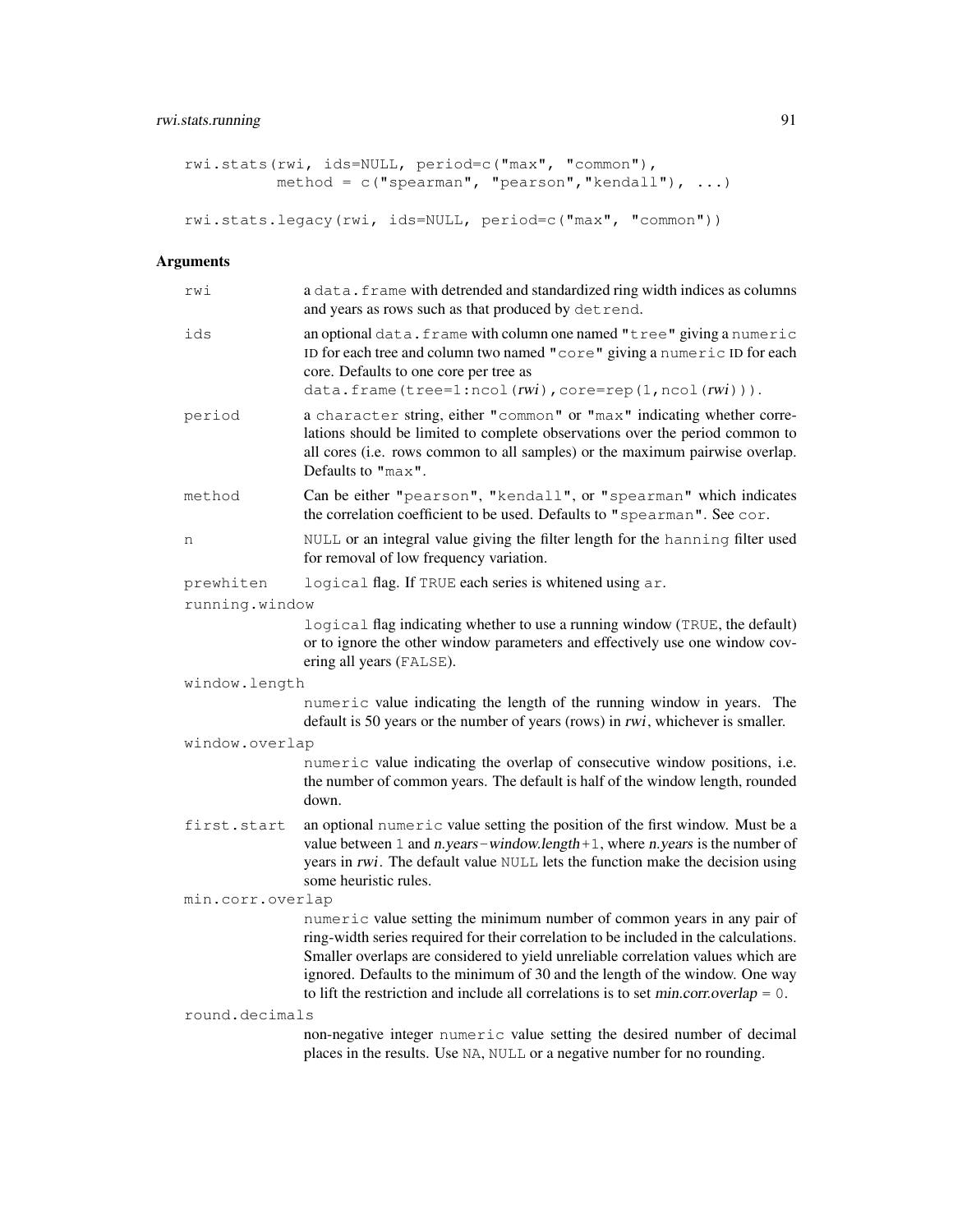```
rwi.stats(rwi, ids=NULL, period=c("max", "common"),
          method = c("spearman", "pearson","kendall"), ...)

rwi.stats.legacy(rwi, ids=NULL, period=c("max", "common"))
```

## Arguments

**rwi**
a `data.frame` with detrended and standardized ring width indices as columns and years as rows such as that produced by `detrend`.

**ids**
an optional `data.frame` with column one named `"tree"` giving a `numeric` ID for each tree and column two named `"core"` giving a `numeric` ID for each core. Defaults to one core per tree as `data.frame(tree=1:ncol(rwi),core=rep(1,ncol(rwi)))`.

**period**
a `character` string, either `"common"` or `"max"` indicating whether correlations should be limited to complete observations over the period common to all cores (i.e. rows common to all samples) or the maximum pairwise overlap. Defaults to `"max"`.

**method**
Can be either `"pearson"`, `"kendall"`, or `"spearman"` which indicates the correlation coefficient to be used. Defaults to `"spearman"`. See `cor`.

**n**
`NULL` or an integral value giving the filter length for the `hanning` filter used for removal of low frequency variation.

**prewhiten**
`logical` flag. If `TRUE` each series is whitened using `ar`.

**running.window**
`logical` flag indicating whether to use a running window (`TRUE`, the default) or to ignore the other window parameters and effectively use one window covering all years (`FALSE`).

**window.length**
`numeric` value indicating the length of the running window in years. The default is 50 years or the number of years (rows) in *rwi*, whichever is smaller.

**window.overlap**
`numeric` value indicating the overlap of consecutive window positions, i.e. the number of common years. The default is half of the window length, rounded down.

**first.start**
an optional `numeric` value setting the position of the first window. Must be a value between `1` and *n.years*−*window.length*+`1`, where *n.years* is the number of years in *rwi*. The default value `NULL` lets the function make the decision using some heuristic rules.

**min.corr.overlap**
`numeric` value setting the minimum number of common years in any pair of ring-width series required for their correlation to be included in the calculations. Smaller overlaps are considered to yield unreliable correlation values which are ignored. Defaults to the minimum of 30 and the length of the window. One way to lift the restriction and include all correlations is to set *min.corr.overlap* = `0`.

**round.decimals**
non-negative integer `numeric` value setting the desired number of decimal places in the results. Use `NA`, `NULL` or a negative number for no rounding.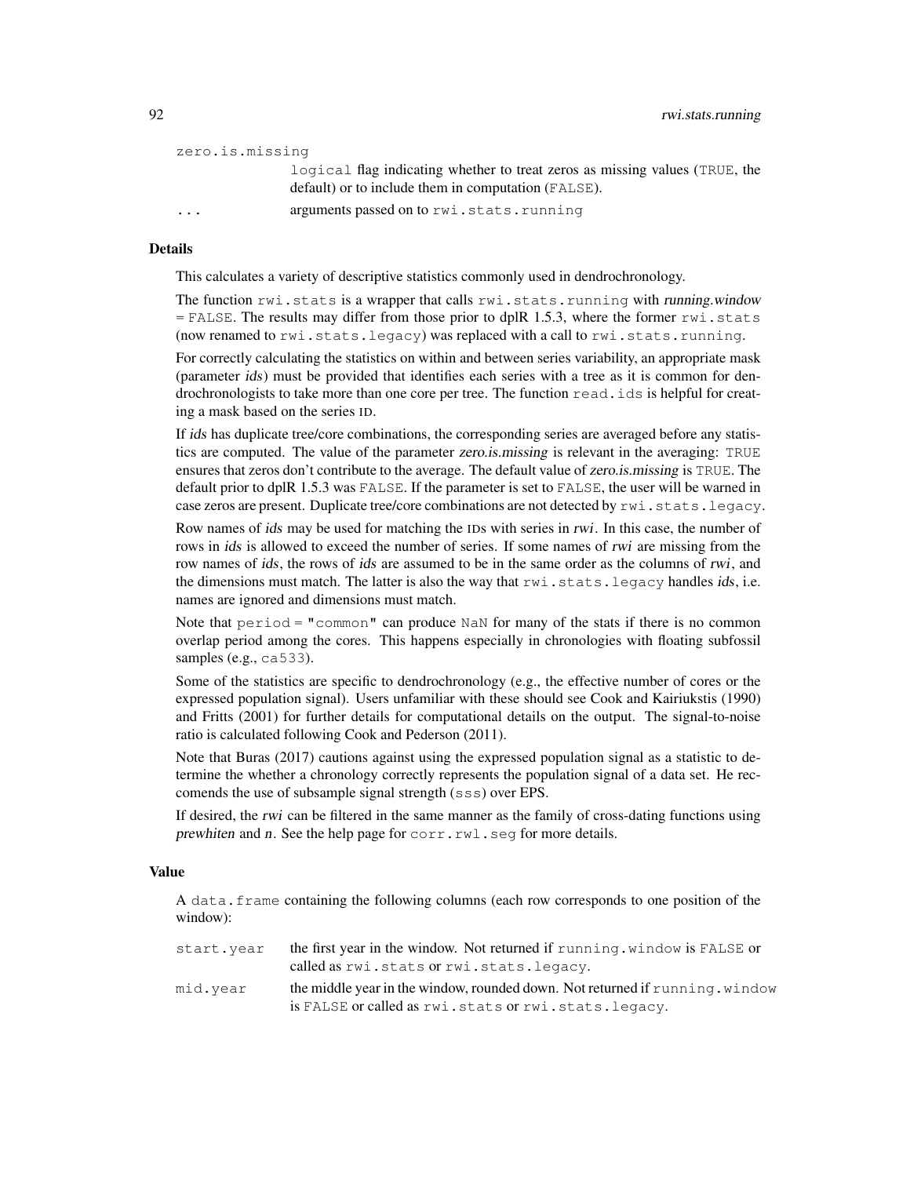`zero.is.missing`
: `logical` flag indicating whether to treat zeros as missing values (`TRUE`, the default) or to include them in computation (`FALSE`).

`...`
: arguments passed on to `rwi.stats.running`

### Details

This calculates a variety of descriptive statistics commonly used in dendrochronology.

The function `rwi.stats` is a wrapper that calls `rwi.stats.running` with *running.window* = `FALSE`. The results may differ from those prior to dplR 1.5.3, where the former `rwi.stats` (now renamed to `rwi.stats.legacy`) was replaced with a call to `rwi.stats.running`.

For correctly calculating the statistics on within and between series variability, an appropriate mask (parameter *ids*) must be provided that identifies each series with a tree as it is common for dendrochronologists to take more than one core per tree. The function `read.ids` is helpful for creating a mask based on the series ID.

If *ids* has duplicate tree/core combinations, the corresponding series are averaged before any statistics are computed. The value of the parameter *zero.is.missing* is relevant in the averaging: `TRUE` ensures that zeros don't contribute to the average. The default value of *zero.is.missing* is `TRUE`. The default prior to dplR 1.5.3 was `FALSE`. If the parameter is set to `FALSE`, the user will be warned in case zeros are present. Duplicate tree/core combinations are not detected by `rwi.stats.legacy`.

Row names of *ids* may be used for matching the IDs with series in *rwi*. In this case, the number of rows in *ids* is allowed to exceed the number of series. If some names of *rwi* are missing from the row names of *ids*, the rows of *ids* are assumed to be in the same order as the columns of *rwi*, and the dimensions must match. The latter is also the way that `rwi.stats.legacy` handles *ids*, i.e. names are ignored and dimensions must match.

Note that `period = "common"` can produce `NaN` for many of the stats if there is no common overlap period among the cores. This happens especially in chronologies with floating subfossil samples (e.g., `ca533`).

Some of the statistics are specific to dendrochronology (e.g., the effective number of cores or the expressed population signal). Users unfamiliar with these should see Cook and Kairiukstis (1990) and Fritts (2001) for further details for computational details on the output. The signal-to-noise ratio is calculated following Cook and Pederson (2011).

Note that Buras (2017) cautions against using the expressed population signal as a statistic to determine the whether a chronology correctly represents the population signal of a data set. He reccomends the use of subsample signal strength (`sss`) over EPS.

If desired, the *rwi* can be filtered in the same manner as the family of cross-dating functions using *prewhiten* and *n*. See the help page for `corr.rwl.seg` for more details.

### Value

A `data.frame` containing the following columns (each row corresponds to one position of the window):

`start.year`
: the first year in the window. Not returned if `running.window` is `FALSE` or called as `rwi.stats` or `rwi.stats.legacy`.

`mid.year`
: the middle year in the window, rounded down. Not returned if `running.window` is `FALSE` or called as `rwi.stats` or `rwi.stats.legacy`.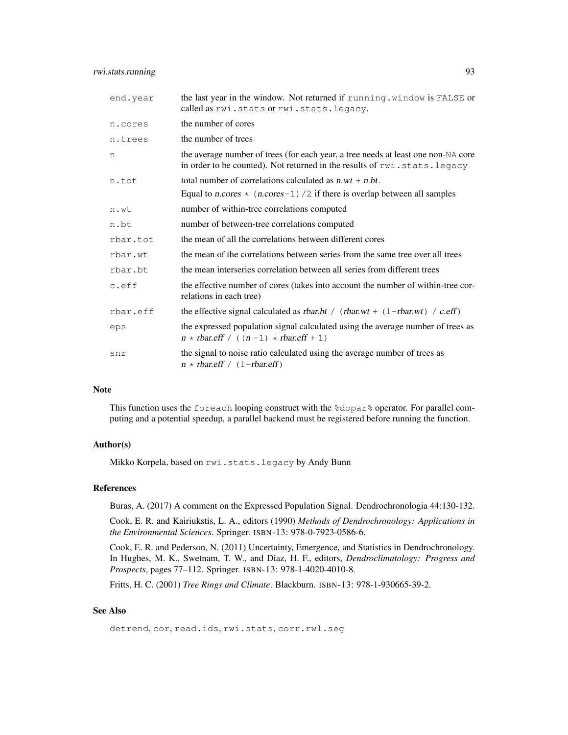| | |
|---|---|
| `end.year` | the last year in the window. Not returned if `running.window` is `FALSE` or called as `rwi.stats` or `rwi.stats.legacy`. |
| `n.cores` | the number of cores |
| `n.trees` | the number of trees |
| `n` | the average number of trees (for each year, a tree needs at least one non-`NA` core in order to be counted). Not returned in the results of `rwi.stats.legacy` |
| `n.tot` | total number of correlations calculated as `n.wt + n.bt`. Equal to `n.cores * (n.cores-1)/2` if there is overlap between all samples |
| `n.wt` | number of within-tree correlations computed |
| `n.bt` | number of between-tree correlations computed |
| `rbar.tot` | the mean of all the correlations between different cores |
| `rbar.wt` | the mean of the correlations between series from the same tree over all trees |
| `rbar.bt` | the mean interseries correlation between all series from different trees |
| `c.eff` | the effective number of cores (takes into account the number of within-tree correlations in each tree) |
| `rbar.eff` | the effective signal calculated as `rbar.bt / (rbar.wt + (1-rbar.wt) / c.eff)` |
| `eps` | the expressed population signal calculated using the average number of trees as `n * rbar.eff / ((n -1) * rbar.eff + 1)` |
| `snr` | the signal to noise ratio calculated using the average number of trees as `n * rbar.eff / (1-rbar.eff)` |

### Note

This function uses the `foreach` looping construct with the `%dopar%` operator. For parallel computing and a potential speedup, a parallel backend must be registered before running the function.

### Author(s)

Mikko Korpela, based on `rwi.stats.legacy` by Andy Bunn

### References

Buras, A. (2017) A comment on the Expressed Population Signal. Dendrochronologia 44:130-132.

Cook, E. R. and Kairiukstis, L. A., editors (1990) *Methods of Dendrochronology: Applications in the Environmental Sciences*. Springer. ISBN-13: 978-0-7923-0586-6.

Cook, E. R. and Pederson, N. (2011) Uncertainty, Emergence, and Statistics in Dendrochronology. In Hughes, M. K., Swetnam, T. W., and Diaz, H. F., editors, *Dendroclimatology: Progress and Prospects*, pages 77–112. Springer. ISBN-13: 978-1-4020-4010-8.

Fritts, H. C. (2001) *Tree Rings and Climate*. Blackburn. ISBN-13: 978-1-930665-39-2.

### See Also

`detrend`, `cor`, `read.ids`, `rwi.stats`, `corr.rwl.seg`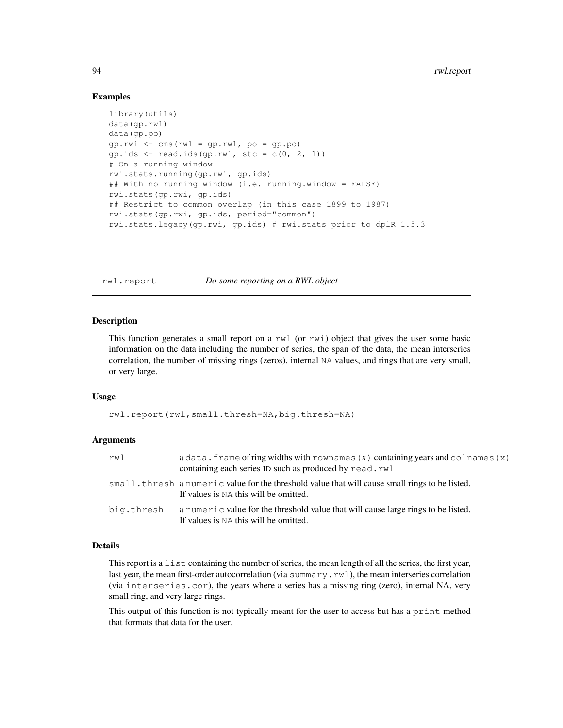### Examples

```
library(utils)
data(gp.rwl)
data(gp.po)
gp.rwi <- cms(rwl = gp.rwl, po = gp.po)
gp.ids <- read.ids(gp.rwl, stc = c(0, 2, 1))
# On a running window
rwi.stats.running(gp.rwi, gp.ids)
## With no running window (i.e. running.window = FALSE)
rwi.stats(gp.rwi, gp.ids)
## Restrict to common overlap (in this case 1899 to 1987)
rwi.stats(gp.rwi, gp.ids, period="common")
rwi.stats.legacy(gp.rwi, gp.ids) # rwi.stats prior to dplR 1.5.3
```

---

## rwl.report — *Do some reporting on a RWL object*

### Description

This function generates a small report on a `rwl` (or `rwi`) object that gives the user some basic information on the data including the number of series, the span of the data, the mean interseries correlation, the number of missing rings (zeros), internal `NA` values, and rings that are very small, or very large.

### Usage

```
rwl.report(rwl,small.thresh=NA,big.thresh=NA)
```

### Arguments

| | |
|---|---|
| `rwl` | a `data.frame` of ring widths with `rownames(x)` containing years and `colnames(x)` containing each series ID such as produced by `read.rwl` |
| `small.thresh` | a `numeric` value for the threshold value that will cause small rings to be listed. If values is `NA` this will be omitted. |
| `big.thresh` | a `numeric` value for the threshold value that will cause large rings to be listed. If values is `NA` this will be omitted. |

### Details

This report is a `list` containing the number of series, the mean length of all the series, the first year, last year, the mean first-order autocorrelation (via `summary.rwl`), the mean interseries correlation (via `interseries.cor`), the years where a series has a missing ring (zero), internal NA, very small ring, and very large rings.

This output of this function is not typically meant for the user to access but has a `print` method that formats that data for the user.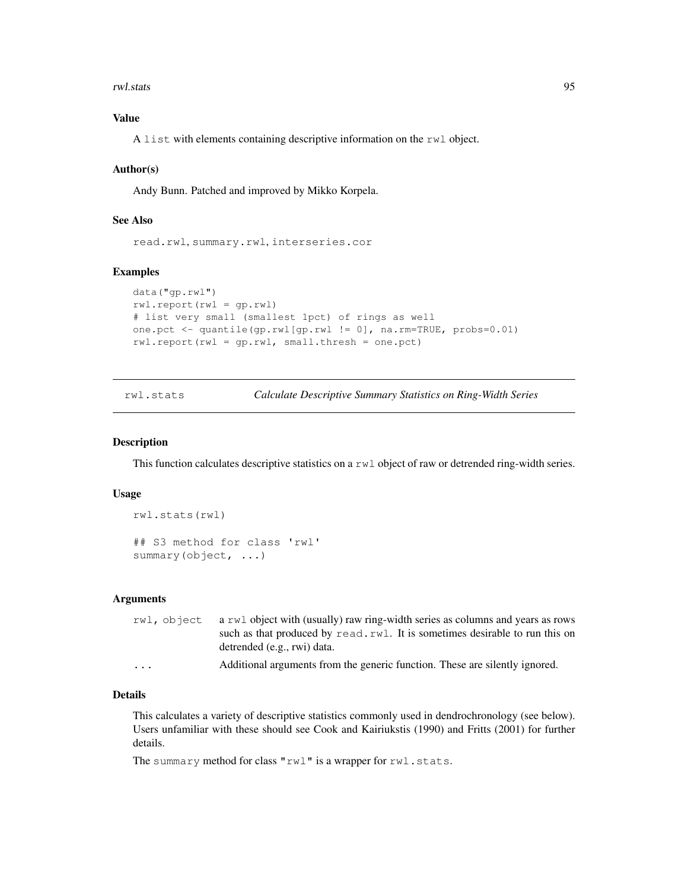### Value

A `list` with elements containing descriptive information on the `rwl` object.

### Author(s)

Andy Bunn. Patched and improved by Mikko Korpela.

### See Also

`read.rwl`, `summary.rwl`, `interseries.cor`

### Examples

```
data("gp.rwl")
rwl.report(rwl = gp.rwl)
# list very small (smallest 1pct) of rings as well
one.pct <- quantile(gp.rwl[gp.rwl != 0], na.rm=TRUE, probs=0.01)
rwl.report(rwl = gp.rwl, small.thresh = one.pct)
```

---

## rwl.stats — *Calculate Descriptive Summary Statistics on Ring-Width Series*

---

### Description

This function calculates descriptive statistics on a `rwl` object of raw or detrended ring-width series.

### Usage

```
rwl.stats(rwl)

## S3 method for class 'rwl'
summary(object, ...)
```

### Arguments

| | |
|---|---|
| `rwl, object` | a `rwl` object with (usually) raw ring-width series as columns and years as rows such as that produced by `read.rwl`. It is sometimes desirable to run this on detrended (e.g., rwi) data. |
| `...` | Additional arguments from the generic function. These are silently ignored. |

### Details

This calculates a variety of descriptive statistics commonly used in dendrochronology (see below). Users unfamiliar with these should see Cook and Kairiukstis (1990) and Fritts (2001) for further details.

The `summary` method for class `"rwl"` is a wrapper for `rwl.stats`.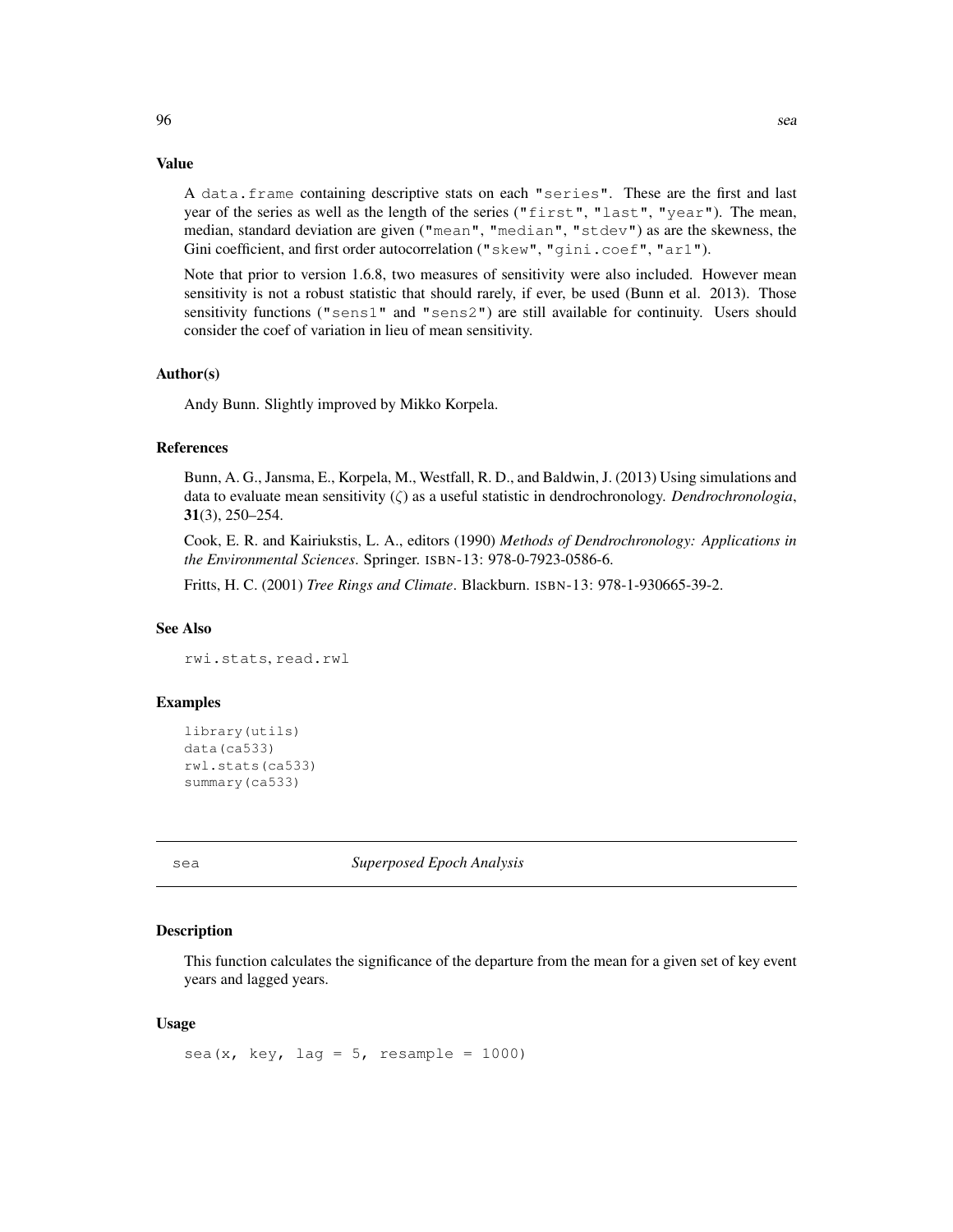### Value

A `data.frame` containing descriptive stats on each `"series"`. These are the first and last year of the series as well as the length of the series (`"first"`, `"last"`, `"year"`). The mean, median, standard deviation are given (`"mean"`, `"median"`, `"stdev"`) as are the skewness, the Gini coefficient, and first order autocorrelation (`"skew"`, `"gini.coef"`, `"ar1"`).

Note that prior to version 1.6.8, two measures of sensitivity were also included. However mean sensitivity is not a robust statistic that should rarely, if ever, be used (Bunn et al. 2013). Those sensitivity functions (`"sens1"` and `"sens2"`) are still available for continuity. Users should consider the coef of variation in lieu of mean sensitivity.

### Author(s)

Andy Bunn. Slightly improved by Mikko Korpela.

### References

Bunn, A. G., Jansma, E., Korpela, M., Westfall, R. D., and Baldwin, J. (2013) Using simulations and data to evaluate mean sensitivity ($\zeta$) as a useful statistic in dendrochronology. *Dendrochronologia*, **31**(3), 250–254.

Cook, E. R. and Kairiukstis, L. A., editors (1990) *Methods of Dendrochronology: Applications in the Environmental Sciences*. Springer. ISBN-13: 978-0-7923-0586-6.

Fritts, H. C. (2001) *Tree Rings and Climate*. Blackburn. ISBN-13: 978-1-930665-39-2.

### See Also

`rwi.stats`, `read.rwl`

### Examples

```
library(utils)
data(ca533)
rwl.stats(ca533)
summary(ca533)
```

---

## sea *Superposed Epoch Analysis*

### Description

This function calculates the significance of the departure from the mean for a given set of key event years and lagged years.

### Usage

```
sea(x, key, lag = 5, resample = 1000)
```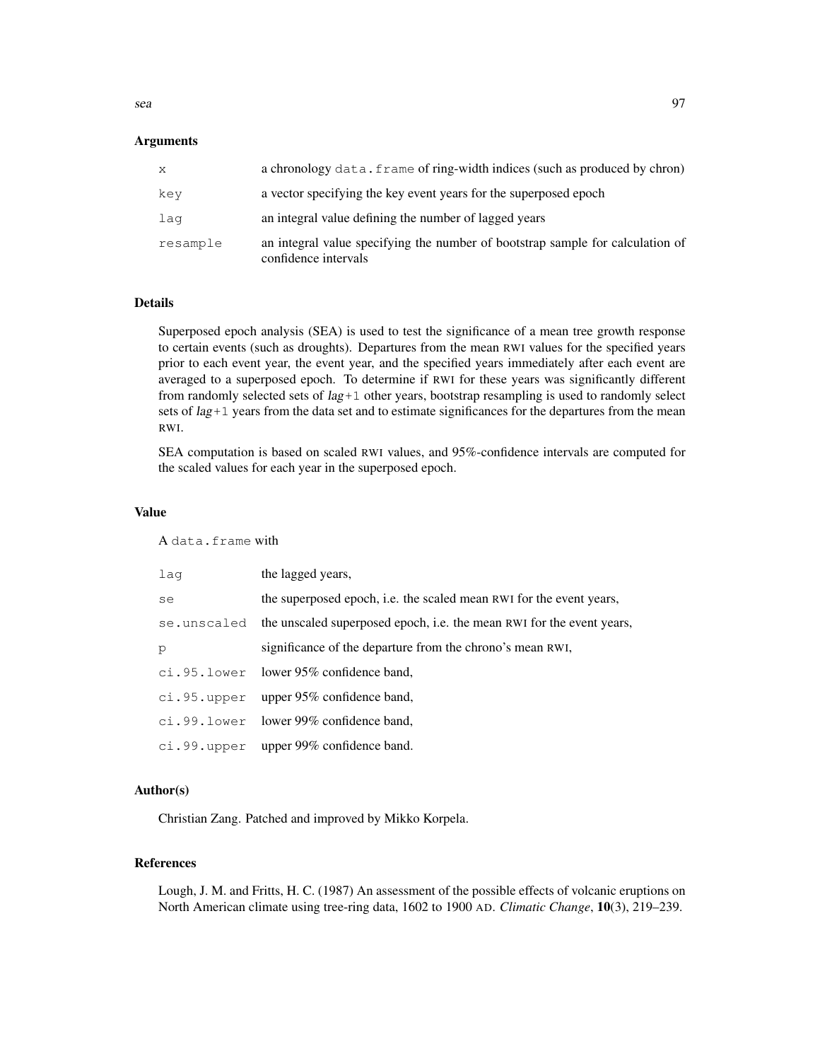## Arguments

| | |
|---|---|
| `x` | a chronology `data.frame` of ring-width indices (such as produced by chron) |
| `key` | a vector specifying the key event years for the superposed epoch |
| `lag` | an integral value defining the number of lagged years |
| `resample` | an integral value specifying the number of bootstrap sample for calculation of confidence intervals |

## Details

Superposed epoch analysis (SEA) is used to test the significance of a mean tree growth response to certain events (such as droughts). Departures from the mean RWI values for the specified years prior to each event year, the event year, and the specified years immediately after each event are averaged to a superposed epoch. To determine if RWI for these years was significantly different from randomly selected sets of *lag*+1 other years, bootstrap resampling is used to randomly select sets of *lag*+1 years from the data set and to estimate significances for the departures from the mean RWI.

SEA computation is based on scaled RWI values, and 95%-confidence intervals are computed for the scaled values for each year in the superposed epoch.

## Value

A `data.frame` with

| | |
|---|---|
| `lag` | the lagged years, |
| `se` | the superposed epoch, i.e. the scaled mean RWI for the event years, |
| `se.unscaled` | the unscaled superposed epoch, i.e. the mean RWI for the event years, |
| `p` | significance of the departure from the chrono's mean RWI, |
| `ci.95.lower` | lower 95% confidence band, |
| `ci.95.upper` | upper 95% confidence band, |
| `ci.99.lower` | lower 99% confidence band, |
| `ci.99.upper` | upper 99% confidence band. |

## Author(s)

Christian Zang. Patched and improved by Mikko Korpela.

## References

Lough, J. M. and Fritts, H. C. (1987) An assessment of the possible effects of volcanic eruptions on North American climate using tree-ring data, 1602 to 1900 AD. *Climatic Change*, **10**(3), 219–239.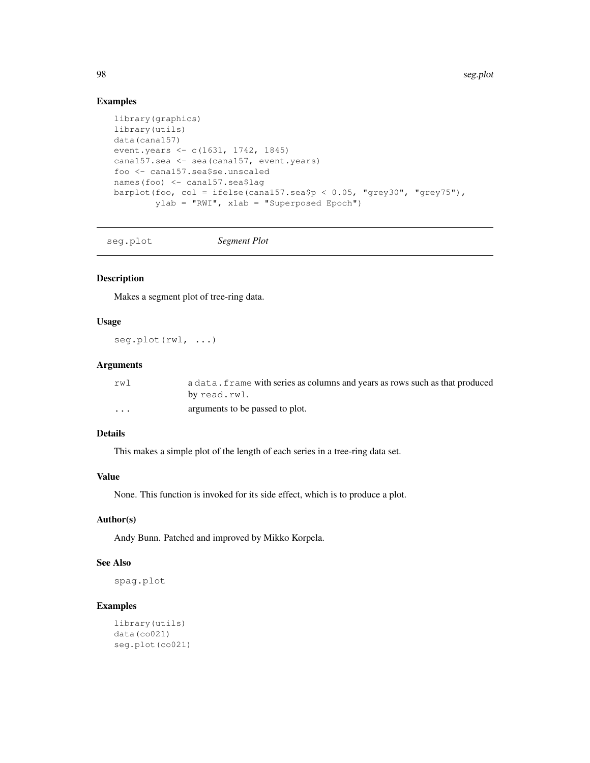## Examples

```
library(graphics)
library(utils)
data(cana157)
event.years <- c(1631, 1742, 1845)
cana157.sea <- sea(cana157, event.years)
foo <- cana157.sea$se.unscaled
names(foo) <- cana157.sea$lag
barplot(foo, col = ifelse(cana157.sea$p < 0.05, "grey30", "grey75"),
        ylab = "RWI", xlab = "Superposed Epoch")
```

---

# seg.plot *Segment Plot*

## Description

Makes a segment plot of tree-ring data.

## Usage

```
seg.plot(rwl, ...)
```

## Arguments

| | |
|---|---|
| `rwl` | a `data.frame` with series as columns and years as rows such as that produced by `read.rwl`. |
| `...` | arguments to be passed to plot. |

## Details

This makes a simple plot of the length of each series in a tree-ring data set.

## Value

None. This function is invoked for its side effect, which is to produce a plot.

## Author(s)

Andy Bunn. Patched and improved by Mikko Korpela.

## See Also

`spag.plot`

## Examples

```
library(utils)
data(co021)
seg.plot(co021)
```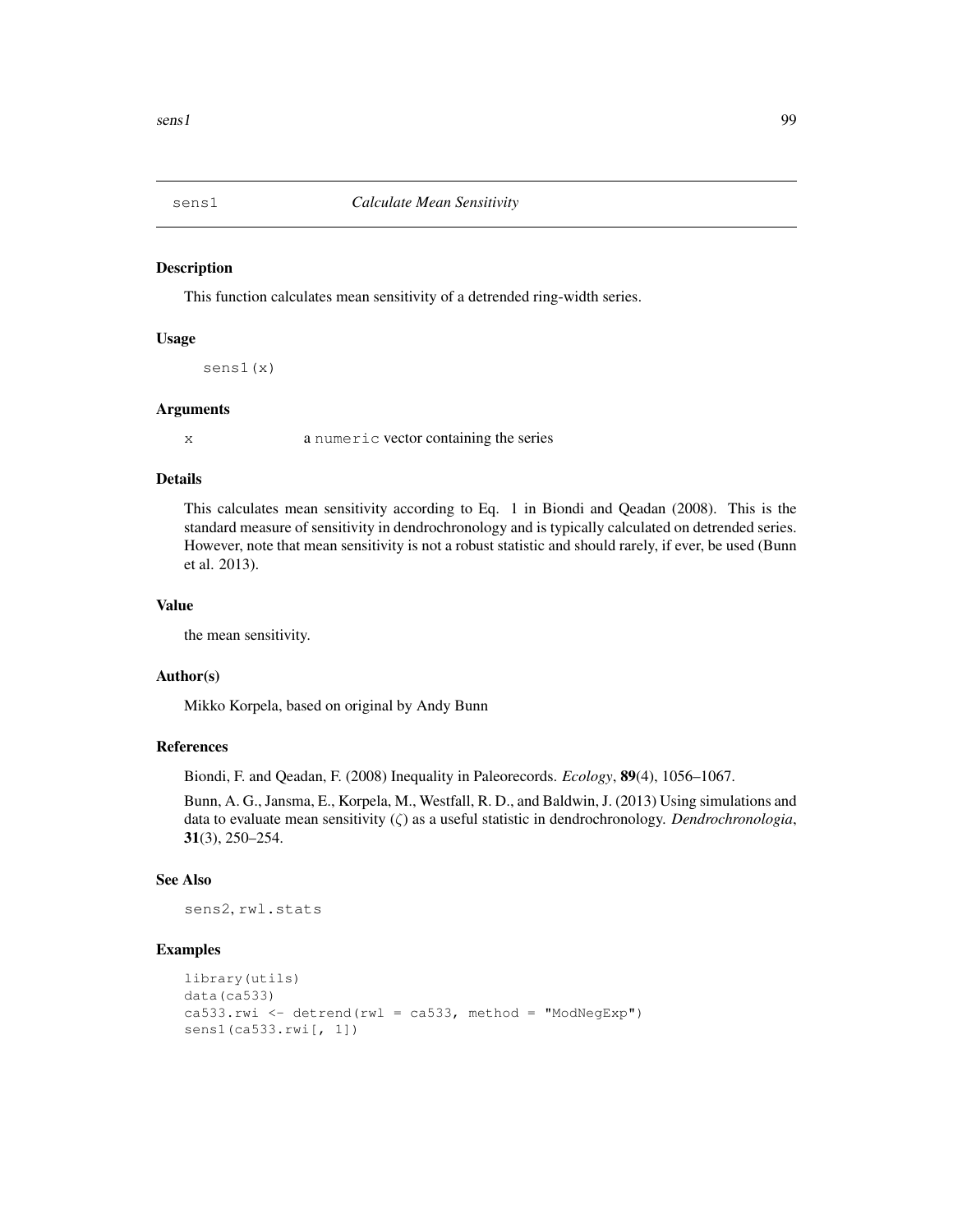sens1 *Calculate Mean Sensitivity*

### Description

This function calculates mean sensitivity of a detrended ring-width series.

### Usage

```
sens1(x)
```

### Arguments

x a `numeric` vector containing the series

### Details

This calculates mean sensitivity according to Eq. 1 in Biondi and Qeadan (2008). This is the standard measure of sensitivity in dendrochronology and is typically calculated on detrended series. However, note that mean sensitivity is not a robust statistic and should rarely, if ever, be used (Bunn et al. 2013).

### Value

the mean sensitivity.

### Author(s)

Mikko Korpela, based on original by Andy Bunn

### References

Biondi, F. and Qeadan, F. (2008) Inequality in Paleorecords. *Ecology*, **89**(4), 1056–1067.

Bunn, A. G., Jansma, E., Korpela, M., Westfall, R. D., and Baldwin, J. (2013) Using simulations and data to evaluate mean sensitivity ($\zeta$) as a useful statistic in dendrochronology. *Dendrochronologia*, **31**(3), 250–254.

### See Also

`sens2`, `rwl.stats`

### Examples

```
library(utils)
data(ca533)
ca533.rwi <- detrend(rwl = ca533, method = "ModNegExp")
sens1(ca533.rwi[, 1])
```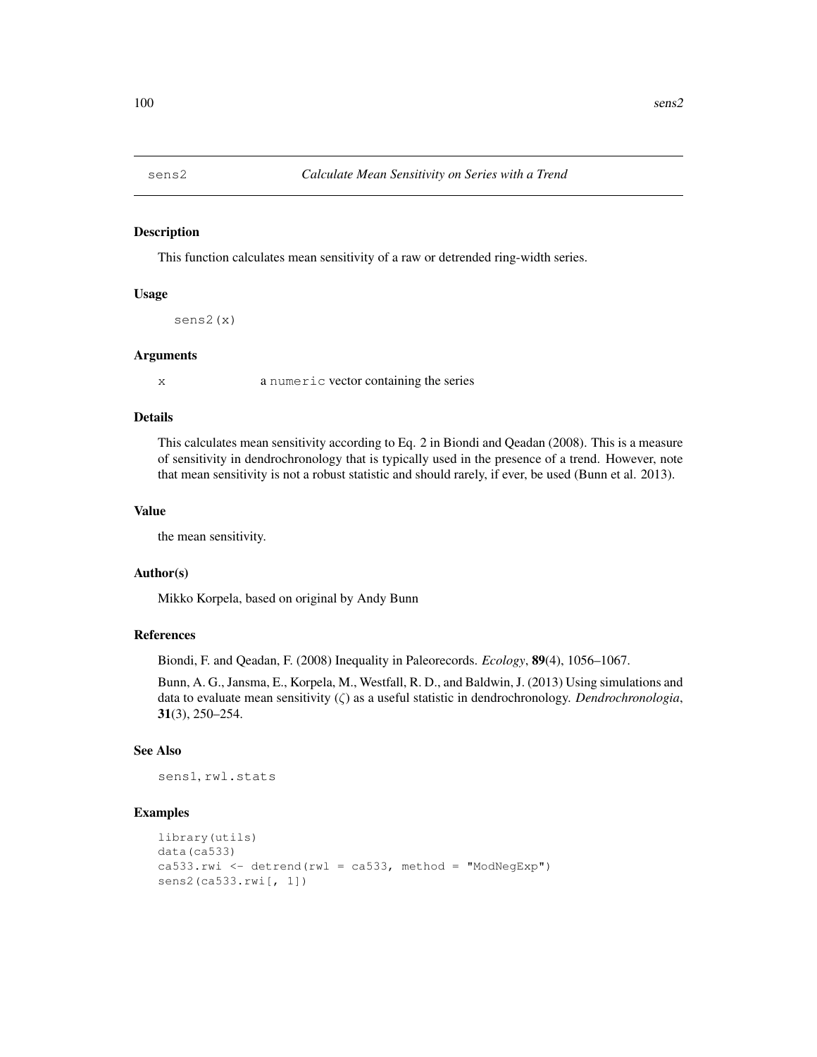# sens2 — *Calculate Mean Sensitivity on Series with a Trend*

## Description

This function calculates mean sensitivity of a raw or detrended ring-width series.

## Usage

```
sens2(x)
```

## Arguments

x — a `numeric` vector containing the series

## Details

This calculates mean sensitivity according to Eq. 2 in Biondi and Qeadan (2008). This is a measure of sensitivity in dendrochronology that is typically used in the presence of a trend. However, note that mean sensitivity is not a robust statistic and should rarely, if ever, be used (Bunn et al. 2013).

## Value

the mean sensitivity.

## Author(s)

Mikko Korpela, based on original by Andy Bunn

## References

Biondi, F. and Qeadan, F. (2008) Inequality in Paleorecords. *Ecology*, **89**(4), 1056–1067.

Bunn, A. G., Jansma, E., Korpela, M., Westfall, R. D., and Baldwin, J. (2013) Using simulations and data to evaluate mean sensitivity ($\zeta$) as a useful statistic in dendrochronology. *Dendrochronologia*, **31**(3), 250–254.

## See Also

`sens1`, `rwl.stats`

## Examples

```
library(utils)
data(ca533)
ca533.rwi <- detrend(rwl = ca533, method = "ModNegExp")
sens2(ca533.rwi[, 1])
```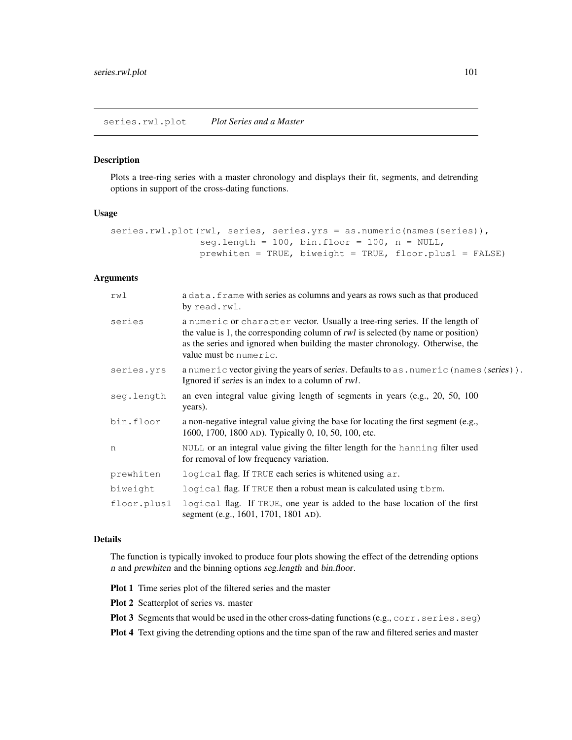## series.rwl.plot *Plot Series and a Master*

### Description

Plots a tree-ring series with a master chronology and displays their fit, segments, and detrending options in support of the cross-dating functions.

### Usage

```
series.rwl.plot(rwl, series, series.yrs = as.numeric(names(series)),
                seg.length = 100, bin.floor = 100, n = NULL,
                prewhiten = TRUE, biweight = TRUE, floor.plus1 = FALSE)
```

### Arguments

| | |
|---|---|
| `rwl` | a `data.frame` with series as columns and years as rows such as that produced by `read.rwl`. |
| `series` | a `numeric` or `character` vector. Usually a tree-ring series. If the length of the value is 1, the corresponding column of *rwl* is selected (by name or position) as the series and ignored when building the master chronology. Otherwise, the value must be `numeric`. |
| `series.yrs` | a `numeric` vector giving the years of *series*. Defaults to `as.numeric(names(`*series*`))`. Ignored if *series* is an index to a column of *rwl*. |
| `seg.length` | an even integral value giving length of segments in years (e.g., 20, 50, 100 years). |
| `bin.floor` | a non-negative integral value giving the base for locating the first segment (e.g., 1600, 1700, 1800 AD). Typically 0, 10, 50, 100, etc. |
| `n` | `NULL` or an integral value giving the filter length for the `hanning` filter used for removal of low frequency variation. |
| `prewhiten` | `logical` flag. If `TRUE` each series is whitened using `ar`. |
| `biweight` | `logical` flag. If `TRUE` then a robust mean is calculated using `tbrm`. |
| `floor.plus1` | `logical` flag. If `TRUE`, one year is added to the base location of the first segment (e.g., 1601, 1701, 1801 AD). |

### Details

The function is typically invoked to produce four plots showing the effect of the detrending options *n* and *prewhiten* and the binning options *seg.length* and *bin.floor*.

**Plot 1** Time series plot of the filtered series and the master

**Plot 2** Scatterplot of series vs. master

**Plot 3** Segments that would be used in the other cross-dating functions (e.g., `corr.series.seg`)

**Plot 4** Text giving the detrending options and the time span of the raw and filtered series and master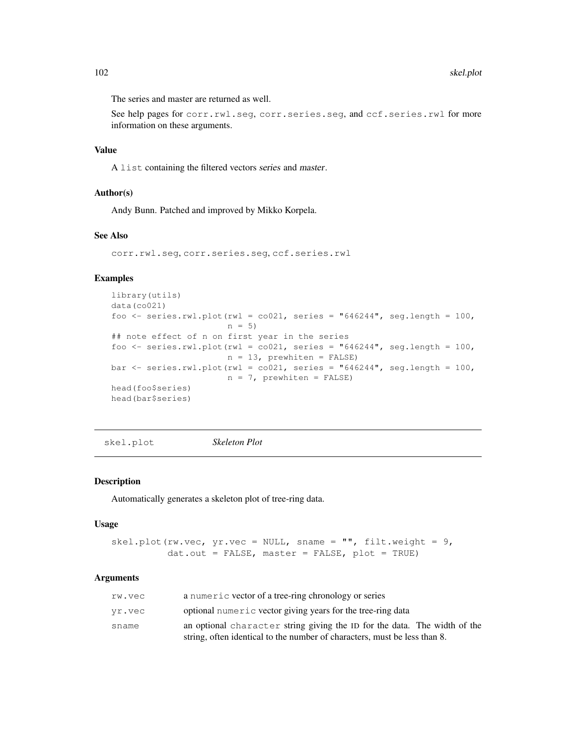The series and master are returned as well.

See help pages for `corr.rwl.seg`, `corr.series.seg`, and `ccf.series.rwl` for more information on these arguments.

### Value

A `list` containing the filtered vectors *series* and *master*.

### Author(s)

Andy Bunn. Patched and improved by Mikko Korpela.

### See Also

`corr.rwl.seg`, `corr.series.seg`, `ccf.series.rwl`

### Examples

```
library(utils)
data(co021)
foo <- series.rwl.plot(rwl = co021, series = "646244", seg.length = 100,
                       n = 5)
## note effect of n on first year in the series
foo <- series.rwl.plot(rwl = co021, series = "646244", seg.length = 100,
                       n = 13, prewhiten = FALSE)
bar <- series.rwl.plot(rwl = co021, series = "646244", seg.length = 100,
                       n = 7, prewhiten = FALSE)
head(foo$series)
head(bar$series)
```

---

## skel.plot *Skeleton Plot*

---

### Description

Automatically generates a skeleton plot of tree-ring data.

### Usage

```
skel.plot(rw.vec, yr.vec = NULL, sname = "", filt.weight = 9,
          dat.out = FALSE, master = FALSE, plot = TRUE)
```

### Arguments

| | |
|---|---|
| rw.vec | a `numeric` vector of a tree-ring chronology or series |
| yr.vec | optional `numeric` vector giving years for the tree-ring data |
| sname | an optional `character` string giving the ID for the data. The width of the string, often identical to the number of characters, must be less than 8. |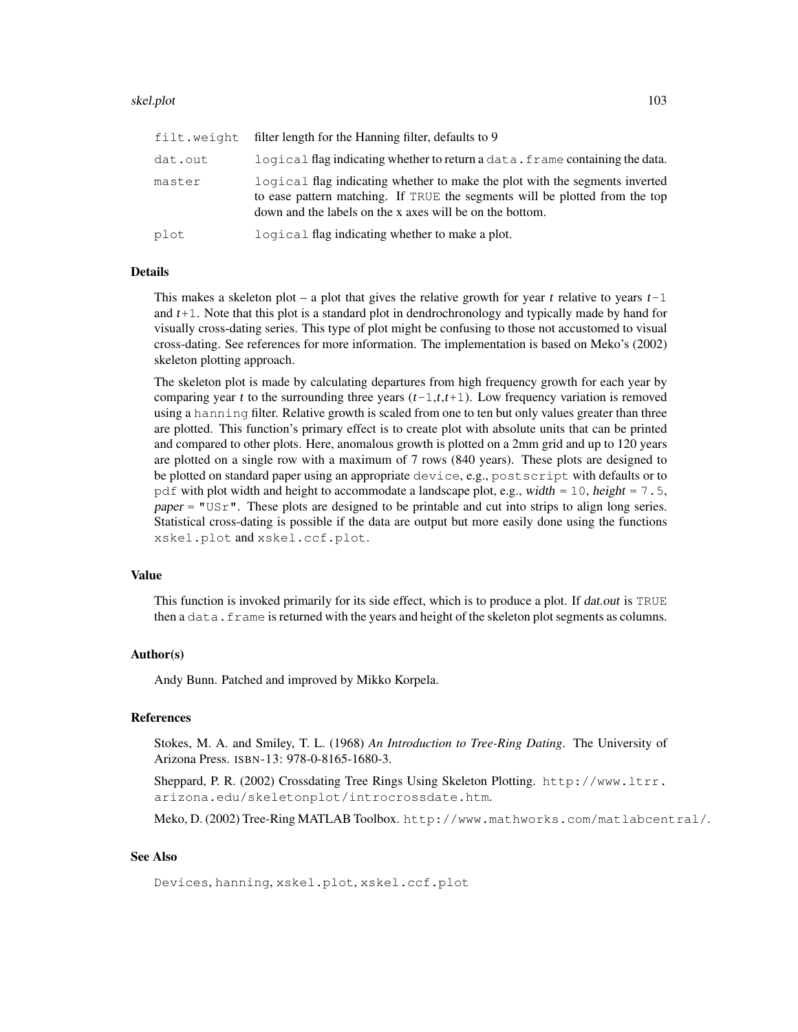| | |
|---|---|
| `filt.weight` | filter length for the Hanning filter, defaults to 9 |
| `dat.out` | `logical` flag indicating whether to return a `data.frame` containing the data. |
| `master` | `logical` flag indicating whether to make the plot with the segments inverted to ease pattern matching. If `TRUE` the segments will be plotted from the top down and the labels on the x axes will be on the bottom. |
| `plot` | `logical` flag indicating whether to make a plot. |

### Details

This makes a skeleton plot – a plot that gives the relative growth for year $t$ relative to years $t-1$ and $t+1$. Note that this plot is a standard plot in dendrochronology and typically made by hand for visually cross-dating series. This type of plot might be confusing to those not accustomed to visual cross-dating. See references for more information. The implementation is based on Meko's (2002) skeleton plotting approach.

The skeleton plot is made by calculating departures from high frequency growth for each year by comparing year $t$ to the surrounding three years ($t-1$,$t$,$t+1$). Low frequency variation is removed using a `hanning` filter. Relative growth is scaled from one to ten but only values greater than three are plotted. This function's primary effect is to create plot with absolute units that can be printed and compared to other plots. Here, anomalous growth is plotted on a 2mm grid and up to 120 years are plotted on a single row with a maximum of 7 rows (840 years). These plots are designed to be plotted on standard paper using an appropriate `device`, e.g., `postscript` with defaults or to `pdf` with plot width and height to accommodate a landscape plot, e.g., *width* = `10`, *height* = `7.5`, *paper* = `"USr"`. These plots are designed to be printable and cut into strips to align long series. Statistical cross-dating is possible if the data are output but more easily done using the functions `xskel.plot` and `xskel.ccf.plot`.

### Value

This function is invoked primarily for its side effect, which is to produce a plot. If *dat.out* is `TRUE` then a `data.frame` is returned with the years and height of the skeleton plot segments as columns.

### Author(s)

Andy Bunn. Patched and improved by Mikko Korpela.

### References

Stokes, M. A. and Smiley, T. L. (1968) *An Introduction to Tree-Ring Dating*. The University of Arizona Press. ISBN-13: 978-0-8165-1680-3.

Sheppard, P. R. (2002) Crossdating Tree Rings Using Skeleton Plotting. `http://www.ltrr.arizona.edu/skeletonplot/introcrossdate.htm`.

Meko, D. (2002) Tree-Ring MATLAB Toolbox. `http://www.mathworks.com/matlabcentral/`.

### See Also

`Devices`, `hanning`, `xskel.plot`, `xskel.ccf.plot`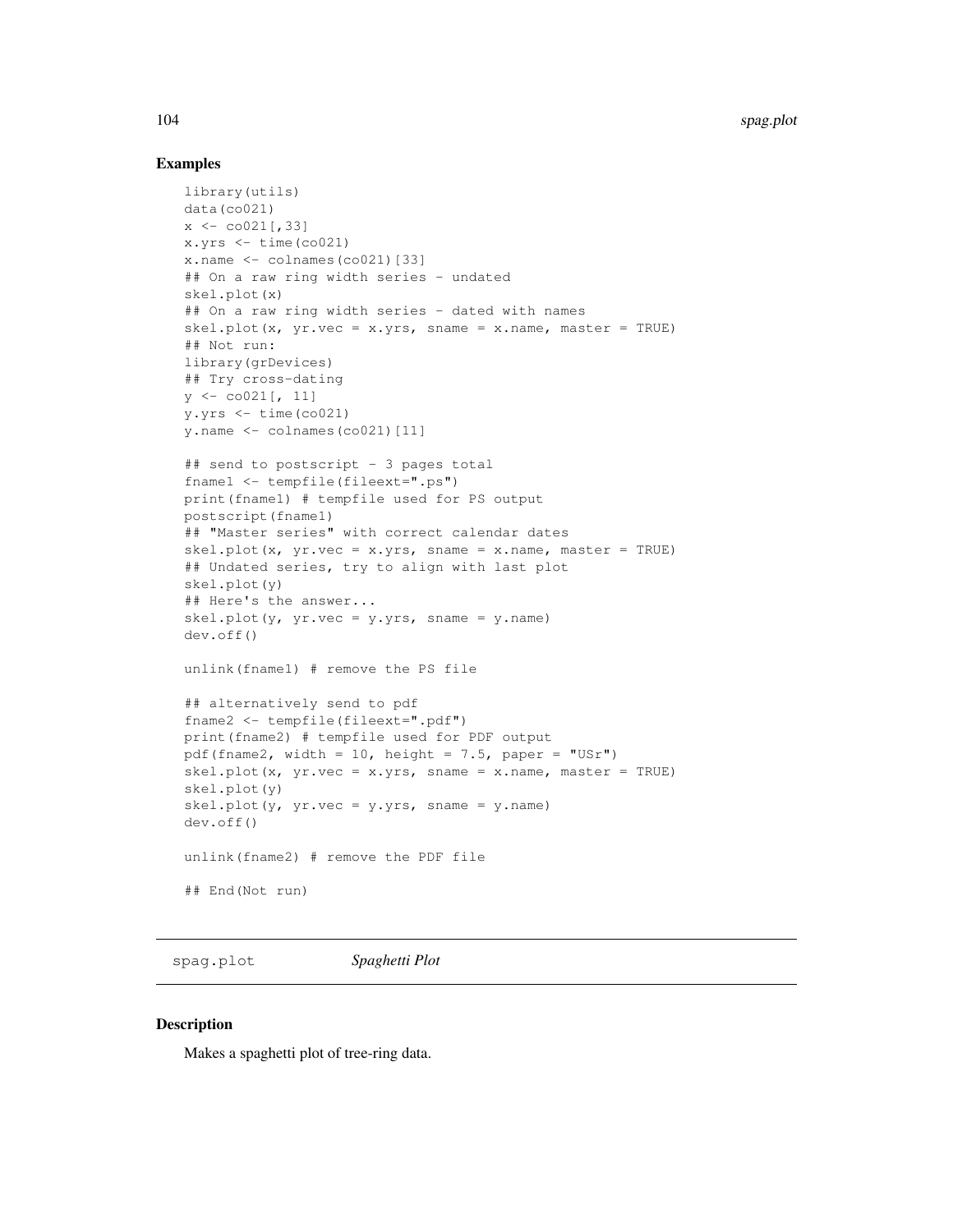## Examples

```
library(utils)
data(co021)
x <- co021[,33]
x.yrs <- time(co021)
x.name <- colnames(co021)[33]
## On a raw ring width series - undated
skel.plot(x)
## On a raw ring width series - dated with names
skel.plot(x, yr.vec = x.yrs, sname = x.name, master = TRUE)
## Not run:
library(grDevices)
## Try cross-dating
y <- co021[, 11]
y.yrs <- time(co021)
y.name <- colnames(co021)[11]

## send to postscript - 3 pages total
fname1 <- tempfile(fileext=".ps")
print(fname1) # tempfile used for PS output
postscript(fname1)
## "Master series" with correct calendar dates
skel.plot(x, yr.vec = x.yrs, sname = x.name, master = TRUE)
## Undated series, try to align with last plot
skel.plot(y)
## Here's the answer...
skel.plot(y, yr.vec = y.yrs, sname = y.name)
dev.off()

unlink(fname1) # remove the PS file

## alternatively send to pdf
fname2 <- tempfile(fileext=".pdf")
print(fname2) # tempfile used for PDF output
pdf(fname2, width = 10, height = 7.5, paper = "USr")
skel.plot(x, yr.vec = x.yrs, sname = x.name, master = TRUE)
skel.plot(y)
skel.plot(y, yr.vec = y.yrs, sname = y.name)
dev.off()

unlink(fname2) # remove the PDF file

## End(Not run)
```

---

# spag.plot *Spaghetti Plot*

## Description

Makes a spaghetti plot of tree-ring data.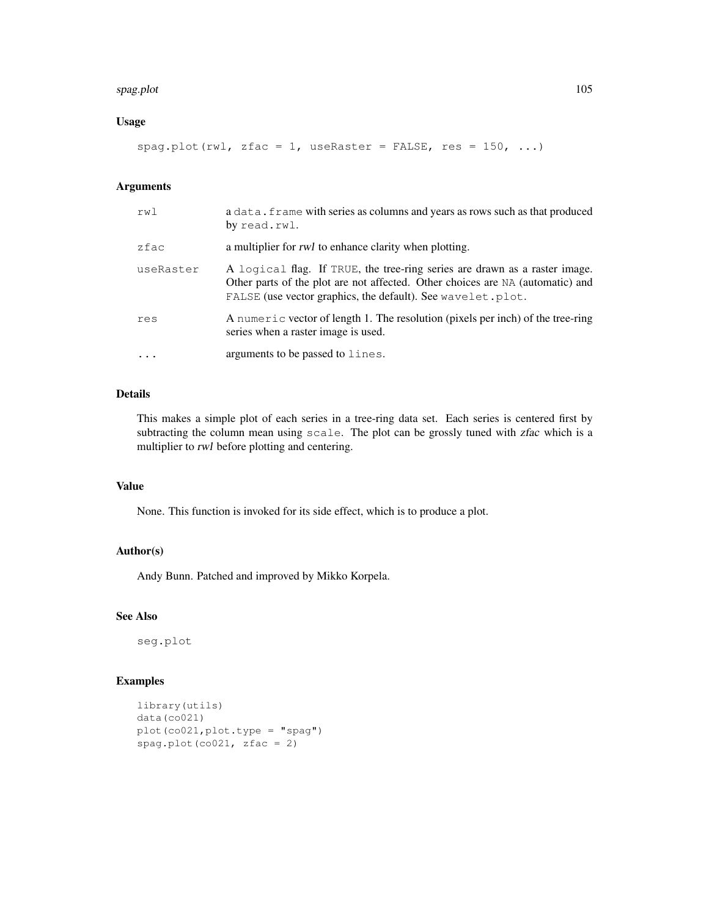## Usage

```
spag.plot(rwl, zfac = 1, useRaster = FALSE, res = 150, ...)
```

## Arguments

| | |
|---|---|
| rwl | a `data.frame` with series as columns and years as rows such as that produced by `read.rwl`. |
| zfac | a multiplier for *rwl* to enhance clarity when plotting. |
| useRaster | A `logical` flag. If `TRUE`, the tree-ring series are drawn as a raster image. Other parts of the plot are not affected. Other choices are `NA` (automatic) and `FALSE` (use vector graphics, the default). See `wavelet.plot`. |
| res | A `numeric` vector of length 1. The resolution (pixels per inch) of the tree-ring series when a raster image is used. |
| ... | arguments to be passed to `lines`. |

## Details

This makes a simple plot of each series in a tree-ring data set. Each series is centered first by subtracting the column mean using `scale`. The plot can be grossly tuned with *zfac* which is a multiplier to *rwl* before plotting and centering.

## Value

None. This function is invoked for its side effect, which is to produce a plot.

## Author(s)

Andy Bunn. Patched and improved by Mikko Korpela.

## See Also

`seg.plot`

## Examples

```
library(utils)
data(co021)
plot(co021,plot.type = "spag")
spag.plot(co021, zfac = 2)
```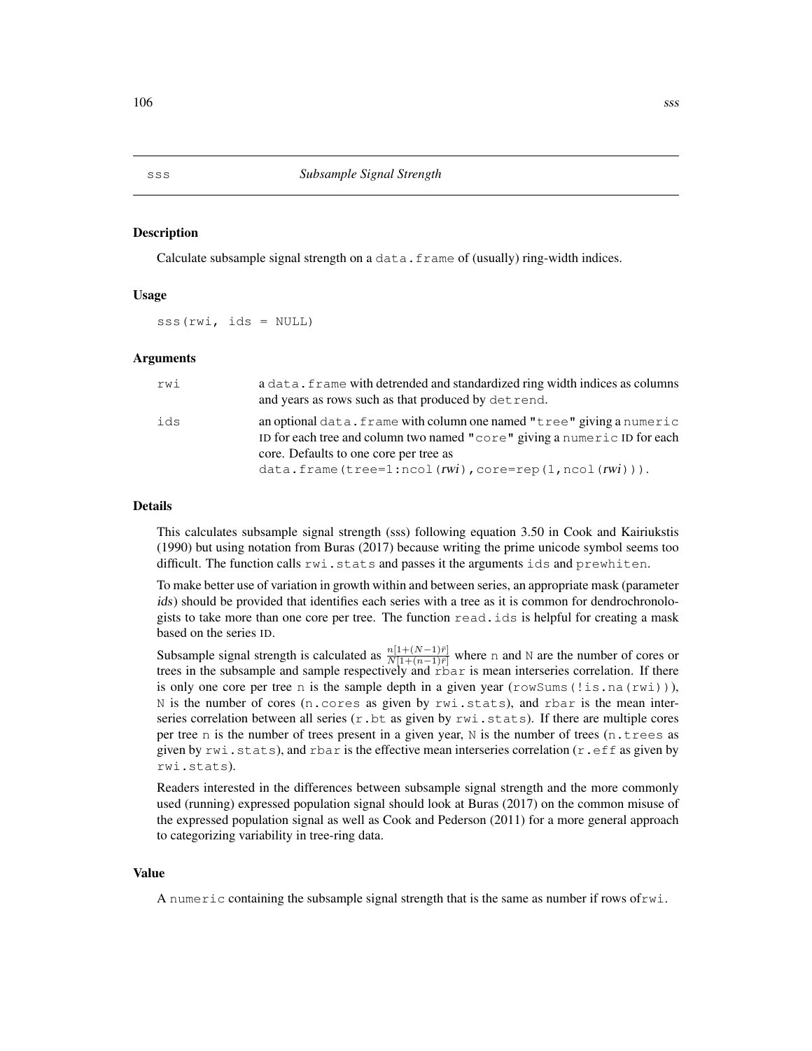## sss — *Subsample Signal Strength*

### Description

Calculate subsample signal strength on a `data.frame` of (usually) ring-width indices.

### Usage

```
sss(rwi, ids = NULL)
```

### Arguments

| | |
|---|---|
| `rwi` | a `data.frame` with detrended and standardized ring width indices as columns and years as rows such as that produced by `detrend`. |
| `ids` | an optional `data.frame` with column one named `"tree"` giving a `numeric` ID for each tree and column two named `"core"` giving a `numeric` ID for each core. Defaults to one core per tree as `data.frame(tree=1:ncol(rwi),core=rep(1,ncol(rwi)))`. |

### Details

This calculates subsample signal strength (sss) following equation 3.50 in Cook and Kairiukstis (1990) but using notation from Buras (2017) because writing the prime unicode symbol seems too difficult. The function calls `rwi.stats` and passes it the arguments `ids` and `prewhiten`.

To make better use of variation in growth within and between series, an appropriate mask (parameter *ids*) should be provided that identifies each series with a tree as it is common for dendrochronologists to take more than one core per tree. The function `read.ids` is helpful for creating a mask based on the series ID.

Subsample signal strength is calculated as $\frac{n[1+(N-1)\bar{r}]}{N[1+(n-1)\bar{r}]}$ where `n` and `N` are the number of cores or trees in the subsample and sample respectively and `rbar` is mean interseries correlation. If there is only one core per tree `n` is the sample depth in a given year (`rowSums(!is.na(rwi))`), `N` is the number of cores (`n.cores` as given by `rwi.stats`), and `rbar` is the mean interseries correlation between all series (`r.bt` as given by `rwi.stats`). If there are multiple cores per tree `n` is the number of trees present in a given year, `N` is the number of trees (`n.trees` as given by `rwi.stats`), and `rbar` is the effective mean interseries correlation (`r.eff` as given by `rwi.stats`).

Readers interested in the differences between subsample signal strength and the more commonly used (running) expressed population signal should look at Buras (2017) on the common misuse of the expressed population signal as well as Cook and Pederson (2011) for a more general approach to categorizing variability in tree-ring data.

### Value

A `numeric` containing the subsample signal strength that is the same as number if rows of`rwi`.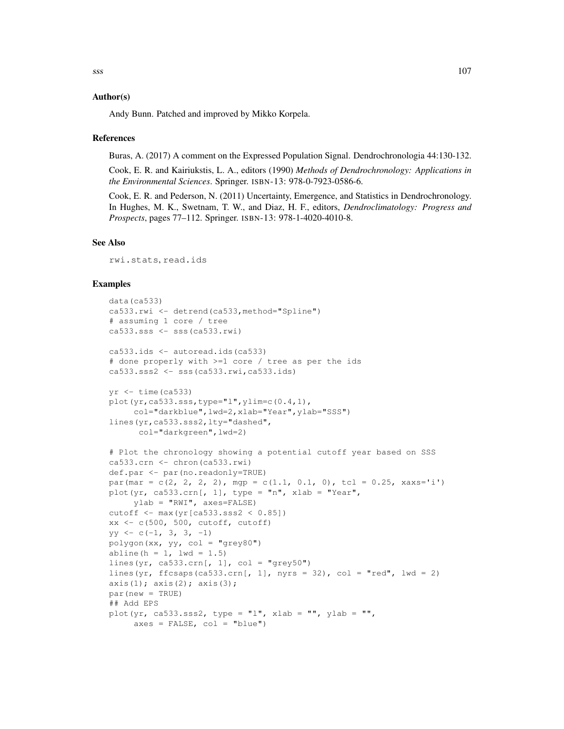### Author(s)

Andy Bunn. Patched and improved by Mikko Korpela.

### References

Buras, A. (2017) A comment on the Expressed Population Signal. Dendrochronologia 44:130-132.

Cook, E. R. and Kairiukstis, L. A., editors (1990) *Methods of Dendrochronology: Applications in the Environmental Sciences*. Springer. ISBN-13: 978-0-7923-0586-6.

Cook, E. R. and Pederson, N. (2011) Uncertainty, Emergence, and Statistics in Dendrochronology. In Hughes, M. K., Swetnam, T. W., and Diaz, H. F., editors, *Dendroclimatology: Progress and Prospects*, pages 77–112. Springer. ISBN-13: 978-1-4020-4010-8.

### See Also

rwi.stats, read.ids

### Examples

```
data(ca533)
ca533.rwi <- detrend(ca533,method="Spline")
# assuming 1 core / tree
ca533.sss <- sss(ca533.rwi)

ca533.ids <- autoread.ids(ca533)
# done properly with >=1 core / tree as per the ids
ca533.sss2 <- sss(ca533.rwi,ca533.ids)

yr <- time(ca533)
plot(yr,ca533.sss,type="l",ylim=c(0.4,1),
     col="darkblue",lwd=2,xlab="Year",ylab="SSS")
lines(yr,ca533.sss2,lty="dashed",
      col="darkgreen",lwd=2)

# Plot the chronology showing a potential cutoff year based on SSS
ca533.crn <- chron(ca533.rwi)
def.par <- par(no.readonly=TRUE)
par(mar = c(2, 2, 2, 2), mgp = c(1.1, 0.1, 0), tcl = 0.25, xaxs='i')
plot(yr, ca533.crn[, 1], type = "n", xlab = "Year",
     ylab = "RWI", axes=FALSE)
cutoff <- max(yr[ca533.sss2 < 0.85])
xx <- c(500, 500, cutoff, cutoff)
yy <- c(-1, 3, 3, -1)
polygon(xx, yy, col = "grey80")
abline(h = 1, lwd = 1.5)
lines(yr, ca533.crn[, 1], col = "grey50")
lines(yr, ffcsaps(ca533.crn[, 1], nyrs = 32), col = "red", lwd = 2)
axis(1); axis(2); axis(3);
par(new = TRUE)
## Add EPS
plot(yr, ca533.sss2, type = "l", xlab = "", ylab = "",
     axes = FALSE, col = "blue")
```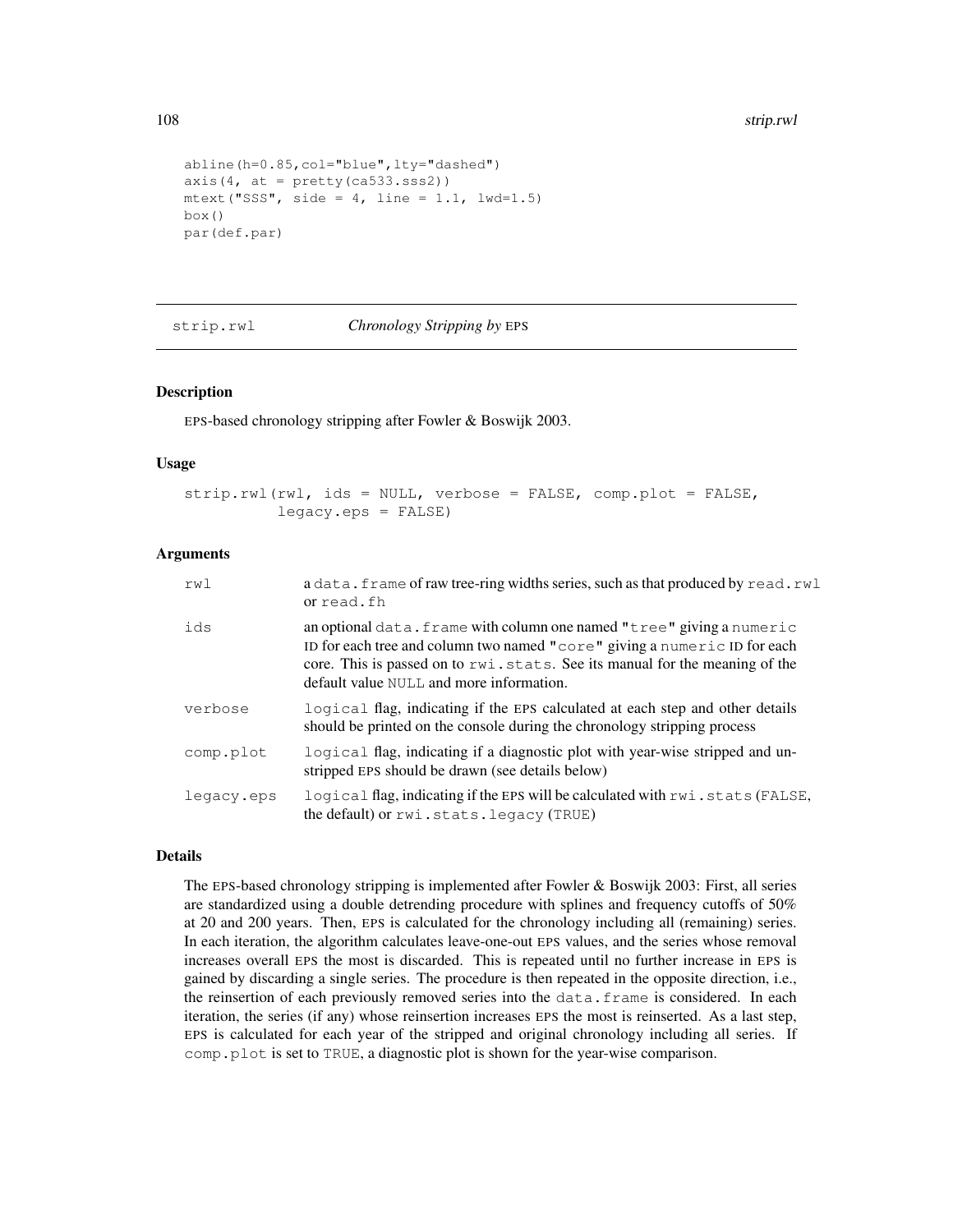```
abline(h=0.85,col="blue",lty="dashed")
axis(4, at = pretty(ca533.sss2))
mtext("SSS", side = 4, line = 1.1, lwd=1.5)
box()
par(def.par)
```

---

## strip.rwl — *Chronology Stripping by* EPS

### Description

EPS-based chronology stripping after Fowler & Boswijk 2003.

### Usage

```
strip.rwl(rwl, ids = NULL, verbose = FALSE, comp.plot = FALSE,
          legacy.eps = FALSE)
```

### Arguments

| | |
|---|---|
| `rwl` | a `data.frame` of raw tree-ring widths series, such as that produced by `read.rwl` or `read.fh` |
| `ids` | an optional `data.frame` with column one named `"tree"` giving a `numeric` ID for each tree and column two named `"core"` giving a `numeric` ID for each core. This is passed on to `rwi.stats`. See its manual for the meaning of the default value `NULL` and more information. |
| `verbose` | `logical` flag, indicating if the EPS calculated at each step and other details should be printed on the console during the chronology stripping process |
| `comp.plot` | `logical` flag, indicating if a diagnostic plot with year-wise stripped and unstripped EPS should be drawn (see details below) |
| `legacy.eps` | `logical` flag, indicating if the EPS will be calculated with `rwi.stats` (`FALSE`, the default) or `rwi.stats.legacy` (`TRUE`) |

### Details

The EPS-based chronology stripping is implemented after Fowler & Boswijk 2003: First, all series are standardized using a double detrending procedure with splines and frequency cutoffs of 50% at 20 and 200 years. Then, EPS is calculated for the chronology including all (remaining) series. In each iteration, the algorithm calculates leave-one-out EPS values, and the series whose removal increases overall EPS the most is discarded. This is repeated until no further increase in EPS is gained by discarding a single series. The procedure is then repeated in the opposite direction, i.e., the reinsertion of each previously removed series into the `data.frame` is considered. In each iteration, the series (if any) whose reinsertion increases EPS the most is reinserted. As a last step, EPS is calculated for each year of the stripped and original chronology including all series. If `comp.plot` is set to `TRUE`, a diagnostic plot is shown for the year-wise comparison.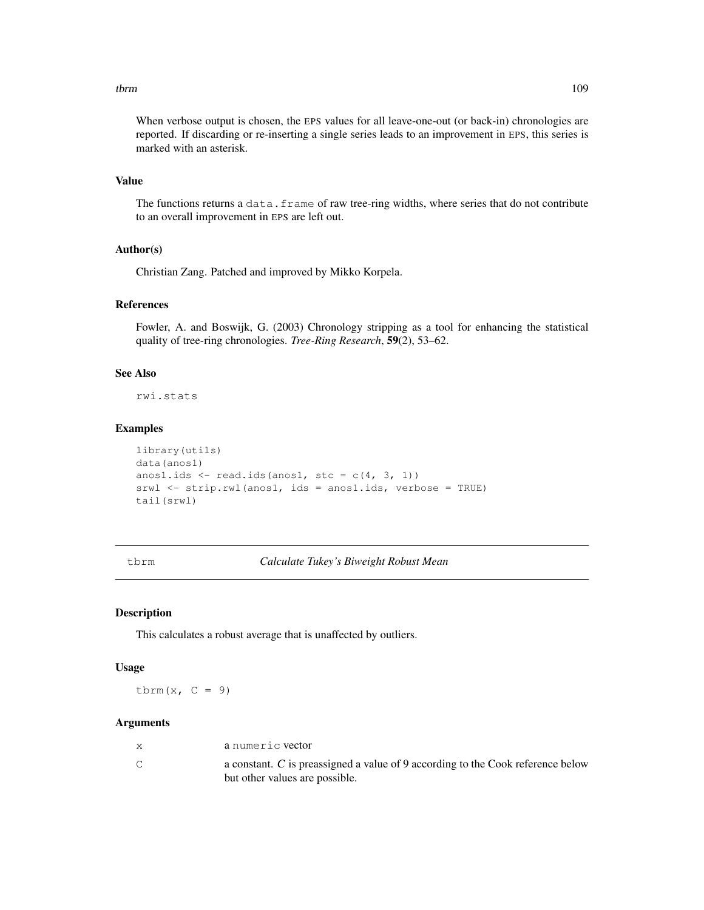When verbose output is chosen, the EPS values for all leave-one-out (or back-in) chronologies are reported. If discarding or re-inserting a single series leads to an improvement in EPS, this series is marked with an asterisk.

### Value

The functions returns a `data.frame` of raw tree-ring widths, where series that do not contribute to an overall improvement in EPS are left out.

### Author(s)

Christian Zang. Patched and improved by Mikko Korpela.

### References

Fowler, A. and Boswijk, G. (2003) Chronology stripping as a tool for enhancing the statistical quality of tree-ring chronologies. *Tree-Ring Research*, **59**(2), 53–62.

### See Also

`rwi.stats`

### Examples

```
library(utils)
data(anos1)
anos1.ids <- read.ids(anos1, stc = c(4, 3, 1))
srwl <- strip.rwl(anos1, ids = anos1.ids, verbose = TRUE)
tail(srwl)
```

---

## tbrm — *Calculate Tukey's Biweight Robust Mean*

### Description

This calculates a robust average that is unaffected by outliers.

### Usage

```
tbrm(x, C = 9)
```

### Arguments

| | |
|---|---|
| `x` | a `numeric` vector |
| `C` | a constant. *C* is preassigned a value of 9 according to the Cook reference below but other values are possible. |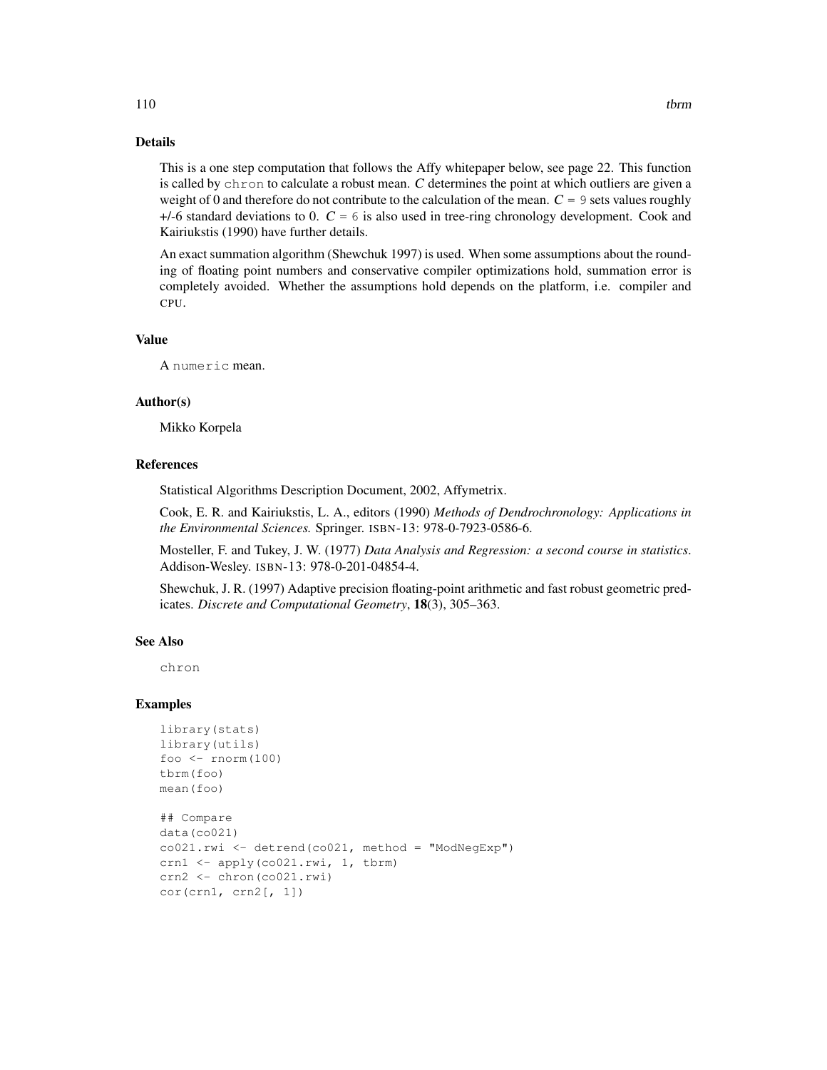## Details

This is a one step computation that follows the Affy whitepaper below, see page 22. This function is called by `chron` to calculate a robust mean. *C* determines the point at which outliers are given a weight of 0 and therefore do not contribute to the calculation of the mean. *C* = `9` sets values roughly +/-6 standard deviations to 0. *C* = `6` is also used in tree-ring chronology development. Cook and Kairiukstis (1990) have further details.

An exact summation algorithm (Shewchuk 1997) is used. When some assumptions about the rounding of floating point numbers and conservative compiler optimizations hold, summation error is completely avoided. Whether the assumptions hold depends on the platform, i.e. compiler and CPU.

## Value

A `numeric` mean.

## Author(s)

Mikko Korpela

## References

Statistical Algorithms Description Document, 2002, Affymetrix.

Cook, E. R. and Kairiukstis, L. A., editors (1990) *Methods of Dendrochronology: Applications in the Environmental Sciences.* Springer. ISBN-13: 978-0-7923-0586-6.

Mosteller, F. and Tukey, J. W. (1977) *Data Analysis and Regression: a second course in statistics*. Addison-Wesley. ISBN-13: 978-0-201-04854-4.

Shewchuk, J. R. (1997) Adaptive precision floating-point arithmetic and fast robust geometric predicates. *Discrete and Computational Geometry*, **18**(3), 305–363.

## See Also

`chron`

## Examples

```
library(stats)
library(utils)
foo <- rnorm(100)
tbrm(foo)
mean(foo)

## Compare
data(co021)
co021.rwi <- detrend(co021, method = "ModNegExp")
crn1 <- apply(co021.rwi, 1, tbrm)
crn2 <- chron(co021.rwi)
cor(crn1, crn2[, 1])
```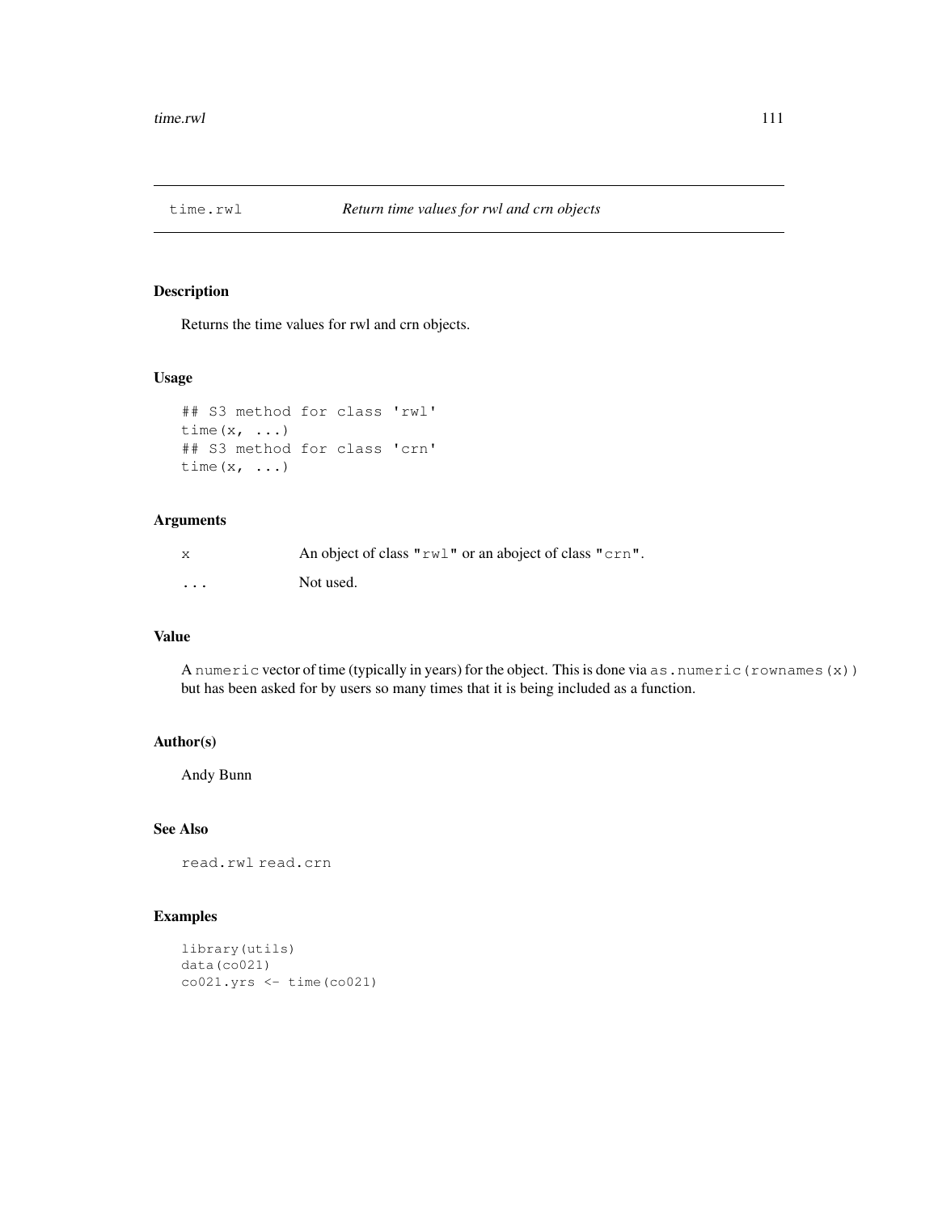# time.rwl — *Return time values for rwl and crn objects*

## Description

Returns the time values for rwl and crn objects.

## Usage

```
## S3 method for class 'rwl'
time(x, ...)
## S3 method for class 'crn'
time(x, ...)
```

## Arguments

| | |
|---|---|
| `x` | An object of class `"rwl"` or an aboject of class `"crn"`. |
| `...` | Not used. |

## Value

A `numeric` vector of time (typically in years) for the object. This is done via `as.numeric(rownames(x))` but has been asked for by users so many times that it is being included as a function.

## Author(s)

Andy Bunn

## See Also

`read.rwl` `read.crn`

## Examples

```
library(utils)
data(co021)
co021.yrs <- time(co021)
```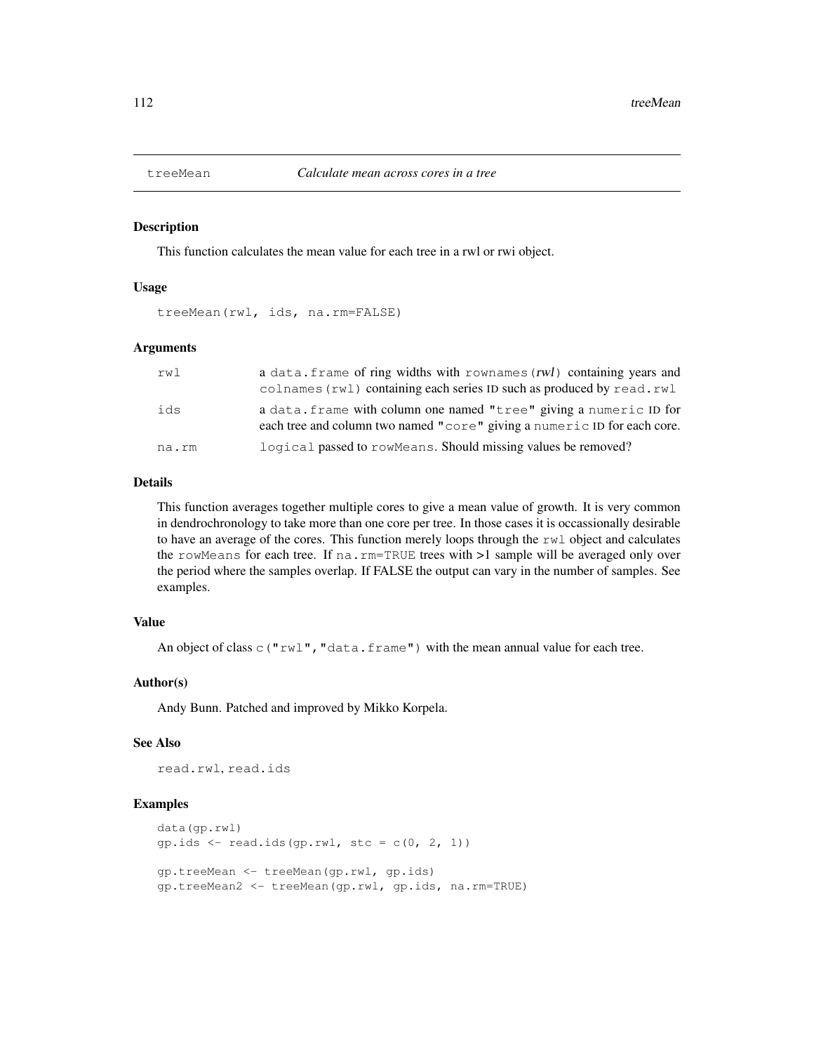# treeMean — *Calculate mean across cores in a tree*

## Description

This function calculates the mean value for each tree in a rwl or rwi object.

## Usage

```
treeMean(rwl, ids, na.rm=FALSE)
```

## Arguments

| | |
|---|---|
| `rwl` | a `data.frame` of ring widths with `rownames(`*rwl*`)` containing years and `colnames(rwl)` containing each series ID such as produced by `read.rwl` |
| `ids` | a `data.frame` with column one named `"tree"` giving a `numeric` ID for each tree and column two named `"core"` giving a `numeric` ID for each core. |
| `na.rm` | `logical` passed to `rowMeans`. Should missing values be removed? |

## Details

This function averages together multiple cores to give a mean value of growth. It is very common in dendrochronology to take more than one core per tree. In those cases it is occassionally desirable to have an average of the cores. This function merely loops through the `rwl` object and calculates the `rowMeans` for each tree. If `na.rm=TRUE` trees with >1 sample will be averaged only over the period where the samples overlap. If FALSE the output can vary in the number of samples. See examples.

## Value

An object of class `c("rwl","data.frame")` with the mean annual value for each tree.

## Author(s)

Andy Bunn. Patched and improved by Mikko Korpela.

## See Also

`read.rwl`, `read.ids`

## Examples

```
data(gp.rwl)
gp.ids <- read.ids(gp.rwl, stc = c(0, 2, 1))

gp.treeMean <- treeMean(gp.rwl, gp.ids)
gp.treeMean2 <- treeMean(gp.rwl, gp.ids, na.rm=TRUE)
```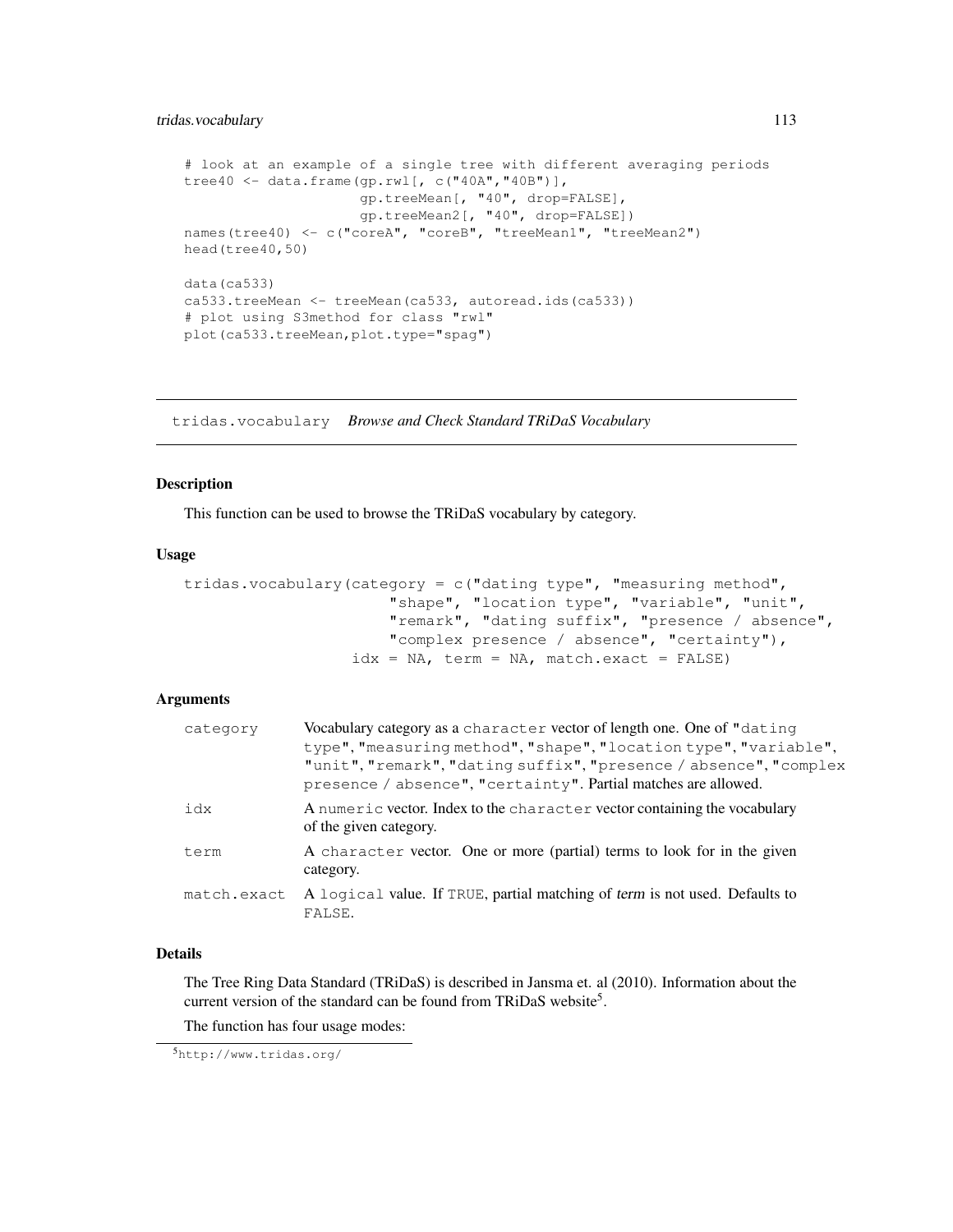```
# look at an example of a single tree with different averaging periods
tree40 <- data.frame(gp.rwl[, c("40A","40B")],
                     gp.treeMean[, "40", drop=FALSE],
                     gp.treeMean2[, "40", drop=FALSE])
names(tree40) <- c("coreA", "coreB", "treeMean1", "treeMean2")
head(tree40,50)

data(ca533)
ca533.treeMean <- treeMean(ca533, autoread.ids(ca533))
# plot using S3method for class "rwl"
plot(ca533.treeMean,plot.type="spag")
```

---

## tridas.vocabulary *Browse and Check Standard TRiDaS Vocabulary*

### Description

This function can be used to browse the TRiDaS vocabulary by category.

### Usage

```
tridas.vocabulary(category = c("dating type", "measuring method",
                         "shape", "location type", "variable", "unit",
                         "remark", "dating suffix", "presence / absence",
                         "complex presence / absence", "certainty"),
                  idx = NA, term = NA, match.exact = FALSE)
```

### Arguments

| | |
|---|---|
| `category` | Vocabulary category as a `character` vector of length one. One of `"dating type"`, `"measuring method"`, `"shape"`, `"location type"`, `"variable"`, `"unit"`, `"remark"`, `"dating suffix"`, `"presence / absence"`, `"complex presence / absence"`, `"certainty"`. Partial matches are allowed. |
| `idx` | A `numeric` vector. Index to the `character` vector containing the vocabulary of the given category. |
| `term` | A `character` vector. One or more (partial) terms to look for in the given category. |
| `match.exact` | A `logical` value. If `TRUE`, partial matching of *term* is not used. Defaults to `FALSE`. |

### Details

The Tree Ring Data Standard (TRiDaS) is described in Jansma et. al (2010). Information about the current version of the standard can be found from TRiDaS website[5].

The function has four usage modes:

[5] http://www.tridas.org/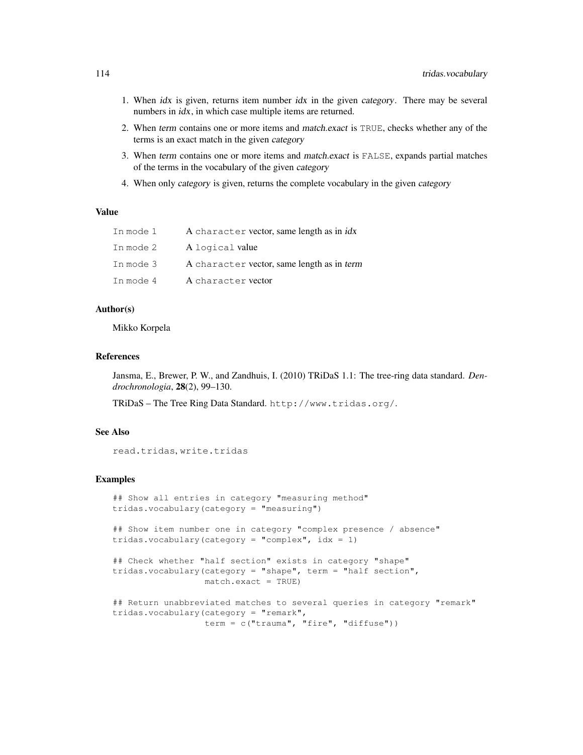1. When *idx* is given, returns item number *idx* in the given *category*. There may be several numbers in *idx*, in which case multiple items are returned.
2. When *term* contains one or more items and *match.exact* is `TRUE`, checks whether any of the terms is an exact match in the given *category*
3. When *term* contains one or more items and *match.exact* is `FALSE`, expands partial matches of the terms in the vocabulary of the given *category*
4. When only *category* is given, returns the complete vocabulary in the given *category*

### Value

| | |
|---|---|
| In mode 1 | A `character` vector, same length as in *idx* |
| In mode 2 | A `logical` value |
| In mode 3 | A `character` vector, same length as in *term* |
| In mode 4 | A `character` vector |

### Author(s)

Mikko Korpela

### References

Jansma, E., Brewer, P. W., and Zandhuis, I. (2010) TRiDaS 1.1: The tree-ring data standard. *Dendrochronologia*, **28**(2), 99–130.

TRiDaS – The Tree Ring Data Standard. `http://www.tridas.org/`.

### See Also

`read.tridas`, `write.tridas`

### Examples

```
## Show all entries in category "measuring method"
tridas.vocabulary(category = "measuring")

## Show item number one in category "complex presence / absence"
tridas.vocabulary(category = "complex", idx = 1)

## Check whether "half section" exists in category "shape"
tridas.vocabulary(category = "shape", term = "half section",
                  match.exact = TRUE)

## Return unabbreviated matches to several queries in category "remark"
tridas.vocabulary(category = "remark",
                  term = c("trauma", "fire", "diffuse"))
```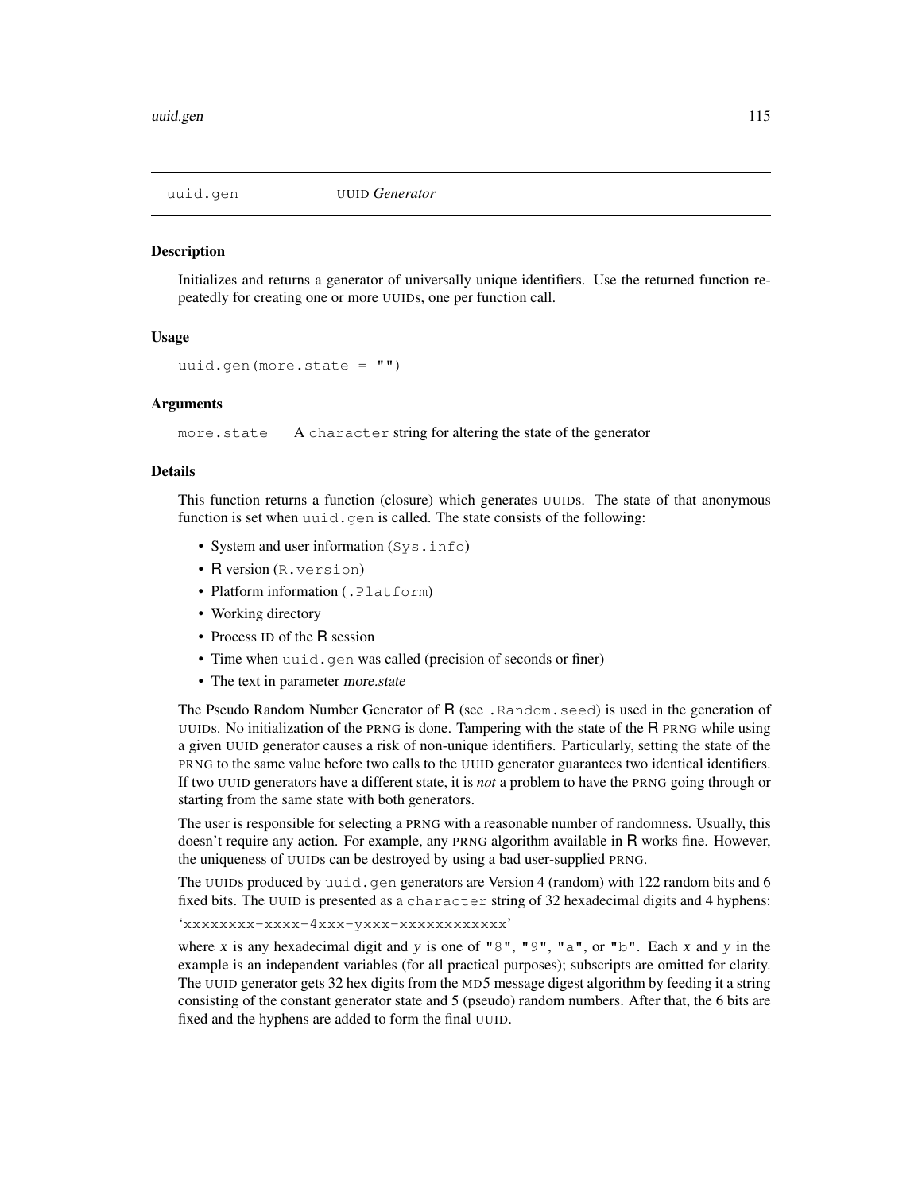## uuid.gen — UUID *Generator*

### Description

Initializes and returns a generator of universally unique identifiers. Use the returned function repeatedly for creating one or more UUIDs, one per function call.

### Usage

```
uuid.gen(more.state = "")
```

### Arguments

`more.state` A `character` string for altering the state of the generator

### Details

This function returns a function (closure) which generates UUIDs. The state of that anonymous function is set when `uuid.gen` is called. The state consists of the following:

- System and user information (`Sys.info`)
- R version (`R.version`)
- Platform information (`.Platform`)
- Working directory
- Process ID of the R session
- Time when `uuid.gen` was called (precision of seconds or finer)
- The text in parameter *more.state*

The Pseudo Random Number Generator of R (see `.Random.seed`) is used in the generation of UUIDs. No initialization of the PRNG is done. Tampering with the state of the R PRNG while using a given UUID generator causes a risk of non-unique identifiers. Particularly, setting the state of the PRNG to the same value before two calls to the UUID generator guarantees two identical identifiers. If two UUID generators have a different state, it is *not* a problem to have the PRNG going through or starting from the same state with both generators.

The user is responsible for selecting a PRNG with a reasonable number of randomness. Usually, this doesn't require any action. For example, any PRNG algorithm available in R works fine. However, the uniqueness of UUIDs can be destroyed by using a bad user-supplied PRNG.

The UUIDs produced by `uuid.gen` generators are Version 4 (random) with 122 random bits and 6 fixed bits. The UUID is presented as a `character` string of 32 hexadecimal digits and 4 hyphens:

'`xxxxxxxx-xxxx-4xxx-yxxx-xxxxxxxxxxxx`'

where *x* is any hexadecimal digit and *y* is one of `"8"`, `"9"`, `"a"`, or `"b"`. Each *x* and *y* in the example is an independent variables (for all practical purposes); subscripts are omitted for clarity. The UUID generator gets 32 hex digits from the MD5 message digest algorithm by feeding it a string consisting of the constant generator state and 5 (pseudo) random numbers. After that, the 6 bits are fixed and the hyphens are added to form the final UUID.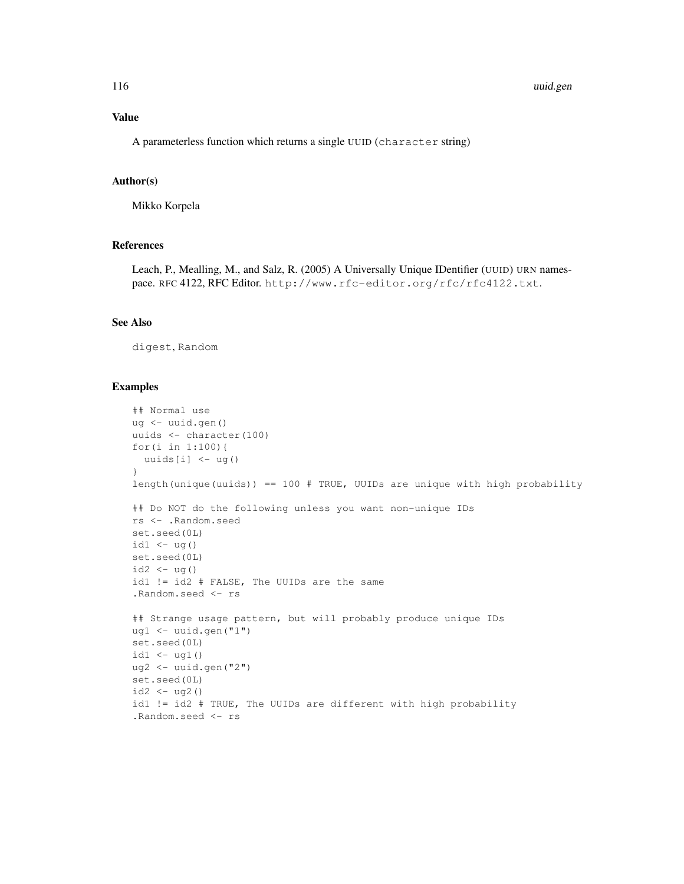## Value

A parameterless function which returns a single UUID (`character` string)

## Author(s)

Mikko Korpela

## References

Leach, P., Mealling, M., and Salz, R. (2005) A Universally Unique IDentifier (UUID) URN namespace. RFC 4122, RFC Editor. `http://www.rfc-editor.org/rfc/rfc4122.txt`.

## See Also

`digest`, `Random`

## Examples

```
## Normal use
ug <- uuid.gen()
uuids <- character(100)
for(i in 1:100){
  uuids[i] <- ug()
}
length(unique(uuids)) == 100 # TRUE, UUIDs are unique with high probability

## Do NOT do the following unless you want non-unique IDs
rs <- .Random.seed
set.seed(0L)
id1 <- ug()
set.seed(0L)
id2 <- ug()
id1 != id2 # FALSE, The UUIDs are the same
.Random.seed <- rs

## Strange usage pattern, but will probably produce unique IDs
ug1 <- uuid.gen("1")
set.seed(0L)
id1 <- ug1()
ug2 <- uuid.gen("2")
set.seed(0L)
id2 <- ug2()
id1 != id2 # TRUE, The UUIDs are different with high probability
.Random.seed <- rs
```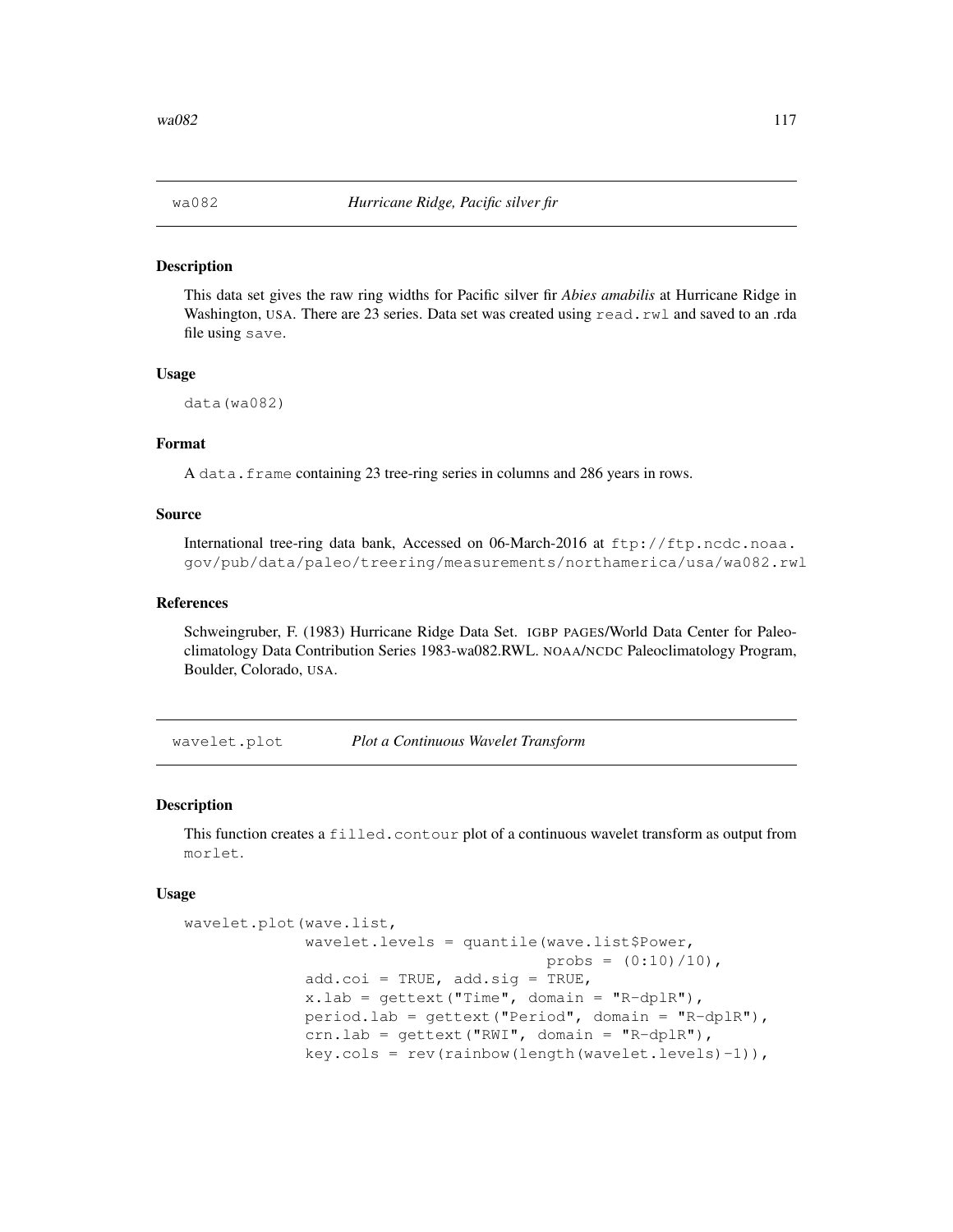## wa082 *Hurricane Ridge, Pacific silver fir*

### Description

This data set gives the raw ring widths for Pacific silver fir *Abies amabilis* at Hurricane Ridge in Washington, USA. There are 23 series. Data set was created using `read.rwl` and saved to an .rda file using `save`.

### Usage

```
data(wa082)
```

### Format

A `data.frame` containing 23 tree-ring series in columns and 286 years in rows.

### Source

International tree-ring data bank, Accessed on 06-March-2016 at `ftp://ftp.ncdc.noaa.gov/pub/data/paleo/treering/measurements/northamerica/usa/wa082.rwl`

### References

Schweingruber, F. (1983) Hurricane Ridge Data Set. IGBP PAGES/World Data Center for Paleoclimatology Data Contribution Series 1983-wa082.RWL. NOAA/NCDC Paleoclimatology Program, Boulder, Colorado, USA.

## wavelet.plot *Plot a Continuous Wavelet Transform*

### Description

This function creates a `filled.contour` plot of a continuous wavelet transform as output from `morlet`.

### Usage

```
wavelet.plot(wave.list,
             wavelet.levels = quantile(wave.list$Power,
                                       probs = (0:10)/10),
             add.coi = TRUE, add.sig = TRUE,
             x.lab = gettext("Time", domain = "R-dplR"),
             period.lab = gettext("Period", domain = "R-dplR"),
             crn.lab = gettext("RWI", domain = "R-dplR"),
             key.cols = rev(rainbow(length(wavelet.levels)-1)),
```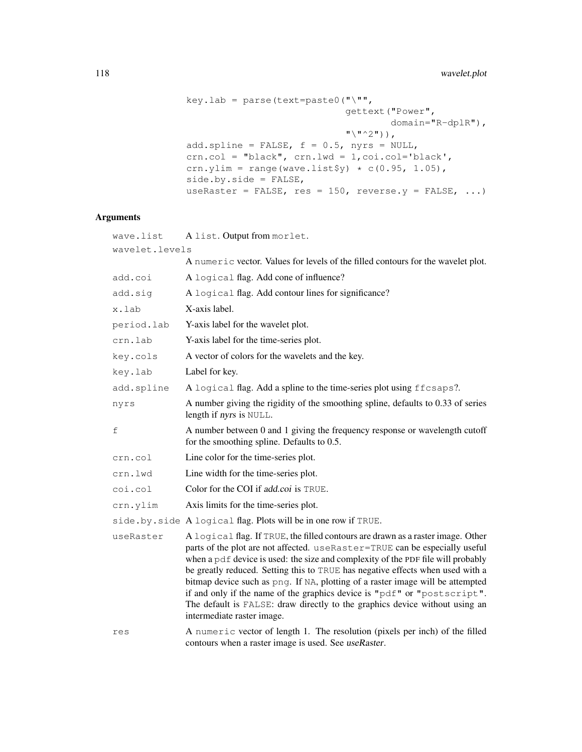```
            key.lab = parse(text=paste0("\"",
                                        gettext("Power",
                                                domain="R-dplR"),
                                        "\"^2")),
            add.spline = FALSE, f = 0.5, nyrs = NULL,
            crn.col = "black", crn.lwd = 1,coi.col='black',
            crn.ylim = range(wave.list$y) * c(0.95, 1.05),
            side.by.side = FALSE,
            useRaster = FALSE, res = 150, reverse.y = FALSE, ...)
```

## Arguments

| Argument | Description |
|---|---|
| `wave.list` | A `list`. Output from `morlet`. |
| `wavelet.levels` | A `numeric` vector. Values for levels of the filled contours for the wavelet plot. |
| `add.coi` | A `logical` flag. Add cone of influence? |
| `add.sig` | A `logical` flag. Add contour lines for significance? |
| `x.lab` | X-axis label. |
| `period.lab` | Y-axis label for the wavelet plot. |
| `crn.lab` | Y-axis label for the time-series plot. |
| `key.cols` | A vector of colors for the wavelets and the key. |
| `key.lab` | Label for key. |
| `add.spline` | A `logical` flag. Add a spline to the time-series plot using `ffcsaps`?. |
| `nyrs` | A number giving the rigidity of the smoothing spline, defaults to 0.33 of series length if *nyrs* is `NULL`. |
| `f` | A number between 0 and 1 giving the frequency response or wavelength cutoff for the smoothing spline. Defaults to 0.5. |
| `crn.col` | Line color for the time-series plot. |
| `crn.lwd` | Line width for the time-series plot. |
| `coi.col` | Color for the COI if *add.coi* is `TRUE`. |
| `crn.ylim` | Axis limits for the time-series plot. |
| `side.by.side` | A `logical` flag. Plots will be in one row if `TRUE`. |
| `useRaster` | A `logical` flag. If `TRUE`, the filled contours are drawn as a raster image. Other parts of the plot are not affected. `useRaster=TRUE` can be especially useful when a `pdf` device is used: the size and complexity of the PDF file will probably be greatly reduced. Setting this to `TRUE` has negative effects when used with a bitmap device such as `png`. If `NA`, plotting of a raster image will be attempted if and only if the name of the graphics device is `"pdf"` or `"postscript"`. The default is `FALSE`: draw directly to the graphics device without using an intermediate raster image. |
| `res` | A `numeric` vector of length 1. The resolution (pixels per inch) of the filled contours when a raster image is used. See *useRaster*. |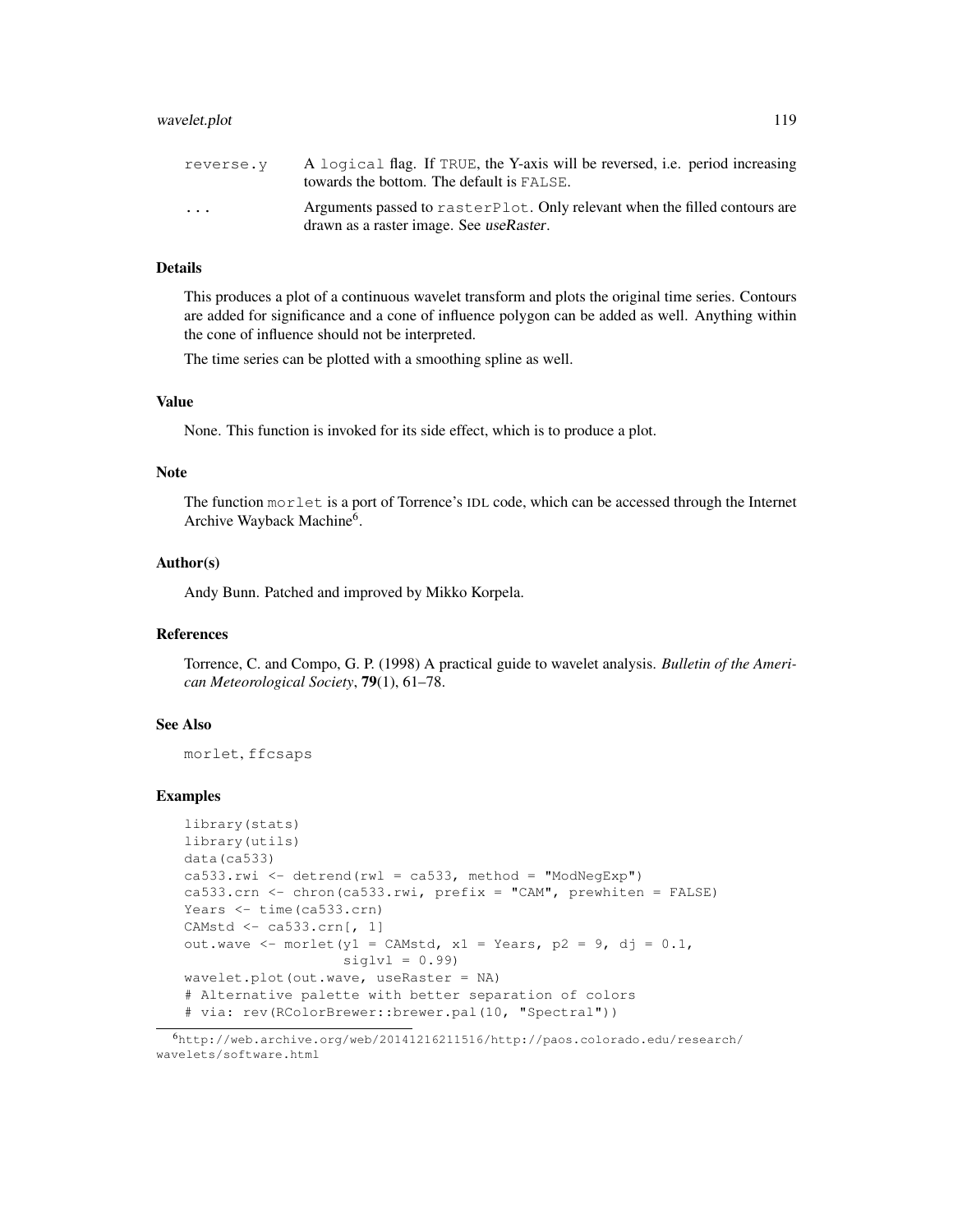| | |
|---|---|
| reverse.y | A logical flag. If TRUE, the Y-axis will be reversed, i.e. period increasing towards the bottom. The default is FALSE. |
| ... | Arguments passed to rasterPlot. Only relevant when the filled contours are drawn as a raster image. See *useRaster*. |

### Details

This produces a plot of a continuous wavelet transform and plots the original time series. Contours are added for significance and a cone of influence polygon can be added as well. Anything within the cone of influence should not be interpreted.

The time series can be plotted with a smoothing spline as well.

### Value

None. This function is invoked for its side effect, which is to produce a plot.

### Note

The function morlet is a port of Torrence's IDL code, which can be accessed through the Internet Archive Wayback Machine[6].

### Author(s)

Andy Bunn. Patched and improved by Mikko Korpela.

### References

Torrence, C. and Compo, G. P. (1998) A practical guide to wavelet analysis. *Bulletin of the American Meteorological Society*, **79**(1), 61–78.

### See Also

morlet, ffcsaps

### Examples

```
library(stats)
library(utils)
data(ca533)
ca533.rwi <- detrend(rwl = ca533, method = "ModNegExp")
ca533.crn <- chron(ca533.rwi, prefix = "CAM", prewhiten = FALSE)
Years <- time(ca533.crn)
CAMstd <- ca533.crn[, 1]
out.wave <- morlet(y1 = CAMstd, x1 = Years, p2 = 9, dj = 0.1,
                   siglvl = 0.99)
wavelet.plot(out.wave, useRaster = NA)
# Alternative palette with better separation of colors
# via: rev(RColorBrewer::brewer.pal(10, "Spectral"))
```

[6] http://web.archive.org/web/20141216211516/http://paos.colorado.edu/research/wavelets/software.html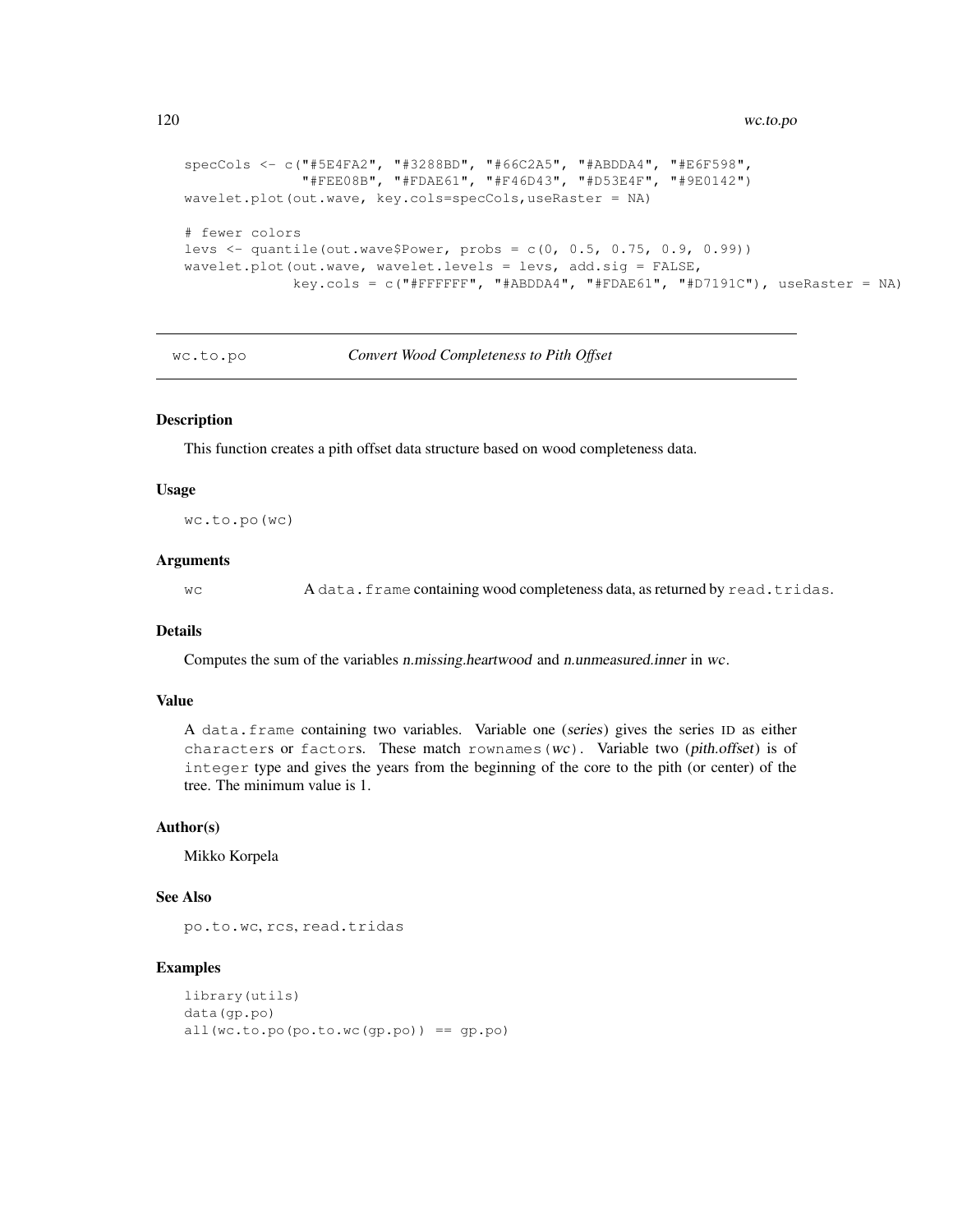```
specCols <- c("#5E4FA2", "#3288BD", "#66C2A5", "#ABDDA4", "#E6F598",
              "#FEE08B", "#FDAE61", "#F46D43", "#D53E4F", "#9E0142")
wavelet.plot(out.wave, key.cols=specCols,useRaster = NA)

# fewer colors
levs <- quantile(out.wave$Power, probs = c(0, 0.5, 0.75, 0.9, 0.99))
wavelet.plot(out.wave, wavelet.levels = levs, add.sig = FALSE,
             key.cols = c("#FFFFFF", "#ABDDA4", "#FDAE61", "#D7191C"), useRaster = NA)
```

---

## wc.to.po — *Convert Wood Completeness to Pith Offset*

### Description

This function creates a pith offset data structure based on wood completeness data.

### Usage

```
wc.to.po(wc)
```

### Arguments

| | |
|---|---|
| `wc` | A `data.frame` containing wood completeness data, as returned by `read.tridas`. |

### Details

Computes the sum of the variables *n.missing.heartwood* and *n.unmeasured.inner* in `wc`.

### Value

A `data.frame` containing two variables. Variable one (*series*) gives the series ID as either `character`s or `factor`s. These match `rownames(wc)`. Variable two (*pith.offset*) is of `integer` type and gives the years from the beginning of the core to the pith (or center) of the tree. The minimum value is 1.

### Author(s)

Mikko Korpela

### See Also

`po.to.wc`, `rcs`, `read.tridas`

### Examples

```
library(utils)
data(gp.po)
all(wc.to.po(po.to.wc(gp.po)) == gp.po)
```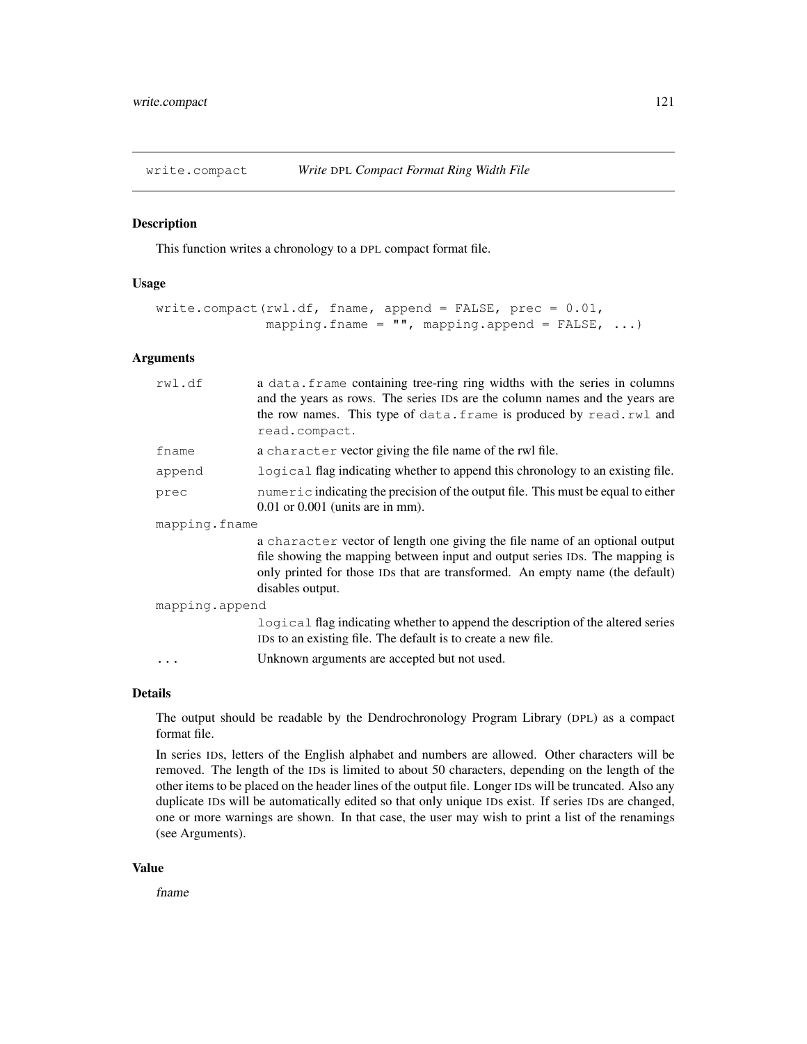## write.compact *Write DPL Compact Format Ring Width File*

### Description

This function writes a chronology to a DPL compact format file.

### Usage

```
write.compact(rwl.df, fname, append = FALSE, prec = 0.01,
              mapping.fname = "", mapping.append = FALSE, ...)
```

### Arguments

| | |
|---|---|
| `rwl.df` | a `data.frame` containing tree-ring ring widths with the series in columns and the years as rows. The series IDs are the column names and the years are the row names. This type of `data.frame` is produced by `read.rwl` and `read.compact`. |
| `fname` | a `character` vector giving the file name of the rwl file. |
| `append` | `logical` flag indicating whether to append this chronology to an existing file. |
| `prec` | `numeric` indicating the precision of the output file. This must be equal to either 0.01 or 0.001 (units are in mm). |
| `mapping.fname` | a `character` vector of length one giving the file name of an optional output file showing the mapping between input and output series IDs. The mapping is only printed for those IDs that are transformed. An empty name (the default) disables output. |
| `mapping.append` | `logical` flag indicating whether to append the description of the altered series IDs to an existing file. The default is to create a new file. |
| `...` | Unknown arguments are accepted but not used. |

### Details

The output should be readable by the Dendrochronology Program Library (DPL) as a compact format file.

In series IDs, letters of the English alphabet and numbers are allowed. Other characters will be removed. The length of the IDs is limited to about 50 characters, depending on the length of the other items to be placed on the header lines of the output file. Longer IDs will be truncated. Also any duplicate IDs will be automatically edited so that only unique IDs exist. If series IDs are changed, one or more warnings are shown. In that case, the user may wish to print a list of the renamings (see Arguments).

### Value

*fname*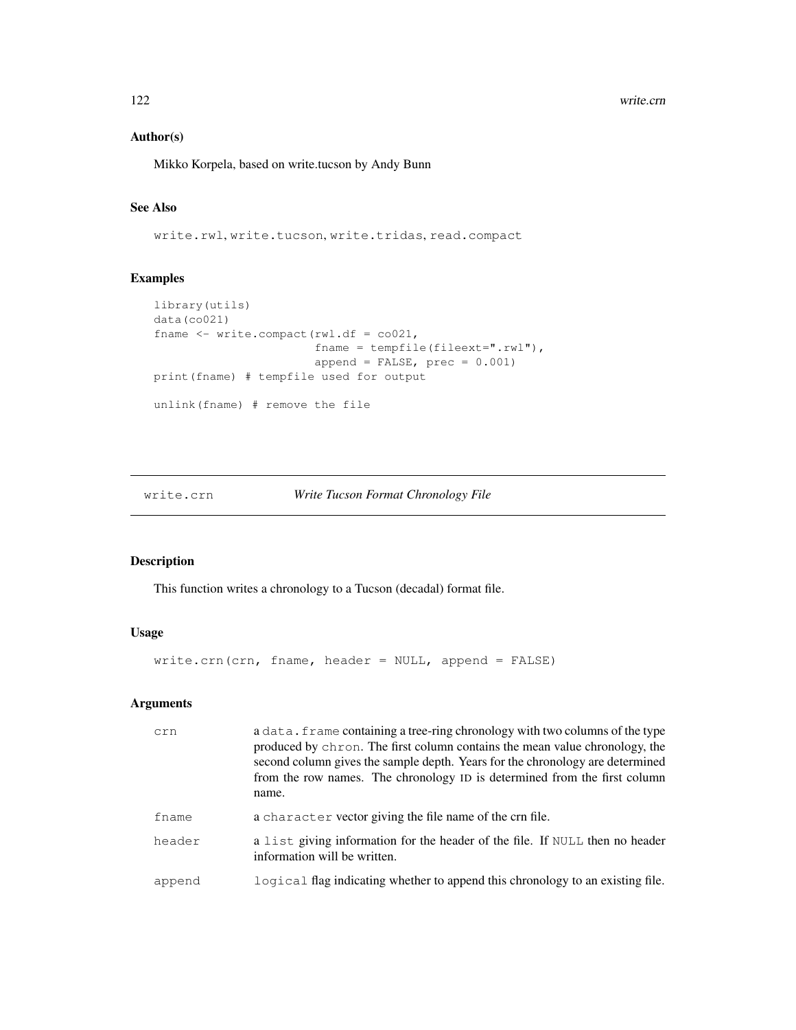### Author(s)

Mikko Korpela, based on write.tucson by Andy Bunn

### See Also

write.rwl, write.tucson, write.tridas, read.compact

### Examples

```
library(utils)
data(co021)
fname <- write.compact(rwl.df = co021,
                       fname = tempfile(fileext=".rwl"),
                       append = FALSE, prec = 0.001)
print(fname) # tempfile used for output

unlink(fname) # remove the file
```

---

## write.crn    *Write Tucson Format Chronology File*

### Description

This function writes a chronology to a Tucson (decadal) format file.

### Usage

```
write.crn(crn, fname, header = NULL, append = FALSE)
```

### Arguments

| | |
|---|---|
| crn | a data.frame containing a tree-ring chronology with two columns of the type produced by chron. The first column contains the mean value chronology, the second column gives the sample depth. Years for the chronology are determined from the row names. The chronology ID is determined from the first column name. |
| fname | a character vector giving the file name of the crn file. |
| header | a list giving information for the header of the file. If NULL then no header information will be written. |
| append | logical flag indicating whether to append this chronology to an existing file. |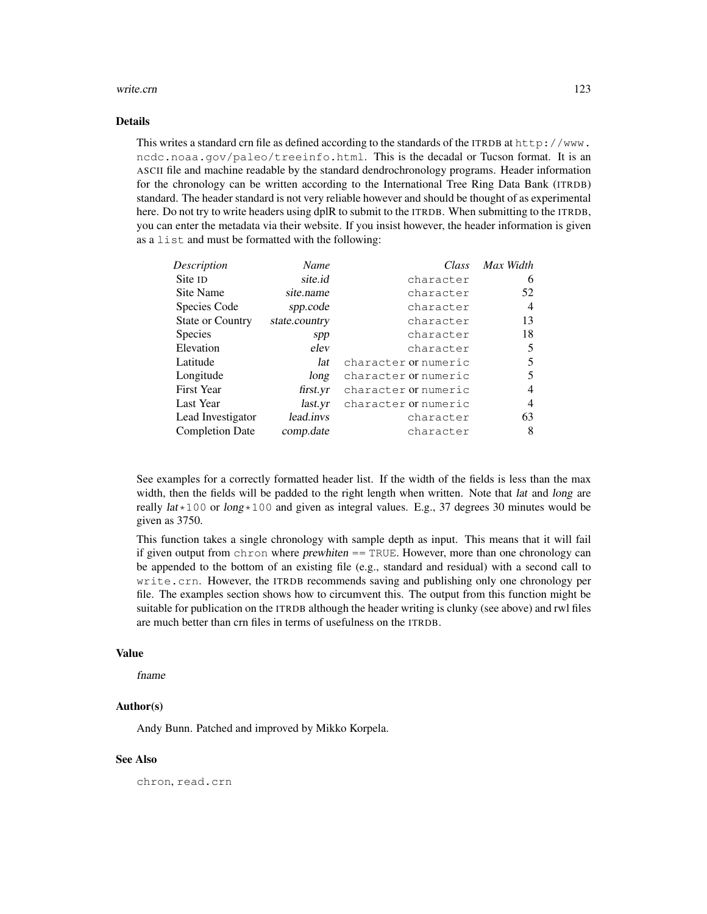## Details

This writes a standard crn file as defined according to the standards of the ITRDB at `http://www.ncdc.noaa.gov/paleo/treeinfo.html`. This is the decadal or Tucson format. It is an ASCII file and machine readable by the standard dendrochronology programs. Header information for the chronology can be written according to the International Tree Ring Data Bank (ITRDB) standard. The header standard is not very reliable however and should be thought of as experimental here. Do not try to write headers using dplR to submit to the ITRDB. When submitting to the ITRDB, you can enter the metadata via their website. If you insist however, the header information is given as a `list` and must be formatted with the following:

| *Description* | *Name* | *Class* | *Max Width* |
|---|---:|---:|---:|
| Site ID | *site.id* | `character` | 6 |
| Site Name | *site.name* | `character` | 52 |
| Species Code | *spp.code* | `character` | 4 |
| State or Country | *state.country* | `character` | 13 |
| Species | *spp* | `character` | 18 |
| Elevation | *elev* | `character` | 5 |
| Latitude | *lat* | `character` or `numeric` | 5 |
| Longitude | *long* | `character` or `numeric` | 5 |
| First Year | *first.yr* | `character` or `numeric` | 4 |
| Last Year | *last.yr* | `character` or `numeric` | 4 |
| Lead Investigator | *lead.invs* | `character` | 63 |
| Completion Date | *comp.date* | `character` | 8 |

See examples for a correctly formatted header list. If the width of the fields is less than the max width, then the fields will be padded to the right length when written. Note that *lat* and *long* are really *lat*`*100` or *long*`*100` and given as integral values. E.g., 37 degrees 30 minutes would be given as 3750.

This function takes a single chronology with sample depth as input. This means that it will fail if given output from `chron` where *prewhiten* == `TRUE`. However, more than one chronology can be appended to the bottom of an existing file (e.g., standard and residual) with a second call to `write.crn`. However, the ITRDB recommends saving and publishing only one chronology per file. The examples section shows how to circumvent this. The output from this function might be suitable for publication on the ITRDB although the header writing is clunky (see above) and rwl files are much better than crn files in terms of usefulness on the ITRDB.

## Value

*fname*

## Author(s)

Andy Bunn. Patched and improved by Mikko Korpela.

## See Also

`chron`, `read.crn`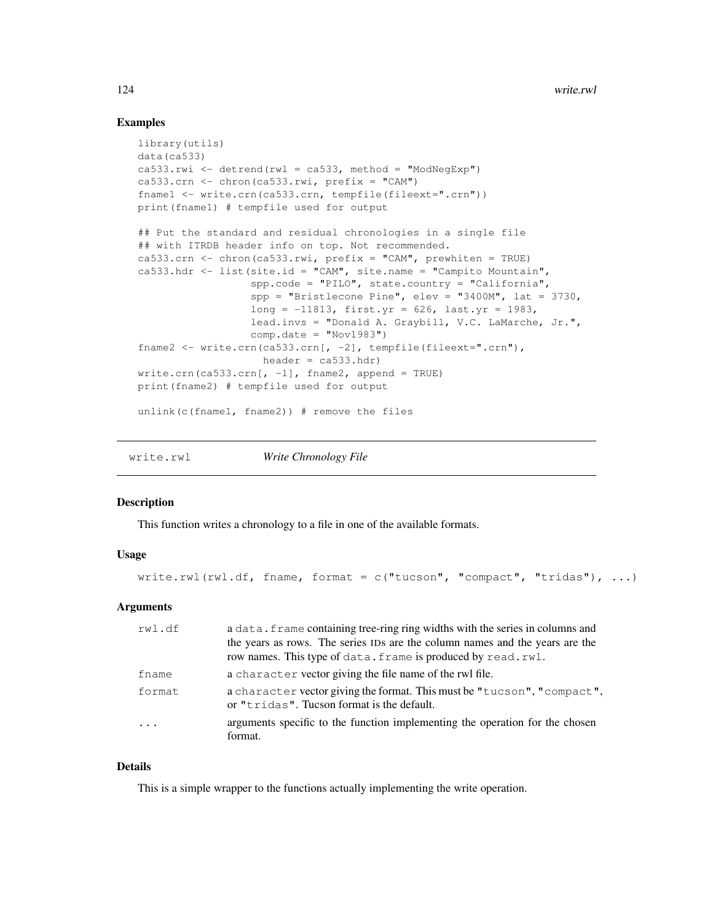### Examples

```
library(utils)
data(ca533)
ca533.rwi <- detrend(rwl = ca533, method = "ModNegExp")
ca533.crn <- chron(ca533.rwi, prefix = "CAM")
fname1 <- write.crn(ca533.crn, tempfile(fileext=".crn"))
print(fname1) # tempfile used for output

## Put the standard and residual chronologies in a single file
## with ITRDB header info on top. Not recommended.
ca533.crn <- chron(ca533.rwi, prefix = "CAM", prewhiten = TRUE)
ca533.hdr <- list(site.id = "CAM", site.name = "Campito Mountain",
                  spp.code = "PILO", state.country = "California",
                  spp = "Bristlecone Pine", elev = "3400M", lat = 3730,
                  long = -11813, first.yr = 626, last.yr = 1983,
                  lead.invs = "Donald A. Graybill, V.C. LaMarche, Jr.",
                  comp.date = "Nov1983")
fname2 <- write.crn(ca533.crn[, -2], tempfile(fileext=".crn"),
                    header = ca533.hdr)
write.crn(ca533.crn[, -1], fname2, append = TRUE)
print(fname2) # tempfile used for output

unlink(c(fname1, fname2)) # remove the files
```

---

## write.rwl *Write Chronology File*

---

### Description

This function writes a chronology to a file in one of the available formats.

### Usage

```
write.rwl(rwl.df, fname, format = c("tucson", "compact", "tridas"), ...)
```

### Arguments

| | |
|---|---|
| rwl.df | a data.frame containing tree-ring ring widths with the series in columns and the years as rows. The series IDs are the column names and the years are the row names. This type of data.frame is produced by read.rwl. |
| fname | a character vector giving the file name of the rwl file. |
| format | a character vector giving the format. This must be "tucson", "compact", or "tridas". Tucson format is the default. |
| ... | arguments specific to the function implementing the operation for the chosen format. |

### Details

This is a simple wrapper to the functions actually implementing the write operation.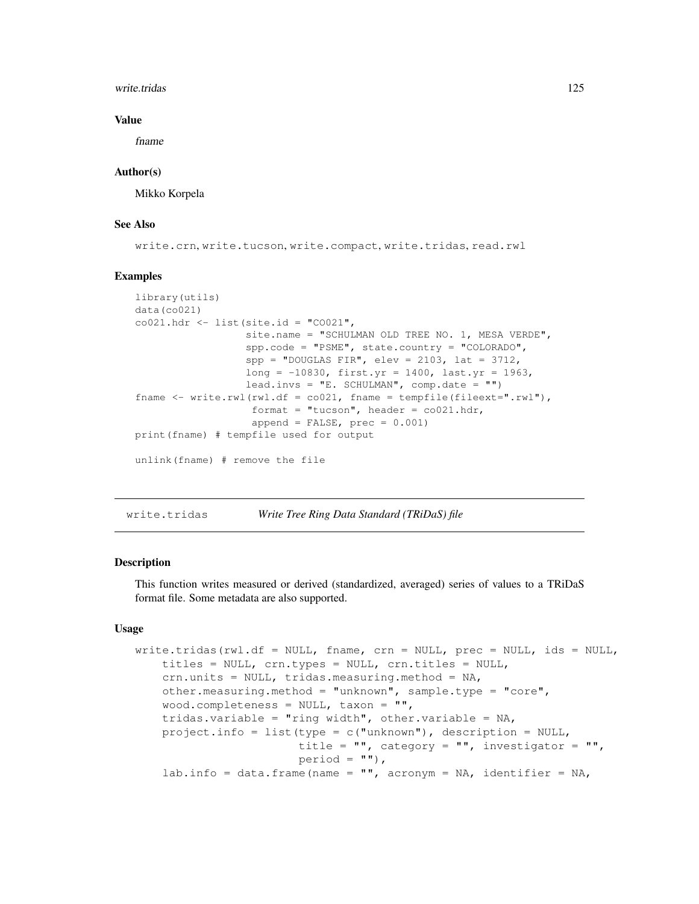### Value

*fname*

### Author(s)

Mikko Korpela

### See Also

`write.crn`, `write.tucson`, `write.compact`, `write.tridas`, `read.rwl`

### Examples

```
library(utils)
data(co021)
co021.hdr <- list(site.id = "CO021",
                  site.name = "SCHULMAN OLD TREE NO. 1, MESA VERDE",
                  spp.code = "PSME", state.country = "COLORADO",
                  spp = "DOUGLAS FIR", elev = 2103, lat = 3712,
                  long = -10830, first.yr = 1400, last.yr = 1963,
                  lead.invs = "E. SCHULMAN", comp.date = "")
fname <- write.rwl(rwl.df = co021, fname = tempfile(fileext=".rwl"),
                   format = "tucson", header = co021.hdr,
                   append = FALSE, prec = 0.001)
print(fname) # tempfile used for output

unlink(fname) # remove the file
```

---

## write.tridas — *Write Tree Ring Data Standard (TRiDaS) file*

---

### Description

This function writes measured or derived (standardized, averaged) series of values to a TRiDaS format file. Some metadata are also supported.

### Usage

```
write.tridas(rwl.df = NULL, fname, crn = NULL, prec = NULL, ids = NULL,
    titles = NULL, crn.types = NULL, crn.titles = NULL,
    crn.units = NULL, tridas.measuring.method = NA,
    other.measuring.method = "unknown", sample.type = "core",
    wood.completeness = NULL, taxon = "",
    tridas.variable = "ring width", other.variable = NA,
    project.info = list(type = c("unknown"), description = NULL,
                        title = "", category = "", investigator = "",
                        period = ""),
    lab.info = data.frame(name = "", acronym = NA, identifier = NA,
```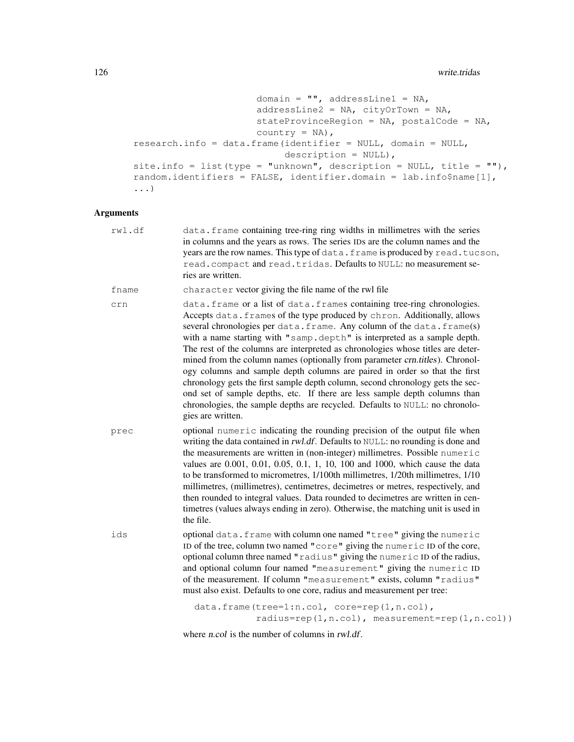```
                        domain = "", addressLine1 = NA,
                        addressLine2 = NA, cityOrTown = NA,
                        stateProvinceRegion = NA, postalCode = NA,
                        country = NA),
    research.info = data.frame(identifier = NULL, domain = NULL,
                               description = NULL),
    site.info = list(type = "unknown", description = NULL, title = ""),
    random.identifiers = FALSE, identifier.domain = lab.info$name[1],
    ...)
```

### Arguments

**rwl.df** `data.frame` containing tree-ring ring widths in millimetres with the series in columns and the years as rows. The series IDs are the column names and the years are the row names. This type of `data.frame` is produced by `read.tucson`, `read.compact` and `read.tridas`. Defaults to `NULL`: no measurement series are written.

**fname** `character` vector giving the file name of the rwl file

**crn** `data.frame` or a list of `data.frame`s containing tree-ring chronologies. Accepts `data.frame`s of the type produced by `chron`. Additionally, allows several chronologies per `data.frame`. Any column of the `data.frame`(s) with a name starting with `"samp.depth"` is interpreted as a sample depth. The rest of the columns are interpreted as chronologies whose titles are determined from the column names (optionally from parameter *crn.titles*). Chronology columns and sample depth columns are paired in order so that the first chronology gets the first sample depth column, second chronology gets the second set of sample depths, etc. If there are less sample depth columns than chronologies, the sample depths are recycled. Defaults to `NULL`: no chronologies are written.

**prec** optional `numeric` indicating the rounding precision of the output file when writing the data contained in *rwl.df*. Defaults to `NULL`: no rounding is done and the measurements are written in (non-integer) millimetres. Possible `numeric` values are 0.001, 0.01, 0.05, 0.1, 1, 10, 100 and 1000, which cause the data to be transformed to micrometres, 1/100th millimetres, 1/20th millimetres, 1/10 millimetres, (millimetres), centimetres, decimetres or metres, respectively, and then rounded to integral values. Data rounded to decimetres are written in centimetres (values always ending in zero). Otherwise, the matching unit is used in the file.

**ids** optional `data.frame` with column one named `"tree"` giving the `numeric` ID of the tree, column two named `"core"` giving the `numeric` ID of the core, optional column three named `"radius"` giving the `numeric` ID of the radius, and optional column four named `"measurement"` giving the `numeric` ID of the measurement. If column `"measurement"` exists, column `"radius"` must also exist. Defaults to one core, radius and measurement per tree:

```
data.frame(tree=1:n.col, core=rep(1,n.col),
           radius=rep(1,n.col), measurement=rep(1,n.col))
```

where *n.col* is the number of columns in *rwl.df*.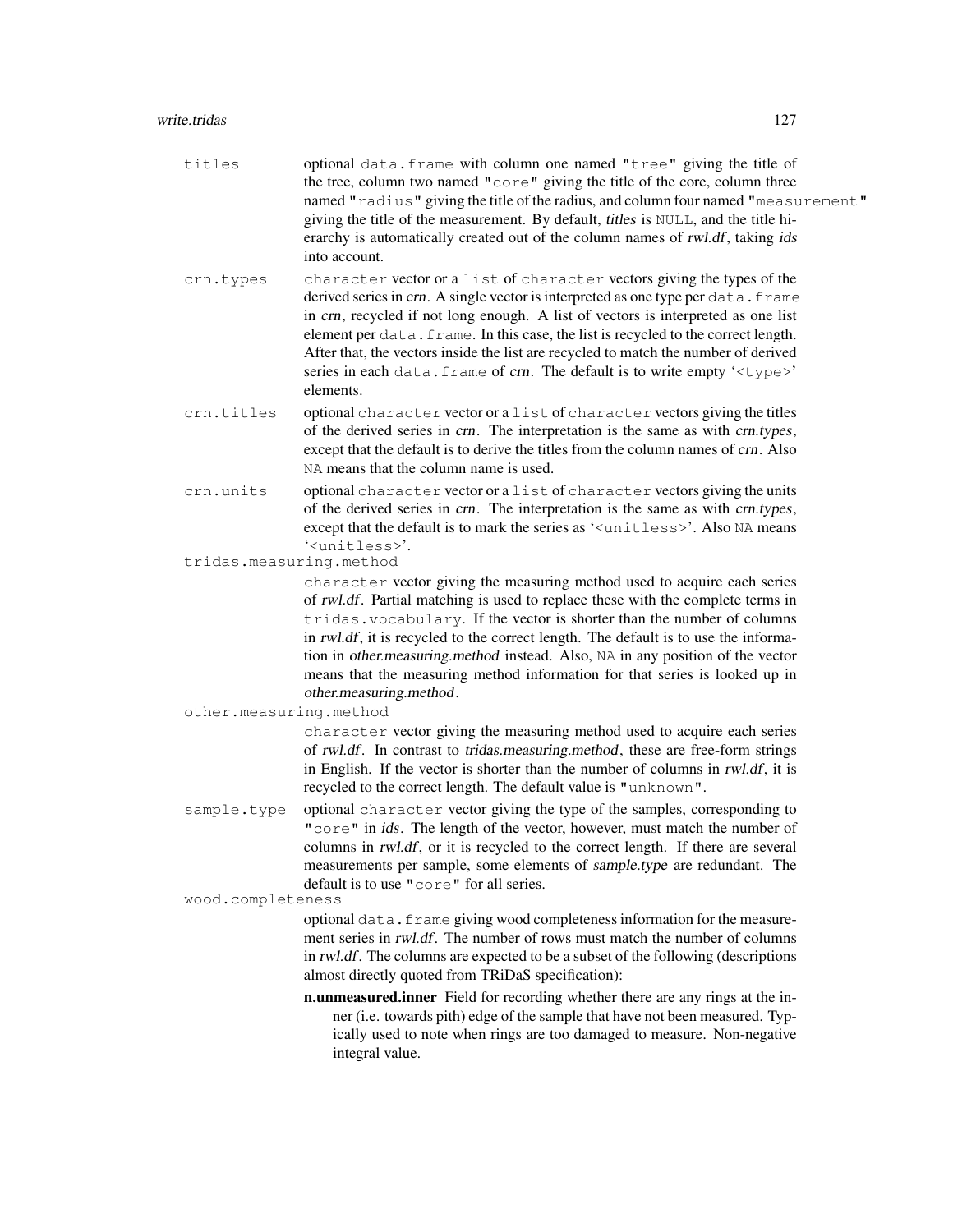`titles`
: optional `data.frame` with column one named `"tree"` giving the title of the tree, column two named `"core"` giving the title of the core, column three named `"radius"` giving the title of the radius, and column four named `"measurement"` giving the title of the measurement. By default, *titles* is `NULL`, and the title hierarchy is automatically created out of the column names of *rwl.df*, taking *ids* into account.

`crn.types`
: `character` vector or a `list` of `character` vectors giving the types of the derived series in *crn*. A single vector is interpreted as one type per `data.frame` in *crn*, recycled if not long enough. A list of vectors is interpreted as one list element per `data.frame`. In this case, the list is recycled to the correct length. After that, the vectors inside the list are recycled to match the number of derived series in each `data.frame` of *crn*. The default is to write empty '`<type>`' elements.

`crn.titles`
: optional `character` vector or a `list` of `character` vectors giving the titles of the derived series in *crn*. The interpretation is the same as with *crn.types*, except that the default is to derive the titles from the column names of *crn*. Also `NA` means that the column name is used.

`crn.units`
: optional `character` vector or a `list` of `character` vectors giving the units of the derived series in *crn*. The interpretation is the same as with *crn.types*, except that the default is to mark the series as '`<unitless>`'. Also `NA` means '`<unitless>`'.

`tridas.measuring.method`
: `character` vector giving the measuring method used to acquire each series of *rwl.df*. Partial matching is used to replace these with the complete terms in `tridas.vocabulary`. If the vector is shorter than the number of columns in *rwl.df*, it is recycled to the correct length. The default is to use the information in *other.measuring.method* instead. Also, `NA` in any position of the vector means that the measuring method information for that series is looked up in *other.measuring.method*.

`other.measuring.method`
: `character` vector giving the measuring method used to acquire each series of *rwl.df*. In contrast to *tridas.measuring.method*, these are free-form strings in English. If the vector is shorter than the number of columns in *rwl.df*, it is recycled to the correct length. The default value is `"unknown"`.

`sample.type`
: optional `character` vector giving the type of the samples, corresponding to `"core"` in *ids*. The length of the vector, however, must match the number of columns in *rwl.df*, or it is recycled to the correct length. If there are several measurements per sample, some elements of *sample.type* are redundant. The default is to use `"core"` for all series.

`wood.completeness`
: optional `data.frame` giving wood completeness information for the measurement series in *rwl.df*. The number of rows must match the number of columns in *rwl.df*. The columns are expected to be a subset of the following (descriptions almost directly quoted from TRiDaS specification):

  **n.unmeasured.inner** Field for recording whether there are any rings at the inner (i.e. towards pith) edge of the sample that have not been measured. Typically used to note when rings are too damaged to measure. Non-negative integral value.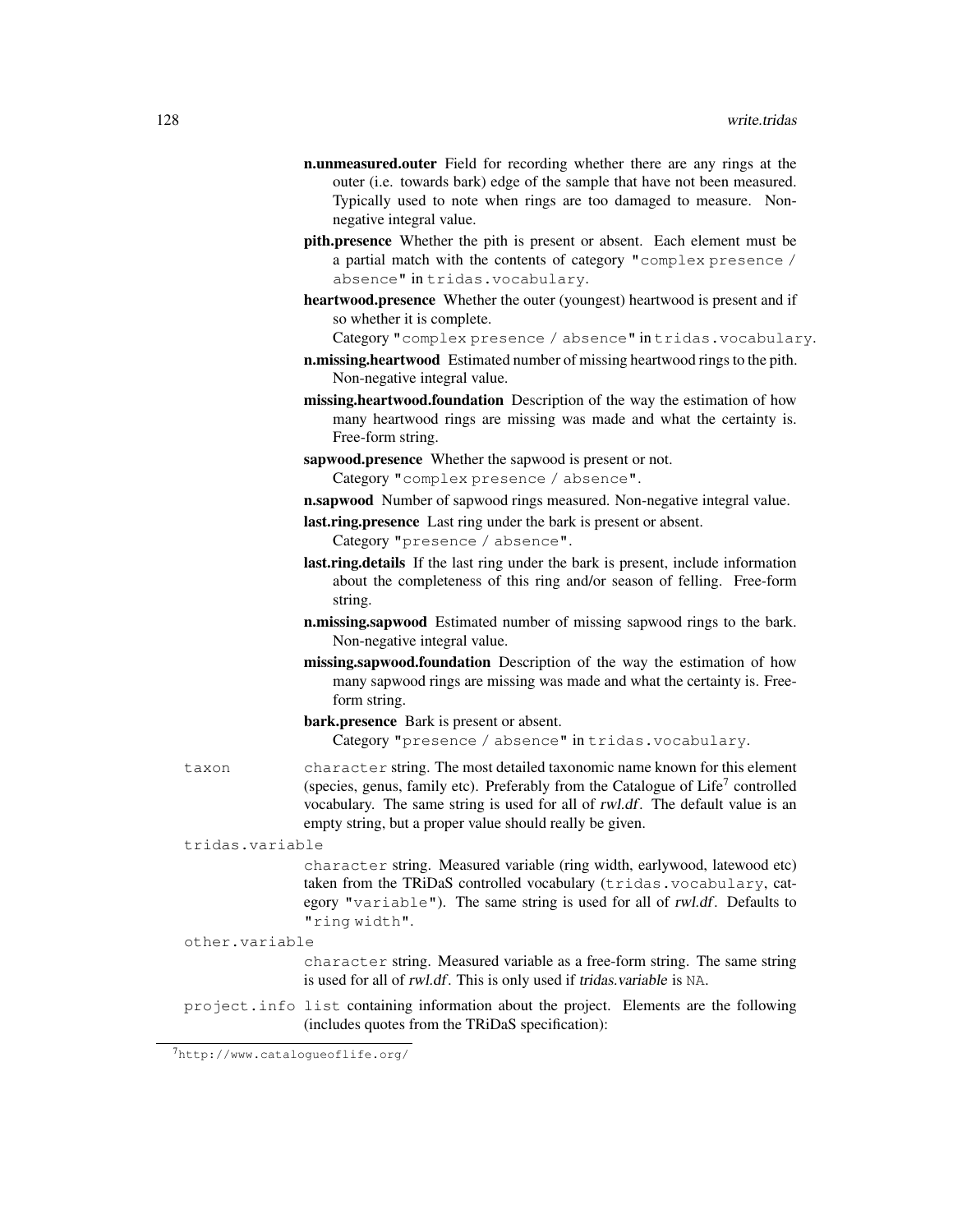**n.unmeasured.outer** Field for recording whether there are any rings at the outer (i.e. towards bark) edge of the sample that have not been measured. Typically used to note when rings are too damaged to measure. Non-negative integral value.

**pith.presence** Whether the pith is present or absent. Each element must be a partial match with the contents of category `"complex presence / absence"` in `tridas.vocabulary`.

**heartwood.presence** Whether the outer (youngest) heartwood is present and if so whether it is complete.
Category `"complex presence / absence"` in `tridas.vocabulary`.

**n.missing.heartwood** Estimated number of missing heartwood rings to the pith. Non-negative integral value.

**missing.heartwood.foundation** Description of the way the estimation of how many heartwood rings are missing was made and what the certainty is. Free-form string.

**sapwood.presence** Whether the sapwood is present or not.
Category `"complex presence / absence"`.

**n.sapwood** Number of sapwood rings measured. Non-negative integral value.

**last.ring.presence** Last ring under the bark is present or absent.
Category `"presence / absence"`.

**last.ring.details** If the last ring under the bark is present, include information about the completeness of this ring and/or season of felling. Free-form string.

**n.missing.sapwood** Estimated number of missing sapwood rings to the bark. Non-negative integral value.

**missing.sapwood.foundation** Description of the way the estimation of how many sapwood rings are missing was made and what the certainty is. Free-form string.

**bark.presence** Bark is present or absent.
Category `"presence / absence"` in `tridas.vocabulary`.

`taxon` `character` string. The most detailed taxonomic name known for this element (species, genus, family etc). Preferably from the Catalogue of Life[7] controlled vocabulary. The same string is used for all of *rwl.df*. The default value is an empty string, but a proper value should really be given.

`tridas.variable`
`character` string. Measured variable (ring width, earlywood, latewood etc) taken from the TRiDaS controlled vocabulary (`tridas.vocabulary`, category `"variable"`). The same string is used for all of *rwl.df*. Defaults to `"ring width"`.

`other.variable`
`character` string. Measured variable as a free-form string. The same string is used for all of *rwl.df*. This is only used if *tridas.variable* is `NA`.

`project.info` `list` containing information about the project. Elements are the following (includes quotes from the TRiDaS specification):

[7] http://www.catalogueoflife.org/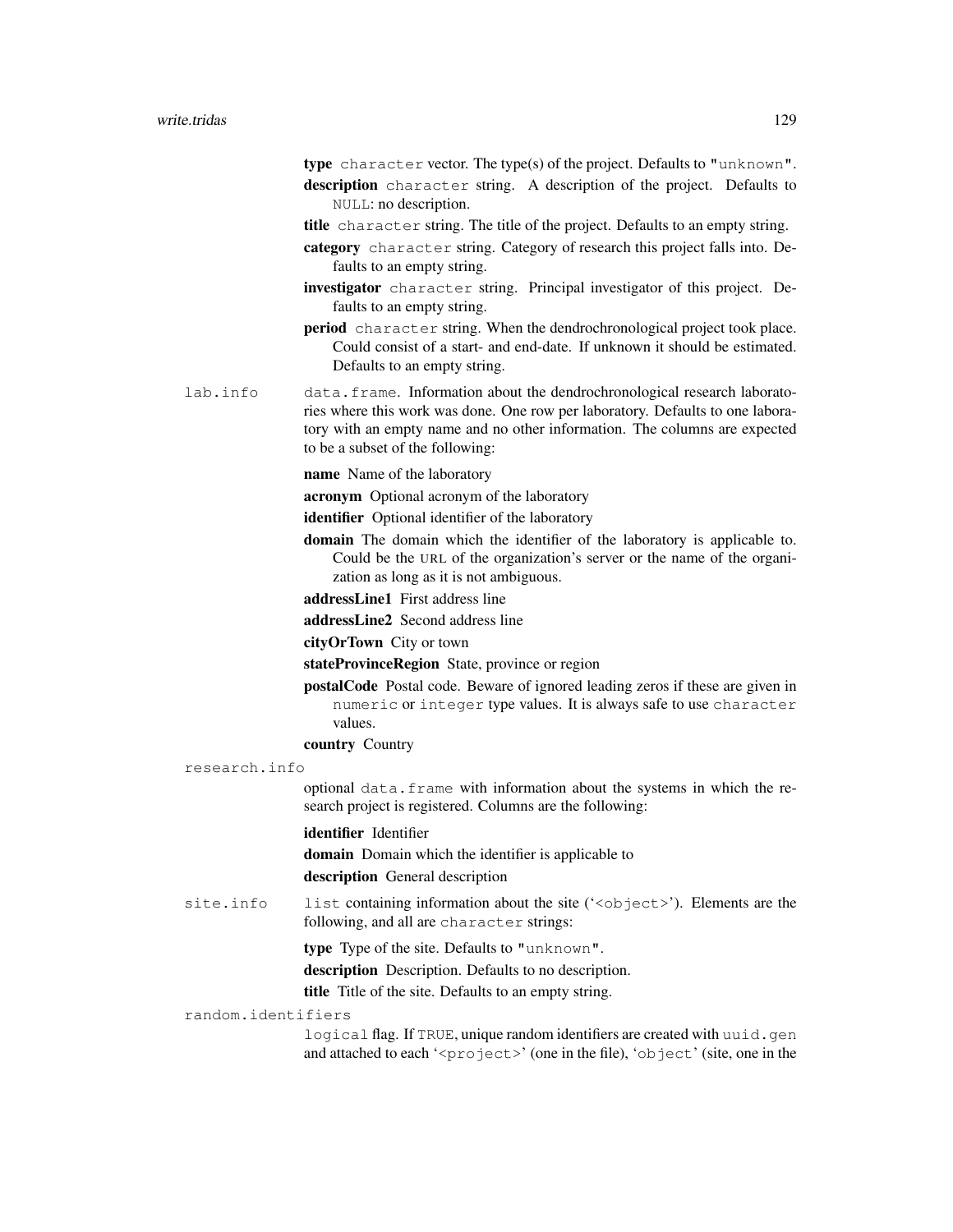**type** `character` vector. The type(s) of the project. Defaults to `"unknown"`.

**description** `character` string. A description of the project. Defaults to `NULL`: no description.

**title** `character` string. The title of the project. Defaults to an empty string.

**category** `character` string. Category of research this project falls into. Defaults to an empty string.

**investigator** `character` string. Principal investigator of this project. Defaults to an empty string.

**period** `character` string. When the dendrochronological project took place. Could consist of a start- and end-date. If unknown it should be estimated. Defaults to an empty string.

`lab.info` `data.frame`. Information about the dendrochronological research laboratories where this work was done. One row per laboratory. Defaults to one laboratory with an empty name and no other information. The columns are expected to be a subset of the following:

**name** Name of the laboratory

**acronym** Optional acronym of the laboratory

**identifier** Optional identifier of the laboratory

**domain** The domain which the identifier of the laboratory is applicable to. Could be the URL of the organization's server or the name of the organization as long as it is not ambiguous.

**addressLine1** First address line

**addressLine2** Second address line

**cityOrTown** City or town

**stateProvinceRegion** State, province or region

**postalCode** Postal code. Beware of ignored leading zeros if these are given in `numeric` or `integer` type values. It is always safe to use `character` values.

**country** Country

`research.info`

optional `data.frame` with information about the systems in which the research project is registered. Columns are the following:

**identifier** Identifier

**domain** Domain which the identifier is applicable to

**description** General description

`site.info` `list` containing information about the site ('`<object>`'). Elements are the following, and all are `character` strings:

**type** Type of the site. Defaults to `"unknown"`.

**description** Description. Defaults to no description.

**title** Title of the site. Defaults to an empty string.

`random.identifiers`

`logical` flag. If `TRUE`, unique random identifiers are created with `uuid.gen` and attached to each '`<project>`' (one in the file), '`object`' (site, one in the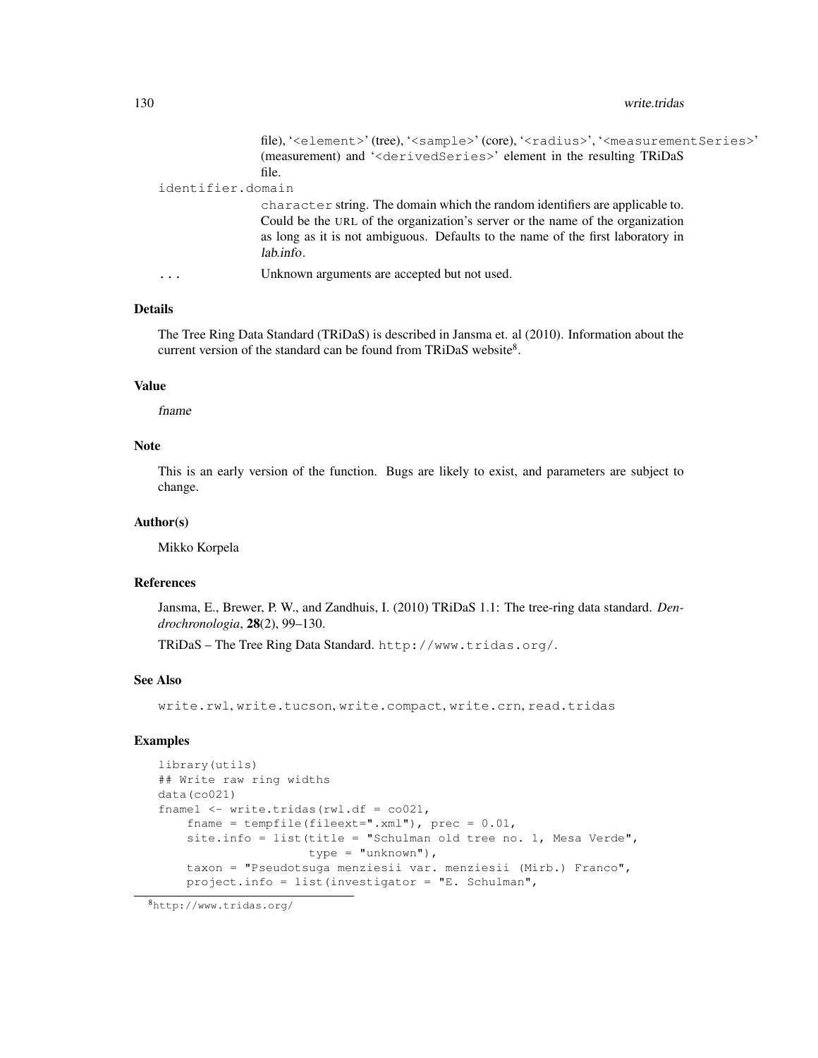file), '`<element>`' (tree), '`<sample>`' (core), '`<radius>`', '`<measurementSeries>`' (measurement) and '`<derivedSeries>`' element in the resulting TRiDaS file.

`identifier.domain`
: `character` string. The domain which the random identifiers are applicable to. Could be the URL of the organization's server or the name of the organization as long as it is not ambiguous. Defaults to the name of the first laboratory in *lab.info*.

`...`
: Unknown arguments are accepted but not used.

### Details

The Tree Ring Data Standard (TRiDaS) is described in Jansma et. al (2010). Information about the current version of the standard can be found from TRiDaS website[8].

### Value

*fname*

### Note

This is an early version of the function. Bugs are likely to exist, and parameters are subject to change.

### Author(s)

Mikko Korpela

### References

Jansma, E., Brewer, P. W., and Zandhuis, I. (2010) TRiDaS 1.1: The tree-ring data standard. *Dendrochronologia*, **28**(2), 99–130.

TRiDaS – The Tree Ring Data Standard. `http://www.tridas.org/`.

### See Also

`write.rwl`, `write.tucson`, `write.compact`, `write.crn`, `read.tridas`

### Examples

```
library(utils)
## Write raw ring widths
data(co021)
fname1 <- write.tridas(rwl.df = co021,
    fname = tempfile(fileext=".xml"), prec = 0.01,
    site.info = list(title = "Schulman old tree no. 1, Mesa Verde",
                     type = "unknown"),
    taxon = "Pseudotsuga menziesii var. menziesii (Mirb.) Franco",
    project.info = list(investigator = "E. Schulman",
```

[8] `http://www.tridas.org/`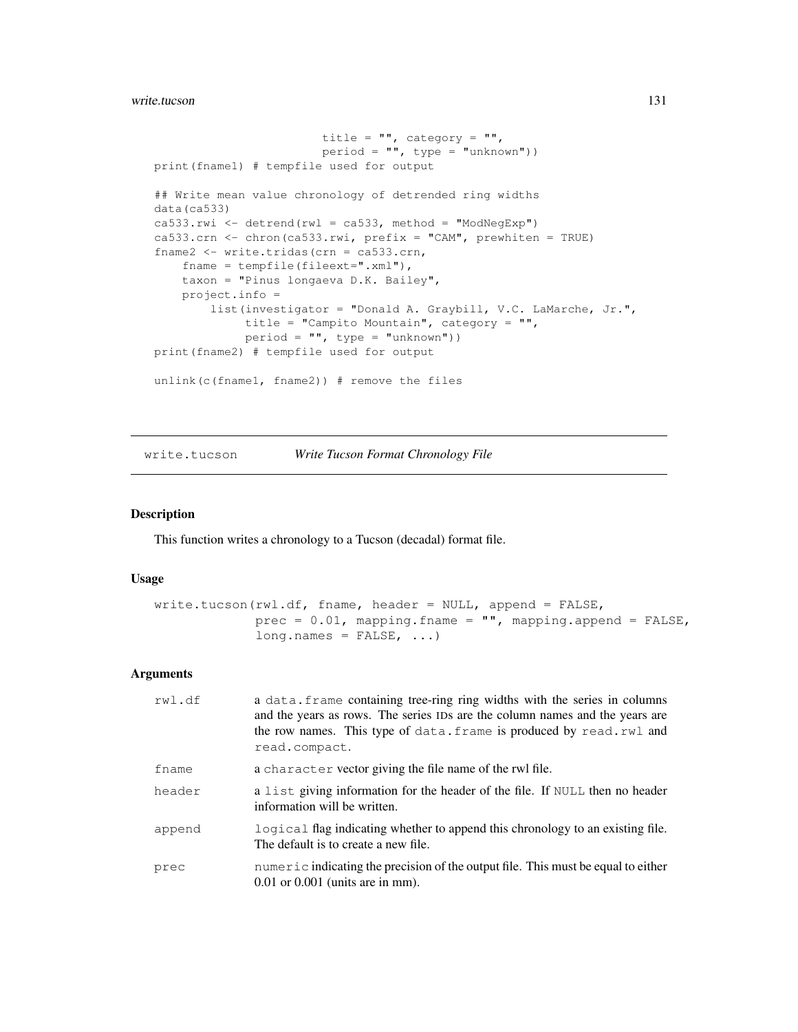```
                        title = "", category = "",
                        period = "", type = "unknown"))
print(fname1) # tempfile used for output

## Write mean value chronology of detrended ring widths
data(ca533)
ca533.rwi <- detrend(rwl = ca533, method = "ModNegExp")
ca533.crn <- chron(ca533.rwi, prefix = "CAM", prewhiten = TRUE)
fname2 <- write.tridas(crn = ca533.crn,
    fname = tempfile(fileext=".xml"),
    taxon = "Pinus longaeva D.K. Bailey",
    project.info =
        list(investigator = "Donald A. Graybill, V.C. LaMarche, Jr.",
             title = "Campito Mountain", category = "",
             period = "", type = "unknown"))
print(fname2) # tempfile used for output

unlink(c(fname1, fname2)) # remove the files
```

---

## write.tucson — *Write Tucson Format Chronology File*

### Description

This function writes a chronology to a Tucson (decadal) format file.

### Usage

```
write.tucson(rwl.df, fname, header = NULL, append = FALSE,
             prec = 0.01, mapping.fname = "", mapping.append = FALSE,
             long.names = FALSE, ...)
```

### Arguments

| | |
|---|---|
| `rwl.df` | a `data.frame` containing tree-ring ring widths with the series in columns and the years as rows. The series IDs are the column names and the years are the row names. This type of `data.frame` is produced by `read.rwl` and `read.compact`. |
| `fname` | a `character` vector giving the file name of the rwl file. |
| `header` | a `list` giving information for the header of the file. If `NULL` then no header information will be written. |
| `append` | `logical` flag indicating whether to append this chronology to an existing file. The default is to create a new file. |
| `prec` | `numeric` indicating the precision of the output file. This must be equal to either 0.01 or 0.001 (units are in mm). |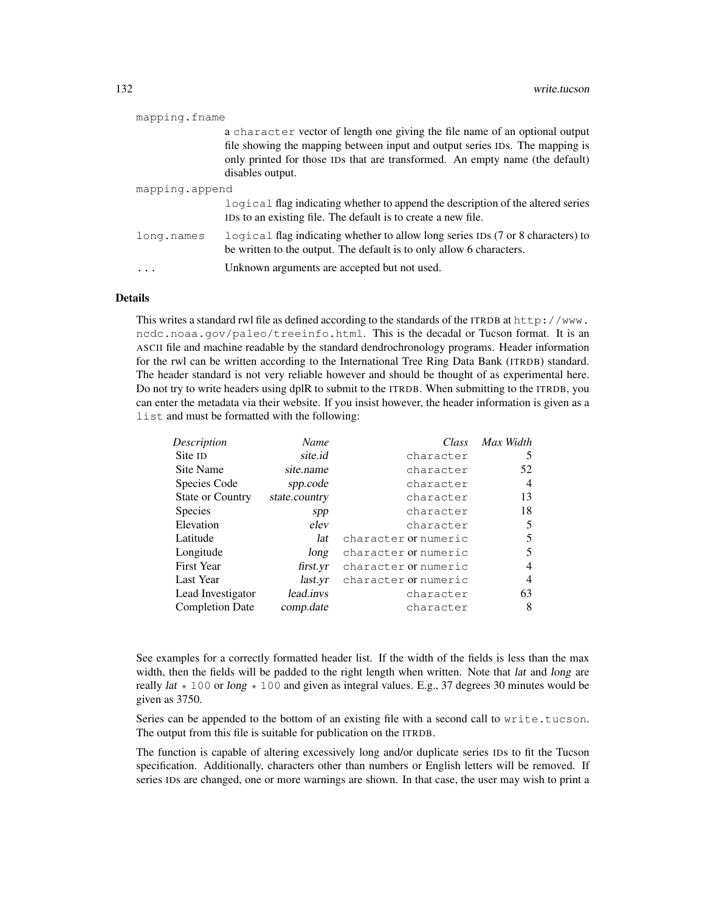`mapping.fname`
: a `character` vector of length one giving the file name of an optional output file showing the mapping between input and output series IDs. The mapping is only printed for those IDs that are transformed. An empty name (the default) disables output.

`mapping.append`
: `logical` flag indicating whether to append the description of the altered series IDs to an existing file. The default is to create a new file.

`long.names`
: `logical` flag indicating whether to allow long series IDs (7 or 8 characters) to be written to the output. The default is to only allow 6 characters.

`...`
: Unknown arguments are accepted but not used.

## Details

This writes a standard rwl file as defined according to the standards of the ITRDB at `http://www.ncdc.noaa.gov/paleo/treeinfo.html`. This is the decadal or Tucson format. It is an ASCII file and machine readable by the standard dendrochronology programs. Header information for the rwl can be written according to the International Tree Ring Data Bank (ITRDB) standard. The header standard is not very reliable however and should be thought of as experimental here. Do not try to write headers using dplR to submit to the ITRDB. When submitting to the ITRDB, you can enter the metadata via their website. If you insist however, the header information is given as a `list` and must be formatted with the following:

| *Description* | *Name* | *Class* | *Max Width* |
|---|---|---|---|
| Site ID | *site.id* | `character` | 5 |
| Site Name | *site.name* | `character` | 52 |
| Species Code | *spp.code* | `character` | 4 |
| State or Country | *state.country* | `character` | 13 |
| Species | *spp* | `character` | 18 |
| Elevation | *elev* | `character` | 5 |
| Latitude | *lat* | `character` or `numeric` | 5 |
| Longitude | *long* | `character` or `numeric` | 5 |
| First Year | *first.yr* | `character` or `numeric` | 4 |
| Last Year | *last.yr* | `character` or `numeric` | 4 |
| Lead Investigator | *lead.invs* | `character` | 63 |
| Completion Date | *comp.date* | `character` | 8 |

See examples for a correctly formatted header list. If the width of the fields is less than the max width, then the fields will be padded to the right length when written. Note that *lat* and *long* are really *lat* `* 100` or *long* `* 100` and given as integral values. E.g., 37 degrees 30 minutes would be given as 3750.

Series can be appended to the bottom of an existing file with a second call to `write.tucson`. The output from this file is suitable for publication on the ITRDB.

The function is capable of altering excessively long and/or duplicate series IDs to fit the Tucson specification. Additionally, characters other than numbers or English letters will be removed. If series IDs are changed, one or more warnings are shown. In that case, the user may wish to print a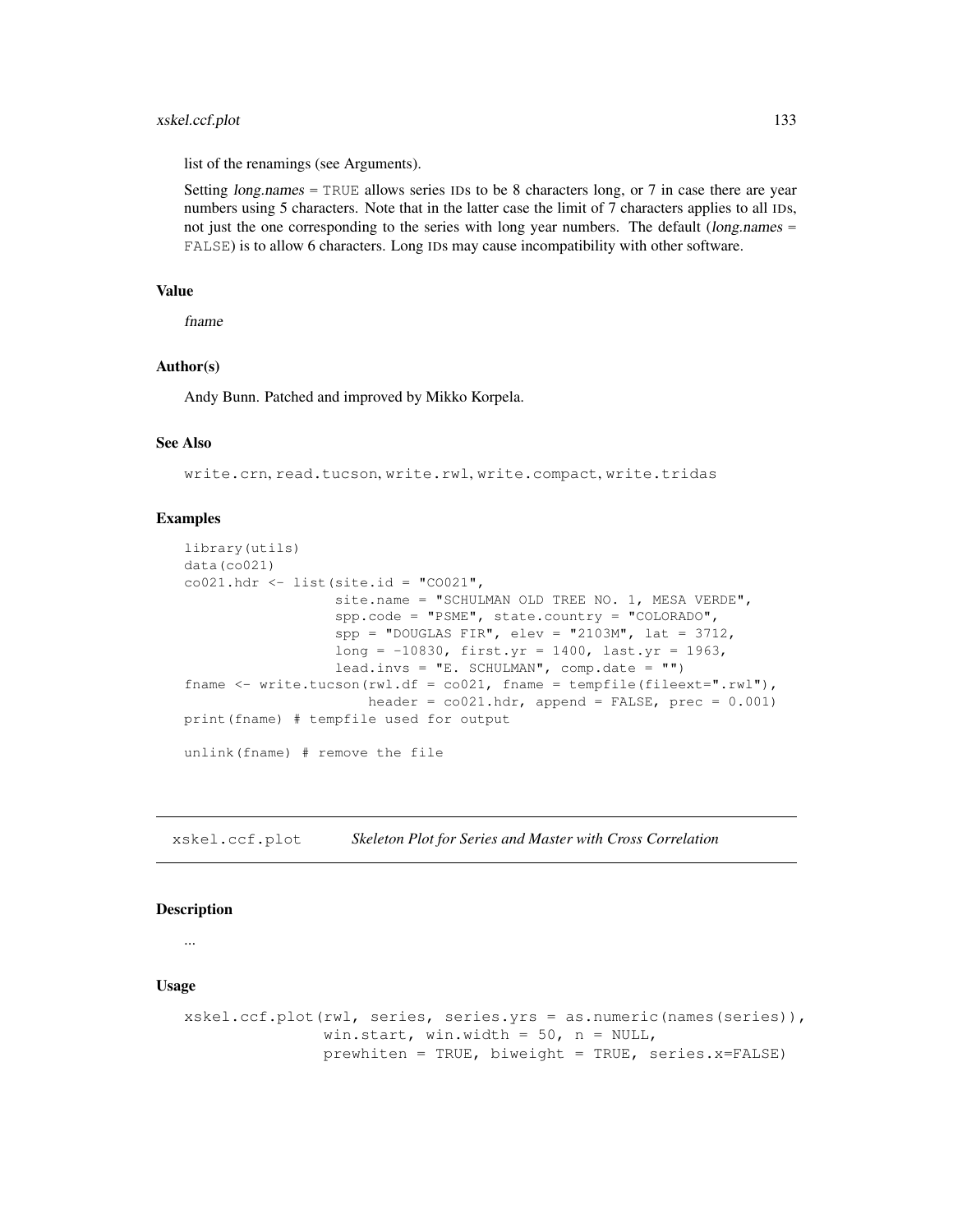list of the renamings (see Arguments).

Setting *long.names* = TRUE allows series IDs to be 8 characters long, or 7 in case there are year numbers using 5 characters. Note that in the latter case the limit of 7 characters applies to all IDs, not just the one corresponding to the series with long year numbers. The default (*long.names* = FALSE) is to allow 6 characters. Long IDs may cause incompatibility with other software.

### Value

*fname*

### Author(s)

Andy Bunn. Patched and improved by Mikko Korpela.

### See Also

write.crn, read.tucson, write.rwl, write.compact, write.tridas

### Examples

```
library(utils)
data(co021)
co021.hdr <- list(site.id = "CO021",
                  site.name = "SCHULMAN OLD TREE NO. 1, MESA VERDE",
                  spp.code = "PSME", state.country = "COLORADO",
                  spp = "DOUGLAS FIR", elev = "2103M", lat = 3712,
                  long = -10830, first.yr = 1400, last.yr = 1963,
                  lead.invs = "E. SCHULMAN", comp.date = "")
fname <- write.tucson(rwl.df = co021, fname = tempfile(fileext=".rwl"),
                      header = co021.hdr, append = FALSE, prec = 0.001)
print(fname) # tempfile used for output

unlink(fname) # remove the file
```

---

## xskel.ccf.plot *Skeleton Plot for Series and Master with Cross Correlation*

---

### Description

...

### Usage

```
xskel.ccf.plot(rwl, series, series.yrs = as.numeric(names(series)),
               win.start, win.width = 50, n = NULL,
               prewhiten = TRUE, biweight = TRUE, series.x=FALSE)
```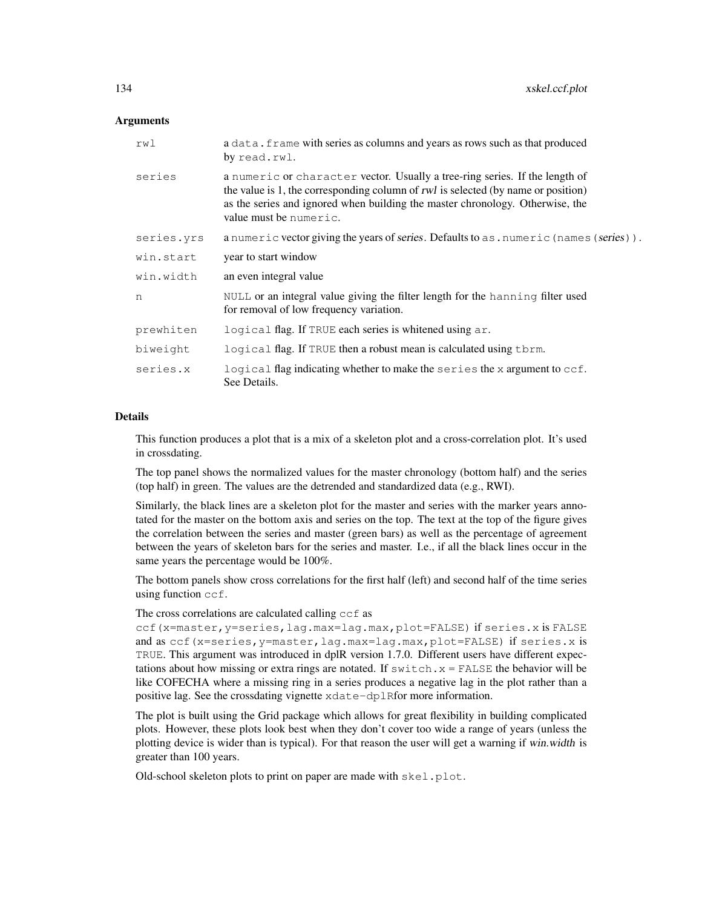### Arguments

| | |
|---|---|
| `rwl` | a `data.frame` with series as columns and years as rows such as that produced by `read.rwl`. |
| `series` | a `numeric` or `character` vector. Usually a tree-ring series. If the length of the value is 1, the corresponding column of *rwl* is selected (by name or position) as the series and ignored when building the master chronology. Otherwise, the value must be `numeric`. |
| `series.yrs` | a `numeric` vector giving the years of *series*. Defaults to `as.numeric(names(`*series*`))`. |
| `win.start` | year to start window |
| `win.width` | an even integral value |
| `n` | `NULL` or an integral value giving the filter length for the `hanning` filter used for removal of low frequency variation. |
| `prewhiten` | `logical` flag. If `TRUE` each series is whitened using `ar`. |
| `biweight` | `logical` flag. If `TRUE` then a robust mean is calculated using `tbrm`. |
| `series.x` | `logical` flag indicating whether to make the `series` the `x` argument to `ccf`. See Details. |

### Details

This function produces a plot that is a mix of a skeleton plot and a cross-correlation plot. It's used in crossdating.

The top panel shows the normalized values for the master chronology (bottom half) and the series (top half) in green. The values are the detrended and standardized data (e.g., RWI).

Similarly, the black lines are a skeleton plot for the master and series with the marker years annotated for the master on the bottom axis and series on the top. The text at the top of the figure gives the correlation between the series and master (green bars) as well as the percentage of agreement between the years of skeleton bars for the series and master. I.e., if all the black lines occur in the same years the percentage would be 100%.

The bottom panels show cross correlations for the first half (left) and second half of the time series using function `ccf`.

The cross correlations are calculated calling `ccf` as `ccf(x=master,y=series,lag.max=lag.max,plot=FALSE)` if `series.x` is `FALSE` and as `ccf(x=series,y=master,lag.max=lag.max,plot=FALSE)` if `series.x` is `TRUE`. This argument was introduced in dplR version 1.7.0. Different users have different expectations about how missing or extra rings are notated. If `switch.x = FALSE` the behavior will be like COFECHA where a missing ring in a series produces a negative lag in the plot rather than a positive lag. See the crossdating vignette `xdate-dplR`for more information.

The plot is built using the Grid package which allows for great flexibility in building complicated plots. However, these plots look best when they don't cover too wide a range of years (unless the plotting device is wider than is typical). For that reason the user will get a warning if *win.width* is greater than 100 years.

Old-school skeleton plots to print on paper are made with `skel.plot`.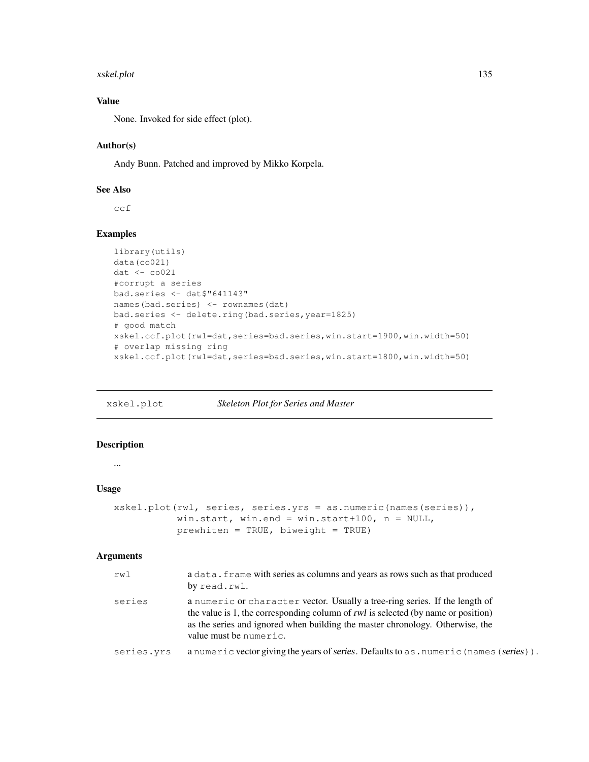### Value

None. Invoked for side effect (plot).

### Author(s)

Andy Bunn. Patched and improved by Mikko Korpela.

### See Also

ccf

### Examples

```
library(utils)
data(co021)
dat <- co021
#corrupt a series
bad.series <- dat$"641143"
names(bad.series) <- rownames(dat)
bad.series <- delete.ring(bad.series,year=1825)
# good match
xskel.ccf.plot(rwl=dat,series=bad.series,win.start=1900,win.width=50)
# overlap missing ring
xskel.ccf.plot(rwl=dat,series=bad.series,win.start=1800,win.width=50)
```

---

## xskel.plot *Skeleton Plot for Series and Master*

### Description

...

### Usage

```
xskel.plot(rwl, series, series.yrs = as.numeric(names(series)),
           win.start, win.end = win.start+100, n = NULL,
           prewhiten = TRUE, biweight = TRUE)
```

### Arguments

| | |
|---|---|
| rwl | a data.frame with series as columns and years as rows such as that produced by read.rwl. |
| series | a numeric or character vector. Usually a tree-ring series. If the length of the value is 1, the corresponding column of *rwl* is selected (by name or position) as the series and ignored when building the master chronology. Otherwise, the value must be numeric. |
| series.yrs | a numeric vector giving the years of *series*. Defaults to as.numeric(names(*series*)). |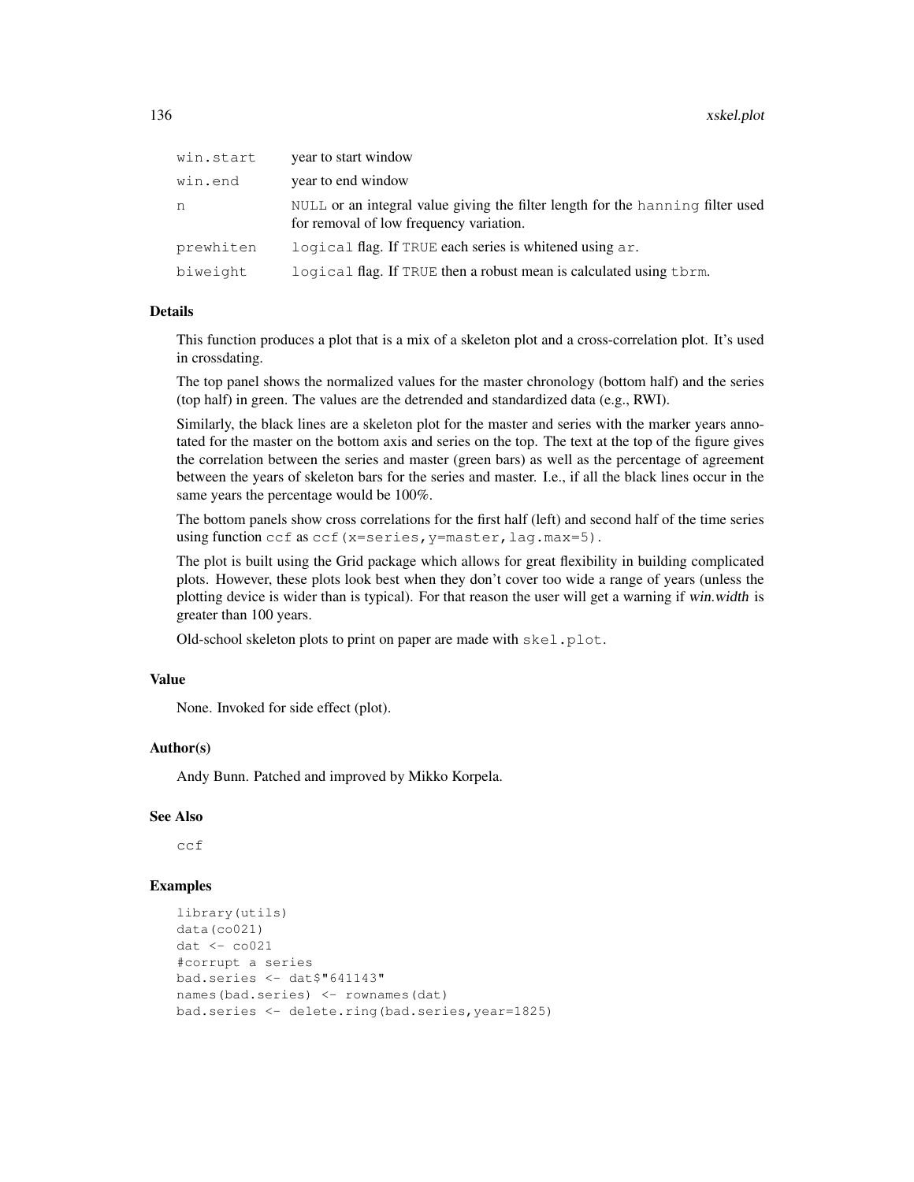| | |
|---|---|
| win.start | year to start window |
| win.end | year to end window |
| n | NULL or an integral value giving the filter length for the hanning filter used for removal of low frequency variation. |
| prewhiten | logical flag. If TRUE each series is whitened using ar. |
| biweight | logical flag. If TRUE then a robust mean is calculated using tbrm. |

### Details

This function produces a plot that is a mix of a skeleton plot and a cross-correlation plot. It's used in crossdating.

The top panel shows the normalized values for the master chronology (bottom half) and the series (top half) in green. The values are the detrended and standardized data (e.g., RWI).

Similarly, the black lines are a skeleton plot for the master and series with the marker years annotated for the master on the bottom axis and series on the top. The text at the top of the figure gives the correlation between the series and master (green bars) as well as the percentage of agreement between the years of skeleton bars for the series and master. I.e., if all the black lines occur in the same years the percentage would be 100%.

The bottom panels show cross correlations for the first half (left) and second half of the time series using function ccf as ccf(x=series,y=master,lag.max=5).

The plot is built using the Grid package which allows for great flexibility in building complicated plots. However, these plots look best when they don't cover too wide a range of years (unless the plotting device is wider than is typical). For that reason the user will get a warning if *win.width* is greater than 100 years.

Old-school skeleton plots to print on paper are made with skel.plot.

### Value

None. Invoked for side effect (plot).

### Author(s)

Andy Bunn. Patched and improved by Mikko Korpela.

### See Also

ccf

### Examples

```
library(utils)
data(co021)
dat <- co021
#corrupt a series
bad.series <- dat$"641143"
names(bad.series) <- rownames(dat)
bad.series <- delete.ring(bad.series,year=1825)
```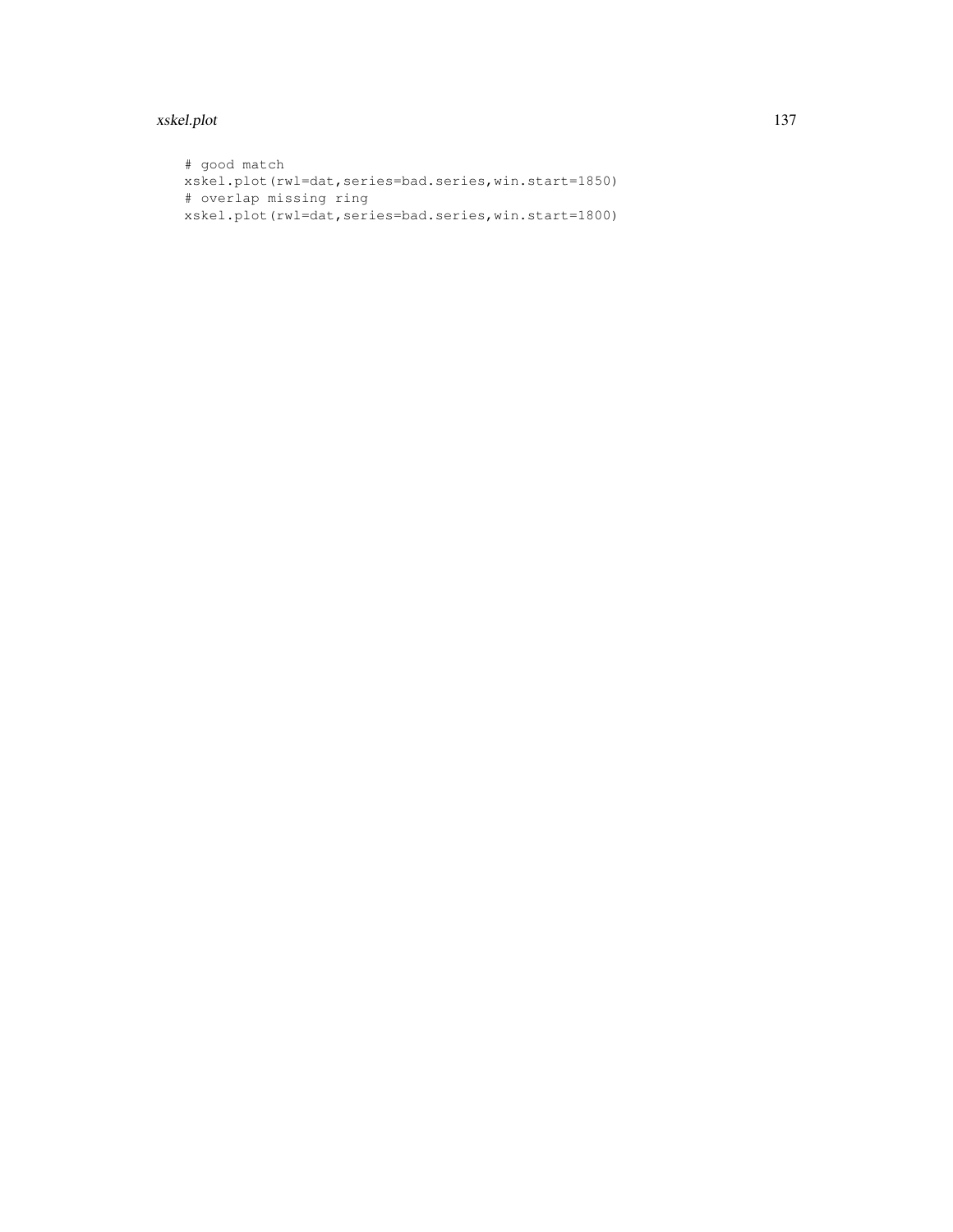```
# good match
xskel.plot(rwl=dat,series=bad.series,win.start=1850)
# overlap missing ring
xskel.plot(rwl=dat,series=bad.series,win.start=1800)
```